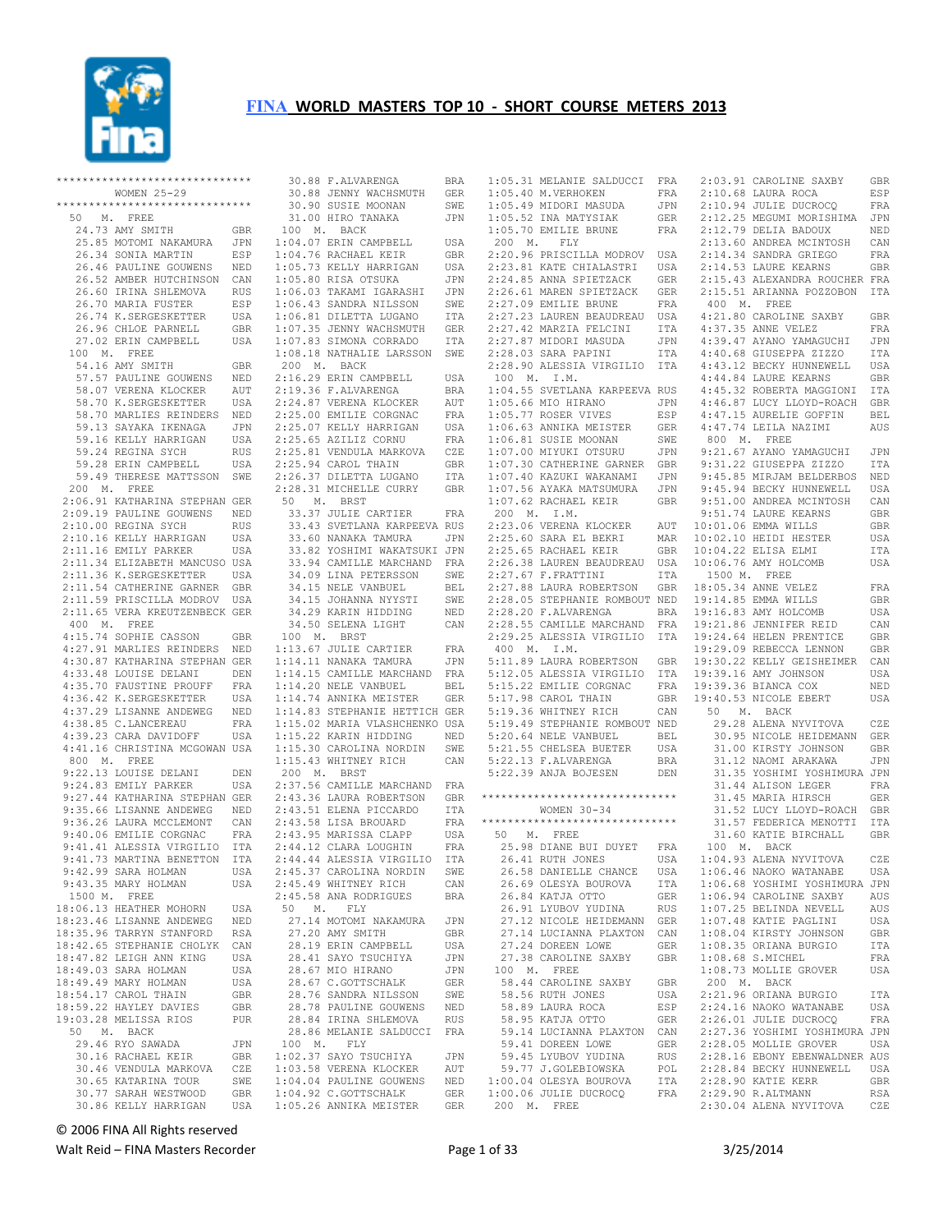# FINA WORLD MASTERS TOP 10 - SHORT COURSE METERS 2013

```
******************************
        WOMEN 25-29
******************************
  50  M.  FREE
   24.73 AMY SMITH              GBR
   25.85 MOTOMI NAKAMURA        JPN
   26.34 SONIA MARTIN           ESP
   26.46 PAULINE GOUWENS        NED
   26.52 AMBER HUTCHINSON       CAN
   26.60 IRINA SHLEMOVA         RUS
   26.70 MARIA FUSTER           ESP
   26.74 K.SERGESKETTER         USA
   26.96 CHLOE PARNELL          GBR
   27.02 ERIN CAMPBELL          USA
  100  M.  FREE
   54.16 AMY SMITH              GBR
   57.57 PAULINE GOUWENS        NED
   58.07 VERENA KLOCKER         AUT
   58.70 K.SERGESKETTER         USA
   58.70 MARLIES REINDERS       NED
   59.13 SAYAKA IKENAGA         JPN
   59.16 KELLY HARRIGAN         USA
   59.24 REGINA SYCH            RUS
   59.28 ERIN CAMPBELL          USA
   59.49 THERESE MATTSSON       SWE
  200  M.  FREE
 2:06.91 KATHARINA STEPHAN      GER
 2:09.19 PAULINE GOUWENS        NED
 2:10.00 REGINA SYCH            RUS
 2:10.16 KELLY HARRIGAN         USA
 2:11.16 EMILY PARKER           USA
 2:11.34 ELIZABETH MANCUSO      USA
 2:11.36 K.SERGESKETTER         USA
 2:11.54 CATHERINE GARNER       GBR
 2:11.59 PRISCILLA MODROV       USA
 2:11.65 VERA KREUTZENBECK      GER
  400  M.  FREE
 4:15.74 SOPHIE CASSON          GBR
 4:27.91 MARLIES REINDERS       NED
 4:30.87 KATHARINA STEPHAN      GER
 4:33.48 LOUISE DELANI          DEN
 4:35.70 FAUSTINE PROUFF        FRA
 4:36.42 K.SERGESKETTER         USA
 4:37.29 LISANNE ANDEWEG        NED
 4:38.85 C.LANCEREAU            FRA
 4:39.23 CARA DAVIDOFF          USA
 4:41.16 CHRISTINA MCGOWAN      USA
  800  M.  FREE
 9:22.13 LOUISE DELANI          DEN
 9:24.83 EMILY PARKER           USA
 9:27.44 KATHARINA STEPHAN      GER
 9:35.66 LISANNE ANDEWEG        NED
 9:36.26 LAURA MCCLEMONT        CAN
 9:40.06 EMILIE CORGNAC         FRA
 9:41.41 ALESSIA VIRGILIO       ITA
 9:41.73 MARTINA BENETTON       ITA
 9:42.99 SARA HOLMAN            USA
 9:43.35 MARY HOLMAN            USA
  1500  M.  FREE
18:06.13 HEATHER MOHORN         USA
18:23.46 LISANNE ANDEWEG        NED
18:35.96 TARRYN STANFORD        RSA
18:42.65 STEPHANIE CHOLYK       CAN
18:47.82 LEIGH ANN KING         USA
18:49.03 SARA HOLMAN            USA
18:49.49 MARY HOLMAN            USA
18:54.17 CAROL THAIN            GBR
18:59.22 HAYLEY DAVIES          GBR
19:03.28 MELISSA RIOS           PUR
  50  M.  BACK
   29.46 RYO SAWADA             JPN
   30.16 RACHAEL KEIR           GBR
   30.46 VENDULA MARKOVA        CZE
   30.65 KATARINA TOUR          SWE
   30.77 SARAH WESTWOOD         GBR
   30.86 KELLY HARRIGAN         USA
   30.88 F.ALVARENGA            BRA
   30.88 JENNY WACHSMUTH        GER
   30.90 SUSIE MOONAN           SWE
   31.00 HIRO TANAKA            JPN
  100  M.  BACK
 1:04.07 ERIN CAMPBELL          USA
 1:04.76 RACHAEL KEIR           GBR
 1:05.73 KELLY HARRIGAN         USA
 1:05.80 RISA OTSUKA            JPN
 1:06.03 TAKAMI IGARASHI        JPN
 1:06.43 SANDRA NILSSON         SWE
 1:06.81 DILETTA LUGANO         ITA
 1:07.35 JENNY WACHSMUTH        GER
 1:07.83 SIMONA CORRADO         ITA
 1:08.18 NATHALIE LARSSON       SWE
  200  M.  BACK
 2:16.29 ERIN CAMPBELL          USA
 2:19.36 F.ALVARENGA            BRA
 2:24.87 VERENA KLOCKER         AUT
 2:25.00 EMILIE CORGNAC         FRA
 2:25.07 KELLY HARRIGAN         USA
 2:25.65 AZILIZ CORNU           FRA
 2:25.81 VENDULA MARKOVA        CZE
 2:25.94 CAROL THAIN            GBR
 2:26.37 DILETTA LUGANO         ITA
 2:28.31 MICHELLE CURRY         GBR
  50  M.  BRST
   33.37 JULIE CARTIER          FRA
   33.43 SVETLANA KARPEEVA      RUS
   33.60 NANAKA TAMURA          JPN
   33.82 YOSHIMI WAKATSUKI      JPN
   33.94 CAMILLE MARCHAND       FRA
   34.09 LINA PETERSSON         SWE
   34.15 NELE VANBUEL           BEL
   34.15 JOHANNA NYYSTI         SWE
   34.29 KARIN HIDDING          NED
   34.50 SELENA LIGHT           CAN
  100  M.  BRST
 1:13.67 JULIE CARTIER          FRA
 1:14.11 NANAKA TAMURA          JPN
 1:14.15 CAMILLE MARCHAND       FRA
 1:14.20 NELE VANBUEL           BEL
 1:14.74 ANNIKA MEISTER         GER
 1:14.83 STEPHANIE HETTICH      GER
 1:15.02 MARIA VLASHCHENKO      USA
 1:15.22 KARIN HIDDING          NED
 1:15.30 CAROLINA NORDIN        SWE
 1:15.43 WHITNEY RICH           CAN
  200  M.  BRST
 2:37.56 CAMILLE MARCHAND       FRA
 2:43.36 LAURA ROBERTSON        GBR
 2:43.51 ELENA PICCARDO         ITA
 2:43.58 LISA BROUARD           FRA
 2:43.95 MARISSA CLAPP          USA
 2:44.12 CLARA LOUGHIN          FRA
 2:44.44 ALESSIA VIRGILIO       ITA
 2:45.37 CAROLINA NORDIN        SWE
 2:45.49 WHITNEY RICH           CAN
 2:45.58 ANA RODRIGUES          BRA
  50  M.  FLY
   27.14 MOTOMI NAKAMURA        JPN
   27.20 AMY SMITH              GBR
   28.19 ERIN CAMPBELL          USA
   28.41 SAYO TSUCHIYA          JPN
   28.67 MIO HIRANO             JPN
   28.67 C.GOTTSCHALK           GER
   28.76 SANDRA NILSSON         SWE
   28.78 PAULINE GOUWENS        NED
   28.84 IRINA SHLEMOVA         RUS
   28.86 MELANIE SALDUCCI       FRA
  100  M.  FLY
 1:02.37 SAYO TSUCHIYA          JPN
 1:03.58 VERENA KLOCKER         AUT
 1:04.04 PAULINE GOUWENS        NED
 1:04.92 C.GOTTSCHALK           GER
 1:05.26 ANNIKA MEISTER         GER
 1:05.31 MELANIE SALDUCCI       FRA
 1:05.40 M.VERHOKEN             FRA
 1:05.49 MIDORI MASUDA          JPN
 1:05.52 INA MATYSIAK           GER
 1:05.70 EMILIE BRUNE           FRA
  200  M.  FLY
 2:20.96 PRISCILLA MODROV       USA
 2:23.81 KATE CHIALASTRI        USA
 2:24.85 ANNA SPIETZACK         GER
 2:26.61 MAREN SPIETZACK        GER
 2:27.09 EMILIE BRUNE           FRA
 2:27.23 LAUREN BEAUDREAU       USA
 2:27.42 MARZIA FELCINI         ITA
 2:27.87 MIDORI MASUDA          JPN
 2:28.03 SARA PAPINI            ITA
 2:28.90 ALESSIA VIRGILIO       ITA
  100  M.  I.M.
 1:04.55 SVETLANA KARPEEVA      RUS
 1:05.66 MIO HIRANO             JPN
 1:05.77 ROSER VIVES            ESP
 1:06.63 ANNIKA MEISTER         GER
 1:06.81 SUSIE MOONAN           SWE
 1:07.00 MIYUKI OTSURU          JPN
 1:07.30 CATHERINE GARNER       GBR
 1:07.40 KAZUKI WAKANAMI        JPN
 1:07.56 AYAKA MATSUMURA        JPN
 1:07.62 RACHAEL KEIR           GBR
  200  M.  I.M.
 2:23.06 VERENA KLOCKER         AUT
 2:25.60 SARA EL BEKRI          MAR
 2:25.65 RACHAEL KEIR           GBR
 2:26.38 LAUREN BEAUDREAU       USA
 2:27.67 F.FRATTINI             ITA
 2:27.88 LAURA ROBERTSON        GBR
 2:28.05 STEPHANIE ROMBOUT      NED
 2:28.20 F.ALVARENGA            BRA
 2:28.55 CAMILLE MARCHAND       FRA
 2:29.25 ALESSIA VIRGILIO       ITA
  400  M.  I.M.
 5:11.89 LAURA ROBERTSON        GBR
 5:12.05 ALESSIA VIRGILIO       ITA
 5:15.22 EMILIE CORGNAC         FRA
 5:17.98 CAROL THAIN            GBR
 5:19.36 WHITNEY RICH           CAN
 5:19.49 STEPHANIE ROMBOUT      NED
 5:20.64 NELE VANBUEL           BEL
 5:21.55 CHELSEA BUETER         USA
 5:22.13 F.ALVARENGA            BRA
 5:22.39 ANJA BOJESEN           DEN

******************************
        WOMEN 30-34
******************************
  50  M.  FREE
   25.98 DIANE BUI DUYET        FRA
   26.41 RUTH JONES             USA
   26.58 DANIELLE CHANCE        USA
   26.69 OLESYA BOUROVA         ITA
   26.84 KATJA OTTO             GER
   26.91 LYUBOV YUDINA          RUS
   27.12 NICOLE HEIDEMANN       GER
   27.14 LUCIANNA PLAXTON       CAN
   27.24 DOREEN LOWE            GER
   27.38 CAROLINE SAXBY         GBR
  100  M.  FREE
   58.44 CAROLINE SAXBY         GBR
   58.56 RUTH JONES             USA
   58.89 LAURA ROCA             ESP
   58.95 KATJA OTTO             GER
   59.14 LUCIANNA PLAXTON       CAN
   59.41 DOREEN LOWE            GER
   59.45 LYUBOV YUDINA          RUS
   59.77 J.GOLEBIOWSKA          POL
 1:00.04 OLESYA BOUROVA         ITA
 1:00.06 JULIE DUCROCQ          FRA
  200  M.  FREE
 2:03.91 CAROLINE SAXBY         GBR
 2:10.68 LAURA ROCA             ESP
 2:10.94 JULIE DUCROCQ          FRA
 2:12.25 MEGUMI MORISHIMA       JPN
 2:12.79 DELIA BADOUX           NED
 2:13.60 ANDREA MCINTOSH        CAN
 2:14.34 SANDRA GRIEGO          FRA
 2:14.53 LAURE KEARNS           GBR
 2:15.43 ALEXANDRA ROUCHER      FRA
 2:15.51 ARIANNA POZZOBON       ITA
  400  M.  FREE
 4:21.80 CAROLINE SAXBY         GBR
 4:37.35 ANNE VELEZ             FRA
 4:39.47 AYANO YAMAGUCHI        JPN
 4:40.68 GIUSEPPA ZIZZO         ITA
 4:43.12 BECKY HUNNEWELL        USA
 4:44.84 LAURE KEARNS           GBR
 4:45.32 ROBERTA MAGGIONI       ITA
 4:46.87 LUCY LLOYD-ROACH       GBR
 4:47.15 AURELIE GOFFIN         BEL
 4:47.74 LEILA NAZIMI           AUS
  800  M.  FREE
 9:21.67 AYANO YAMAGUCHI        JPN
 9:31.22 GIUSEPPA ZIZZO         ITA
 9:45.85 MIRJAM BELDERBOS       NED
 9:45.94 BECKY HUNNEWELL        USA
 9:51.00 ANDREA MCINTOSH        CAN
 9:51.74 LAURE KEARNS           GBR
10:01.06 EMMA WILLS             GBR
10:02.10 HEIDI HESTER           USA
10:04.22 ELISA ELMI             ITA
10:06.76 AMY HOLCOMB            USA
  1500  M.  FREE
18:05.34 ANNE VELEZ             FRA
19:14.85 EMMA WILLS             GBR
19:16.83 AMY HOLCOMB            USA
19:21.86 JENNIFER REID          CAN
19:24.64 HELEN PRENTICE         GBR
19:29.09 REBECCA LENNON         GBR
19:30.22 KELLY GEISHEIMER       CAN
19:39.16 AMY JOHNSON            USA
19:39.36 BIANCA COX             NED
19:40.53 NICOLE EBERT           USA
  50  M.  BACK
   29.28 ALENA NYVITOVA         CZE
   30.95 NICOLE HEIDEMANN       GER
   31.00 KIRSTY JOHNSON         GBR
   31.12 NAOMI ARAKAWA          JPN
   31.35 YOSHIMI YOSHIMURA      JPN
   31.44 ALISON LEGER           FRA
   31.45 MARIA HIRSCH           GER
   31.52 LUCY LLOYD-ROACH       GBR
   31.57 FEDERICA MENOTTI       ITA
   31.60 KATIE BIRCHALL         GBR
  100  M.  BACK
 1:04.93 ALENA NYVITOVA         CZE
 1:06.46 NAOKO WATANABE         USA
 1:06.68 YOSHIMI YOSHIMURA      JPN
 1:06.94 CAROLINE SAXBY         AUS
 1:07.25 BELINDA NEVELL         AUS
 1:07.48 KATIE PAGLINI          USA
 1:08.04 KIRSTY JOHNSON         GBR
 1:08.35 ORIANA BURGIO          ITA
 1:08.68 S.MICHEL               FRA
 1:08.73 MOLLIE GROVER          USA
  200  M.  BACK
 2:21.96 ORIANA BURGIO          ITA
 2:24.16 NAOKO WATANABE         USA
 2:26.01 JULIE DUCROCQ          FRA
 2:27.36 YOSHIMI YOSHIMURA      JPN
 2:28.05 MOLLIE GROVER          USA
 2:28.16 EBONY EBENWALDNER      AUS
 2:28.84 BECKY HUNNEWELL        USA
 2:28.90 KATIE KERR             GBR
 2:29.90 R.ALTMANN              RSA
 2:30.04 ALENA NYVITOVA         CZE
```

© 2006 FINA All Rights reserved

Walt Reid – FINA Masters Recorder

3/25/2014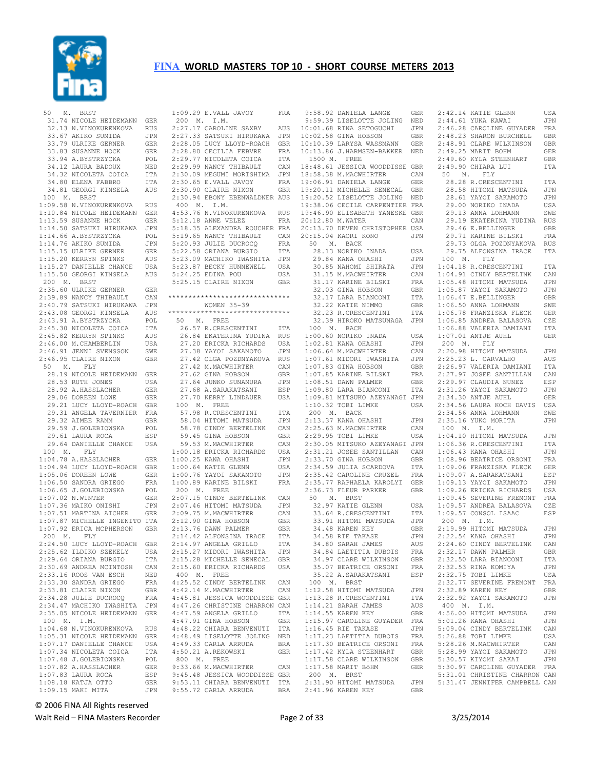# FINA WORLD MASTERS TOP 10 - SHORT COURSE METERS 2013

```
50   M.  BRST
  31.74 NICOLE HEIDEMANN  GER
  32.13 N.VINOKURENKOVA   RUS
  33.67 AKIKO SUMIDA      JPN
  33.79 ULRIKE GERNER     GER
  33.83 SUSANNE HOCK      GER
  33.94 A.BYSTRZYCKA      POL
  34.12 LAURA BADOUX      NED
  34.32 NICOLETA COICA    ITA
  34.80 ELENA FABBRO      ITA
  34.81 GEORGI KINSELA    AUS
100  M.  BRST
1:09.58 N.VINOKURENKOVA   RUS
1:10.84 NICOLE HEIDEMANN  GER
1:13.59 SUSANNE HOCK      GER
1:14.50 SATSUKI HIRUKAWA  JPN
1:14.66 A.BYSTRZYCKA      POL
1:14.76 AKIKO SUMIDA      JPN
1:15.15 ULRIKE GERNER     GER
1:15.20 KERRYN SPINKS     AUS
1:15.27 DANIELLE CHANCE   USA
1:15.50 GEORGI KINSELA    AUS
200  M.  BRST
2:35.60 ULRIKE GERNER     GER
2:39.89 NANCY THIBAULT    CAN
2:40.79 SATSUKI HIRUKAWA  JPN
2:43.08 GEORGI KINSELA    AUS
2:43.91 A.BYSTRZYCKA      POL
2:45.30 NICOLETA COICA    ITA
2:45.82 KERRYN SPINKS     AUS
2:46.00 M.CHAMBERLIN      USA
2:46.91 JENNI SVENSSON    SWE
2:46.95 CLAIRE NIXON      GBR
50   M.  FLY
  28.19 NICOLE HEIDEMANN  GER
  28.53 RUTH JONES        USA
  28.92 A.HASSLACHER      GER
  29.06 DOREEN LOWE       GER
  29.21 LUCY LLOYD-ROACH  GBR
  29.31 ANGELA TAVERNIER  FRA
  29.32 AIMEE RAMM        GBR
  29.59 J.GOLEBIOWSKA     POL
  29.61 LAURA ROCA        ESP
  29.64 DANIELLE CHANCE   USA
100  M.  FLY
1:04.78 A.HASSLACHER      GER
1:04.94 LUCY LLOYD-ROACH  GBR
1:05.06 DOREEN LOWE       GER
1:06.50 SANDRA GRIEGO     FRA
1:06.65 J.GOLEBIOWSKA     POL
1:07.02 N.WINTER          GER
1:07.36 MAIKO ONISHI      JPN
1:07.51 MARTINA AICHER    GER
1:07.87 MICHELLE INGENITO ITA
1:07.92 ERICA MCPHERSON   GBR
200  M.  FLY
2:24.50 LUCY LLOYD-ROACH  GBR
2:25.62 ILDIKO SZEKELY    USA
2:29.64 ORIANA BURGIO     ITA
2:30.69 ANDREA MCINTOSH   CAN
2:33.16 ROOS VAN ESCH     NED
2:33.30 SANDRA GRIEGO     FRA
2:33.81 CLAIRE NIXON      GBR
2:34.28 JULIE DUCROCQ     FRA
2:34.47 MACHIKO IWASHITA  JPN
2:35.05 NICOLE HEIDEMANN  GER
100  M.  I.M.
1:04.68 N.VINOKURENKOVA   RUS
1:05.31 NICOLE HEIDEMANN  GER
1:07.17 DANIELLE CHANCE   USA
1:07.34 NICOLETA COICA    ITA
1:07.48 J.GOLEBIOWSKA     POL
1:07.82 A.HASSLACHER      GER
1:07.83 LAURA ROCA        ESP
1:08.18 KATJA OTTO        GER
1:09.15 MAKI MITA         JPN
1:09.29 E.VALL JAVOY      FRA
200  M.  I.M.
2:27.17 CAROLINE SAXBY    AUS
2:27.33 SATSUKI HIRUKAWA  JPN
2:28.05 LUCY LLOYD-ROACH  GBR
2:28.80 CECILIA FEBVRE    FRA
2:29.77 NICOLETA COICA    ITA
2:29.99 NANCY THIBAULT    CAN
2:30.09 MEGUMI MORISHIMA  JPN
2:30.65 E.VALL JAVOY      FRA
2:30.90 CLAIRE NIXON      GBR
2:30.94 EBONY EBENWALDNER AUS
400  M.  I.M.
4:53.76 N.VINOKURENKOVA   RUS
5:12.18 ANNE VELEZ        FRA
5:18.35 ALEXANDRA ROUCHER FRA
5:19.65 NANCY THIBAULT    CAN
5:20.93 JULIE DUCROCQ     FRA
5:22.58 ORIANA BURGIO     ITA
5:23.09 MACHIKO IWASHITA  JPN
5:23.87 BECKY HUNNEWELL   USA
5:24.25 EDINA POU         USA
5:25.15 CLAIRE NIXON      GBR

******************************
        WOMEN 35-39
******************************
50   M.  FREE
  26.57 R.CRESCENTINI     ITA
  26.84 EKATERINA YUDINA  RUS
  27.20 ERICKA RICHARDS   USA
  27.38 YAYOI SAKAMOTO    JPN
  27.42 OLGA POZDNYAKOVA  RUS
  27.42 M.MACWHIRTER      CAN
  27.62 GINA HOBSON       GBR
  27.64 JUNKO SUNAMURA    JPN
  27.68 A.SARAKATSANI     ESP
  27.70 KERRY LINDAUER    USA
100  M.  FREE
  57.98 R.CRESCENTINI     ITA
  58.04 HITOMI MATSUDA    JPN
  58.78 CINDY BERTELINK   CAN
  59.45 GINA HOBSON       GBR
  59.53 M.MACWHIRTER      CAN
1:00.18 ERICKA RICHARDS   USA
1:00.25 KANA OHASHI       JPN
1:00.64 KATIE GLENN       USA
1:00.76 YAYOI SAKAMOTO    JPN
1:00.89 KARINE BILSKI     FRA
200  M.  FREE
2:07.15 CINDY BERTELINK   CAN
2:07.46 HITOMI MATSUDA    JPN
2:09.75 M.MACWHIRTER      CAN
2:12.90 GINA HOBSON       GBR
2:13.76 DAWN PALMER       GBR
2:14.42 ALFONSINA IRACE   ITA
2:14.97 ANGELA GRILLO     ITA
2:15.27 MIDORI IWASHITA   JPN
2:15.28 MICHELLE SENECAL  GBR
2:15.60 ERICKA RICHARDS   USA
400  M.  FREE
4:25.52 CINDY BERTELINK   CAN
4:42.14 M.MACWHIRTER      CAN
4:45.81 JESSICA WOODDISSE GBR
4:47.26 CHRISTINE CHARRON CAN
4:47.59 ANGELA GRILLO     ITA
4:47.91 GINA HOBSON       GBR
4:48.22 CHIARA BENVENUTI  ITA
4:48.49 LISELOTTE JOLING  NED
4:49.33 CARLA ARRUDA      BRA
4:50.21 A.REKOWSKI        GER
800  M.  FREE
9:33.66 M.MACWHIRTER      CAN
9:45.48 JESSICA WOODDISSE GBR
9:53.11 CHIARA BENVENUTI  ITA
9:55.72 CARLA ARRUDA      BRA
9:58.92 DANIELA LANGE     GER
9:59.39 LISELOTTE JOLING  NED
10:01.68 RINA SETOGUCHI   JPN
10:02.58 GINA HOBSON      GBR
10:10.39 LARYSA WASSMANN  GER
10:13.86 J.HARMSEN-BAKKER NED
1500 M.  FREE
18:48.61 JESSICA WOODDISSE GBR
18:58.38 M.MACWHIRTER     CAN
19:06.91 DANIELA LANGE    GER
19:20.11 MICHELLE SENECAL GBR
19:20.52 LISELOTTE JOLING NED
19:38.06 CECILE CARPENTIER FRA
19:46.90 ELISABETH YANESKE GBR
20:12.80 M.WATER          CAN
20:13.70 DEVEN CHRISTOPHER USA
20:15.04 KAORI KONO       JPN
50   M.  BACK
  28.13 NORIKO INADA      USA
  29.84 KANA OHASHI       JPN
  30.85 NAHOMI SHIRATA    JPN
  31.15 M.MACWHIRTER      CAN
  31.17 KARINE BILSKI     FRA
  32.03 GINA HOBSON       GBR
  32.17 LARA BIANCONI     ITA
  32.22 KATIE NIMMO       GBR
  32.23 R.CRESCENTINI     ITA
  32.39 HIROKO MATSUNAGA  JPN
100  M.  BACK
1:00.60 NORIKO INADA      USA
1:02.81 KANA OHASHI       JPN
1:06.64 M.MACWHIRTER      CAN
1:07.61 MIDORI IWASHITA   JPN
1:07.83 GINA HOBSON       GBR
1:07.85 KARINE BILSKI     FRA
1:08.51 DAWN PALMER       GBR
1:09.80 LARA BIANCONI     ITA
1:09.81 MITSUKO AZEYANAGI JPN
1:10.32 TOBI LIMKE        USA
200  M.  BACK
2:13.37 KANA OHASHI       JPN
2:25.63 M.MACWHIRTER      CAN
2:29.95 TOBI LIMKE        USA
2:30.05 MITSUKO AZEYANAGI JPN
2:31.21 JOSEE SANTILLAN   CAN
2:33.70 GINA HOBSON       GBR
2:34.59 JULIA SCARDOVA    ITA
2:35.42 CAROLINE CRUZEL   FRA
2:35.77 RAPHAELA KAROLYI  GER
2:36.73 FLEUR PARKER      GBR
50   M.  BRST
  32.97 KATIE GLENN       USA
  33.64 R.CRESCENTINI     ITA
  33.91 HITOMI MATSUDA    JPN
  34.48 KAREN KEY         GBR
  34.58 RIE TAKASE        JPN
  34.80 SARAH JAMES       AUS
  34.84 LAETITIA DUBOIS   FRA
  34.97 CLARE WILKINSON   GBR
  35.07 BEATRICE ORSONI   FRA
  35.22 A.SARAKATSANI     ESP
100  M.  BRST
1:12.58 HITOMI MATSUDA    JPN
1:13.28 R.CRESCENTINI     ITA
1:14.21 SARAH JAMES       AUS
1:14.55 KAREN KEY         GBR
1:15.97 CAROLINE GUYADER  FRA
1:16.45 RIE TAKASE        JPN
1:17.23 LAETITIA DUBOIS   FRA
1:17.30 BEATRICE ORSONI   FRA
1:17.42 KYLA STEENHART    GBR
1:17.58 CLARE WILKINSON   GBR
1:17.58 MARIT BöHM        GER
200  M.  BRST
2:31.90 HITOMI MATSUDA    JPN
2:41.96 KAREN KEY         GBR
2:42.14 KATIE GLENN       USA
2:44.61 YUKA KAWAI        JPN
2:46.28 CAROLINE GUYADER  FRA
2:48.23 SHARON BURCHELL   GBR
2:48.91 CLARE WILKINSON   GBR
2:49.25 MARIT BOHM        GER
2:49.60 KYLA STEENHART    GBR
2:49.90 CHIARA LUI        ITA
50   M.  FLY
  28.28 R.CRESCENTINI     ITA
  28.58 HITOMI MATSUDA    JPN
  28.61 YAYOI SAKAMOTO    JPN
  29.00 NORIKO INADA      USA
  29.13 ANNA LOHMANN      SWE
  29.19 EKATERINA YUDINA  RUS
  29.46 E.BELLINGER       GBR
  29.71 KARINE BILSKI     FRA
  29.73 OLGA POZDNYAKOVA  RUS
  29.75 ALFONSINA IRACE   ITA
100  M.  FLY
1:04.18 R.CRESCENTINI     ITA
1:04.91 CINDY BERTELINK   CAN
1:05.48 HITOMI MATSUDA    JPN
1:05.87 YAYOI SAKAMOTO    JPN
1:06.47 E.BELLINGER       GBR
1:06.50 ANNA LOHMANN      SWE
1:06.78 FRANZISKA FLECK   GER
1:06.85 ANDREA BALASOVA   CZE
1:06.88 VALERIA DAMIANI   ITA
1:07.01 ANTJE AUHL        GER
200  M.  FLY
2:20.98 HITOMI MATSUDA    JPN
2:25.23 L. CARVALHO       AUS
2:26.97 VALERIA DAMIANI   ITA
2:27.97 JOSEE SANTILLAN   CAN
2:29.97 CLAUDIA NUNEZ     ESP
2:31.26 YAYOI SAKAMOTO    JPN
2:34.30 ANTJE AUHL        GER
2:34.56 LAURA KOCH DAVIS  USA
2:34.56 ANNA LOHMANN      SWE
2:35.16 YUKO MORITA       JPN
100  M.  I.M.
1:04.10 HITOMI MATSUDA    JPN
1:06.36 R.CRESCENTINI     ITA
1:06.43 KANA OHASHI       JPN
1:08.96 BEATRICE ORSONI   FRA
1:09.06 FRANZISKA FLECK   GER
1:09.07 A.SARAKATSANI     ESP
1:09.13 YAYOI SAKAMOTO    JPN
1:09.26 ERICKA RICHARDS   USA
1:09.45 SEVERINE FREMONT  FRA
1:09.57 ANDREA BALASOVA   CZE
1:09.57 CONSOL ISAAC      ESP
200  M.  I.M.
2:19.99 HITOMI MATSUDA    JPN
2:22.54 KANA OHASHI       JPN
2:24.60 CINDY BERTELINK   CAN
2:32.17 DAWN PALMER       GBR
2:32.50 LARA BIANCONI     ITA
2:32.53 RINA KOMIYA       JPN
2:32.75 TOBI LIMKE        USA
2:32.77 SEVERINE FREMONT  FRA
2:32.89 KAREN KEY         GBR
2:32.92 YAYOI SAKAMOTO    JPN
400  M.  I.M.
4:56.00 HITOMI MATSUDA    JPN
5:01.26 KANA OHASHI       JPN
5:09.04 CINDY BERTELINK   CAN
5:26.88 TOBI LIMKE        USA
5:28.26 M.MACWHIRTER      CAN
5:28.99 YAYOI SAKAMOTO    JPN
5:30.57 KIYOMI SAKAI      JPN
5:30.97 CAROLINE GUYADER  FRA
5:31.01 CHRISTINE CHARRON CAN
5:31.47 JENNIFER CAMPBELL CAN
```

© 2006 FINA All Rights reserved

Walt Reid – FINA Masters Recorder  3/25/2014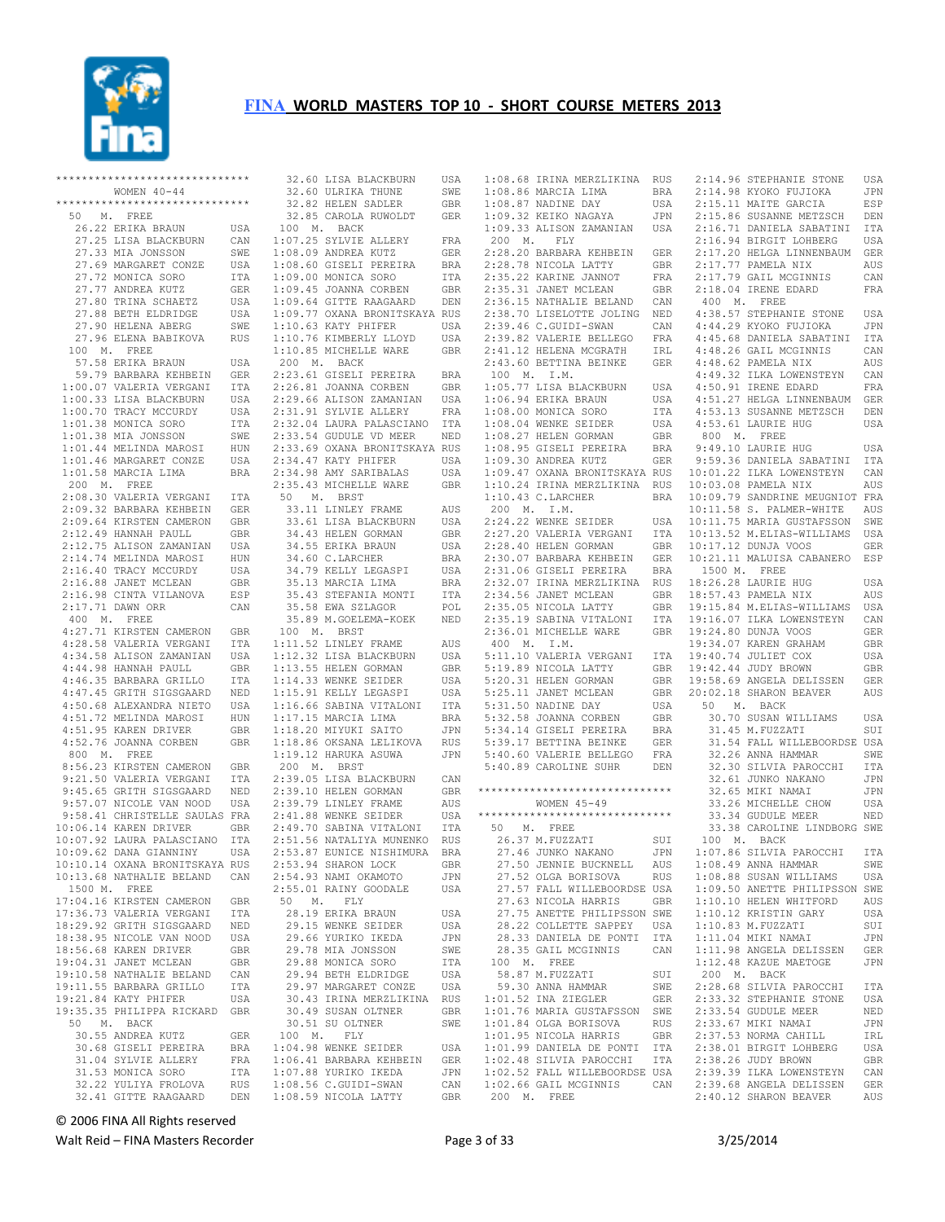# FINA WORLD MASTERS TOP 10 - SHORT COURSE METERS 2013

```
******************************
         WOMEN 40-44
******************************
  50  M.  FREE
    26.22 ERIKA BRAUN           USA
    27.25 LISA BLACKBURN        CAN
    27.33 MIA JONSSON           SWE
    27.69 MARGARET CONZE        USA
    27.72 MONICA SORO           ITA
    27.77 ANDREA KUTZ           GER
    27.80 TRINA SCHAETZ         USA
    27.88 BETH ELDRIDGE         USA
    27.90 HELENA ABERG          SWE
    27.96 ELENA BABIKOVA        RUS
  100  M.  FREE
    57.58 ERIKA BRAUN           USA
    59.79 BARBARA KEHBEIN       GER
  1:00.07 VALERIA VERGANI       ITA
  1:00.33 LISA BLACKBURN        USA
  1:00.70 TRACY MCCURDY         USA
  1:01.38 MONICA SORO           ITA
  1:01.38 MIA JONSSON           SWE
  1:01.44 MELINDA MAROSI        HUN
  1:01.46 MARGARET CONZE        USA
  1:01.58 MARCIA LIMA           BRA
  200  M.  FREE
  2:08.30 VALERIA VERGANI       ITA
  2:09.32 BARBARA KEHBEIN       GER
  2:09.64 KIRSTEN CAMERON       GBR
  2:12.49 HANNAH PAULL          GBR
  2:12.75 ALISON ZAMANIAN       USA
  2:14.74 MELINDA MAROSI        HUN
  2:16.40 TRACY MCCURDY         USA
  2:16.88 JANET MCLEAN          GBR
  2:16.98 CINTA VILANOVA        ESP
  2:17.71 DAWN ORR              CAN
  400  M.  FREE
  4:27.71 KIRSTEN CAMERON       GBR
  4:28.58 VALERIA VERGANI       ITA
  4:34.58 ALISON ZAMANIAN       USA
  4:44.98 HANNAH PAULL          GBR
  4:46.35 BARBARA GRILLO        ITA
  4:47.45 GRITH SIGSGAARD       NED
  4:50.68 ALEXANDRA NIETO       USA
  4:51.72 MELINDA MAROSI        HUN
  4:51.95 KAREN DRIVER          GBR
  4:52.76 JOANNA CORBEN         GBR
  800  M.  FREE
  8:56.23 KIRSTEN CAMERON       GBR
  9:21.50 VALERIA VERGANI       ITA
  9:45.65 GRITH SIGSGAARD       NED
  9:57.07 NICOLE VAN NOOD       USA
  9:58.41 CHRISTELLE SAULAS     FRA
 10:06.14 KAREN DRIVER          GBR
 10:07.92 LAURA PALASCIANO      ITA
 10:09.62 DANA GIANNINY         USA
 10:10.14 OXANA BRONITSKAYA     RUS
 10:13.68 NATHALIE BELAND       CAN
  1500  M.  FREE
 17:04.16 KIRSTEN CAMERON       GBR
 17:36.73 VALERIA VERGANI       ITA
 18:29.92 GRITH SIGSGAARD       NED
 18:38.95 NICOLE VAN NOOD       USA
 18:56.68 KAREN DRIVER          GBR
 19:04.31 JANET MCLEAN          GBR
 19:10.58 NATHALIE BELAND       CAN
 19:11.55 BARBARA GRILLO        ITA
 19:21.84 KATY PHIFER           USA
 19:35.35 PHILIPPA RICKARD      GBR
  50  M.  BACK
    30.55 ANDREA KUTZ           GER
    30.68 GISELI PEREIRA        BRA
    31.04 SYLVIE ALLERY         FRA
    31.53 MONICA SORO           ITA
    32.22 YULIYA FROLOVA        RUS
    32.41 GITTE RAAGAARD        DEN
    32.60 LISA BLACKBURN        USA
    32.60 ULRIKA THUNE          SWE
    32.82 HELEN SADLER          GBR
    32.85 CAROLA RUWOLDT        GER
  100  M.  BACK
  1:07.25 SYLVIE ALLERY         FRA
  1:08.09 ANDREA KUTZ           GER
  1:08.60 GISELI PEREIRA        BRA
  1:09.00 MONICA SORO           ITA
  1:09.45 JOANNA CORBEN         GBR
  1:09.64 GITTE RAAGAARD        DEN
  1:09.77 OXANA BRONITSKAYA     RUS
  1:10.63 KATY PHIFER           USA
  1:10.76 KIMBERLY LLOYD        USA
  1:10.85 MICHELLE WARE         GBR
  200  M.  BACK
  2:23.61 GISELI PEREIRA        BRA
  2:26.81 JOANNA CORBEN         GBR
  2:29.66 ALISON ZAMANIAN       USA
  2:31.91 SYLVIE ALLERY         FRA
  2:32.04 LAURA PALASCIANO      ITA
  2:33.54 GUDULE VD MEER        NED
  2:33.69 OXANA BRONITSKAYA     RUS
  2:34.47 KATY PHIFER           USA
  2:34.98 AMY SARIBALAS         USA
  2:35.43 MICHELLE WARE         GBR
  50  M.  BRST
    33.11 LINLEY FRAME          AUS
    33.61 LISA BLACKBURN        USA
    34.43 HELEN GORMAN          GBR
    34.55 ERIKA BRAUN           USA
    34.60 C.LARCHER             BRA
    34.79 KELLY LEGASPI         USA
    35.13 MARCIA LIMA           BRA
    35.43 STEFANIA MONTI        ITA
    35.58 EWA SZLAGOR           POL
    35.89 M.GOELEMA-KOEK        NED
  100  M.  BRST
  1:11.52 LINLEY FRAME          AUS
  1:12.32 LISA BLACKBURN        USA
  1:13.55 HELEN GORMAN          GBR
  1:14.33 WENKE SEIDER          USA
  1:15.91 KELLY LEGASPI         USA
  1:16.66 SABINA VITALONI       ITA
  1:17.15 MARCIA LIMA           BRA
  1:18.20 MIYUKI SAITO          JPN
  1:18.86 OKSANA LELIKOVA       RUS
  1:19.12 HARUKA ASUWA          JPN
  200  M.  BRST
  2:39.05 LISA BLACKBURN        CAN
  2:39.10 HELEN GORMAN          GBR
  2:39.79 LINLEY FRAME          AUS
  2:41.88 WENKE SEIDER          USA
  2:49.70 SABINA VITALONI       ITA
  2:51.56 NATALIYA MUNENKO      RUS
  2:53.87 EUNICE NISHIMURA      BRA
  2:53.94 SHARON LOCK           GBR
  2:54.93 NAMI OKAMOTO          JPN
  2:55.01 RAINY GOODALE         USA
  50  M.  FLY
    28.19 ERIKA BRAUN           USA
    29.15 WENKE SEIDER          USA
    29.66 YURIKO IKEDA          JPN
    29.78 MIA JONSSON           SWE
    29.88 MONICA SORO           ITA
    29.94 BETH ELDRIDGE         USA
    29.97 MARGARET CONZE        USA
    30.43 IRINA MERZLIKINA      RUS
    30.49 SUSAN OLTNER          GBR
    30.51 SU OLTNER             SWE
  100  M.  FLY
  1:04.98 WENKE SEIDER          USA
  1:06.41 BARBARA KEHBEIN       GER
  1:07.88 YURIKO IKEDA          JPN
  1:08.56 C.GUIDI-SWAN          CAN
  1:08.59 NICOLA LATTY          GBR
  1:08.68 IRINA MERZLIKINA      RUS
  1:08.86 MARCIA LIMA           BRA
  1:08.87 NADINE DAY            USA
  1:09.32 KEIKO NAGAYA          JPN
  1:09.33 ALISON ZAMANIAN       USA
  200  M.  FLY
  2:28.20 BARBARA KEHBEIN       GER
  2:28.78 NICOLA LATTY          GBR
  2:35.22 KARINE JANNOT         FRA
  2:35.31 JANET MCLEAN          GBR
  2:36.15 NATHALIE BELAND       CAN
  2:38.70 LISELOTTE JOLING      NED
  2:39.46 C.GUIDI-SWAN          CAN
  2:39.82 VALERIE BELLEGO       FRA
  2:41.12 HELENA MCGRATH        IRL
  2:43.60 BETTINA BEINKE        GER
  100  M.  I.M.
  1:05.77 LISA BLACKBURN        USA
  1:06.94 ERIKA BRAUN           USA
  1:08.00 MONICA SORO           ITA
  1:08.04 WENKE SEIDER          USA
  1:08.27 HELEN GORMAN          GBR
  1:08.95 GISELI PEREIRA        BRA
  1:09.30 ANDREA KUTZ           GER
  1:09.47 OXANA BRONITSKAYA     RUS
  1:10.24 IRINA MERZLIKINA      RUS
  1:10.43 C.LARCHER             BRA
  200  M.  I.M.
  2:24.22 WENKE SEIDER          USA
  2:27.20 VALERIA VERGANI       ITA
  2:28.40 HELEN GORMAN          GBR
  2:30.07 BARBARA KEHBEIN       GER
  2:31.06 GISELI PEREIRA        BRA
  2:32.07 IRINA MERZLIKINA      RUS
  2:34.56 JANET MCLEAN          GBR
  2:35.05 NICOLA LATTY          GBR
  2:35.19 SABINA VITALONI       ITA
  2:36.01 MICHELLE WARE         GBR
  400  M.  I.M.
  5:11.10 VALERIA VERGANI       ITA
  5:19.89 NICOLA LATTY          GBR
  5:20.31 HELEN GORMAN          GBR
  5:25.11 JANET MCLEAN          GBR
  5:31.50 NADINE DAY            USA
  5:32.58 JOANNA CORBEN         GBR
  5:34.14 GISELI PEREIRA        BRA
  5:39.17 BETTINA BEINKE        GER
  5:40.60 VALERIE BELLEGO       FRA
  5:40.89 CAROLINE SUHR         DEN

******************************
         WOMEN 45-49
******************************
  50  M.  FREE
    26.37 M.FUZZATI             SUI
    27.46 JUNKO NAKANO          JPN
    27.50 JENNIE BUCKNELL       AUS
    27.52 OLGA BORISOVA         RUS
    27.57 FALL WILLEBOORDSE     USA
    27.63 NICOLA HARRIS         GBR
    27.75 ANETTE PHILIPSSON     SWE
    28.22 COLLETTE SAPPEY       USA
    28.33 DANIELA DE PONTI      ITA
    28.35 GAIL MCGINNIS         CAN
  100  M.  FREE
    58.87 M.FUZZATI             SUI
    59.30 ANNA HAMMAR           SWE
  1:01.52 INA ZIEGLER           GER
  1:01.76 MARIA GUSTAFSSON      SWE
  1:01.84 OLGA BORISOVA         RUS
  1:01.95 NICOLA HARRIS         GBR
  1:01.99 DANIELA DE PONTI      ITA
  1:02.48 SILVIA PAROCCHI       ITA
  1:02.52 FALL WILLEBOORDSE     USA
  1:02.66 GAIL MCGINNIS         CAN
  200  M.  FREE
  2:14.96 STEPHANIE STONE       USA
  2:14.98 KYOKO FUJIOKA         JPN
  2:15.11 MAITE GARCIA          ESP
  2:15.86 SUSANNE METZSCH       DEN
  2:16.71 DANIELA SABATINI      ITA
  2:16.94 BIRGIT LOHBERG        USA
  2:17.20 HELGA LINNENBAUM      GER
  2:17.77 PAMELA NIX            AUS
  2:17.79 GAIL MCGINNIS         CAN
  2:18.04 IRENE EDARD           FRA
  400  M.  FREE
  4:38.57 STEPHANIE STONE       USA
  4:44.29 KYOKO FUJIOKA         JPN
  4:45.68 DANIELA SABATINI      ITA
  4:48.26 GAIL MCGINNIS         CAN
  4:48.62 PAMELA NIX            AUS
  4:49.32 ILKA LOWENSTEYN       CAN
  4:50.91 IRENE EDARD           FRA
  4:51.27 HELGA LINNENBAUM      GER
  4:53.13 SUSANNE METZSCH       DEN
  4:53.61 LAURIE HUG            USA
  800  M.  FREE
  9:49.10 LAURIE HUG            USA
  9:59.36 DANIELA SABATINI      ITA
 10:01.22 ILKA LOWENSTEYN       CAN
 10:03.08 PAMELA NIX            AUS
 10:09.79 SANDRINE MEUGNIOT     FRA
 10:11.58 S. PALMER-WHITE       AUS
 10:11.75 MARIA GUSTAFSSON      SWE
 10:13.52 M.ELIAS-WILLIAMS      USA
 10:17.12 DUNJA VOOS            GER
 10:21.11 MALUISA CABANERO      ESP
  1500  M.  FREE
 18:26.28 LAURIE HUG            USA
 18:57.43 PAMELA NIX            AUS
 19:15.84 M.ELIAS-WILLIAMS      USA
 19:16.07 ILKA LOWENSTEYN       CAN
 19:24.80 DUNJA VOOS            GER
 19:34.07 KAREN GRAHAM          GBR
 19:40.74 JULIET COX            USA
 19:42.44 JUDY BROWN            GBR
 19:58.69 ANGELA DELISSEN       GER
 20:02.18 SHARON BEAVER         AUS
  50  M.  BACK
    30.70 SUSAN WILLIAMS        USA
    31.45 M.FUZZATI             SUI
    31.54 FALL WILLEBOORDSE     USA
    32.26 ANNA HAMMAR           SWE
    32.30 SILVIA PAROCCHI       ITA
    32.61 JUNKO NAKANO          JPN
    32.65 MIKI NAMAI            JPN
    33.26 MICHELLE CHOW         USA
    33.34 GUDULE MEER           NED
    33.38 CAROLINE LINDBORG     SWE
  100  M.  BACK
  1:07.86 SILVIA PAROCCHI       ITA
  1:08.49 ANNA HAMMAR           SWE
  1:08.88 SUSAN WILLIAMS        USA
  1:09.50 ANETTE PHILIPSSON     SWE
  1:10.10 HELEN WHITFORD        AUS
  1:10.12 KRISTIN GARY          USA
  1:10.83 M.FUZZATI             SUI
  1:11.04 MIKI NAMAI            JPN
  1:11.99 ANGELA DELISSEN       GER
  1:12.48 KAZUE MAETOGE         JPN
  200  M.  BACK
  2:28.68 SILVIA PAROCCHI       ITA
  2:33.32 STEPHANIE STONE       USA
  2:33.54 GUDULE MEER           NED
  2:33.67 MIKI NAMAI            JPN
  2:37.53 NORMA CAHILL          IRL
  2:38.01 BIRGIT LOHBERG        USA
  2:38.26 JUDY BROWN            GBR
  2:39.39 ILKA LOWENSTEYN       CAN
  2:39.68 ANGELA DELISSEN       GER
  2:40.12 SHARON BEAVER         AUS
```

© 2006 FINA All Rights reserved

Walt Reid – FINA Masters Recorder    3/25/2014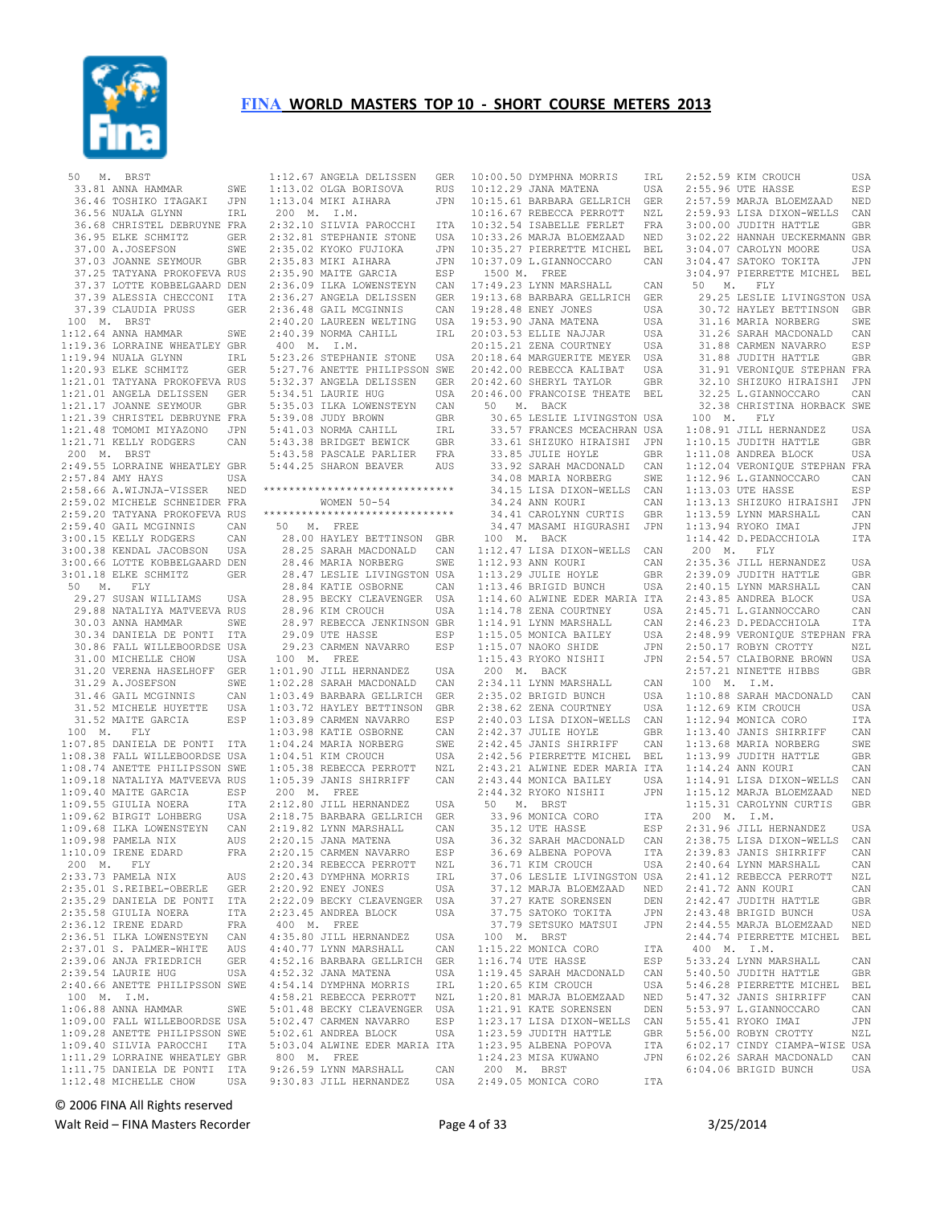# FINA WORLD MASTERS TOP 10 - SHORT COURSE METERS 2013

```
 50  M.  BRST
   33.81 ANNA HAMMAR            SWE
   36.46 TOSHIKO ITAGAKI        JPN
   36.56 NUALA GLYNN            IRL
   36.68 CHRISTEL DEBRUYNE      FRA
   36.95 ELKE SCHMITZ           GER
   37.00 A.JOSEFSON             SWE
   37.03 JOANNE SEYMOUR         GBR
   37.25 TATYANA PROKOFEVA      RUS
   37.37 LOTTE KOBBELGAARD      DEN
   37.39 ALESSIA CHECCONI       ITA
   37.39 CLAUDIA PRUSS          GER
 100  M.  BRST
 1:12.64 ANNA HAMMAR            SWE
 1:19.36 LORRAINE WHEATLEY      GBR
 1:19.94 NUALA GLYNN            IRL
 1:20.93 ELKE SCHMITZ           GER
 1:21.01 TATYANA PROKOFEVA      RUS
 1:21.01 ANGELA DELISSEN        GER
 1:21.17 JOANNE SEYMOUR         GBR
 1:21.39 CHRISTEL DEBRUYNE      FRA
 1:21.48 TOMOMI MIYAZONO        JPN
 1:21.71 KELLY RODGERS          CAN
 200  M.  BRST
 2:49.55 LORRAINE WHEATLEY      GBR
 2:57.84 AMY HAYS               USA
 2:58.66 A.WIJNJA-VISSER        NED
 2:59.02 MICHELE SCHNEIDER      FRA
 2:59.20 TATYANA PROKOFEVA      RUS
 2:59.40 GAIL MCGINNIS          CAN
 3:00.15 KELLY RODGERS          CAN
 3:00.38 KENDAL JACOBSON        USA
 3:00.66 LOTTE KOBBELGAARD      DEN
 3:01.18 ELKE SCHMITZ           GER
 50  M.  FLY
   29.27 SUSAN WILLIAMS         USA
   29.88 NATALIYA MATVEEVA      RUS
   30.03 ANNA HAMMAR            SWE
   30.34 DANIELA DE PONTI       ITA
   30.86 FALL WILLEBOORDSE      USA
   31.00 MICHELLE CHOW          USA
   31.20 VERENA HASELHOFF       GER
   31.29 A.JOSEFSON             SWE
   31.46 GAIL MCGINNIS          CAN
   31.52 MICHELE HUYETTE        USA
   31.52 MAITE GARCIA           ESP
 100  M.  FLY
 1:07.85 DANIELA DE PONTI       ITA
 1:08.38 FALL WILLEBOORDSE      USA
 1:08.74 ANETTE PHILIPSSON      SWE
 1:09.18 NATALIYA MATVEEVA      RUS
 1:09.40 MAITE GARCIA           ESP
 1:09.55 GIULIA NOERA           ITA
 1:09.62 BIRGIT LOHBERG         USA
 1:09.68 ILKA LOWENSTEYN        CAN
 1:09.98 PAMELA NIX             AUS
 1:10.09 IRENE EDARD            FRA
 200  M.  FLY
 2:33.73 PAMELA NIX             AUS
 2:35.01 S.REIBEL-OBERLE        GER
 2:35.29 DANIELA DE PONTI       ITA
 2:35.58 GIULIA NOERA           ITA
 2:36.12 IRENE EDARD            FRA
 2:36.51 ILKA LOWENSTEYN        CAN
 2:37.01 S. PALMER-WHITE        AUS
 2:39.06 ANJA FRIEDRICH         GER
 2:39.54 LAURIE HUG             USA
 2:40.66 ANETTE PHILIPSSON      SWE
 100  M.  I.M.
 1:06.88 ANNA HAMMAR            SWE
 1:09.00 FALL WILLEBOORDSE      USA
 1:09.28 ANETTE PHILIPSSON      SWE
 1:09.40 SILVIA PAROCCHI        ITA
 1:11.29 LORRAINE WHEATLEY      GBR
 1:11.75 DANIELA DE PONTI       ITA
 1:12.48 MICHELLE CHOW          USA
 1:12.67 ANGELA DELISSEN        GER
 1:13.02 OLGA BORISOVA          RUS
 1:13.04 MIKI AIHARA            JPN
 200  M.  I.M.
 2:32.10 SILVIA PAROCCHI        ITA
 2:32.81 STEPHANIE STONE        USA
 2:35.02 KYOKO FUJIOKA          JPN
 2:35.83 MIKI AIHARA            JPN
 2:35.90 MAITE GARCIA           ESP
 2:36.09 ILKA LOWENSTEYN        CAN
 2:36.27 ANGELA DELISSEN        GER
 2:36.48 GAIL MCGINNIS          CAN
 2:40.20 LAUREEN WELTING        USA
 2:40.39 NORMA CAHILL           IRL
 400  M.  I.M.
 5:23.26 STEPHANIE STONE        USA
 5:27.76 ANETTE PHILIPSSON      SWE
 5:32.37 ANGELA DELISSEN        GER
 5:34.51 LAURIE HUG             USA
 5:35.03 ILKA LOWENSTEYN        CAN
 5:39.08 JUDY BROWN             GBR
 5:41.03 NORMA CAHILL           IRL
 5:43.38 BRIDGET BEWICK         GBR
 5:43.58 PASCALE PARLIER        FRA
 5:44.25 SHARON BEAVER          AUS

*****************************
        WOMEN 50-54
*****************************
 50  M.  FREE
   28.00 HAYLEY BETTINSON       GBR
   28.25 SARAH MACDONALD        CAN
   28.46 MARIA NORBERG          SWE
   28.47 LESLIE LIVINGSTON      USA
   28.84 KATIE OSBORNE          CAN
   28.95 BECKY CLEAVENGER       USA
   28.96 KIM CROUCH             USA
   28.97 REBECCA JENKINSON      GBR
   29.09 UTE HASSE              ESP
   29.23 CARMEN NAVARRO         ESP
 100  M.  FREE
 1:01.90 JILL HERNANDEZ         USA
 1:02.28 SARAH MACDONALD        CAN
 1:03.49 BARBARA GELLRICH       GER
 1:03.72 HAYLEY BETTINSON       GBR
 1:03.89 CARMEN NAVARRO         ESP
 1:03.98 KATIE OSBORNE          CAN
 1:04.24 MARIA NORBERG          SWE
 1:04.51 KIM CROUCH             USA
 1:05.38 REBECCA PERROTT        NZL
 1:05.39 JANIS SHIRRIFF         CAN
 200  M.  FREE
 2:12.80 JILL HERNANDEZ         USA
 2:18.75 BARBARA GELLRICH       GER
 2:19.82 LYNN MARSHALL          CAN
 2:20.15 JANA MATENA            USA
 2:20.15 CARMEN NAVARRO         ESP
 2:20.34 REBECCA PERROTT        NZL
 2:20.43 DYMPHNA MORRIS         IRL
 2:20.92 ENEY JONES             USA
 2:22.09 BECKY CLEAVENGER       USA
 2:23.45 ANDREA BLOCK           USA
 400  M.  FREE
 4:35.80 JILL HERNANDEZ         USA
 4:40.77 LYNN MARSHALL          CAN
 4:52.16 BARBARA GELLRICH       GER
 4:52.32 JANA MATENA            USA
 4:54.14 DYMPHNA MORRIS         IRL
 4:58.21 REBECCA PERROTT        NZL
 5:01.48 BECKY CLEAVENGER       USA
 5:02.47 CARMEN NAVARRO         ESP
 5:02.61 ANDREA BLOCK           USA
 5:03.04 ALWINE EDER MARIA      ITA
 800  M.  FREE
 9:26.59 LYNN MARSHALL          CAN
 9:30.83 JILL HERNANDEZ         USA
10:00.50 DYMPHNA MORRIS         IRL
10:12.29 JANA MATENA            USA
10:15.61 BARBARA GELLRICH       GER
10:16.67 REBECCA PERROTT        NZL
10:32.54 ISABELLE FERLET        FRA
10:33.26 MARJA BLOEMZAAD        NED
10:35.27 PIERRETTE MICHEL       BEL
10:37.09 L.GIANNOCCARO          CAN
 1500  M.  FREE
17:49.23 LYNN MARSHALL          CAN
19:13.68 BARBARA GELLRICH       GER
19:28.48 ENEY JONES             USA
19:53.90 JANA MATENA            USA
20:03.53 ELLIE NAJJAR           USA
20:15.21 ZENA COURTNEY          USA
20:18.64 MARGUERITE MEYER       USA
20:42.00 REBECCA KALIBAT        USA
20:42.60 SHERYL TAYLOR          GBR
20:46.00 FRANCOISE THEATE       BEL
 50  M.  BACK
   30.65 LESLIE LIVINGSTON      USA
   33.57 FRANCES MCEACHRAN      USA
   33.61 SHIZUKO HIRAISHI       JPN
   33.85 JULIE HOYLE            GBR
   33.92 SARAH MACDONALD        CAN
   34.08 MARIA NORBERG          SWE
   34.15 LISA DIXON-WELLS       CAN
   34.24 ANN KOURI              CAN
   34.41 CAROLYNN CURTIS        GBR
   34.47 MASAMI HIGURASHI       JPN
 100  M.  BACK
 1:12.47 LISA DIXON-WELLS       CAN
 1:12.93 ANN KOURI              CAN
 1:13.29 JULIE HOYLE            GBR
 1:13.46 BRIGID BUNCH           USA
 1:14.60 ALWINE EDER MARIA      ITA
 1:14.78 ZENA COURTNEY          USA
 1:14.91 LYNN MARSHALL          CAN
 1:15.05 MONICA BAILEY          USA
 1:15.07 NAOKO SHIDE            JPN
 1:15.43 RYOKO NISHII           JPN
 200  M.  BACK
 2:34.11 LYNN MARSHALL          CAN
 2:35.02 BRIGID BUNCH           USA
 2:38.62 ZENA COURTNEY          USA
 2:40.03 LISA DIXON-WELLS       CAN
 2:42.37 JULIE HOYLE            GBR
 2:42.45 JANIS SHIRRIFF         CAN
 2:42.56 PIERRETTE MICHEL       BEL
 2:43.21 ALWINE EDER MARIA      ITA
 2:43.44 MONICA BAILEY          USA
 2:44.32 RYOKO NISHII           JPN
 50  M.  BRST
   33.96 MONICA CORO            ITA
   35.12 UTE HASSE              ESP
   36.32 SARAH MACDONALD        CAN
   36.69 ALBENA POPOVA          ITA
   36.71 KIM CROUCH             USA
   37.06 LESLIE LIVINGSTON      USA
   37.12 MARJA BLOEMZAAD        NED
   37.27 KATE SORENSEN          DEN
   37.75 SATOKO TOKITA          JPN
   37.79 SETSUKO MATSUI         JPN
 100  M.  BRST
 1:15.22 MONICA CORO            ITA
 1:16.74 UTE HASSE              ESP
 1:19.45 SARAH MACDONALD        CAN
 1:20.65 KIM CROUCH             USA
 1:20.81 MARJA BLOEMZAAD        NED
 1:21.91 KATE SORENSEN          DEN
 1:23.17 LISA DIXON-WELLS       CAN
 1:23.59 JUDITH HATTLE          GBR
 1:23.95 ALBENA POPOVA          ITA
 1:24.23 MISA KUWANO            JPN
 200  M.  BRST
 2:49.05 MONICA CORO            ITA
 2:52.59 KIM CROUCH             USA
 2:55.96 UTE HASSE              ESP
 2:57.59 MARJA BLOEMZAAD        NED
 2:59.93 LISA DIXON-WELLS       CAN
 3:00.00 JUDITH HATTLE          GBR
 3:02.22 HANNAH UECKERMANN      GBR
 3:04.07 CAROLYN MOORE          USA
 3:04.47 SATOKO TOKITA          JPN
 3:04.97 PIERRETTE MICHEL       BEL
 50  M.  FLY
   29.25 LESLIE LIVINGSTON      USA
   30.72 HAYLEY BETTINSON       GBR
   31.16 MARIA NORBERG          SWE
   31.26 SARAH MACDONALD        CAN
   31.88 CARMEN NAVARRO         ESP
   31.88 JUDITH HATTLE          GBR
   31.91 VERONIQUE STEPHAN      FRA
   32.10 SHIZUKO HIRAISHI       JPN
   32.25 L.GIANNOCCARO          CAN
   32.38 CHRISTINA HORBACK      SWE
 100  M.  FLY
 1:08.91 JILL HERNANDEZ         USA
 1:10.15 JUDITH HATTLE          GBR
 1:11.08 ANDREA BLOCK           USA
 1:12.04 VERONIQUE STEPHAN      FRA
 1:12.96 L.GIANNOCCARO          CAN
 1:13.03 UTE HASSE              ESP
 1:13.13 SHIZUKO HIRAISHI       JPN
 1:13.59 LYNN MARSHALL          CAN
 1:13.94 RYOKO IMAI             JPN
 1:14.42 D.PEDACCHIOLA          ITA
 200  M.  FLY
 2:35.36 JILL HERNANDEZ         USA
 2:39.09 JUDITH HATTLE          GBR
 2:40.15 LYNN MARSHALL          CAN
 2:43.85 ANDREA BLOCK           USA
 2:45.71 L.GIANNOCCARO          CAN
 2:46.23 D.PEDACCHIOLA          ITA
 2:48.99 VERONIQUE STEPHAN      FRA
 2:50.17 ROBYN CROTTY           NZL
 2:54.57 CLAIBORNE BROWN        USA
 2:57.21 NINETTE HIBBS          GBR
 100  M.  I.M.
 1:10.88 SARAH MACDONALD        CAN
 1:12.69 KIM CROUCH             USA
 1:12.94 MONICA CORO            ITA
 1:13.40 JANIS SHIRRIFF         CAN
 1:13.68 MARIA NORBERG          SWE
 1:13.99 JUDITH HATTLE          GBR
 1:14.24 ANN KOURI              CAN
 1:14.91 LISA DIXON-WELLS       CAN
 1:15.12 MARJA BLOEMZAAD        NED
 1:15.31 CAROLYNN CURTIS        GBR
 200  M.  I.M.
 2:31.96 JILL HERNANDEZ         USA
 2:38.75 LISA DIXON-WELLS       CAN
 2:39.83 JANIS SHIRRIFF         CAN
 2:40.64 LYNN MARSHALL          CAN
 2:41.12 REBECCA PERROTT        NZL
 2:41.72 ANN KOURI              CAN
 2:42.47 JUDITH HATTLE          GBR
 2:43.48 BRIGID BUNCH           USA
 2:44.55 MARJA BLOEMZAAD        NED
 2:44.74 PIERRETTE MICHEL       BEL
 400  M.  I.M.
 5:33.24 LYNN MARSHALL          CAN
 5:40.50 JUDITH HATTLE          GBR
 5:46.28 PIERRETTE MICHEL       BEL
 5:47.32 JANIS SHIRRIFF         CAN
 5:53.97 L.GIANNOCCARO          CAN
 5:55.41 RYOKO IMAI             JPN
 5:56.00 ROBYN CROTTY           NZL
 6:02.17 CINDY CIAMPA-WISE      USA
 6:02.26 SARAH MACDONALD        CAN
 6:04.06 BRIGID BUNCH           USA
```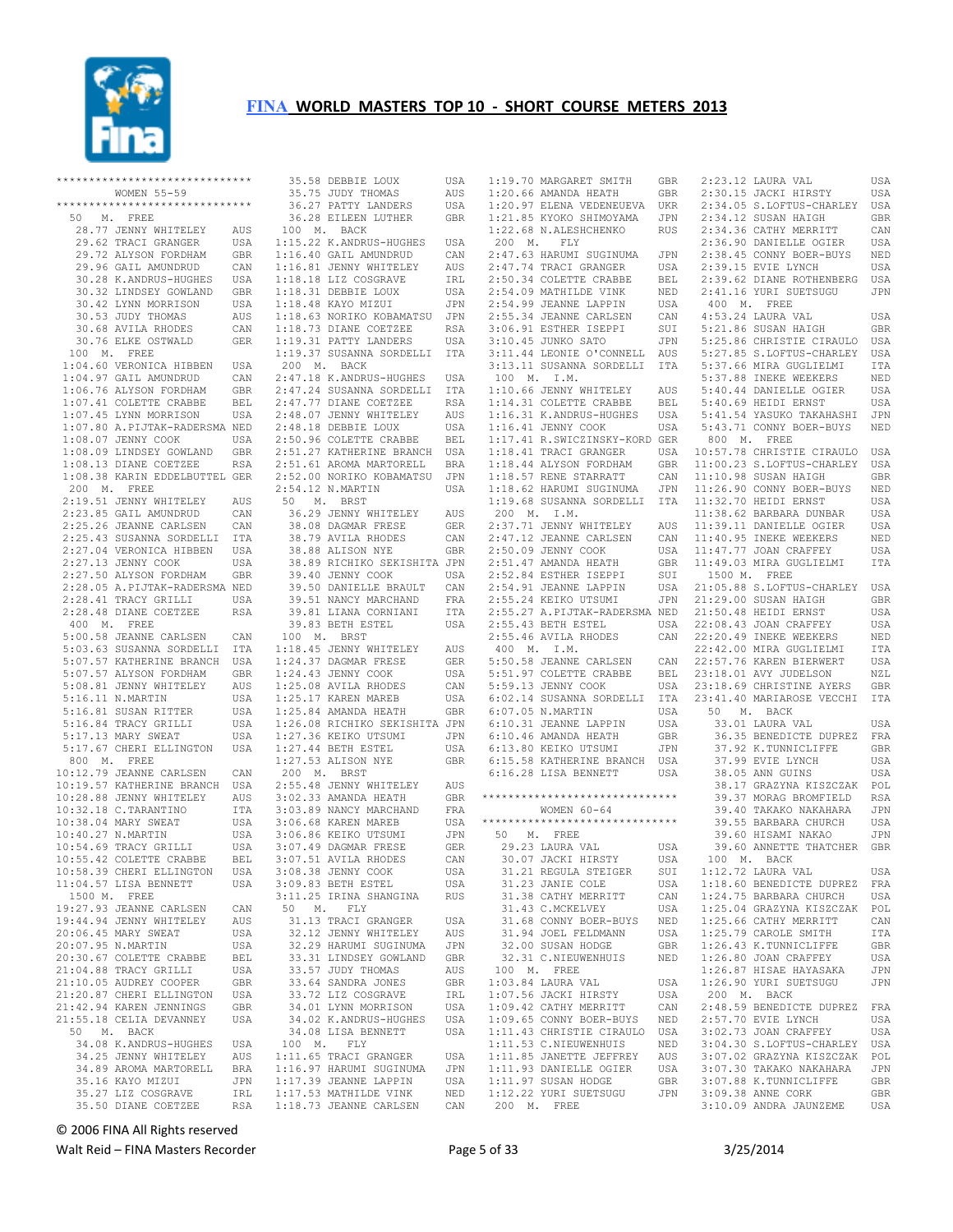# FINA WORLD MASTERS TOP 10 - SHORT COURSE METERS 2013

```
******************************
       WOMEN 55-59
******************************
  50  M.  FREE
    28.77 JENNY WHITELEY     AUS
    29.62 TRACI GRANGER      USA
    29.72 ALYSON FORDHAM     GBR
    29.96 GAIL AMUNDRUD      CAN
    30.28 K.ANDRUS-HUGHES    USA
    30.32 LINDSEY GOWLAND    GBR
    30.42 LYNN MORRISON      USA
    30.53 JUDY THOMAS        AUS
    30.68 AVILA RHODES       CAN
    30.76 ELKE OSTWALD       GER
  100  M.  FREE
  1:04.60 VERONICA HIBBEN    USA
  1:04.97 GAIL AMUNDRUD      CAN
  1:06.76 ALYSON FORDHAM     GBR
  1:07.41 COLETTE CRABBE     BEL
  1:07.45 LYNN MORRISON      USA
  1:07.80 A.PIJTAK-RADERSMA NED
  1:08.07 JENNY COOK         USA
  1:08.09 LINDSEY GOWLAND    GBR
  1:08.13 DIANE COETZEE      RSA
  1:08.38 KARIN EDDELBUTTEL GER
  200  M.  FREE
  2:19.51 JENNY WHITELEY     AUS
  2:23.85 GAIL AMUNDRUD      CAN
  2:25.26 JEANNE CARLSEN     CAN
  2:25.43 SUSANNA SORDELLI   ITA
  2:27.04 VERONICA HIBBEN    USA
  2:27.13 JENNY COOK         USA
  2:27.50 ALYSON FORDHAM     GBR
  2:28.05 A.PIJTAK-RADERSMA NED
  2:28.41 TRACY GRILLI       USA
  2:28.48 DIANE COETZEE      RSA
  400  M.  FREE
  5:00.58 JEANNE CARLSEN     CAN
  5:03.63 SUSANNA SORDELLI   ITA
  5:07.57 KATHERINE BRANCH   USA
  5:07.57 ALYSON FORDHAM     GBR
  5:08.81 JENNY WHITELEY     AUS
  5:16.11 N.MARTIN           USA
  5:16.81 SUSAN RITTER       USA
  5:16.84 TRACY GRILLI       USA
  5:17.13 MARY SWEAT         USA
  5:17.67 CHERI ELLINGTON    USA
  800  M.  FREE
 10:12.79 JEANNE CARLSEN     CAN
 10:19.57 KATHERINE BRANCH   USA
 10:28.88 JENNY WHITELEY     AUS
 10:32.18 C.TARANTINO        ITA
 10:38.04 MARY SWEAT         USA
 10:40.27 N.MARTIN           USA
 10:54.69 TRACY GRILLI       USA
 10:55.42 COLETTE CRABBE     BEL
 10:58.39 CHERI ELLINGTON    USA
 11:04.57 LISA BENNETT       USA
  1500  M.  FREE
 19:27.93 JEANNE CARLSEN     CAN
 19:44.94 JENNY WHITELEY     AUS
 20:06.45 MARY SWEAT         USA
 20:07.95 N.MARTIN           USA
 20:30.67 COLETTE CRABBE     BEL
 21:04.88 TRACY GRILLI       USA
 21:10.05 AUDREY COOPER      GBR
 21:20.87 CHERI ELLINGTON    USA
 21:42.94 KAREN JENNINGS     GBR
 21:55.18 CELIA DEVANNEY     USA
  50  M.  BACK
    34.08 K.ANDRUS-HUGHES    USA
    34.25 JENNY WHITELEY     AUS
    34.89 AROMA MARTORELL    BRA
    35.16 KAYO MIZUI         JPN
    35.27 LIZ COSGRAVE       IRL
    35.50 DIANE COETZEE      RSA
    35.58 DEBBIE LOUX        USA
    35.75 JUDY THOMAS        AUS
    36.27 PATTY LANDERS      USA
    36.28 EILEEN LUTHER      GBR
  100  M.  BACK
  1:15.22 K.ANDRUS-HUGHES    USA
  1:16.40 GAIL AMUNDRUD      CAN
  1:16.81 JENNY WHITELEY     AUS
  1:18.18 LIZ COSGRAVE       IRL
  1:18.31 DEBBIE LOUX        USA
  1:18.48 KAYO MIZUI         JPN
  1:18.63 NORIKO KOBAMATSU   JPN
  1:18.73 DIANE COETZEE      RSA
  1:19.31 PATTY LANDERS      USA
  1:19.37 SUSANNA SORDELLI   ITA
  200  M.  BACK
  2:47.18 K.ANDRUS-HUGHES    USA
  2:47.24 SUSANNA SORDELLI   ITA
  2:47.77 DIANE COETZEE      RSA
  2:48.07 JENNY WHITELEY     AUS
  2:48.18 DEBBIE LOUX        USA
  2:50.96 COLETTE CRABBE     BEL
  2:51.27 KATHERINE BRANCH   USA
  2:51.61 AROMA MARTORELL    BRA
  2:52.00 NORIKO KOBAMATSU   JPN
  2:54.12 N.MARTIN           USA
  50  M.  BRST
    36.29 JENNY WHITELEY     AUS
    38.08 DAGMAR FRESE       GER
    38.79 AVILA RHODES       CAN
    38.88 ALISON NYE         GBR
    38.89 RICHIKO SEKISHITA JPN
    39.40 JENNY COOK         USA
    39.50 DANIELLE BRAULT    CAN
    39.51 NANCY MARCHAND     FRA
    39.81 LIANA CORNIANI     ITA
    39.83 BETH ESTEL         USA
  100  M.  BRST
  1:18.45 JENNY WHITELEY     AUS
  1:24.37 DAGMAR FRESE       GER
  1:24.43 JENNY COOK         USA
  1:25.08 AVILA RHODES       CAN
  1:25.17 KAREN MAREB        USA
  1:25.84 AMANDA HEATH       GBR
  1:26.08 RICHIKO SEKISHITA JPN
  1:27.36 KEIKO UTSUMI       JPN
  1:27.44 BETH ESTEL         USA
  1:27.53 ALISON NYE         GBR
  200  M.  BRST
  2:55.48 JENNY WHITELEY     AUS
  3:02.33 AMANDA HEATH       GBR
  3:03.89 NANCY MARCHAND     FRA
  3:06.68 KAREN MAREB        USA
  3:06.86 KEIKO UTSUMI       JPN
  3:07.49 DAGMAR FRESE       GER
  3:07.51 AVILA RHODES       CAN
  3:08.38 JENNY COOK         USA
  3:09.83 BETH ESTEL         USA
  3:11.25 IRINA SHANGINA     RUS
  50  M.  FLY
    31.13 TRACI GRANGER      USA
    32.12 JENNY WHITELEY     AUS
    32.29 HARUMI SUGINUMA    JPN
    33.31 LINDSEY GOWLAND    GBR
    33.57 JUDY THOMAS        AUS
    33.64 SANDRA JONES       GBR
    33.72 LIZ COSGRAVE       IRL
    34.01 LYNN MORRISON      USA
    34.02 K.ANDRUS-HUGHES    USA
    34.08 LISA BENNETT       USA
  100  M.  FLY
  1:11.65 TRACI GRANGER      USA
  1:16.97 HARUMI SUGINUMA    JPN
  1:17.39 JEANNE LAPPIN      USA
  1:17.53 MATHILDE VINK      NED
  1:18.73 JEANNE CARLSEN     CAN
  1:19.70 MARGARET SMITH     GBR
  1:20.66 AMANDA HEATH       GBR
  1:20.97 ELENA VEDENEUEVA   UKR
  1:21.85 KYOKO SHIMOYAMA    JPN
  1:22.68 N.ALESHCHENKO      RUS
  200  M.  FLY
  2:47.63 HARUMI SUGINUMA    JPN
  2:47.74 TRACI GRANGER      USA
  2:50.34 COLETTE CRABBE     BEL
  2:54.09 MATHILDE VINK      NED
  2:54.99 JEANNE LAPPIN      USA
  2:55.34 JEANNE CARLSEN     CAN
  3:06.91 ESTHER ISEPPI      SUI
  3:10.45 JUNKO SATO         JPN
  3:11.44 LEONIE O'CONNELL   AUS
  3:13.11 SUSANNA SORDELLI   ITA
  100  M.  I.M.
  1:10.66 JENNY WHITELEY     AUS
  1:14.31 COLETTE CRABBE     BEL
  1:16.31 K.ANDRUS-HUGHES    USA
  1:16.41 JENNY COOK         USA
  1:17.41 R.SWICZINSKY-KORD GER
  1:18.41 TRACI GRANGER      USA
  1:18.44 ALYSON FORDHAM     GBR
  1:18.57 RENE STARRATT      CAN
  1:18.62 HARUMI SUGINUMA    JPN
  1:19.68 SUSANNA SORDELLI   ITA
  200  M.  I.M.
  2:37.71 JENNY WHITELEY     AUS
  2:47.12 JEANNE CARLSEN     CAN
  2:50.09 JENNY COOK         USA
  2:51.47 AMANDA HEATH       GBR
  2:52.84 ESTHER ISEPPI      SUI
  2:54.91 JEANNE LAPPIN      USA
  2:55.24 KEIKO UTSUMI       JPN
  2:55.27 A.PIJTAK-RADERSMA NED
  2:55.43 BETH ESTEL         USA
  2:55.46 AVILA RHODES       CAN
  400  M.  I.M.
  5:50.58 JEANNE CARLSEN     CAN
  5:51.97 COLETTE CRABBE     BEL
  5:59.13 JENNY COOK         USA
  6:02.14 SUSANNA SORDELLI   ITA
  6:07.05 N.MARTIN           USA
  6:10.31 JEANNE LAPPIN      USA
  6:10.46 AMANDA HEATH       GBR
  6:13.80 KEIKO UTSUMI       JPN
  6:15.58 KATHERINE BRANCH   USA
  6:16.28 LISA BENNETT       USA

******************************
       WOMEN 60-64
******************************
  50  M.  FREE
    29.23 LAURA VAL          USA
    30.07 JACKI HIRSTY       USA
    31.21 REGULA STEIGER     SUI
    31.23 JANIE COLE         USA
    31.38 CATHY MERRITT      CAN
    31.43 C.MCKELVEY         USA
    31.68 CONNY BOER-BUYS    NED
    31.94 JOEL FELDMANN      USA
    32.00 SUSAN HODGE        GBR
    32.31 C.NIEUWENHUIS      NED
  100  M.  FREE
  1:03.84 LAURA VAL          USA
  1:07.56 JACKI HIRSTY       USA
  1:09.42 CATHY MERRITT      CAN
  1:09.65 CONNY BOER-BUYS    NED
  1:11.43 CHRISTIE CIRAULO   USA
  1:11.53 C.NIEUWENHUIS      NED
  1:11.85 JANETTE JEFFREY    AUS
  1:11.93 DANIELLE OGIER     USA
  1:11.97 SUSAN HODGE        GBR
  1:12.22 YURI SUETSUGU      JPN
  200  M.  FREE
  2:23.12 LAURA VAL          USA
  2:30.15 JACKI HIRSTY       USA
  2:34.05 S.LOFTUS-CHARLEY   USA
  2:34.12 SUSAN HAIGH        GBR
  2:34.36 CATHY MERRITT      CAN
  2:36.90 DANIELLE OGIER     USA
  2:38.45 CONNY BOER-BUYS    NED
  2:39.15 EVIE LYNCH         USA
  2:39.62 DIANE ROTHENBERG   USA
  2:41.16 YURI SUETSUGU      JPN
  400  M.  FREE
  4:53.24 LAURA VAL          USA
  5:21.86 SUSAN HAIGH        GBR
  5:25.86 CHRISTIE CIRAULO   USA
  5:27.85 S.LOFTUS-CHARLEY   USA
  5:37.66 MIRA GUGLIELMI     ITA
  5:37.88 INEKE WEEKERS      NED
  5:40.44 DANIELLE OGIER     USA
  5:40.69 HEIDI ERNST        USA
  5:41.54 YASUKO TAKAHASHI   JPN
  5:43.71 CONNY BOER-BUYS    NED
  800  M.  FREE
 10:57.78 CHRISTIE CIRAULO   USA
 11:00.23 S.LOFTUS-CHARLEY   USA
 11:10.98 SUSAN HAIGH        GBR
 11:26.90 CONNY BOER-BUYS    NED
 11:32.70 HEIDI ERNST        USA
 11:38.62 BARBARA DUNBAR     USA
 11:39.11 DANIELLE OGIER     USA
 11:40.95 INEKE WEEKERS      NED
 11:47.77 JOAN CRAFFEY       USA
 11:49.03 MIRA GUGLIELMI     ITA
  1500  M.  FREE
 21:05.88 S.LOFTUS-CHARLEY   USA
 21:29.00 SUSAN HAIGH        GBR
 21:50.48 HEIDI ERNST        USA
 22:08.43 JOAN CRAFFEY       USA
 22:20.49 INEKE WEEKERS      NED
 22:42.00 MIRA GUGLIELMI     ITA
 22:57.76 KAREN BIERWERT     USA
 23:18.01 AVY JUDELSON       NZL
 23:18.69 CHRISTINE AYERS    GBR
 23:41.40 MARIAROSE VECCHI   ITA
  50  M.  BACK
    33.01 LAURA VAL          USA
    36.35 BENEDICTE DUPREZ   FRA
    37.92 K.TUNNICLIFFE      GBR
    37.99 EVIE LYNCH         USA
    38.05 ANN GUINS          USA
    38.17 GRAZYNA KISZCZAK   POL
    39.37 MORAG BROMFIELD    RSA
    39.40 TAKAKO NAKAHARA    JPN
    39.55 BARBARA CHURCH     USA
    39.60 HISAE NAKAO        JPN
    39.60 ANNETTE THATCHER   GBR
  100  M.  BACK
  1:12.72 LAURA VAL          USA
  1:18.60 BENEDICTE DUPREZ   FRA
  1:24.75 BARBARA CHURCH     USA
  1:25.04 GRAZYNA KISZCZAK   POL
  1:25.66 CATHY MERRITT      CAN
  1:25.79 CAROLE SMITH       ITA
  1:26.43 K.TUNNICLIFFE      GBR
  1:26.80 JOAN CRAFFEY       USA
  1:26.87 HISAE HAYASAKA     JPN
  1:26.90 YURI SUETSUGU      JPN
  200  M.  BACK
  2:48.59 BENEDICTE DUPREZ   FRA
  2:57.70 EVIE LYNCH         USA
  3:02.73 JOAN CRAFFEY       USA
  3:04.30 S.LOFTUS-CHARLEY   USA
  3:07.02 GRAZYNA KISZCZAK   POL
  3:07.30 TAKAKO NAKAHARA    JPN
  3:07.88 K.TUNNICLIFFE      GBR
  3:09.38 ANNE CORK          GBR
  3:10.09 ANDRA JAUNZEME     USA
```

© 2006 FINA All Rights reserved

Walt Reid – FINA Masters Recorder 3/25/2014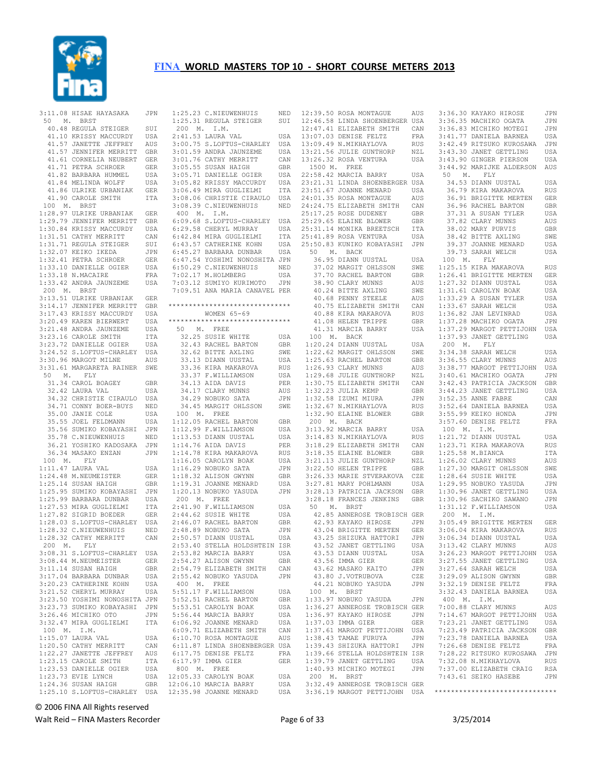# FINA WORLD MASTERS TOP 10 - SHORT COURSE METERS 2013

3:11.08 HISAE HAYASAKA JPN

50 M. BRST
40.48 REGULA STEIGER SUI
41.10 KRISSY MACCURDY USA
41.57 JANETTE JEFFREY AUS
41.57 JENNIFER MERRITT GBR
41.61 CORNELIA NEUBERT GER
41.71 PETRA SCHROER GER
41.82 BARBARA HUMMEL USA
41.84 MELINDA WOLFF USA
41.86 ULRIKE URBANIAK GER
41.90 CAROLE SMITH ITA

100 M. BRST
1:28.97 ULRIKE URBANIAK GER
1:29.79 JENNIFER MERRITT GBR
1:30.84 KRISSY MACCURDY USA
1:31.51 CATHY MERRITT CAN
1:31.71 REGULA STEIGER SUI
1:32.07 KEIKO IKEDA JPN
1:32.41 PETRA SCHROER GER
1:33.10 DANIELLE OGIER USA
1:33.18 N.MACAIRE FRA
1:33.42 ANDRA JAUNZEME USA

200 M. BRST
3:13.51 ULRIKE URBANIAK GER
3:14.17 JENNIFER MERRITT GBR
3:17.43 KRISSY MACCURDY USA
3:20.49 KAREN BIERWERT USA
3:21.48 ANDRA JAUNZEME USA
3:23.16 CAROLE SMITH ITA
3:23.72 DANIELLE OGIER USA
3:24.52 S.LOFTUS-CHARLEY USA
3:30.96 MARGOT MILNE AUS
3:31.61 MARGARETA RAINER SWE

50 M. FLY
31.34 CAROL BOAGEY GBR
32.42 LAURA VAL USA
34.32 CHRISTIE CIRAULO USA
34.71 CONNY BOER-BUYS NED
35.00 JANIE COLE USA
35.55 JOEL FELDMANN USA
35.56 SUMIKO KOBAYASHI JPN
35.78 C.NIEUWENHUIS NED
36.21 YOSHIKO KADOSAKA JPN
36.34 MASAKO ENZAN JPN

100 M. FLY
1:11.47 LAURA VAL USA
1:24.48 M.NEUMEISTER GER
1:25.14 SUSAN HAIGH GBR
1:25.95 SUMIKO KOBAYASHI JPN
1:25.99 BARBARA DUNBAR USA
1:27.53 MIRA GUGLIELMI ITA
1:27.82 SIGRID BOEDER GER
1:28.03 S.LOFTUS-CHARLEY USA
1:28.32 C.NIEUWENHUIS NED
1:28.32 CATHY MERRITT CAN

200 M. FLY
3:08.31 S.LOFTUS-CHARLEY USA
3:08.44 M.NEUMEISTER GER
3:11.14 SUSAN HAIGH GBR
3:17.04 BARBARA DUNBAR USA
3:20.23 CATHERINE KOHN USA
3:21.52 CHERYL MURRAY USA
3:23.50 YOSHIMI NONOSHITA JPN
3:23.73 SUMIKO KOBAYASHI JPN
3:26.46 MICHIKO OTO JPN
3:32.47 MIRA GUGLIELMI ITA

100 M. I.M.
1:15.07 LAURA VAL USA
1:20.50 CATHY MERRITT CAN
1:22.27 JANETTE JEFFREY AUS
1:23.15 CAROLE SMITH ITA
1:23.53 DANIELLE OGIER USA
1:23.73 EVIE LYNCH USA
1:24.36 SUSAN HAIGH GBR
1:25.10 S.LOFTUS-CHARLEY USA
1:25.23 C.NIEUWENHUIS NED
1:25.31 REGULA STEIGER SUI

200 M. I.M.
2:41.53 LAURA VAL USA
3:00.75 S.LOFTUS-CHARLEY USA
3:01.59 ANDRA JAUNZEME USA
3:01.76 CATHY MERRITT CAN
3:05.55 SUSAN HAIGH GBR
3:05.71 DANIELLE OGIER USA
3:05.82 KRISSY MACCURDY USA
3:06.49 MIRA GUGLIELMI ITA
3:08.06 CHRISTIE CIRAULO USA
3:08.39 C.NIEUWENHUIS NED

400 M. I.M.
6:09.68 S.LOFTUS-CHARLEY USA
6:29.58 CHERYL MURRAY USA
6:42.84 MIRA GUGLIELMI ITA
6:43.57 CATHERINE KOHN USA
6:45.27 BARBARA DUNBAR USA
6:47.54 YOSHIMI NONOSHITA JPN
6:50.29 C.NIEUWENHUIS NED
7:02.17 M.HOLMBERG USA
7:03.12 SUMIYO KURIMOTO JPN
7:09.51 ANA MARIA CANAVEL PER

*****************************
WOMEN 65-69
*****************************

50 M. FREE
32.25 SUSIE WHITE USA
32.43 RACHEL BARTON GBR
32.62 BITTE AXLING SWE
33.13 DIANN UUSTAL USA
33.36 KIRA MAKAROVA RUS
33.37 F.WILLIAMSON USA
34.13 AIDA DAVIS PER
34.17 CLARY MUNNS AUS
34.29 NOBUKO SATA JPN
34.45 MARGIT OHLSSON SWE

100 M. FREE
1:12.05 RACHEL BARTON GBR
1:12.99 F.WILLIAMSON USA
1:13.53 DIANN UUSTAL USA
1:14.76 AIDA DAVIS PER
1:14.78 KIRA MAKAROVA RUS
1:16.05 CAROLYN BOAK USA
1:16.29 NOBUKO SATA JPN
1:18.32 ALISON GWYNN GBR
1:19.31 JOANNE MENARD USA
1:20.13 NOBUKO YASUDA JPN

200 M. FREE
2:41.70 F.WILLIAMSON USA
2:44.62 SUSIE WHITE USA
2:46.07 RACHEL BARTON GBR
2:48.89 NOBUKO SATA JPN
2:50.57 DIANN UUSTAL USA
2:53.40 STELLA HOLDSHTEIN ISR
2:53.82 MARCIA BARRY USA
2:54.27 ALISON GWYNN GBR
2:54.79 ELIZABETH SMITH CAN
2:55.42 NOBUKO YASUDA JPN

400 M. FREE
5:51.17 F.WILLIAMSON USA
5:52.51 RACHEL BARTON GBR
5:53.51 CAROLYN BOAK USA
5:56.44 MARCIA BARRY USA
6:06.92 JOANNE MENARD USA
6:09.71 ELIZABETH SMITH CAN
6:10.70 ROSA MONTAGUE AUS
6:11.87 LINDA SHOENBERGER USA
6:17.75 DENISE FELTZ FRA
6:17.97 IMMA GIER GER

800 M. FREE
12:05.33 CAROLYN BOAK USA
12:06.10 MARCIA BARRY USA
12:35.98 JOANNE MENARD USA
12:39.50 ROSA MONTAGUE AUS
12:46.58 LINDA SHOENBERGER USA
12:47.41 ELIZABETH SMITH CAN
13:07.03 DENISE FELTZ FRA
13:09.49 N.MIKHAYLOVA RUS
13:21.56 JULIE GUNTHORP NZL
13:26.32 ROSA VENTURA USA

1500 M. FREE
22:58.42 MARCIA BARRY USA
23:21.31 LINDA SHOENBERGER USA
23:51.67 JOANNE MENARD USA
24:01.35 ROSA MONTAGUE AUS
24:24.75 ELIZABETH SMITH CAN
25:17.25 ROSE DUDENEY GBR
25:29.65 ELAINE BLOWER GBR
25:31.14 MONIKA BREETSCH ITA
25:41.89 ROSA VENTURA USA
25:50.83 KUNIKO KOBAYASHI JPN

50 M. BACK
36.95 DIANN UUSTAL USA
37.02 MARGIT OHLSSON SWE
37.70 RACHEL BARTON GBR
38.90 CLARY MUNNS AUS
40.24 BITTE AXLING SWE
40.68 PENNY STEELE AUS
40.75 ELIZABETH SMITH CAN
40.88 KIRA MAKAROVA RUS
41.08 HELEN TRIPPE GBR
41.31 MARCIA BARRY USA

100 M. BACK
1:20.24 DIANN UUSTAL USA
1:22.63 MARGIT OHLSSON SWE
1:25.63 RACHEL BARTON GBR
1:26.93 CLARY MUNNS AUS
1:29.68 JULIE GUNTHORP NZL
1:30.75 ELIZABETH SMITH CAN
1:32.23 JULIA KEMP GBR
1:32.58 IZUMI MIURA JPN
1:32.67 N.MIKHAYLOVA RUS
1:32.90 ELAINE BLOWER GBR

200 M. BACK
3:13.92 MARCIA BARRY USA
3:14.83 N.MIKHAYLOVA RUS
3:18.29 ELIZABETH SMITH CAN
3:18.35 ELAINE BLOWER GBR
3:21.13 JULIE GUNTHORP NZL
3:22.50 HELEN TRIPPE GBR
3:26.33 MARIE STVERAKOVA CZE
3:27.81 MARY POHLMANN USA
3:28.13 PATRICIA JACKSON GBR
3:28.18 FRANCES JENKINS GBR

50 M. BRST
42.85 ANNEROSE TROBISCH GER
42.93 KAYAKO HIROSE JPN
43.04 BRIGITTE MERTEN GER
43.25 SHIZUKA HATTORI JPN
43.52 JANET GETTLING USA
43.53 DIANN UUSTAL USA
43.56 IMMA GIER GER
43.62 MASAKO KAITO JPN
43.80 J.VOTRUBOVA CZE
44.21 NOBUKO YASUDA JPN

100 M. BRST
1:33.97 NOBUKO YASUDA JPN
1:36.27 ANNEROSE TROBISCH GER
1:36.97 KAYAKO HIROSE JPN
1:37.03 IMMA GIER GER
1:37.61 MARGOT PETTIJOHN USA
1:38.43 TAMAE FURUYA JPN
1:39.43 SHIZUKA HATTORI JPN
1:39.66 STELLA HOLDSHTEIN ISR
1:39.79 JANET GETTLING USA
1:40.93 MICHIKO MOTEGI JPN

200 M. BRST
3:32.49 ANNEROSE TROBISCH GER
3:36.19 MARGOT PETTIJOHN USA
3:36.30 KAYAKO HIROSE JPN
3:36.35 MACHIKO OGATA JPN
3:36.83 MICHIKO MOTEGI JPN
3:41.77 DANIELA BARNEA USA
3:42.49 RITSUKO KUROSAWA JPN
3:43.30 JANET GETTLING USA
3:43.90 GINGER PIERSON USA
3:44.92 MARIJKE ALDERSON AUS

50 M. FLY
34.53 DIANN UUSTAL USA
36.79 KIRA MAKAROVA RUS
36.91 BRIGITTE MERTEN GER
36.96 RACHEL BARTON GBR
37.31 A SUSAN TYLER USA
37.82 CLARY MUNNS AUS
38.02 MARY PURVIS GBR
38.42 BITTE AXLING SWE
39.37 JOANNE MENARD USA
39.73 SARAH WELCH USA

100 M. FLY
1:25.15 KIRA MAKAROVA RUS
1:26.41 BRIGITTE MERTEN GER
1:27.32 DIANN UUSTAL USA
1:31.61 CAROLYN BOAK USA
1:33.29 A SUSAN TYLER USA
1:33.67 SARAH WELCH USA
1:36.82 JAN LEVINRAD USA
1:37.28 MACHIKO OGATA JPN
1:37.29 MARGOT PETTIJOHN USA
1:37.93 JANET GETTLING USA

200 M. FLY
3:34.38 SARAH WELCH USA
3:36.55 CLARY MUNNS AUS
3:38.77 MARGOT PETTIJOHN USA
3:40.61 MACHIKO OGATA JPN
3:42.43 PATRICIA JACKSON GBR
3:44.23 JANET GETTLING USA
3:52.35 ANNE FABRE CAN
3:52.64 DANIELA BARNEA USA
3:55.99 KEIKO HONDA JPN
3:57.60 DENISE FELTZ FRA

100 M. I.M.
1:21.72 DIANN UUSTAL USA
1:23.71 KIRA MAKAROVA RUS
1:25.58 M.BIANCA ITA
1:26.02 CLARY MUNNS AUS
1:27.30 MARGIT OHLSSON SWE
1:28.64 SUSIE WHITE USA
1:29.95 NOBUKO YASUDA JPN
1:30.96 JANET GETTLING USA
1:30.96 SACHIKO SAWANO JPN
1:31.12 F.WILLIAMSON USA

200 M. I.M.
3:05.49 BRIGITTE MERTEN GER
3:06.04 KIRA MAKAROVA RUS
3:06.34 DIANN UUSTAL USA
3:13.42 CLARY MUNNS AUS
3:26.23 MARGOT PETTIJOHN USA
3:27.55 JANET GETTLING USA
3:27.64 SARAH WELCH USA
3:29.09 ALISON GWYNN GBR
3:32.19 DENISE FELTZ FRA
3:32.43 DANIELA BARNEA USA

400 M. I.M.
7:00.88 CLARY MUNNS AUS
7:14.67 MARGOT PETTIJOHN USA
7:23.21 JANET GETTLING USA
7:23.49 PATRICIA JACKSON GBR
7:23.78 DANIELA BARNEA USA
7:26.68 DENISE FELTZ FRA
7:28.22 RITSUKO KUROSAWA JPN
7:32.08 N.MIKHAYLOVA RUS
7:37.00 ELIZABETH CRAIG RSA
7:43.61 SEIKO HASEBE JPN

*****************************

© 2006 FINA All Rights reserved
Walt Reid – FINA Masters Recorder 3/25/2014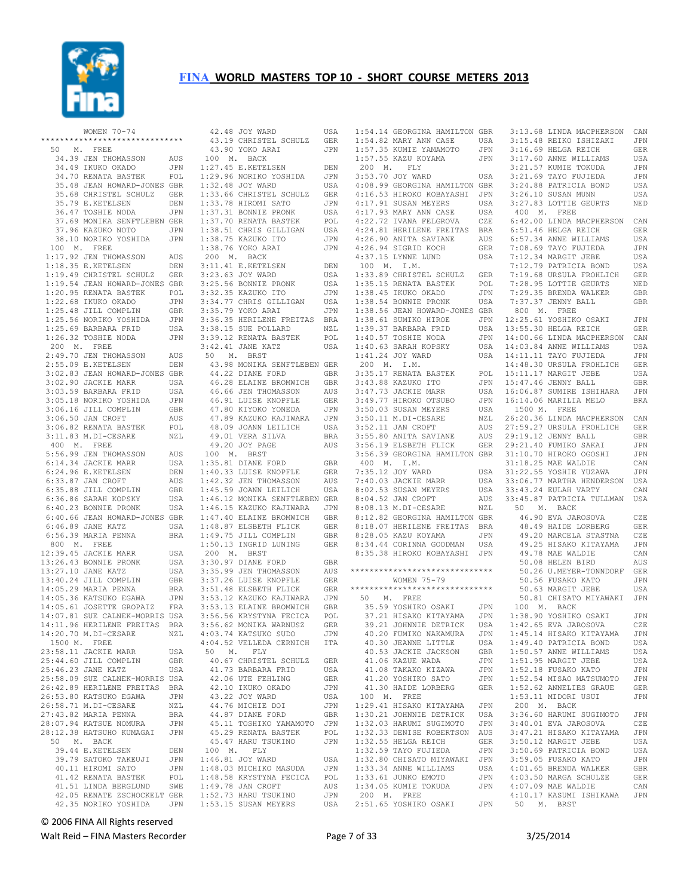# FINA WORLD MASTERS TOP 10 - SHORT COURSE METERS 2013

```
        WOMEN 70-74
*****************************
 50   M.  FREE
   34.39 JEN THOMASSON        AUS
   34.49 IKUKO OKADO          JPN
   34.70 RENATA BASTEK        POL
   35.48 JEAN HOWARD-JONES GBR
   35.68 CHRISTEL SCHULZ      GER
   35.79 E.KETELSEN           DEN
   36.47 TOSHIE NODA          JPN
   37.69 MONIKA SENFTLEBEN GER
   37.96 KAZUKO NOTO          JPN
   38.10 NORIKO YOSHIDA       JPN
 100  M.  FREE
 1:17.92 JEN THOMASSON        AUS
 1:18.35 E.KETELSEN           DEN
 1:19.49 CHRISTEL SCHULZ      GER
 1:19.54 JEAN HOWARD-JONES GBR
 1:20.95 RENATA BASTEK        POL
 1:22.68 IKUKO OKADO          JPN
 1:25.48 JILL COMPLIN         GBR
 1:25.56 NORIKO YOSHIDA       JPN
 1:25.69 BARBARA FRID         USA
 1:26.32 TOSHIE NODA          JPN
 200  M.  FREE
 2:49.70 JEN THOMASSON        AUS
 2:55.09 E.KETELSEN           DEN
 3:02.83 JEAN HOWARD-JONES GBR
 3:02.90 JACKIE MARR          USA
 3:03.59 BARBARA FRID         USA
 3:05.18 NORIKO YOSHIDA       JPN
 3:06.16 JILL COMPLIN         GBR
 3:06.50 JAN CROFT            AUS
 3:06.82 RENATA BASTEK        POL
 3:11.83 M.DI-CESARE          NZL
 400  M.  FREE
 5:56.99 JEN THOMASSON        AUS
 6:14.34 JACKIE MARR          USA
 6:24.96 E.KETELSEN           DEN
 6:33.87 JAN CROFT            AUS
 6:35.88 JILL COMPLIN         GBR
 6:36.86 SARAH KOPSKY         USA
 6:40.23 BONNIE PRONK         USA
 6:40.66 JEAN HOWARD-JONES GBR
 6:46.89 JANE KATZ            USA
 6:56.39 MARIA PENNA          BRA
 800  M.  FREE
12:39.45 JACKIE MARR          USA
13:26.43 BONNIE PRONK         USA
13:27.10 JANE KATZ            USA
13:40.24 JILL COMPLIN         GBR
14:05.29 MARIA PENNA          BRA
14:05.36 KATSUKO EGAWA        JPN
14:05.61 JOSETTE GROPAIZ      FRA
14:07.81 SUE CALNEK-MORRIS USA
14:11.96 HERILENE FREITAS     BRA
14:20.70 M.DI-CESARE          NZL
 1500 M.  FREE
23:58.11 JACKIE MARR          USA
25:44.60 JILL COMPLIN         GBR
25:46.23 JANE KATZ            USA
25:58.09 SUE CALNEK-MORRIS USA
26:42.89 HERILENE FREITAS     BRA
26:53.80 KATSUKO EGAWA        JPN
26:58.71 M.DI-CESARE          NZL
27:43.82 MARIA PENNA          BRA
28:07.94 KATSUE NOMURA        JPN
28:12.38 HATSUHO KUMAGAI      JPN
 50   M.  BACK
   39.44 E.KETELSEN           DEN
   39.79 SATOKO TAKEUJI       JPN
   40.11 HIROMI SATO          JPN
   41.42 RENATA BASTEK        POL
   41.51 LINDA BERGLUND       SWE
   42.05 RENATE ZSCHOCKELT GER
   42.35 NORIKO YOSHIDA       JPN
   42.48 JOY WARD             USA
   43.19 CHRISTEL SCHULZ      GER
   43.90 YOKO ARAI            JPN
 100  M.  BACK
 1:27.45 E.KETELSEN           DEN
 1:29.96 NORIKO YOSHIDA       JPN
 1:32.48 JOY WARD             USA
 1:33.66 CHRISTEL SCHULZ      GER
 1:33.78 HIROMI SATO          JPN
 1:37.31 BONNIE PRONK         USA
 1:37.70 RENATA BASTEK        POL
 1:38.51 CHRIS GILLIGAN       USA
 1:38.75 KAZUKO ITO           JPN
 1:38.76 YOKO ARAI            JPN
 200  M.  BACK
 3:11.41 E.KETELSEN           DEN
 3:23.63 JOY WARD             USA
 3:25.56 BONNIE PRONK         USA
 3:32.35 KAZUKO ITO           JPN
 3:34.77 CHRIS GILLIGAN       USA
 3:35.79 YOKO ARAI            JPN
 3:36.35 HERILENE FREITAS     BRA
 3:38.15 SUE POLLARD          NZL
 3:39.12 RENATA BASTEK        POL
 3:42.41 JANE KATZ            USA
 50   M.  BRST
   43.98 MONIKA SENFTLEBEN GER
   44.22 DIANE FORD           GBR
   46.28 ELAINE BROMWICH      GBR
   46.66 JEN THOMASSON        AUS
   46.91 LUISE KNOPFLE        GER
   47.80 KIYOKO YONEDA        JPN
   47.89 KAZUKO KAJIWARA      JPN
   48.09 JOANN LEILICH        USA
   49.01 VERA SILVA           BRA
   49.20 JOY PAGE             AUS
 100  M.  BRST
 1:35.81 DIANE FORD           GBR
 1:40.33 LUISE KNOPFLE        GER
 1:42.32 JEN THOMASSON        AUS
 1:45.59 JOANN LEILICH        USA
 1:46.12 MONIKA SENFTLEBEN GER
 1:46.15 KAZUKO KAJIWARA      JPN
 1:47.40 ELAINE BROMWICH      GBR
 1:48.87 ELSBETH FLICK        GER
 1:49.75 JILL COMPLIN         GBR
 1:50.13 INGRID LUNING        GER
 200  M.  BRST
 3:30.97 DIANE FORD           GBR
 3:35.99 JEN THOMASSON        AUS
 3:37.26 LUISE KNOPFLE        GER
 3:51.48 ELSBETH FLICK        GER
 3:53.12 KAZUKO KAJIWARA      JPN
 3:53.13 ELAINE BROMWICH      GBR
 3:56.56 KRYSTYNA FECICA      POL
 3:56.62 MONIKA WARNUSZ       GER
 4:03.74 KATSUKO SUDO         JPN
 4:04.52 VELLEDA CERNICH      ITA
 50   M.  FLY
   40.67 CHRISTEL SCHULZ      GER
   41.73 BARBARA FRID         USA
   42.06 UTE FEHLING          GER
   42.10 IKUKO OKADO          JPN
   43.22 JOY WARD             USA
   44.76 MICHIE DOI           JPN
   44.87 DIANE FORD           GBR
   45.11 TOSHIKO YAMAMOTO     JPN
   45.29 RENATA BASTEK        POL
   45.47 HARU TSUKINO         JPN
 100  M.  FLY
 1:46.81 JOY WARD             USA
 1:48.03 MICHIKO MASUDA       JPN
 1:48.58 KRYSTYNA FECICA      POL
 1:49.78 JAN CROFT            AUS
 1:52.73 HARU TSUKINO         JPN
 1:53.15 SUSAN MEYERS         USA
 1:54.14 GEORGINA HAMILTON GBR
 1:54.82 MARY ANN CASE        USA
 1:57.35 KUMIE YAMAMOTO       JPN
 1:57.55 KAZU KOYAMA          JPN
 200  M.  FLY
 3:53.70 JOY WARD             USA
 4:08.99 GEORGINA HAMILTON GBR
 4:16.53 HIROKO KOBAYASHI     JPN
 4:17.91 SUSAN MEYERS         USA
 4:17.93 MARY ANN CASE        USA
 4:22.72 IVANA FELGROVA       CZE
 4:24.81 HERILENE FREITAS     BRA
 4:26.90 ANITA SAVIANE        AUS
 4:26.94 SIGRID KOCH          GER
 4:37.15 LYNNE LUND           USA
 100  M.  I.M.
 1:33.89 CHRISTEL SCHULZ      GER
 1:35.15 RENATA BASTEK        POL
 1:38.45 IKUKO OKADO          JPN
 1:38.54 BONNIE PRONK         USA
 1:38.56 JEAN HOWARD-JONES GBR
 1:38.61 SUMIKO HIROE         JPN
 1:39.37 BARBARA FRID         USA
 1:40.57 TOSHIE NODA          JPN
 1:40.63 SARAH KOPSKY         USA
 1:41.24 JOY WARD             USA
 200  M.  I.M.
 3:35.17 RENATA BASTEK        POL
 3:43.88 KAZUKO ITO           JPN
 3:47.73 JACKIE MARR          USA
 3:49.77 HIROKO OTSUBO        JPN
 3:50.03 SUSAN MEYERS         USA
 3:50.11 M.DI-CESARE          NZL
 3:52.11 JAN CROFT            AUS
 3:55.80 ANITA SAVIANE        AUS
 3:56.19 ELSBETH FLICK        GER
 3:56.39 GEORGINA HAMILTON GBR
 400  M.  I.M.
 7:35.12 JOY WARD             USA
 7:40.03 JACKIE MARR          USA
 8:02.53 SUSAN MEYERS         USA
 8:04.52 JAN CROFT            AUS
 8:08.13 M.DI-CESARE          NZL
 8:12.82 GEORGINA HAMILTON GBR
 8:18.07 HERILENE FREITAS     BRA
 8:28.05 KAZU KOYAMA          JPN
 8:34.44 CORINNA GOODMAN      USA
 8:35.38 HIROKO KOBAYASHI     JPN

*****************************
        WOMEN 75-79
*****************************
 50   M.  FREE
   35.59 YOSHIKO OSAKI        JPN
   37.21 HISAKO KITAYAMA      JPN
   39.21 JOHNNIE DETRICK      USA
   40.20 FUMIKO NAKAMURA      JPN
   40.30 JEANNE LITTLE        USA
   40.53 JACKIE JACKSON       GBR
   41.06 KAZUE WADA           JPN
   41.08 TAKAKO KIZAWA        JPN
   41.20 YOSHIKO SATO         JPN
   41.30 HAIDE LORBERG        GER
 100  M.  FREE
 1:29.41 HISAKO KITAYAMA      JPN
 1:30.21 JOHNNIE DETRICK      USA
 1:32.03 HARUMI SUGIMOTO      JPN
 1:32.33 DENISE ROBERTSON     AUS
 1:32.55 HELGA REICH          GER
 1:32.59 TAYO FUJIEDA         JPN
 1:32.80 CHISATO MIYAWAKI     JPN
 1:33.34 ANNE WILLIAMS        USA
 1:33.61 JUNKO EMOTO          JPN
 1:34.05 KUMIE TOKUDA         JPN
 200  M.  FREE
 2:51.65 YOSHIKO OSAKI        JPN
 3:13.68 LINDA MACPHERSON     CAN
 3:15.48 REIKO ISHIZAKI       JPN
 3:16.69 HELGA REICH          GER
 3:17.60 ANNE WILLIAMS        USA
 3:21.57 KUMIE TOKUDA         JPN
 3:21.69 TAYO FUJIEDA         JPN
 3:24.88 PATRICIA BOND        USA
 3:26.10 SUSAN MUNN           USA
 3:27.83 LOTTIE GEURTS        NED
 400  M.  FREE
 6:42.00 LINDA MACPHERSON     CAN
 6:51.46 HELGA REICH          GER
 6:57.34 ANNE WILLIAMS        USA
 7:08.69 TAYO FUJIEDA         JPN
 7:12.34 MARGIT JEBE          USA
 7:12.79 PATRICIA BOND        USA
 7:19.68 URSULA FROHLICH      GER
 7:28.95 LOTTIE GEURTS        NED
 7:29.35 BRENDA WALKER        GBR
 7:37.37 JENNY BALL           GBR
 800  M.  FREE
12:25.61 YOSHIKO OSAKI        JPN
13:55.30 HELGA REICH          GER
14:00.66 LINDA MACPHERSON     CAN
14:03.84 ANNE WILLIAMS        USA
14:11.11 TAYO FUJIEDA         JPN
14:48.30 URSULA FROHLICH      GER
15:11.17 MARGIT JEBE          USA
15:47.46 JENNY BALL           GBR
16:06.87 SUMIRE ISHIHARA      JPN
16:14.06 MARILIA MELO         BRA
 1500 M.  FREE
26:20.36 LINDA MACPHERSON     CAN
27:59.27 URSULA FROHLICH      GER
29:19.12 JENNY BALL           GBR
29:21.40 FUMIKO SAKAI         JPN
31:10.70 HIROKO OGOSHI        JPN
31:18.25 MAE WALDIE           CAN
31:22.55 YOSHIE YUZAWA        JPN
33:06.77 MARTHA HENDERSON     USA
33:43.24 EULAH VARTY          CAN
33:45.87 PATRICIA TULLMAN     USA
 50   M.  BACK
   46.90 EVA JAROSOVA         CZE
   48.49 HAIDE LORBERG        GER
   49.20 MARCELA STASTNA      CZE
   49.25 HISAKO KITAYAMA      JPN
   49.78 MAE WALDIE           CAN
   50.08 HELEN BIRD           AUS
   50.26 U.MEYER-TONNDORF     GER
   50.56 FUSAKO KATO          JPN
   50.63 MARGIT JEBE          USA
   50.81 CHISATO MIYAWAKI     JPN
 100  M.  BACK
 1:38.90 YOSHIKO OSAKI        JPN
 1:42.65 EVA JAROSOVA         CZE
 1:45.14 HISAKO KITAYAMA      JPN
 1:49.40 PATRICIA BOND        USA
 1:50.57 ANNE WILLIAMS        USA
 1:51.95 MARGIT JEBE          USA
 1:52.18 FUSAKO KATO          JPN
 1:52.54 MISAO MATSUMOTO      JPN
 1:52.62 ANNELIES GRAUE       GER
 1:53.11 MIDORI USUI          JPN
 200  M.  BACK
 3:36.60 HARUMI SUGIMOTO      JPN
 3:40.01 EVA JAROSOVA         CZE
 3:47.21 HISAKO KITAYAMA      JPN
 3:50.12 MARGIT JEBE          USA
 3:50.69 PATRICIA BOND        USA
 3:59.05 FUSAKO KATO          JPN
 4:01.65 BRENDA WALKER        GBR
 4:03.50 MARGA SCHULZE        GER
 4:07.09 MAE WALDIE           CAN
 4:10.17 KASUMI ISHIKAWA      JPN
 50   M.  BRST
```

© 2006 FINA All Rights reserved

Walt Reid – FINA Masters Recorder    3/25/2014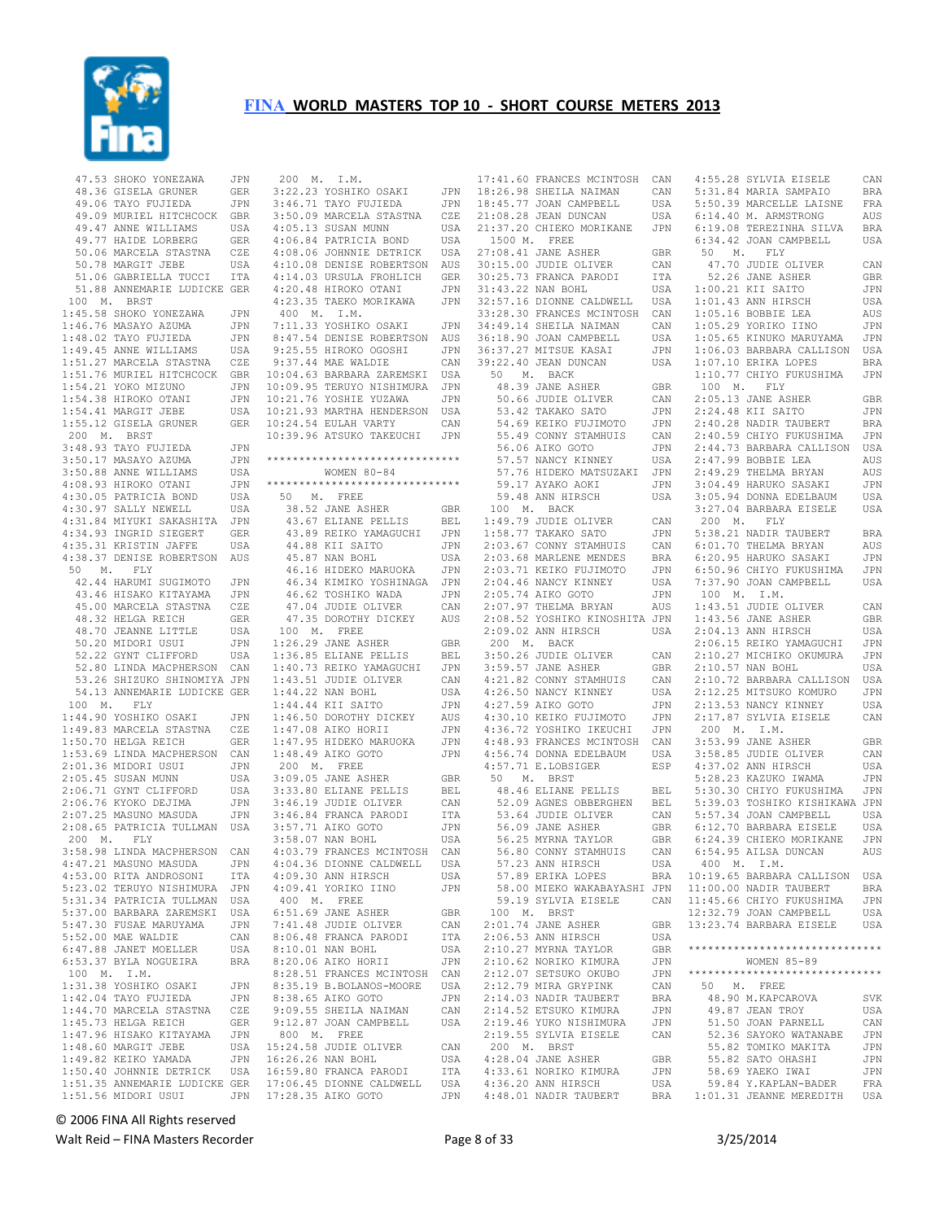# FINA WORLD MASTERS TOP 10 - SHORT COURSE METERS 2013

```
  47.53 SHOKO YONEZAWA     JPN
  48.36 GISELA GRUNER      GER
  49.06 TAYO FUJIEDA       JPN
  49.09 MURIEL HITCHCOCK   GBR
  49.47 ANNE WILLIAMS      USA
  49.77 HAIDE LORBERG      GER
  50.06 MARCELA STASTNA    CZE
  50.78 MARGIT JEBE        USA
  51.06 GABRIELLA TUCCI    ITA
  51.88 ANNEMARIE LUDICKE  GER
 100  M.  BRST
1:45.58 SHOKO YONEZAWA     JPN
1:46.76 MASAYO AZUMA       JPN
1:48.02 TAYO FUJIEDA       JPN
1:49.45 ANNE WILLIAMS      USA
1:51.27 MARCELA STASTNA    CZE
1:51.76 MURIEL HITCHCOCK   GBR
1:54.21 YOKO MIZUNO        JPN
1:54.38 HIROKO OTANI       JPN
1:54.41 MARGIT JEBE        USA
1:55.12 GISELA GRUNER      GER
 200  M.  BRST
3:48.93 TAYO FUJIEDA       JPN
3:50.17 MASAYO AZUMA       JPN
3:50.88 ANNE WILLIAMS      USA
4:08.93 HIROKO OTANI       JPN
4:30.05 PATRICIA BOND      USA
4:30.97 SALLY NEWELL       USA
4:31.84 MIYUKI SAKASHITA   JPN
4:34.93 INGRID SIEGERT     GER
4:35.31 KRISTIN JAFFE      USA
4:38.37 DENISE ROBERTSON   AUS
 50  M.   FLY
  42.44 HARUMI SUGIMOTO    JPN
  43.46 HISAKO KITAYAMA    JPN
  45.00 MARCELA STASTNA    CZE
  48.32 HELGA REICH        GER
  48.70 JEANNE LITTLE      USA
  50.20 MIDORI USUI        JPN
  52.22 GYNT CLIFFORD      USA
  52.80 LINDA MACPHERSON   CAN
  53.26 SHIZUKO SHINOMIYA  JPN
  54.13 ANNEMARIE LUDICKE  GER
 100  M.   FLY
1:44.90 YOSHIKO OSAKI      JPN
1:49.83 MARCELA STASTNA    CZE
1:50.70 HELGA REICH        GER
1:53.69 LINDA MACPHERSON   CAN
2:01.36 MIDORI USUI        JPN
2:05.45 SUSAN MUNN         USA
2:06.71 GYNT CLIFFORD      USA
2:06.76 KYOKO DEJIMA       JPN
2:07.25 MASUNO MASUDA      JPN
2:08.65 PATRICIA TULLMAN   USA
 200  M.   FLY
3:58.98 LINDA MACPHERSON   CAN
4:47.21 MASUNO MASUDA      JPN
4:53.00 RITA ANDROSONI     ITA
5:23.02 TERUYO NISHIMURA   JPN
5:31.34 PATRICIA TULLMAN   USA
5:37.00 BARBARA ZAREMSKI   USA
5:47.30 FUSAE MARUYAMA     JPN
5:52.00 MAE WALDIE         CAN
6:47.88 JANET MOELLER      USA
6:53.37 BYLA NOGUEIRA      BRA
 100  M.  I.M.
1:31.38 YOSHIKO OSAKI      JPN
1:42.04 TAYO FUJIEDA       JPN
1:44.70 MARCELA STASTNA    CZE
1:45.73 HELGA REICH        GER
1:47.96 HISAKO KITAYAMA    JPN
1:48.60 MARGIT JEBE        USA
1:49.82 KEIKO YAMADA       JPN
1:50.40 JOHNNIE DETRICK    USA
1:51.35 ANNEMARIE LUDICKE  GER
1:51.56 MIDORI USUI        JPN
 200  M.  I.M.
3:22.23 YOSHIKO OSAKI      JPN
3:46.71 TAYO FUJIEDA       JPN
3:50.09 MARCELA STASTNA    CZE
4:05.13 SUSAN MUNN         USA
4:06.84 PATRICIA BOND      USA
4:08.06 JOHNNIE DETRICK    USA
4:10.08 DENISE ROBERTSON   AUS
4:14.03 URSULA FROHLICH    GER
4:20.48 HIROKO OTANI       JPN
4:23.35 TAEKO MORIKAWA     JPN
 400  M.  I.M.
7:11.33 YOSHIKO OSAKI      JPN
8:47.54 DENISE ROBERTSON   AUS
9:25.55 HIROKO OGOSHI      JPN
9:37.44 MAE WALDIE         CAN
10:04.63 BARBARA ZAREMSKI  USA
10:09.95 TERUYO NISHIMURA  JPN
10:21.76 YOSHIE YUZAWA     JPN
10:21.93 MARTHA HENDERSON  USA
10:24.54 EULAH VARTY       CAN
10:39.96 ATSUKO TAKEUCHI   JPN

******************************
         WOMEN 80-84
******************************
 50  M.  FREE
  38.52 JANE ASHER         GBR
  43.67 ELIANE PELLIS      BEL
  43.89 REIKO YAMAGUCHI    JPN
  44.88 KII SAITO          JPN
  45.87 NAN BOHL           USA
  46.16 HIDEKO MARUOKA     JPN
  46.34 KIMIKO YOSHINAGA   JPN
  46.62 TOSHIKO WADA       JPN
  47.04 JUDIE OLIVER       CAN
  47.35 DOROTHY DICKEY     AUS
 100  M.  FREE
1:26.29 JANE ASHER         GBR
1:36.85 ELIANE PELLIS      BEL
1:40.73 REIKO YAMAGUCHI    JPN
1:43.51 JUDIE OLIVER       CAN
1:44.22 NAN BOHL           USA
1:44.44 KII SAITO          JPN
1:46.50 DOROTHY DICKEY     AUS
1:47.08 AIKO HORII         JPN
1:47.95 HIDEKO MARUOKA     JPN
1:48.49 AIKO GOTO          JPN
 200  M.  FREE
3:09.05 JANE ASHER         GBR
3:33.80 ELIANE PELLIS      BEL
3:46.19 JUDIE OLIVER       CAN
3:46.84 FRANCA PARODI      ITA
3:57.71 AIKO GOTO          JPN
3:58.07 NAN BOHL           USA
4:03.79 FRANCES MCINTOSH   CAN
4:04.36 DIONNE CALDWELL    USA
4:09.30 ANN HIRSCH         USA
4:09.41 YORIKO IINO        JPN
 400  M.  FREE
6:51.69 JANE ASHER         GBR
7:41.48 JUDIE OLIVER       CAN
8:06.48 FRANCA PARODI      ITA
8:10.01 NAN BOHL           USA
8:20.06 AIKO HORII         JPN
8:28.51 FRANCES MCINTOSH   CAN
8:35.19 B.BOLANOS-MOORE    USA
8:38.65 AIKO GOTO          JPN
9:09.55 SHEILA NAIMAN      CAN
9:12.87 JOAN CAMPBELL      USA
 800  M.  FREE
15:24.58 JUDIE OLIVER      CAN
16:26.26 NAN BOHL          USA
16:59.80 FRANCA PARODI     ITA
17:06.45 DIONNE CALDWELL   USA
17:28.35 AIKO GOTO         JPN
17:41.60 FRANCES MCINTOSH  CAN
18:26.98 SHEILA NAIMAN     CAN
18:45.77 JOAN CAMPBELL     USA
21:08.28 JEAN DUNCAN       USA
21:37.20 CHIEKO MORIKANE   JPN
 1500 M.  FREE
27:08.41 JANE ASHER        GBR
30:15.00 JUDIE OLIVER      CAN
30:25.73 FRANCA PARODI     ITA
31:43.22 NAN BOHL          USA
32:57.16 DIONNE CALDWELL   USA
33:28.30 FRANCES MCINTOSH  CAN
34:49.14 SHEILA NAIMAN     CAN
36:18.90 JOAN CAMPBELL     USA
36:37.27 MITSUE KASAI      JPN
39:22.40 JEAN DUNCAN       USA
 50  M.  BACK
  48.39 JANE ASHER         GBR
  50.66 JUDIE OLIVER       CAN
  53.42 TAKAKO SATO        JPN
  54.69 KEIKO FUJIMOTO     JPN
  55.49 CONNY STAMHUIS     CAN
  56.06 AIKO GOTO          JPN
  57.57 NANCY KINNEY       USA
  57.76 HIDEKO MATSUZAKI   JPN
  59.17 AYAKO AOKI         JPN
  59.48 ANN HIRSCH         USA
 100  M.  BACK
1:49.79 JUDIE OLIVER       CAN
1:58.77 TAKAKO SATO        JPN
2:03.67 CONNY STAMHUIS     CAN
2:03.68 MARLENE MENDES     BRA
2:03.71 KEIKO FUJIMOTO     JPN
2:04.46 NANCY KINNEY       USA
2:05.74 AIKO GOTO          JPN
2:07.97 THELMA BRYAN       AUS
2:08.52 YOSHIKO KINOSHITA  JPN
2:09.02 ANN HIRSCH         USA
 200  M.  BACK
3:50.26 JUDIE OLIVER       CAN
3:59.57 JANE ASHER         GBR
4:21.82 CONNY STAMHUIS     CAN
4:26.50 NANCY KINNEY       USA
4:27.59 AIKO GOTO          JPN
4:30.10 KEIKO FUJIMOTO     JPN
4:36.72 YOSHIKO IKEUCHI    JPN
4:48.93 FRANCES MCINTOSH   CAN
4:56.74 DONNA EDELBAUM     USA
4:57.71 E.LOBSIGER         ESP
 50  M.  BRST
  48.46 ELIANE PELLIS      BEL
  52.09 AGNES OBBERGHEN    BEL
  53.64 JUDIE OLIVER       CAN
  56.09 JANE ASHER         GBR
  56.25 MYRNA TAYLOR       GBR
  56.80 CONNY STAMHUIS     CAN
  57.23 ANN HIRSCH         USA
  57.89 ERIKA LOPES        BRA
  58.00 MIEKO WAKABAYASHI  JPN
  59.19 SYLVIA EISELE      CAN
 100  M.  BRST
2:01.74 JANE ASHER         GBR
2:06.53 ANN HIRSCH         USA
2:10.27 MYRNA TAYLOR       GBR
2:10.62 NORIKO KIMURA      JPN
2:12.07 SETSUKO OKUBO      JPN
2:12.79 MIRA GRYPINK       CAN
2:14.03 NADIR TAUBERT      BRA
2:14.52 ETSUKO KIMURA      JPN
2:19.46 YUKO NISHIMURA     JPN
2:19.55 SYLVIA EISELE      CAN
 200  M.  BRST
4:28.04 JANE ASHER         GBR
4:33.61 NORIKO KIMURA      JPN
4:36.20 ANN HIRSCH         USA
4:48.01 NADIR TAUBERT      BRA
4:55.28 SYLVIA EISELE      CAN
5:31.84 MARIA SAMPAIO      BRA
5:50.39 MARCELLE LAISNE    FRA
6:14.40 M. ARMSTRONG       AUS
6:19.08 TEREZINHA SILVA    BRA
6:34.42 JOAN CAMPBELL      USA
 50  M.   FLY
  47.70 JUDIE OLIVER       CAN
  52.26 JANE ASHER         GBR
1:00.21 KII SAITO          JPN
1:01.43 ANN HIRSCH         USA
1:05.16 BOBBIE LEA         AUS
1:05.29 YORIKO IINO        JPN
1:05.65 KINUKO MARUYAMA    JPN
1:06.03 BARBARA CALLISON   USA
1:07.10 ERIKA LOPES        BRA
1:10.77 CHIYO FUKUSHIMA    JPN
 100  M.   FLY
2:05.13 JANE ASHER         GBR
2:24.48 KII SAITO          JPN
2:40.28 NADIR TAUBERT      BRA
2:40.59 CHIYO FUKUSHIMA    JPN
2:44.73 BARBARA CALLISON   USA
2:47.99 BOBBIE LEA         AUS
2:49.29 THELMA BRYAN       AUS
3:04.49 HARUKO SASAKI      JPN
3:05.94 DONNA EDELBAUM     USA
3:27.04 BARBARA EISELE     USA
 200  M.   FLY
5:38.21 NADIR TAUBERT      BRA
6:01.70 THELMA BRYAN       AUS
6:20.95 HARUKO SASAKI      JPN
6:50.96 CHIYO FUKUSHIMA    JPN
7:37.90 JOAN CAMPBELL      USA
 100  M.  I.M.
1:43.51 JUDIE OLIVER       CAN
1:43.56 JANE ASHER         GBR
2:04.13 ANN HIRSCH         USA
2:06.15 REIKO YAMAGUCHI    JPN
2:10.27 MICHIKO OKUMURA    JPN
2:10.57 NAN BOHL           USA
2:10.72 BARBARA CALLISON   USA
2:12.25 MITSUKO KOMURO     JPN
2:13.53 NANCY KINNEY       USA
2:17.87 SYLVIA EISELE      CAN
 200  M.  I.M.
3:53.99 JANE ASHER         GBR
3:58.85 JUDIE OLIVER       CAN
4:37.02 ANN HIRSCH         USA
5:28.23 KAZUKO IWAMA       JPN
5:30.30 CHIYO FUKUSHIMA    JPN
5:39.03 TOSHIKO KISHIKAWA  JPN
5:57.34 JOAN CAMPBELL      USA
6:12.70 BARBARA EISELE     USA
6:24.39 CHIEKO MORIKANE    JPN
6:54.95 AILSA DUNCAN       AUS
 400  M.  I.M.
10:19.65 BARBARA CALLISON  USA
11:00.00 NADIR TAUBERT     BRA
11:45.66 CHIYO FUKUSHIMA   JPN
12:32.79 JOAN CAMPBELL     USA
13:23.74 BARBARA EISELE    USA

******************************
         WOMEN 85-89
******************************
 50  M.  FREE
  48.90 M.KAPCAROVA        SVK
  49.87 JEAN TROY          USA
  51.50 JOAN PARNELL       CAN
  52.36 SAYOKO WATANABE    JPN
  55.82 TOMIKO MAKITA      JPN
  55.82 SATO OHASHI        JPN
  58.69 YAEKO IWAI         JPN
  59.84 Y.KAPLAN-BADER     FRA
1:01.31 JEANNE MEREDITH    USA
```

© 2006 FINA All Rights reserved

Walt Reid – FINA Masters Recorder    3/25/2014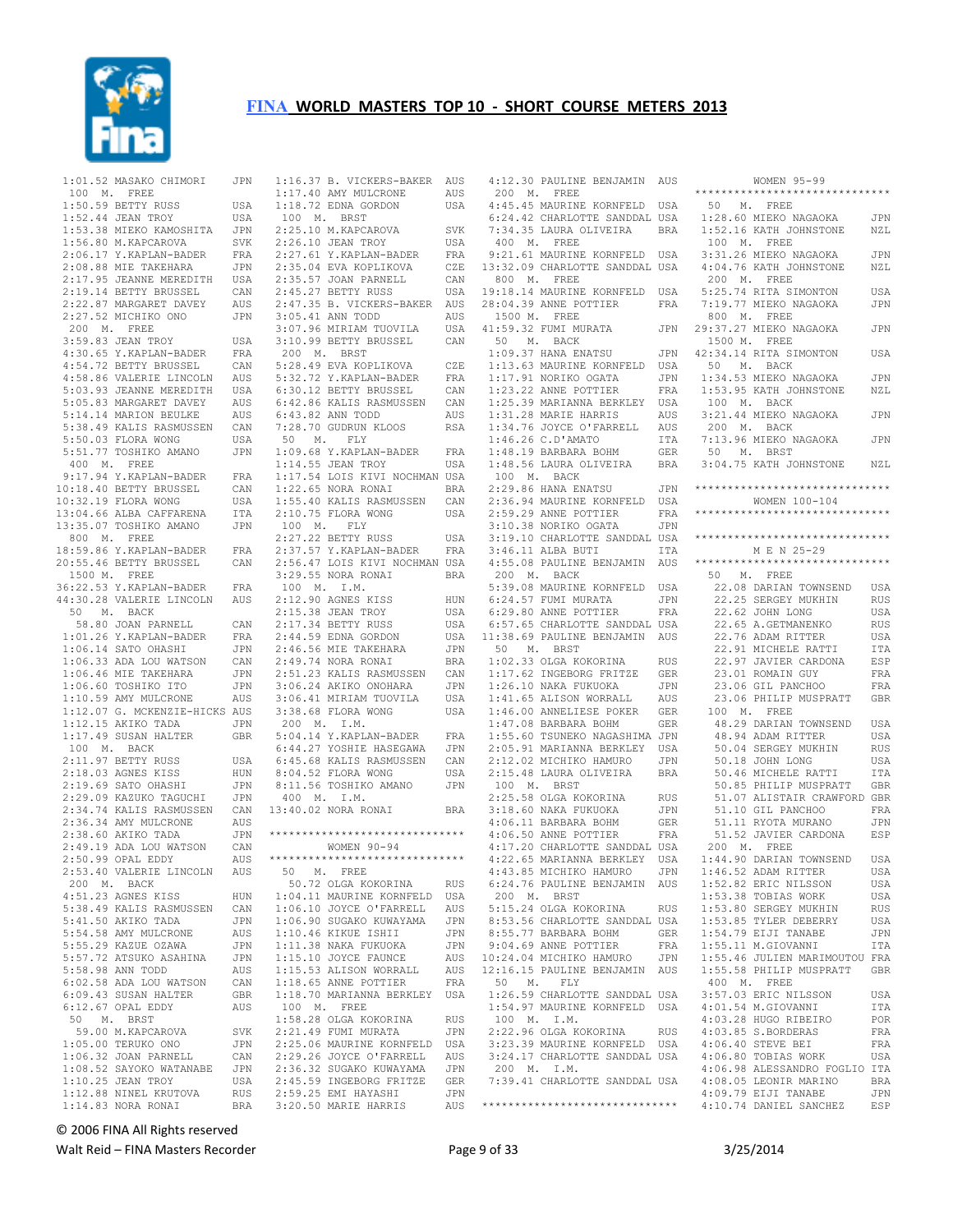# FINA WORLD MASTERS TOP 10 - SHORT COURSE METERS 2013

```
1:01.52 MASAKO CHIMORI     JPN
 100  M.  FREE
1:50.59 BETTY RUSS         USA
1:52.44 JEAN TROY          USA
1:53.38 MIEKO KAMOSHITA    JPN
1:56.80 M.KAPCAROVA        SVK
2:06.17 Y.KAPLAN-BADER     FRA
2:08.88 MIE TAKEHARA       JPN
2:17.95 JEANNE MEREDITH    USA
2:19.14 BETTY BRUSSEL      CAN
2:22.87 MARGARET DAVEY     AUS
2:27.52 MICHIKO ONO        JPN
 200  M.  FREE
3:59.83 JEAN TROY          USA
4:30.65 Y.KAPLAN-BADER     FRA
4:54.72 BETTY BRUSSEL      CAN
4:58.86 VALERIE LINCOLN    AUS
5:03.93 JEANNE MEREDITH    USA
5:05.83 MARGARET DAVEY     AUS
5:14.14 MARION BEULKE      AUS
5:38.49 KALIS RASMUSSEN    CAN
5:50.03 FLORA WONG         USA
5:51.77 TOSHIKO AMANO      JPN
 400  M.  FREE
9:17.94 Y.KAPLAN-BADER     FRA
10:18.40 BETTY BRUSSEL     CAN
10:32.19 FLORA WONG        USA
13:04.66 ALBA CAFFARENA    ITA
13:35.07 TOSHIKO AMANO     JPN
 800  M.  FREE
18:59.86 Y.KAPLAN-BADER    FRA
20:55.46 BETTY BRUSSEL     CAN
 1500 M.  FREE
36:22.53 Y.KAPLAN-BADER    FRA
44:30.28 VALERIE LINCOLN   AUS
 50   M.  BACK
  58.80 JOAN PARNELL       CAN
1:01.26 Y.KAPLAN-BADER     FRA
1:06.14 SATO OHASHI        JPN
1:06.33 ADA LOU WATSON     CAN
1:06.46 MIE TAKEHARA       JPN
1:06.60 TOSHIKO ITO        JPN
1:10.59 AMY MULCRONE       AUS
1:12.07 G. MCKENZIE-HICKS  AUS
1:12.15 AKIKO TADA         JPN
1:17.49 SUSAN HALTER       GBR
 100  M.  BACK
2:11.97 BETTY RUSS         USA
2:18.03 AGNES KISS         HUN
2:19.69 SATO OHASHI        JPN
2:29.09 KAZUKO TAGUCHI     JPN
2:34.74 KALIS RASMUSSEN    CAN
2:36.34 AMY MULCRONE       AUS
2:38.60 AKIKO TADA         JPN
2:49.19 ADA LOU WATSON     CAN
2:50.99 OPAL EDDY          AUS
2:53.40 VALERIE LINCOLN    AUS
 200  M.  BACK
4:51.23 AGNES KISS         HUN
5:38.49 KALIS RASMUSSEN    CAN
5:41.50 AKIKO TADA         JPN
5:54.58 AMY MULCRONE       AUS
5:55.29 KAZUE OZAWA        JPN
5:57.72 ATSUKO ASAHINA     JPN
5:58.98 ANN TODD           AUS
6:02.58 ADA LOU WATSON     CAN
6:09.43 SUSAN HALTER       GBR
6:12.67 OPAL EDDY          AUS
 50   M.  BRST
  59.00 M.KAPCAROVA        SVK
1:05.00 TERUKO ONO         JPN
1:06.32 JOAN PARNELL       CAN
1:08.52 SAYOKO WATANABE    JPN
1:10.25 JEAN TROY          USA
1:12.88 NINEL KRUTOVA      RUS
1:14.83 NORA RONAI         BRA
1:16.37 B. VICKERS-BAKER   AUS
1:17.40 AMY MULCRONE       AUS
1:18.72 EDNA GORDON        USA
 100  M.  BRST
2:25.10 M.KAPCAROVA        SVK
2:26.10 JEAN TROY          USA
2:27.61 Y.KAPLAN-BADER     FRA
2:35.04 EVA KOPLIKOVA      CZE
2:35.57 JOAN PARNELL       CAN
2:45.27 BETTY RUSS         USA
2:47.35 B. VICKERS-BAKER   AUS
3:05.41 ANN TODD           AUS
3:07.96 MIRIAM TUOVILA     USA
3:10.99 BETTY BRUSSEL      CAN
 200  M.  BRST
5:28.49 EVA KOPLIKOVA      CZE
5:32.72 Y.KAPLAN-BADER     FRA
6:30.12 BETTY BRUSSEL      CAN
6:42.86 KALIS RASMUSSEN    CAN
6:43.82 ANN TODD           AUS
7:28.70 GUDRUN KLOOS       RSA
 50   M.  FLY
1:09.68 Y.KAPLAN-BADER     FRA
1:14.55 JEAN TROY          USA
1:17.54 LOIS KIVI NOCHMAN  USA
1:22.65 NORA RONAI         BRA
1:55.40 KALIS RASMUSSEN    CAN
2:10.75 FLORA WONG         USA
 100  M.  FLY
2:27.22 BETTY RUSS         USA
2:37.57 Y.KAPLAN-BADER     FRA
2:56.47 LOIS KIVI NOCHMAN  USA
3:29.55 NORA RONAI         BRA
 100  M.  I.M.
2:12.90 AGNES KISS         HUN
2:15.38 JEAN TROY          USA
2:17.34 BETTY RUSS         USA
2:44.59 EDNA GORDON        USA
2:46.56 MIE TAKEHARA       JPN
2:49.74 NORA RONAI         BRA
2:51.23 KALIS RASMUSSEN    CAN
3:06.24 AKIKO ONOHARA      JPN
3:06.41 MIRIAM TUOVILA     USA
3:38.68 FLORA WONG         USA
 200  M.  I.M.
5:04.14 Y.KAPLAN-BADER     FRA
6:44.27 YOSHIE HASEGAWA    JPN
6:45.68 KALIS RASMUSSEN    CAN
8:04.52 FLORA WONG         USA
8:11.56 TOSHIKO AMANO      JPN
 400  M.  I.M.
13:40.02 NORA RONAI        BRA
```

```
*****************************
        WOMEN 90-94
*****************************
```

```
 50   M.  FREE
  50.72 OLGA KOKORINA      RUS
1:04.11 MAURINE KORNFELD   USA
1:06.10 JOYCE O'FARRELL    AUS
1:06.90 SUGAKO KUWAYAMA    JPN
1:10.46 KIKUE ISHII        JPN
1:11.38 NAKA FUKUOKA       JPN
1:15.10 JOYCE FAUNCE       AUS
1:15.53 ALISON WORRALL     AUS
1:18.65 ANNE POTTIER       FRA
1:18.70 MARIANNA BERKLEY   USA
 100  M.  FREE
1:58.28 OLGA KOKORINA      RUS
2:21.49 FUMI MURATA        JPN
2:25.06 MAURINE KORNFELD   USA
2:29.26 JOYCE O'FARRELL    AUS
2:36.32 SUGAKO KUWAYAMA    JPN
2:45.59 INGEBORG FRITZE    GER
2:59.25 EMI HAYASHI        JPN
3:20.50 MARIE HARRIS       AUS
4:12.30 PAULINE BENJAMIN   AUS
 200  M.  FREE
4:45.45 MAURINE KORNFELD   USA
6:24.42 CHARLOTTE SANDDAL  USA
7:34.35 LAURA OLIVEIRA     BRA
 400  M.  FREE
9:21.61 MAURINE KORNFELD   USA
13:32.09 CHARLOTTE SANDDAL USA
 800  M.  FREE
19:18.14 MAURINE KORNFELD  USA
28:04.39 ANNE POTTIER      FRA
 1500 M.  FREE
41:59.32 FUMI MURATA       JPN
 50   M.  BACK
1:09.37 HANA ENATSU        JPN
1:13.63 MAURINE KORNFELD   USA
1:17.91 NORIKO OGATA       JPN
1:23.22 ANNE POTTIER       FRA
1:25.39 MARIANNA BERKLEY   USA
1:31.28 MARIE HARRIS       AUS
1:34.76 JOYCE O'FARRELL    AUS
1:46.26 C.D'AMATO          ITA
1:48.19 BARBARA BOHM       GER
1:48.56 LAURA OLIVEIRA     BRA
 100  M.  BACK
2:29.86 HANA ENATSU        JPN
2:36.94 MAURINE KORNFELD   USA
2:59.29 ANNE POTTIER       FRA
3:10.38 NORIKO OGATA       JPN
3:19.10 CHARLOTTE SANDDAL  USA
3:46.11 ALBA BUTI          ITA
4:55.08 PAULINE BENJAMIN   AUS
 200  M.  BACK
5:39.08 MAURINE KORNFELD   USA
6:24.57 FUMI MURATA        JPN
6:29.80 ANNE POTTIER       FRA
6:57.65 CHARLOTTE SANDDAL  USA
11:38.69 PAULINE BENJAMIN  AUS
 50   M.  BRST
1:02.33 OLGA KOKORINA      RUS
1:17.62 INGEBORG FRITZE    GER
1:26.10 NAKA FUKUOKA       JPN
1:41.65 ALISON WORRALL     AUS
1:46.00 ANNELIESE POKER    GER
1:47.08 BARBARA BOHM       GER
1:55.60 TSUNEKO NAGASHIMA  JPN
2:05.91 MARIANNA BERKLEY   USA
2:12.02 MICHIKO HAMURO     JPN
2:15.48 LAURA OLIVEIRA     BRA
 100  M.  BRST
2:25.58 OLGA KOKORINA      RUS
3:18.60 NAKA FUKUOKA       JPN
4:06.11 BARBARA BOHM       GER
4:06.50 ANNE POTTIER       FRA
4:17.20 CHARLOTTE SANDDAL  USA
4:22.65 MARIANNA BERKLEY   USA
4:43.85 MICHIKO HAMURO     JPN
6:24.76 PAULINE BENJAMIN   AUS
 200  M.  BRST
5:15.24 OLGA KOKORINA      RUS
8:53.56 CHARLOTTE SANDDAL  USA
8:55.77 BARBARA BOHM       GER
9:04.69 ANNE POTTIER       FRA
10:24.04 MICHIKO HAMURO    JPN
12:16.15 PAULINE BENJAMIN  AUS
 50   M.  FLY
1:26.59 CHARLOTTE SANDDAL  USA
1:54.97 MAURINE KORNFELD   USA
 100  M.  I.M.
2:22.96 OLGA KOKORINA      RUS
3:23.39 MAURINE KORNFELD   USA
3:24.17 CHARLOTTE SANDDAL  USA
 200  M.  I.M.
7:39.41 CHARLOTTE SANDDAL  USA
```

```
*****************************
        WOMEN 95-99
*****************************
```

```
 50   M.  FREE
1:28.60 MIEKO NAGAOKA      JPN
1:52.16 KATH JOHNSTONE     NZL
 100  M.  FREE
3:31.26 MIEKO NAGAOKA      JPN
4:04.76 KATH JOHNSTONE     NZL
 200  M.  FREE
5:25.74 RITA SIMONTON      USA
7:19.77 MIEKO NAGAOKA      JPN
 800  M.  FREE
29:37.27 MIEKO NAGAOKA     JPN
 1500 M.  FREE
42:34.14 RITA SIMONTON     USA
 50   M.  BACK
1:34.53 MIEKO NAGAOKA      JPN
1:53.95 KATH JOHNSTONE     NZL
 100  M.  BACK
3:21.44 MIEKO NAGAOKA      JPN
 200  M.  BACK
7:13.96 MIEKO NAGAOKA      JPN
 50   M.  BRST
3:04.75 KATH JOHNSTONE     NZL
```

```
*****************************
        WOMEN 100-104
*****************************
```

```
*****************************
        M E N 25-29
*****************************
```

```
 50   M.  FREE
  22.08 DARIAN TOWNSEND    USA
  22.25 SERGEY MUKHIN      RUS
  22.62 JOHN LONG          USA
  22.65 A.GETMANENKO       RUS
  22.76 ADAM RITTER        USA
  22.91 MICHELE RATTI      ITA
  22.97 JAVIER CARDONA     ESP
  23.01 ROMAIN GUY         FRA
  23.06 GIL PANCHOO        FRA
  23.06 PHILIP MUSPRATT    GBR
 100  M.  FREE
  48.29 DARIAN TOWNSEND    USA
  48.94 ADAM RITTER        USA
  50.04 SERGEY MUKHIN      RUS
  50.18 JOHN LONG          USA
  50.46 MICHELE RATTI      ITA
  50.85 PHILIP MUSPRATT    GBR
  51.07 ALISTAIR CRAWFORD  GBR
  51.10 GIL PANCHOO        FRA
  51.11 RYOTA MURANO       JPN
  51.52 JAVIER CARDONA     ESP
 200  M.  FREE
1:44.90 DARIAN TOWNSEND    USA
1:46.52 ADAM RITTER        USA
1:52.82 ERIC NILSSON       USA
1:53.38 TOBIAS WORK        USA
1:53.80 SERGEY MUKHIN      RUS
1:53.85 TYLER DEBERRY      USA
1:54.79 EIJI TANABE        JPN
1:55.11 M.GIOVANNI         ITA
1:55.46 JULIEN MARIMOUTOU  FRA
1:55.58 PHILIP MUSPRATT    GBR
 400  M.  FREE
3:57.03 ERIC NILSSON       USA
4:01.54 M.GIOVANNI         ITA
4:03.28 HUGO RIBEIRO       POR
4:03.85 S.BORDERAS         FRA
4:06.40 STEVE BEI          FRA
4:06.80 TOBIAS WORK        USA
4:06.98 ALESSANDRO FOGLIO  ITA
4:08.05 LEONIR MARINO      BRA
4:09.79 EIJI TANABE        JPN
4:10.74 DANIEL SANCHEZ     ESP
```

© 2006 FINA All Rights reserved

Walt Reid – FINA Masters Recorder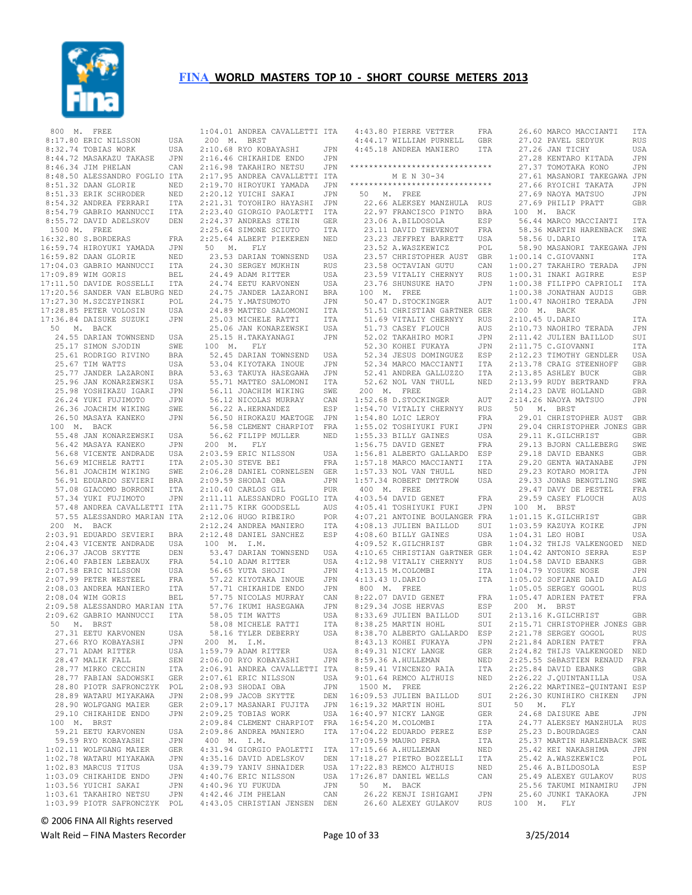# FINA WORLD MASTERS TOP 10 - SHORT COURSE METERS 2013

800 M. FREE
8:17.80 ERIC NILSSON USA
8:32.74 TOBIAS WORK USA
8:44.72 MASAKAZU TAKASE JPN
8:46.34 JIM PHELAN CAN
8:48.50 ALESSANDRO FOGLIO ITA
8:51.32 DAAN GLORIE NED
8:51.33 ERIK SCHRODER NED
8:54.32 ANDREA FERRARI ITA
8:54.79 GABRIO MANNUCCI ITA
8:55.72 DAVID ADELSKOV DEN

1500 M. FREE
16:32.80 S.BORDERAS FRA
16:59.74 HIROYUKI YAMADA JPN
16:59.82 DAAN GLORIE NED
17:04.03 GABRIO MANNUCCI ITA
17:09.89 WIM GORIS BEL
17:11.50 DAVIDE ROSSELLI ITA
17:20.56 SANDER VAN ELBURG NED
17:27.30 M.SZCZYPINSKI POL
17:28.85 PETER VOLOSIN USA
17:36.84 DAISUKE SUZUKI JPN

50 M. BACK
24.55 DARIAN TOWNSEND USA
25.17 SIMON SJODIN SWE
25.61 RODRIGO RIVINO BRA
25.67 TIM WATTS USA
25.77 JANDER LAZARONI BRA
25.96 JAN KONARZEWSKI USA
25.98 YOSHIKAZU IGARI JPN
26.24 YUKI FUJIMOTO JPN
26.36 JOACHIM WIKING SWE
26.50 MASAYA KANEKO JPN

100 M. BACK
55.48 JAN KONARZEWSKI USA
56.42 MASAYA KANEKO JPN
56.68 VICENTE ANDRADE USA
56.69 MICHELE RATTI ITA
56.81 JOACHIM WIKING SWE
56.91 EDUARDO SEVIERI BRA
57.08 GIACOMO BORRONI ITA
57.34 YUKI FUJIMOTO JPN
57.48 ANDREA CAVALLETTI ITA
57.55 ALESSANDRO MARIAN ITA

200 M. BACK
2:03.91 EDUARDO SEVIERI BRA
2:04.43 VICENTE ANDRADE USA
2:06.37 JACOB SKYTTE DEN
2:06.40 FABIEN LEBEAUX FRA
2:07.58 ERIC NILSSON USA
2:07.99 PETER WESTEEL FRA
2:08.03 ANDREA MANIERO ITA
2:08.04 WIM GORIS BEL
2:09.58 ALESSANDRO MARIAN ITA
2:09.62 GABRIO MANNUCCI ITA

50 M. BRST
27.31 EETU KARVONEN USA
27.66 RYO KOBAYASHI JPN
27.71 ADAM RITTER USA
28.47 MALIK FALL SEN
28.77 MIRKO CECCHIN ITA
28.77 FABIAN SADOWSKI GER
28.80 PIOTR SAFRONCZYK POL
28.89 WATARU MIYAKAWA JPN
28.90 WOLFGANG MAIER GER
29.10 CHIKAHIDE ENDO JPN

100 M. BRST
59.21 EETU KARVONEN USA
59.59 RYO KOBAYASHI JPN
1:02.11 WOLFGANG MAIER GER
1:02.78 WATARU MIYAKAWA JPN
1:02.83 MARCUS TITUS USA
1:03.09 CHIKAHIDE ENDO JPN
1:03.56 YUICHI SAKAI JPN
1:03.61 TAKAHIRO NETSU JPN
1:03.99 PIOTR SAFRONCZYK POL
1:04.01 ANDREA CAVALLETTI ITA

200 M. BRST
2:10.68 RYO KOBAYASHI JPN
2:16.46 CHIKAHIDE ENDO JPN
2:16.98 TAKAHIRO NETSU JPN
2:17.95 ANDREA CAVALLETTI ITA
2:19.70 HIROYUKI YAMADA JPN
2:20.12 YUICHI SAKAI JPN
2:21.31 TOYOHIRO HAYASHI JPN
2:23.40 GIORGIO PAOLETTI ITA
2:24.37 ANDREAS STEIN GER
2:25.64 SIMONE SCIUTO ITA
2:25.64 ALBERT PIEKEREN NED

50 M. FLY
23.53 DARIAN TOWNSEND USA
24.30 SERGEY MUKHIN RUS
24.49 ADAM RITTER USA
24.74 EETU KARVONEN USA
24.75 JANDER LAZARONI BRA
24.75 Y.MATSUMOTO JPN
24.89 MATTEO SALOMONI ITA
25.03 MICHELE RATTI ITA
25.06 JAN KONARZEWSKI USA
25.15 H.TAKAYANAGI JPN

100 M. FLY
52.45 DARIAN TOWNSEND USA
53.04 KIYOTAKA INOUE JPN
53.63 TAKUYA HASEGAWA JPN
55.71 MATTEO SALOMONI ITA
56.11 JOACHIM WIKING SWE
56.12 NICOLAS MURRAY CAN
56.22 A.HERNANDEZ ESP
56.50 HIROKAZU MAETOGE JPN
56.58 CLEMENT CHARPIOT FRA
56.62 FILIPP MULLER NED

200 M. FLY
2:03.59 ERIC NILSSON USA
2:05.30 STEVE BEI FRA
2:06.28 DANIEL CORNELSEN GER
2:09.59 SHODAI OBA JPN
2:10.40 CARLOS GIL PUR
2:11.11 ALESSANDRO FOGLIO ITA
2:11.75 KIRK GOODSELL AUS
2:12.06 HUGO RIBEIRO POR
2:12.24 ANDREA MANIERO ITA
2:12.48 DANIEL SANCHEZ ESP

100 M. I.M.
53.47 DARIAN TOWNSEND USA
54.10 ADAM RITTER USA
56.65 YUTA SHOJI JPN
57.22 KIYOTAKA INOUE JPN
57.71 CHIKAHIDE ENDO JPN
57.75 NICOLAS MURRAY CAN
57.76 IKUMI HASEGAWA JPN
58.05 TIM WATTS USA
58.08 MICHELE RATTI ITA
58.16 TYLER DEBERRY USA

200 M. I.M.
1:59.79 ADAM RITTER USA
2:06.00 RYO KOBAYASHI JPN
2:06.91 ANDREA CAVALLETTI ITA
2:07.61 ERIC NILSSON USA
2:08.93 SHODAI OBA JPN
2:08.99 JACOB SKYTTE DEN
2:09.17 MASANARI FUJITA JPN
2:09.25 TOBIAS WORK USA
2:09.84 CLEMENT CHARPIOT FRA
2:09.86 ANDREA MANIERO ITA

400 M. I.M.
4:31.94 GIORGIO PAOLETTI ITA
4:35.16 DAVID ADELSKOV DEN
4:39.79 YANIV SHNAIDER USA
4:40.76 ERIC NILSSON USA
4:40.96 YU FUKUDA JPN
4:42.46 JIM PHELAN CAN
4:43.05 CHRISTIAN JENSEN DEN
4:43.80 PIERRE VETTER FRA
4:44.17 WILLIAM PURNELL GBR
4:45.18 ANDREA MANIERO ITA

*****************************
M E N 30-34
*****************************

50 M. FREE
22.66 ALEKSEY MANZHULA RUS
22.97 FRANCISCO PINTO BRA
23.06 A.BILDOSOLA ESP
23.11 DAVID THEVENOT FRA
23.23 JEFFREY BARRETT USA
23.52 A.WASZKEWICZ POL
23.57 CHRISTOPHER AUST GBR
23.58 OCTAVIAN GUTU CAN
23.59 VITALIY CHERNYY RUS
23.76 SHUNSUKE HATO JPN

100 M. FREE
50.47 D.STOCKINGER AUT
51.51 CHRISTIAN GäRTNER GER
51.69 VITALIY CHERNYY RUS
51.73 CASEY FLOUCH AUS
52.02 TAKAHIRO MORI JPN
52.30 KOHEI FUKAYA JPN
52.34 JESUS DOMINGUEZ ESP
52.34 MARCO MACCIANTI ITA
52.41 ANDREA GALLUZZO ITA
52.62 NOL VAN THULL NED

200 M. FREE
1:52.68 D.STOCKINGER AUT
1:54.70 VITALIY CHERNYY RUS
1:54.80 LOIC LEROY FRA
1:55.02 TOSHIYUKI FUKI JPN
1:55.33 BILLY GAINES USA
1:56.75 DAVID GENET FRA
1:56.81 ALBERTO GALLARDO ESP
1:57.18 MARCO MACCIANTI ITA
1:57.33 NOL VAN THULL NED
1:57.34 ROBERT DMYTROW USA

400 M. FREE
4:03.54 DAVID GENET FRA
4:05.41 TOSHIYUKI FUKI JPN
4:07.21 ANTOINE BOULANGER FRA
4:08.13 JULIEN BAILLOD SUI
4:08.60 BILLY GAINES USA
4:09.52 K.GILCHRIST GBR
4:10.65 CHRISTIAN GäRTNER GER
4:12.98 VITALIY CHERNYY RUS
4:13.15 M.COLOMBI ITA
4:13.43 U.DARIO ITA

800 M. FREE
8:22.07 DAVID GENET FRA
8:29.34 JOSE HERVAS ESP
8:33.69 JULIEN BAILLOD SUI
8:38.25 MARTIN HOHL SUI
8:38.70 ALBERTO GALLARDO ESP
8:43.13 KOHEI FUKAYA JPN
8:49.31 NICKY LANGE GER
8:59.36 A.HULLEMAN NED
8:59.41 VINCENZO RAIA ITA
9:01.64 REMCO ALTHUIS NED

1500 M. FREE
16:09.53 JULIEN BAILLOD SUI
16:19.32 MARTIN HOHL SUI
16:40.97 NICKY LANGE GER
16:54.20 M.COLOMBI ITA
17:04.22 EDUARDO PEREZ ESP
17:09.59 MAURO PERA ITA
17:15.66 A.HULLEMAN NED
17:18.27 PIETRO BOZZELLI ITA
17:22.83 REMCO ALTHUIS NED
17:26.87 DANIEL WELLS CAN

50 M. BACK
26.22 KENJI ISHIGAMI JPN
26.60 ALEXEY GULAKOV RUS
26.60 MARCO MACCIANTI ITA
27.02 PAVEL SEDYUK RUS
27.26 JAN TICHY USA
27.28 KENTARO KITADA JPN
27.37 TOMOTAKA KONO JPN
27.61 MASANORI TAKEGAWA JPN
27.66 RYOICHI TAKATA JPN
27.69 NAOYA MATSUO JPN
27.69 PHILIP PRATT GBR

100 M. BACK
56.44 MARCO MACCIANTI ITA
58.36 MARTIN HARENBACK SWE
58.56 U.DARIO ITA
58.90 MASANORI TAKEGAWA JPN
1:00.14 C.GIOVANNI ITA
1:00.27 TAKAHIRO TERADA JPN
1:00.31 INAKI AGIRRE ESP
1:00.38 FILIPPO CAPRIOLI ITA
1:00.38 JONATHAN AUDIS GBR
1:00.47 NAOHIRO TERADA JPN

200 M. BACK
2:10.45 U.DARIO ITA
2:10.73 NAOHIRO TERADA JPN
2:11.42 JULIEN BAILLOD SUI
2:11.75 C.GIOVANNI ITA
2:12.23 TIMOTHY GENDLER USA
2:13.78 CRAIG STEENHOFF GBR
2:13.85 ASHLEY BUCK GBR
2:13.99 RUDY BERTRAND FRA
2:14.23 DAVE HOLLAND GBR
2:14.26 NAOYA MATSUO JPN

50 M. BRST
29.01 CHRISTOPHER AUST GBR
29.04 CHRISTOPHER JONES GBR
29.11 K.GILCHRIST GBR
29.13 BJORN CALLEBERG SWE
29.18 DAVID EBANKS GBR
29.20 GENTA WATANABE JPN
29.23 KOTARO MORITA JPN
29.33 JONAS BENGTLING SWE
29.47 DAVY DE PESTEL FRA
29.59 CASEY FLOUCH AUS

100 M. BRST
1:01.15 K.GILCHRIST GBR
1:03.59 KAZUYA KOIKE JPN
1:04.31 LEO HOBI USA
1:04.32 THIJS VALKENGOED NED
1:04.42 ANTONIO SERRA ESP
1:04.58 DAVID EBANKS GBR
1:04.79 YOSUKE NOSE JPN
1:05.02 SOFIANE DAID ALG
1:05.05 SERGEY GOGOL RUS
1:05.47 ADRIEN PATET FRA

200 M. BRST
2:13.16 K.GILCHRIST GBR
2:15.71 CHRISTOPHER JONES GBR
2:21.78 SERGEY GOGOL RUS
2:21.84 ADRIEN PATET FRA
2:24.82 THIJS VALKENGOED NED
2:25.55 SéBASTIEN RENAUD FRA
2:25.84 DAVID EBANKS GBR
2:26.22 J.QUINTANILLA USA
2:26.22 MARTINEZ-QUINTANI ESP
2:26.30 KUNIHIKO CHIKEN JPN

50 M. FLY
24.68 DAISUKE ABE JPN
24.77 ALEKSEY MANZHULA RUS
25.23 D.BOURDAGES CAN
25.37 MARTIN HARENBACK SWE
25.42 KEI NAKASHIMA JPN
25.42 A.WASZKEWICZ POL
25.46 A.BILDOSOLA ESP
25.49 ALEXEY GULAKOV RUS
25.56 TAKUMI MINAMIRU JPN
25.60 JUNKI TAKAOKA JPN

100 M. FLY

© 2006 FINA All Rights reserved

Walt Reid – FINA Masters Recorder

3/25/2014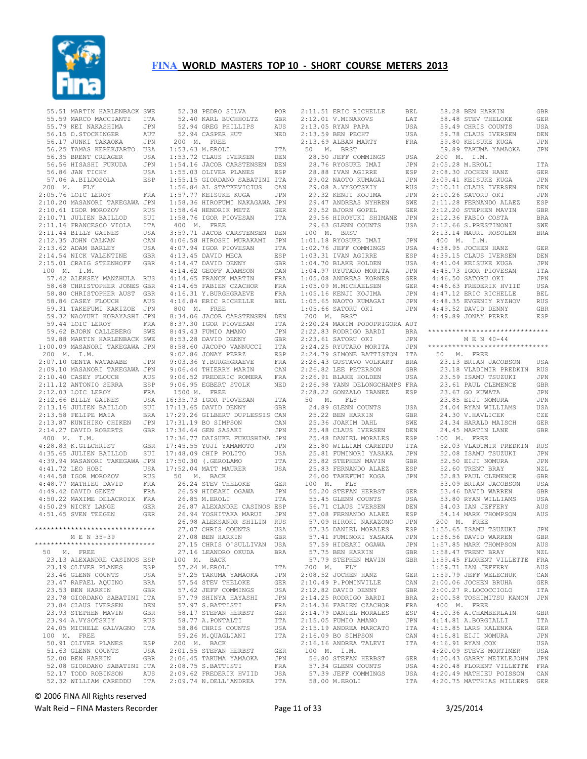# FINA WORLD MASTERS TOP 10 - SHORT COURSE METERS 2013

```
 55.51 MARTIN HARLENBACK SWE
 55.59 MARCO MACCIANTI   ITA
 55.79 KEI NAKASHIMA     JPN
 56.15 D.STOCKINGER      AUT
 56.17 JUNKI TAKAOKA     JPN
 56.25 TAMAS KEREKJARTO  USA
 56.35 BRENT CREAGER     USA
 56.56 HISASHI FUKUDA    JPN
 56.86 JAN TICHY         USA
 57.06 A.BILDOSOLA       ESP
 200  M.  FLY
2:05.76 LOIC LEROY       FRA
2:10.20 MASANORI TAKEGAWA JPN
2:10.61 IGOR MOROZOV     RUS
2:10.71 JULIEN BAILLOD   SUI
2:11.16 FRANCESCO VIOLA  ITA
2:11.44 BILLY GAINES     USA
2:12.35 JOHN CALNAN      CAN
2:13.62 ADAM BARLEY      USA
2:14.54 NICK VALENTINE   GBR
2:15.01 CRAIG STEENHOFF  GBR
 100  M.  I.M.
 57.42 ALEKSEY MANZHULA  RUS
 58.68 CHRISTOPHER JONES GBR
 58.80 CHRISTOPHER AUST  GBR
 58.86 CASEY FLOUCH      AUS
 59.31 TAKEFUMI KAKIZOE  JPN
 59.32 NAOYUKI KOBAYASHI JPN
 59.44 LOIC LEROY        FRA
 59.62 BJORN CALLEBERG   SWE
 59.88 MARTIN HARLENBACK SWE
1:00.09 MASANORI TAKEGAWA JPN
 200  M.  I.M.
2:07.10 GENTA WATANABE   JPN
2:09.10 MASANORI TAKEGAWA JPN
2:10.40 CASEY FLOUCH     AUS
2:11.12 ANTONIO SERRA    ESP
2:12.03 LOIC LEROY       FRA
2:12.66 BILLY GAINES     USA
2:13.16 JULIEN BAILLOD   SUI
2:13.58 FELIPE MAIA      BRA
2:13.87 KUNIHIKO CHIKEN  JPN
2:14.27 DAVID ROBERTS    GBR
 400  M.  I.M.
4:28.83 K.GILCHRIST      GBR
4:35.65 JULIEN BAILLOD   SUI
4:39.94 MASANORI TAKEGAWA JPN
4:41.72 LEO HOBI         USA
4:44.58 IGOR MOROZOV     RUS
4:48.77 MATHIEU DAVID    FRA
4:49.42 DAVID GENET      FRA
4:50.22 MAXIME DELACROIX FRA
4:50.29 NICKY LANGE      GER
4:51.65 SVEN TEEGEN      GER

*****************************
        M E N  35-39
*****************************
 50   M.  FREE
 23.13 ALEXANDRE CASINOS ESP
 23.19 OLIVER PLANES     ESP
 23.46 GLENN COUNTS      USA
 23.47 RAFAEL AQUINO     BRA
 23.53 BEN HARKIN        GBR
 23.78 GIORDANO SABATINI ITA
 23.84 CLAUS IVERSEN     DEN
 23.93 STEPHEN MAVIN     GBR
 23.94 A.VYSOTSKIY       RUS
 24.05 MICHELE GALVAGNO  ITA
 100  M.  FREE
 50.91 OLIVER PLANES     ESP
 51.63 GLENN COUNTS      USA
 52.00 BEN HARKIN        GBR
 52.08 GIORDANO SABATINI ITA
 52.17 TODD ROBINSON     AUS
 52.32 WILLIAM CAREDDU   ITA
 52.38 PEDRO SILVA       POR
 52.40 KARL BUCHHOLTZ    GBR
 52.94 GREG PHILLIPS     AUS
 52.94 CASPER HUT        NED
 200  M.  FREE
1:53.63 M.EROLI          ITA
1:53.72 CLAUS IVERSEN    DEN
1:54.16 JACOB CARSTENSEN DEN
1:55.03 OLIVER PLANES    ESP
1:55.15 GIORDANO SABATINI ITA
1:56.84 AL STATKEVICIUS  CAN
1:57.77 KEISUKE KUGA     JPN
1:58.36 HIROFUMI NAKAGAWA JPN
1:58.64 HENDRIK METZ     GER
1:58.76 IGOR PIOVESAN    ITA
 400  M.  FREE
3:59.71 JACOB CARSTENSEN DEN
4:06.58 HIROSHI MURAKAMI JPN
4:07.94 IGOR PIOVESAN    ITA
4:13.45 DAVID MECA       ESP
4:14.47 DAVID DENNY      GBR
4:14.62 GEOFF ADAMSON    CAN
4:14.65 FRANCK MARTIN    FRA
4:14.65 FABIEN CZACHOR   FRA
4:16.31 Y.BURGHGRAEVE    FRA
4:16.84 ERIC RICHELLE    BEL
 800  M.  FREE
8:34.06 JACOB CARSTENSEN DEN
8:37.30 IGOR PIOVESAN    ITA
8:49.43 FUMIO AMANO      JPN
8:53.28 DAVID DENNY      GBR
8:58.60 JACOPO VANNUCCI  ITA
9:02.86 JONAY PERRZ      ESP
9:03.36 Y.BURGHGRAEVE    FRA
9:06.44 THIERRY MARIN    CAN
9:06.52 FREDERIC ROMERA  FRA
9:06.95 EGBERT STOLK     NED
 1500 M.  FREE
16:35.73 IGOR PIOVESAN   ITA
17:13.65 DAVID DENNY     GBR
17:29.26 GILBERT DUPLESSIS CAN
17:31.19 BO SIMPSON      CAN
17:36.64 GEN SASAKI      JPN
17:36.77 DAISUKE FUKUSHIMA JPN
17:45.55 YUJI YAMAMOTO   JPN
17:48.09 CHIP POLITO     USA
17:50.30 (.GEROLAMO      ITA
17:52.04 MATT MAURER     USA
 50   M.  BACK
 26.24 STEV THELOKE      GER
 26.59 HIDEAKI OGAWA     JPN
 26.85 M.EROLI           ITA
 26.87 ALEXANDRE CASINOS ESP
 26.94 YOSHITAKA MARUI   JPN
 26.98 ALEKSANDR SHILIN  RUS
 27.07 CHRIS COUNTS      USA
 27.08 BEN HARKIN        GBR
 27.15 CHRIS O'SULLIVAN  USA
 27.16 LEANDRO OKUDA     BRA
 100  M.  BACK
 57.24 M.EROLI           ITA
 57.25 TAKUMA YAMAOKA    JPN
 57.54 STEV THELOKE      GER
 57.62 JEFF COMMINGS     USA
 57.79 SHINYA HAYASHI    JPN
 57.97 S.BATTISTI        FRA
 58.17 STEFAN HERBST     GER
 58.77 A.PONTALTI        ITA
 58.86 CHRIS COUNTS      USA
 59.26 M.QUAGLIANI       ITA
 200  M.  BACK
2:01.55 STEFAN HERBST    GER
2:06.45 TAKUMA YAMAOKA   JPN
2:08.75 S.BATTISTI       FRA
2:09.62 FREDERIK HVIID   USA
2:09.74 N.DELL'ANDREA    ITA
2:11.51 ERIC RICHELLE    BEL
2:12.01 V.MINAKOVS       LAT
2:13.05 RYAN PAPA        USA
2:13.59 BEN PECHT        USA
2:13.69 ALBAN MARTY      FRA
 50   M.  BRST
 28.50 JEFF COMMINGS     USA
 28.76 RYOSUKE IMAI      JPN
 28.88 IVAN AGIRRE       ESP
 29.02 NAOTO KUMAGAI     JPN
 29.08 A.VYSOTSKIY       RUS
 29.32 KENJI KOJIMA      JPN
 29.47 ANDREAS NYHREN    SWE
 29.52 BJORN GOPEL       GER
 29.56 HIROYUKI SHIMANE  JPN
 29.63 GLENN COUNTS      USA
 100  M.  BRST
1:01.18 RYOSUKE IMAI     JPN
1:02.76 JEFF COMMINGS    USA
1:03.31 IVAN AGIRRE      ESP
1:04.70 BLAKE HOLDEN     USA
1:04.97 RYUTARO MORITA   JPN
1:05.08 ANDREAS KORNES   GER
1:05.09 M.MICHAELSEN     GER
1:05.16 KENJI KOJIMA     JPN
1:05.65 NAOTO KUMAGAI    JPN
1:05.66 SATORU OKI       JPN
 200  M.  BRST
2:20.24 MAXIM PODOPRIGORA AUT
2:22.83 RODRIGO BARDI    BRA
2:23.61 SATORU OKI       JPN
2:24.25 RYUTARO MORITA   JPN
2:24.79 SIMONE BATTISTON ITA
2:26.43 GUSTAVO VOLKART  BRA
2:26.82 LEE PETERSON     GBR
2:26.91 BLAKE HOLDEN     USA
2:26.98 YANN DELONGCHAMPS FRA
2:28.22 GONZALO IBANEZ   ESP
 50   M.  FLY
 24.89 GLENN COUNTS      USA
 25.22 BEN HARKIN        GBR
 25.36 JOAKIM DAHL       SWE
 25.48 CLAUS IVERSEN     DEN
 25.48 DANIEL MORALES    ESP
 25.80 WILLIAM CAREDDU   ITA
 25.81 FUMINORI YASAKA   JPN
 25.82 STEPHEN MAVIN     GBR
 25.83 FERNANDO ALAEZ    ESP
 26.00 TAKEFUMI KOGA     JPN
 100  M.  FLY
 55.20 STEFAN HERBST     GER
 55.45 GLENN COUNTS      USA
 56.71 CLAUS IVERSEN     DEN
 57.08 FERNANDO ALAEZ    ESP
 57.09 HIROKI NAKAZONO   JPN
 57.35 DANIEL MORALES    ESP
 57.41 FUMINORI YASAKA   JPN
 57.59 HIDEAKI OGAWA     JPN
 57.75 BEN HARKIN        GBR
 57.79 STEPHEN MAVIN     GBR
 200  M.  FLY
2:08.52 JOCHEN HANZ      GER
2:10.49 P.POMINVILLE     CAN
2:12.82 DAVID DENNY      GBR
2:14.25 RODRIGO BARDI    BRA
2:14.36 FABIEN CZACHOR   FRA
2:14.79 DANIEL MORALES   ESP
2:15.05 FUMIO AMANO      JPN
2:15.19 ANDREA MARCATO   ITA
2:16.09 BO SIMPSON       CAN
2:16.16 ANDREA TALEVI    ITA
 100  M.  I.M.
 56.80 STEFAN HERBST     GER
 57.34 GLENN COUNTS      USA
 57.39 JEFF COMMINGS     USA
 58.00 M.EROLI           ITA
 58.28 BEN HARKIN        GBR
 58.48 STEV THELOKE      GER
 59.49 CHRIS COUNTS      USA
 59.78 CLAUS IVERSEN     DEN
 59.80 KEISUKE KUGA      JPN
 59.89 TAKUMA YAMAOKA    JPN
 200  M.  I.M.
2:05.28 M.EROLI          ITA
2:08.30 JOCHEN HANZ      GER
2:09.41 KEISUKE KUGA     JPN
2:10.11 CLAUS IVERSEN    DEN
2:10.26 SATORU OKI       JPN
2:11.28 FERNANDO ALAEZ   ESP
2:12.20 STEPHEN MAVIN    GBR
2:12.36 FABIO COSTA      BRA
2:12.66 S.PRESTINONI     SWE
2:13.14 MAURI ROSOLEN    BRA
 400  M.  I.M.
4:38.95 JOCHEN HANZ      GER
4:39.15 CLAUS IVERSEN    DEN
4:41.04 KEISUKE KUGA     JPN
4:45.73 IGOR PIOVESAN    ITA
4:46.50 SATORU OKI       JPN
4:46.63 FREDERIK HVIID   USA
4:47.12 ERIC RICHELLE    BEL
4:48.35 EVGENIY RYZHOV   RUS
4:49.52 DAVID DENNY      GBR
4:49.89 JONAY PERRZ      ESP

*****************************
        M E N  40-44
*****************************
 50   M.  FREE
 23.13 BRIAN JACOBSON    USA
 23.18 VLADIMIR PREDKIN  RUS
 23.59 ISAMU TSUZUKI     JPN
 23.61 PAUL CLEMENCE     GBR
 23.67 GO KUWATA         JPN
 23.85 EIJI NOMURA       JPN
 24.04 RYAN WILLIAMS     USA
 24.30 V.HAVLICEK        CZE
 24.34 HARALD MAISCH     GER
 24.45 MARTIN LANE       GBR
 100  M.  FREE
 52.03 VLADIMIR PREDKIN  RUS
 52.08 ISAMU TSUZUKI     JPN
 52.50 EIJI NOMURA       JPN
 52.60 TRENT BRAY        NZL
 52.83 PAUL CLEMENCE     GBR
 53.09 BRIAN JACOBSON    USA
 53.46 DAVID WARREN      GBR
 53.80 RYAN WILLIAMS     USA
 54.03 IAN JEFFERY       AUS
 54.14 MARK THOMPSON     AUS
 200  M.  FREE
1:55.65 ISAMU TSUZUKI    JPN
1:56.56 DAVID WARREN     GBR
1:57.85 MARK THOMPSON    AUS
1:58.47 TRENT BRAY       NZL
1:59.45 FLORENT VILLETTE FRA
1:59.71 IAN JEFFERY      AUS
1:59.79 JEFF WELECHUK    CAN
2:00.06 JOCHEN BRUHA     GER
2:00.27 R.LOCOCCIOLO     ITA
2:00.58 TOSHIMITSU KAMON JPN
 400  M.  FREE
4:10.36 A.CHAMBERLAIN    GBR
4:14.81 A.BORGIALLI      ITA
4:15.85 LARS KALENKA     GER
4:16.81 EIJI NOMURA      JPN
4:16.91 RYAN COX         USA
4:20.09 STEVE MORTIMER   USA
4:20.43 GARRY MEIKLEJOHN JPN
4:20.48 FLORENT VILLETTE FRA
4:20.49 MATHIEU POISSON  CAN
4:20.75 MATTHIAS MILLERS GER
```

© 2006 FINA All Rights reserved

Walt Reid – FINA Masters Recorder    3/25/2014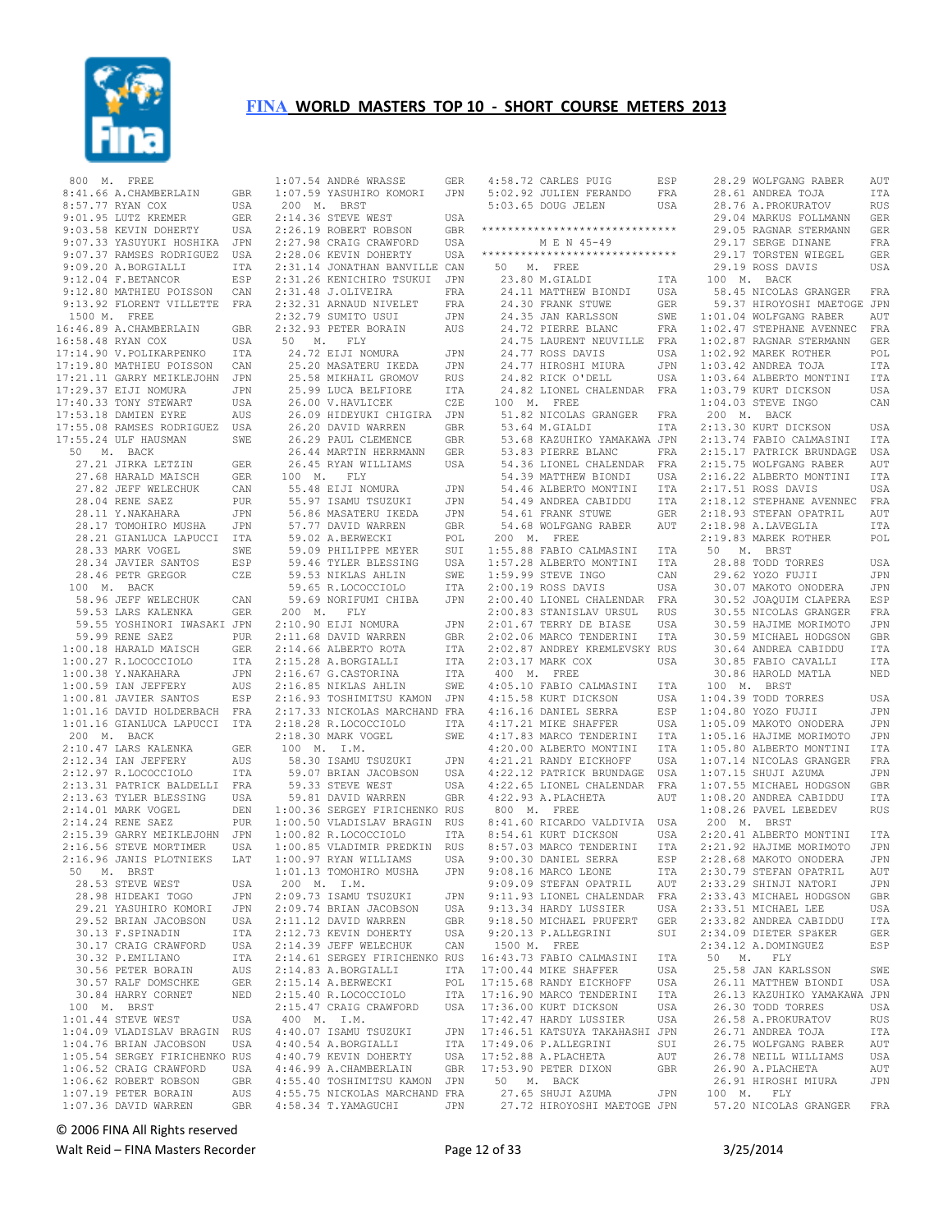# FINA WORLD MASTERS TOP 10 - SHORT COURSE METERS 2013

```
 800  M.  FREE
 8:41.66 A.CHAMBERLAIN     GBR
 8:57.77 RYAN COX          USA
 9:01.95 LUTZ KREMER       GER
 9:03.58 KEVIN DOHERTY     USA
 9:07.33 YASUYUKI HOSHIKA  JPN
 9:07.37 RAMSES RODRIGUEZ  USA
 9:09.20 A.BORGIALLI       ITA
 9:12.04 F.BETANCOR        ESP
 9:12.80 MATHIEU POISSON   CAN
 9:13.92 FLORENT VILLETTE  FRA
 1500 M.  FREE
16:46.89 A.CHAMBERLAIN     GBR
16:58.48 RYAN COX          USA
17:14.90 V.POLIKARPENKO    ITA
17:19.80 MATHIEU POISSON   CAN
17:21.11 GARRY MEIKLEJOHN  JPN
17:29.37 EIJI NOMURA       JPN
17:40.33 TONY STEWART      USA
17:53.18 DAMIEN EYRE       AUS
17:55.08 RAMSES RODRIGUEZ  USA
17:55.24 ULF HAUSMAN       SWE
 50   M.  BACK
   27.21 JIRKA LETZIN      GER
   27.68 HARALD MAISCH     GER
   27.82 JEFF WELECHUK     CAN
   28.04 RENE SAEZ         PUR
   28.11 Y.NAKAHARA        JPN
   28.17 TOMOHIRO MUSHA    JPN
   28.21 GIANLUCA LAPUCCI  ITA
   28.33 MARK VOGEL        SWE
   28.34 JAVIER SANTOS     ESP
   28.46 PETR GREGOR       CZE
 100  M.  BACK
   58.96 JEFF WELECHUK     CAN
   59.53 LARS KALENKA      GER
   59.55 YOSHINORI IWASAKI JPN
   59.99 RENE SAEZ         PUR
 1:00.18 HARALD MAISCH     GER
 1:00.27 R.LOCOCCIOLO      ITA
 1:00.38 Y.NAKAHARA        JPN
 1:00.59 IAN JEFFERY       AUS
 1:00.81 JAVIER SANTOS     ESP
 1:01.16 DAVID HOLDERBACH  FRA
 1:01.16 GIANLUCA LAPUCCI  ITA
 200  M.  BACK
 2:10.47 LARS KALENKA      GER
 2:12.34 IAN JEFFERY       AUS
 2:12.97 R.LOCOCCIOLO      ITA
 2:13.31 PATRICK BALDELLI  FRA
 2:13.63 TYLER BLESSING    USA
 2:14.01 MARK VOGEL        DEN
 2:14.24 RENE SAEZ         PUR
 2:15.39 GARRY MEIKLEJOHN  JPN
 2:16.56 STEVE MORTIMER    USA
 2:16.96 JANIS PLOTNIEKS   LAT
 50   M.  BRST
   28.53 STEVE WEST        USA
   28.98 HIDEAKI TOGO      JPN
   29.21 YASUHIRO KOMORI   JPN
   29.52 BRIAN JACOBSON    USA
   30.13 F.SPINADIN        ITA
   30.17 CRAIG CRAWFORD    USA
   30.32 P.EMILIANO        ITA
   30.56 PETER BORAIN      AUS
   30.57 RALF DOMSCHKE     GER
   30.84 HARRY CORNET      NED
 100  M.  BRST
 1:01.44 STEVE WEST        USA
 1:04.09 VLADISLAV BRAGIN  RUS
 1:04.76 BRIAN JACOBSON    USA
 1:05.54 SERGEY FIRICHENKO RUS
 1:06.52 CRAIG CRAWFORD    USA
 1:06.62 ROBERT ROBSON     GBR
 1:07.19 PETER BORAIN      AUS
 1:07.36 DAVID WARREN      GBR
 1:07.54 ANDRé WRASSE      GER
 1:07.59 YASUHIRO KOMORI   JPN
 200  M.  BRST
 2:14.36 STEVE WEST        USA
 2:26.19 ROBERT ROBSON     GBR
 2:27.98 CRAIG CRAWFORD    USA
 2:28.06 KEVIN DOHERTY     USA
 2:31.14 JONATHAN BANVILLE CAN
 2:31.26 KENICHIRO TSUKUI  JPN
 2:31.48 J.OLIVEIRA        FRA
 2:32.31 ARNAUD NIVELET    FRA
 2:32.79 SUMITO USUI       JPN
 2:32.93 PETER BORAIN      AUS
 50   M.  FLY
   24.72 EIJI NOMURA       JPN
   25.20 MASATERU IKEDA    JPN
   25.58 MIKHAIL GROMOV    RUS
   25.99 LUCA BELFIORE     ITA
   26.00 V.HAVLICEK        CZE
   26.09 HIDEYUKI CHIGIRA  JPN
   26.20 DAVID WARREN      GBR
   26.29 PAUL CLEMENCE     GBR
   26.44 MARTIN HERRMANN   GER
   26.45 RYAN WILLIAMS     USA
 100  M.  FLY
   55.48 EIJI NOMURA       JPN
   55.97 ISAMU TSUZUKI     JPN
   56.86 MASATERU IKEDA    JPN
   57.77 DAVID WARREN      GBR
   59.02 A.BERWECKI        POL
   59.09 PHILIPPE MEYER    SUI
   59.46 TYLER BLESSING    USA
   59.53 NIKLAS AHLIN      SWE
   59.65 R.LOCOCCIOLO      ITA
   59.69 NORIFUMI CHIBA    JPN
 200  M.  FLY
 2:10.90 EIJI NOMURA       JPN
 2:11.68 DAVID WARREN      GBR
 2:14.66 ALBERTO ROTA      ITA
 2:15.28 A.BORGIALLI       ITA
 2:16.67 G.CASTORINA       ITA
 2:16.85 NIKLAS AHLIN      SWE
 2:16.93 TOSHIMITSU KAMON  JPN
 2:17.33 NICKOLAS MARCHAND FRA
 2:18.28 R.LOCOCCIOLO      ITA
 2:18.30 MARK VOGEL        SWE
 100  M.  I.M.
   58.30 ISAMU TSUZUKI     JPN
   59.07 BRIAN JACOBSON    USA
   59.33 STEVE WEST        USA
   59.81 DAVID WARREN      GBR
 1:00.36 SERGEY FIRICHENKO RUS
 1:00.50 VLADISLAV BRAGIN  RUS
 1:00.82 R.LOCOCCIOLO      ITA
 1:00.85 VLADIMIR PREDKIN  RUS
 1:00.97 RYAN WILLIAMS     USA
 1:01.13 TOMOHIRO MUSHA    JPN
 200  M.  I.M.
 2:09.73 ISAMU TSUZUKI     JPN
 2:09.74 BRIAN JACOBSON    USA
 2:11.12 DAVID WARREN      GBR
 2:12.73 KEVIN DOHERTY     USA
 2:14.39 JEFF WELECHUK     CAN
 2:14.61 SERGEY FIRICHENKO RUS
 2:14.83 A.BORGIALLI       ITA
 2:15.14 A.BERWECKI        POL
 2:15.40 R.LOCOCCIOLO      ITA
 2:15.47 CRAIG CRAWFORD    USA
 400  M.  I.M.
 4:40.07 ISAMU TSUZUKI     JPN
 4:40.54 A.BORGIALLI       ITA
 4:40.79 KEVIN DOHERTY     USA
 4:46.99 A.CHAMBERLAIN     GBR
 4:55.40 TOSHIMITSU KAMON  JPN
 4:55.75 NICKOLAS MARCHAND FRA
 4:58.34 T.YAMAGUCHI       JPN
 4:58.72 CARLES PUIG       ESP
 5:02.92 JULIEN FERANDO    FRA
 5:03.65 DOUG JELEN        USA

******************************
         M E N 45-49
******************************
 50   M.  FREE
   23.80 M.GIALDI          ITA
   24.11 MATTHEW BIONDI    USA
   24.30 FRANK STUWE       GER
   24.35 JAN KARLSSON      SWE
   24.72 PIERRE BLANC      FRA
   24.75 LAURENT NEUVILLE  FRA
   24.77 ROSS DAVIS        USA
   24.77 HIROSHI MIURA     JPN
   24.82 RICK O'DELL       USA
   24.82 LIONEL CHALENDAR  FRA
 100  M.  FREE
   51.82 NICOLAS GRANGER   FRA
   53.64 M.GIALDI          ITA
   53.68 KAZUHIKO YAMAKAWA JPN
   53.83 PIERRE BLANC      FRA
   54.36 LIONEL CHALENDAR  FRA
   54.39 MATTHEW BIONDI    USA
   54.46 ALBERTO MONTINI   ITA
   54.49 ANDREA CABIDDU    ITA
   54.61 FRANK STUWE       GER
   54.68 WOLFGANG RABER    AUT
 200  M.  FREE
 1:55.88 FABIO CALMASINI   ITA
 1:57.28 ALBERTO MONTINI   ITA
 1:59.99 STEVE INGO        CAN
 2:00.19 ROSS DAVIS        USA
 2:00.40 LIONEL CHALENDAR  FRA
 2:00.83 STANISLAV URSUL   RUS
 2:01.67 TERRY DE BIASE    USA
 2:02.06 MARCO TENDERINI   ITA
 2:02.87 ANDREY KREMLEVSKY RUS
 2:03.17 MARK COX          USA
 400  M.  FREE
 4:05.10 FABIO CALMASINI   ITA
 4:15.58 KURT DICKSON      USA
 4:16.16 DANIEL SERRA      ESP
 4:17.21 MIKE SHAFFER      USA
 4:17.83 MARCO TENDERINI   ITA
 4:20.00 ALBERTO MONTINI   ITA
 4:21.21 RANDY EICKHOFF    USA
 4:22.12 PATRICK BRUNDAGE  USA
 4:22.65 LIONEL CHALENDAR  FRA
 4:22.93 A.PLACHETA        AUT
 800  M.  FREE
 8:41.60 RICARDO VALDIVIA  USA
 8:54.61 KURT DICKSON      USA
 8:57.03 MARCO TENDERINI   ITA
 9:00.30 DANIEL SERRA      ESP
 9:08.16 MARCO LEONE       ITA
 9:09.09 STEFAN OPATRIL    AUT
 9:11.93 LIONEL CHALENDAR  FRA
 9:13.34 HARDY LUSSIER     USA
 9:18.50 MICHAEL PRUFERT   GER
 9:20.13 P.ALLEGRINI       SUI
 1500 M.  FREE
16:43.73 FABIO CALMASINI   ITA
17:00.44 MIKE SHAFFER      USA
17:15.68 RANDY EICKHOFF    USA
17:16.90 MARCO TENDERINI   ITA
17:36.00 KURT DICKSON      USA
17:42.47 HARDY LUSSIER     USA
17:46.51 KATSUYA TAKAHASHI JPN
17:49.06 P.ALLEGRINI       SUI
17:52.88 A.PLACHETA        AUT
17:53.90 PETER DIXON       GBR
 50   M.  BACK
   27.65 SHUJI AZUMA       JPN
   27.72 HIROYOSHI MAETOGE JPN
   28.29 WOLFGANG RABER    AUT
   28.61 ANDREA TOJA       ITA
   28.76 A.PROKURATOV      RUS
   29.04 MARKUS FOLLMANN   GER
   29.05 RAGNAR STERMANN   GER
   29.17 SERGE DINANE      FRA
   29.17 TORSTEN WIEGEL    GER
   29.19 ROSS DAVIS        USA
 100  M.  BACK
   58.45 NICOLAS GRANGER   FRA
   59.37 HIROYOSHI MAETOGE JPN
 1:01.04 WOLFGANG RABER    AUT
 1:02.47 STEPHANE AVENNEC  FRA
 1:02.87 RAGNAR STERMANN   GER
 1:02.92 MAREK ROTHER      POL
 1:03.42 ANDREA TOJA       ITA
 1:03.64 ALBERTO MONTINI   ITA
 1:03.79 KURT DICKSON      USA
 1:04.03 STEVE INGO        CAN
 200  M.  BACK
 2:13.30 KURT DICKSON      USA
 2:13.74 FABIO CALMASINI   ITA
 2:15.17 PATRICK BRUNDAGE  USA
 2:15.75 WOLFGANG RABER    AUT
 2:16.22 ALBERTO MONTINI   ITA
 2:17.51 ROSS DAVIS        USA
 2:18.12 STEPHANE AVENNEC  FRA
 2:18.93 STEFAN OPATRIL    AUT
 2:18.98 A.LAVEGLIA        ITA
 2:19.83 MAREK ROTHER      POL
 50   M.  BRST
   28.88 TODD TORRES       USA
   29.62 YOZO FUJII        JPN
   30.07 MAKOTO ONODERA    JPN
   30.52 JOAQUIM CLAPERA   ESP
   30.55 NICOLAS GRANGER   FRA
   30.59 HAJIME MORIMOTO   JPN
   30.59 MICHAEL HODGSON   GBR
   30.64 ANDREA CABIDDU    ITA
   30.85 FABIO CAVALLI     ITA
   30.86 HAROLD MATLA      NED
 100  M.  BRST
 1:04.39 TODD TORRES       USA
 1:04.80 YOZO FUJII        JPN
 1:05.09 MAKOTO ONODERA    JPN
 1:05.16 HAJIME MORIMOTO   JPN
 1:05.80 ALBERTO MONTINI   ITA
 1:07.14 NICOLAS GRANGER   FRA
 1:07.15 SHUJI AZUMA       JPN
 1:07.55 MICHAEL HODGSON   GBR
 1:08.20 ANDREA CABIDDU    ITA
 1:08.26 PAVEL LEBEDEV     RUS
 200  M.  BRST
 2:20.41 ALBERTO MONTINI   ITA
 2:21.92 HAJIME MORIMOTO   JPN
 2:28.68 MAKOTO ONODERA    JPN
 2:30.79 STEFAN OPATRIL    AUT
 2:33.29 SHINJI NATORI     JPN
 2:33.43 MICHAEL HODGSON   GBR
 2:33.51 MICHAEL LEE       USA
 2:33.82 ANDREA CABIDDU    ITA
 2:34.09 DIETER SPäKER     GER
 2:34.12 A.DOMINGUEZ       ESP
 50   M.  FLY
   25.58 JAN KARLSSON      SWE
   26.11 MATTHEW BIONDI    USA
   26.13 KAZUHIKO YAMAKAWA JPN
   26.30 TODD TORRES       USA
   26.58 A.PROKURATOV      RUS
   26.71 ANDREA TOJA       ITA
   26.75 WOLFGANG RABER    AUT
   26.78 NEILL WILLIAMS    USA
   26.90 A.PLACHETA        AUT
   26.91 HIROSHI MIURA     JPN
 100  M.  FLY
   57.20 NICOLAS GRANGER   FRA
```

© 2006 FINA All Rights reserved

Walt Reid – FINA Masters Recorder    3/25/2014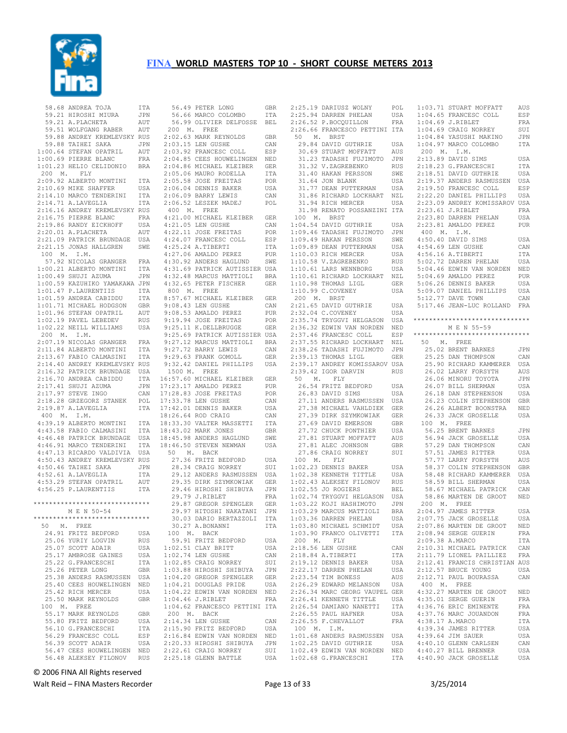# FINA WORLD MASTERS TOP 10 - SHORT COURSE METERS 2013

```
  58.68 ANDREA TOJA            ITA
  59.21 HIROSHI MIURA          JPN
  59.21 A.PLACHETA             AUT
  59.51 WOLFGANG RABER         AUT
  59.88 ANDREY KREMLEVSKY RUS
  59.88 TAIHEI SAKA            JPN
1:00.64 STEFAN OPATRIL         AUT
1:00.69 PIERRE BLANC           FRA
1:01.23 HELIO CELIDONIO        BRA
 200  M.  FLY
2:09.92 ALBERTO MONTINI        ITA
2:10.69 MIKE SHAFFER           USA
2:14.10 MARCO TENDERINI        ITA
2:14.71 A.LAVEGLIA             ITA
2:16.16 ANDREY KREMLEVSKY RUS
2:16.75 PIERRE BLANC           FRA
2:19.86 RANDY EICKHOFF         USA
2:20.01 A.PLACHETA             AUT
2:21.09 PATRICK BRUNDAGE  USA
2:21.15 JONAS HALLGREN         SWE
 100  M.  I.M.
  57.92 NICOLAS GRANGER        FRA
1:00.21 ALBERTO MONTINI        ITA
1:00.49 SHUJI AZUMA            JPN
1:00.59 KAZUHIKO YAMAKAWA JPN
1:01.47 P.LAURENTIIS           ITA
1:01.59 ANDREA CABIDDU         ITA
1:01.71 MICHAEL HODGSON        GBR
1:01.96 STEFAN OPATRIL         AUT
1:02.19 PAVEL LEBEDEV          RUS
1:02.22 NEILL WILLIAMS         USA
 200  M.  I.M.
2:07.19 NICOLAS GRANGER        FRA
2:11.84 ALBERTO MONTINI        ITA
2:13.67 FABIO CALMASINI        ITA
2:14.40 ANDREY KREMLEVSKY RUS
2:16.32 PATRICK BRUNDAGE  USA
2:16.70 ANDREA CABIDDU         ITA
2:17.41 SHUJI AZUMA            JPN
2:17.97 STEVE INGO             CAN
2:18.28 GRZEGORZ STANEK        POL
2:19.87 A.LAVEGLIA             ITA
 400  M.  I.M.
4:39.19 ALBERTO MONTINI        ITA
4:43.58 FABIO CALMASINI        ITA
4:46.48 PATRICK BRUNDAGE  USA
4:46.91 MARCO TENDERINI        ITA
4:47.13 RICARDO VALDIVIA  USA
4:50.43 ANDREY KREMLEVSKY RUS
4:50.46 TAIHEI SAKA            JPN
4:52.61 A.LAVEGLIA             ITA
4:53.29 STEFAN OPATRIL         AUT
4:56.25 P.LAURENTIIS           ITA

*****************************
       M E N  50-54
*****************************
  50   M.  FREE
  24.91 FRITZ BEDFORD          USA
  25.06 YURIY LOGVIN           RUS
  25.07 SCOTT ADAIR            USA
  25.17 AMBROSE GAINES         USA
  25.22 G.FRANCESCHI           ITA
  25.26 PETER LONG             GBR
  25.38 ANDERS RASMUSSEN  USA
  25.40 CEES HOUWELINGEN  NED
  25.42 RICH MERCER            USA
  25.50 MARK REYNOLDS          GBR
 100  M.  FREE
  55.17 MARK REYNOLDS          GBR
  55.80 FRITZ BEDFORD          USA
  56.10 G.FRANCESCHI           ITA
  56.29 FRANCESC COLL          ESP
  56.39 SCOTT ADAIR            USA
  56.47 CEES HOUWELINGEN  NED
  56.48 ALEKSEY FILONOV        RUS
  56.49 PETER LONG             GBR
  56.66 MARCO COLOMBO          ITA
  56.99 OLIVIER DELFOSSE  BEL
 200  M.  FREE
2:02.63 MARK REYNOLDS          GBR
2:03.15 LEN GUSHE              CAN
2:03.92 FRANCESC COLL          ESP
2:04.85 CEES HOUWELINGEN  NED
2:04.86 MICHAEL KLEIBER        GER
2:05.06 MAURO RODELLA          ITA
2:05.58 JOSE FREITAS           POR
2:06.04 DENNIS BAKER           USA
2:06.09 BARRY LEWIS            CAN
2:06.52 LESZEK MADEJ           POL
 400  M.  FREE
4:21.00 MICHAEL KLEIBER        GER
4:21.05 LEN GUSHE              CAN
4:22.11 JOSE FREITAS           POR
4:24.07 FRANCESC COLL          ESP
4:25.24 A.TIBERTI              ITA
4:27.06 AMALDO PEREZ           PUR
4:30.92 ANDERS HAGLUND         SWE
4:31.69 PATRICK AUTISSIER USA
4:32.48 MARCUS MATTIOLI        BRA
4:32.65 PETER FISCHER          GER
 800  M.  FREE
8:57.67 MICHAEL KLEIBER        GER
9:08.43 LEN GUSHE              CAN
9:08.53 AMALDO PEREZ           PUR
9:19.94 JOSE FREITAS           POR
9:25.11 K.DELLBRUGGE           GER
9:25.69 PATRICK AUTISSIER USA
9:27.12 MARCUS MATTIOLI        BRA
9:27.72 BARRY LEWIS            CAN
9:29.63 FRANK GOMOLL           GER
9:32.42 DANIEL PHILLIPS        USA
 1500 M.  FREE
16:57.60 MICHAEL KLEIBER       GER
17:23.17 AMALDO PEREZ          PUR
17:28.83 JOSE FREITAS          POR
17:33.78 LEN GUSHE             CAN
17:42.01 DENNIS BAKER          USA
18:26.64 ROD CRAIG             CAN
18:33.30 VALTER MASSETTI       ITA
18:43.02 MARK JONES            GBR
18:45.98 ANDERS HAGLUND        SWE
18:46.50 STEVEN NEWMAN         USA
  50   M.  BACK
  27.36 FRITZ BEDFORD          USA
  28.34 CRAIG NORREY           SUI
  29.12 ANDERS RASMUSSEN  USA
  29.35 DIRK SZYMKOWIAK        GER
  29.46 HIROSHI SHIBUYA        JPN
  29.79 J.RIBLET               FRA
  29.87 GREGOR SPENGLER        GER
  29.97 HITOSHI NAKATANI  JPN
  30.03 DARIO BERTAZZOLI  ITA
  30.27 A.BONANNI              ITA
 100  M.  BACK
  59.91 FRITZ BEDFORD          USA
1:02.51 CLAY BRITT             USA
1:02.74 LEN GUSHE              CAN
1:02.85 CRAIG NORREY           SUI
1:03.88 HIROSHI SHIBUYA        JPN
1:04.20 GREGOR SPENGLER        GER
1:04.21 DOUGLAS PRIDE          USA
1:04.22 EDWIN VAN NORDEN  NED
1:04.46 J.RIBLET               FRA
1:04.62 FRANCESCO PETTINI ITA
 200  M.  BACK
2:14.34 LEN GUSHE              CAN
2:15.90 FRITZ BEDFORD          USA
2:16.84 EDWIN VAN NORDEN  NED
2:20.33 HIROSHI SHIBUYA        JPN
2:22.61 CRAIG NORREY           SUI
2:25.18 GLENN BATTLE           USA
2:25.19 DARIUSZ WOLNY          POL
2:25.94 DARREN PHELAN          USA
2:26.52 P.BOCQUILLON           FRA
2:26.66 FRANCESCO PETTINI ITA
  50   M.  BRST
  29.84 DAVID GUTHRIE          USA
  30.69 STUART MOFFATT         AUS
  31.23 TADASHI FUJIMOTO  JPN
  31.32 V.ZAGREBENKO           RUS
  31.40 HAKAN PERSSON          SWE
  31.64 JON BLANK              USA
  31.77 DEAN PUTTERMAN         USA
  31.86 RICHARD LOCKHART  NZL
  31.94 RICH MERCER            USA
  31.98 RENATO POSSANZINI ITA
 100  M.  BRST
1:04.54 DAVID GUTHRIE          USA
1:09.46 TADASHI FUJIMOTO  JPN
1:09.49 HAKAN PERSSON          SWE
1:09.89 DEAN PUTTERMAN         USA
1:10.03 RICH MERCER            USA
1:10.58 V.ZAGREBENKO           RUS
1:10.61 LARS WENNBORG          USA
1:10.61 RICHARD LOCKHART  NZL
1:10.98 THOMAS LIGL            GER
1:10.99 C.COVENEY              USA
 200  M.  BRST
2:21.65 DAVID GUTHRIE          USA
2:32.04 C.COVENEY              USA
2:35.74 TRYGGVI HELGASON  USA
2:36.32 EDWIN VAN NORDEN  NED
2:37.46 FRANCESC COLL          ESP
2:37.55 RICHARD LOCKHART  NZL
2:38.26 TADASHI FUJIMOTO  JPN
2:39.13 THOMAS LIGL            GER
2:39.17 ANDREY KOMISSAROV USA
2:39.42 IGOR DARVIN            RUS
  50   M.  FLY
  26.54 FRITZ BEDFORD          USA
  26.83 DAVID SIMS             USA
  27.11 ANDERS RASMUSSEN  USA
  27.38 MICHAEL VAHLDIEK  GER
  27.39 DIRK SZYMKOWIAK        GER
  27.69 DAVID EMERSON          GBR
  27.72 CHUCK PONTHIER         USA
  27.81 STUART MOFFATT         AUS
  27.81 ALEC JOHNSON           GBR
  27.86 CRAIG NORREY           SUI
 100  M.  FLY
1:02.23 DENNIS BAKER           USA
1:02.38 KENNETH TITTLE         USA
1:02.43 ALEKSEY FILONOV        RUS
1:02.55 JO ROGIERS             BEL
1:02.74 TRYGGVI HELGASON  USA
1:03.22 KOJI HASHIMOTO         JPN
1:03.29 MARCUS MATTIOLI        BRA
1:03.36 DARREN PHELAN          USA
1:03.80 MICHAEL SCHMIDT        USA
1:03.90 FRANCO OLIVETTI        ITA
 200  M.  FLY
2:18.56 LEN GUSHE              CAN
2:18.84 A.TIBERTI              ITA
2:19.12 DENNIS BAKER           USA
2:22.17 DARREN PHELAN          USA
2:23.54 TIM BONESS             AUS
2:26.29 EDWARD MELANSON        USA
2:26.34 MARC GEORG VAUPEL GER
2:26.41 KENNETH TITTLE         USA
2:26.54 DAMIANO NANETTI        ITA
2:26.55 PAUL HAFNER            USA
2:26.55 F.CHEVALLOT            FRA
 100  M.  I.M.
1:01.68 ANDERS RASMUSSEN  USA
1:02.25 DAVID GUTHRIE          USA
1:02.49 EDWIN VAN NORDEN  NED
1:02.68 G.FRANCESCHI           ITA
1:03.71 STUART MOFFATT         AUS
1:04.65 FRANCESC COLL          ESP
1:04.69 J.RIBLET               FRA
1:04.69 CRAIG NORREY           SUI
1:04.84 YASUSHI MAKINO         JPN
1:04.97 MARCO COLOMBO          ITA
 200  M.  I.M.
2:13.89 DAVID SIMS             USA
2:18.23 G.FRANCESCHI           ITA
2:18.51 DAVID GUTHRIE          USA
2:19.37 ANDERS RASMUSSEN  USA
2:19.50 FRANCESC COLL          ESP
2:22.20 DANIEL PHILLIPS        USA
2:23.09 ANDREY KOMISSAROV USA
2:23.61 J.RIBLET               FRA
2:23.80 DARREN PHELAN          USA
2:23.81 AMALDO PEREZ           PUR
 400  M.  I.M.
4:50.40 DAVID SIMS             USA
4:54.69 LEN GUSHE              CAN
4:56.16 A.TIBERTI              ITA
5:02.72 DARREN PHELAN          USA
5:04.46 EDWIN VAN NORDEN  NED
5:04.69 AMALDO PEREZ           PUR
5:06.26 DENNIS BAKER           USA
5:09.07 DANIEL PHILLIPS        USA
5:12.77 DAVE TOWN              CAN
5:17.46 JEAN-LUC ROLLAND  FRA

*****************************
       M E N  55-59
*****************************
  50   M.  FREE
  25.02 BRENT BARNES           JPN
  25.25 DAN THOMPSON           CAN
  25.90 RICHARD KAMMERER  USA
  26.02 LARRY FORSYTH          AUS
  26.06 MINORU TOYOTA          JPN
  26.07 BILL SHERMAN           USA
  26.18 DAN STEPHENSON         USA
  26.23 COLIN STEPHENSON  GBR
  26.26 ALBERT BOONSTRA        NED
  26.33 JACK GROSELLE          USA
 100  M.  FREE
  56.25 BRENT BARNES           JPN
  56.94 JACK GROSELLE          USA
  57.29 DAN THOMPSON           CAN
  57.51 JAMES RITTER           USA
  57.77 LARRY FORSYTH          AUS
  58.37 COLIN STEPHENSON  GBR
  58.48 RICHARD KAMMERER  USA
  58.59 BILL SHERMAN           USA
  58.67 MICHAEL PATRICK        CAN
  58.86 MARTEN DE GROOT        NED
 200  M.  FREE
2:04.97 JAMES RITTER           USA
2:07.75 JACK GROSELLE          USA
2:07.86 MARTEN DE GROOT        NED
2:08.94 SERGE GUERIN           FRA
2:09.38 A.MARCO                ITA
2:10.31 MICHAEL PATRICK        CAN
2:11.79 LIONEL PAILLIEZ        FRA
2:12.41 FRANCIS CHRISTIAN AUS
2:12.57 BRUCE YOUNG            USA
2:12.71 PAUL BOURASSA          CAN
 400  M.  FREE
4:32.27 MARTEN DE GROOT        NED
4:35.01 SERGE GUERIN           FRA
4:36.76 ERIC EMINENTE          FRA
4:37.76 MARC JOUANDON          FRA
4:38.17 A.MARCO                ITA
4:39.34 JAMES RITTER           USA
4:39.64 JIM SAUER              USA
4:40.10 GLENN CARLSEN          CAN
4:40.27 BILL BRENNER           USA
4:40.90 JACK GROSELLE          USA
```

© 2006 FINA All Rights reserved

Walt Reid – FINA Masters Recorder — 3/25/2014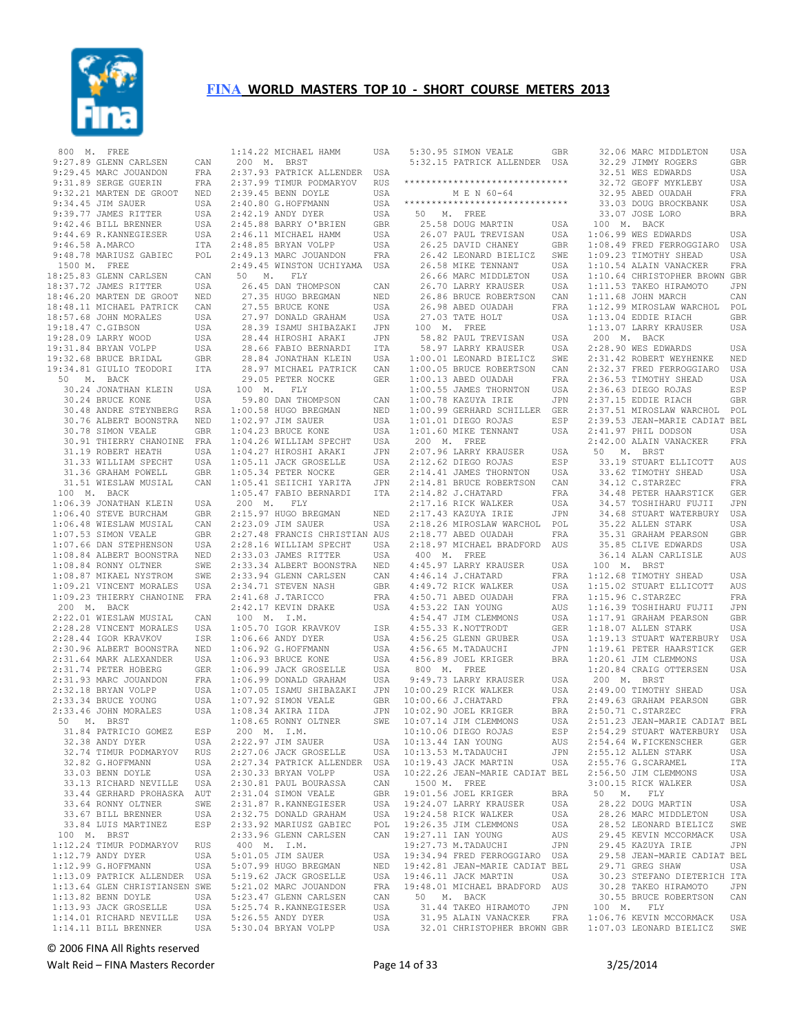# FINA WORLD MASTERS TOP 10 - SHORT COURSE METERS 2013

```
 800  M.  FREE
 9:27.89 GLENN CARLSEN        CAN
 9:29.45 MARC JOUANDON        FRA
 9:31.89 SERGE GUERIN         FRA
 9:32.21 MARTEN DE GROOT      NED
 9:34.45 JIM SAUER            USA
 9:39.77 JAMES RITTER         USA
 9:42.46 BILL BRENNER         USA
 9:44.69 R.KANNEGIESER        USA
 9:46.58 A.MARCO              ITA
 9:48.78 MARIUSZ GABIEC       POL
 1500 M.  FREE
18:25.83 GLENN CARLSEN        CAN
18:37.72 JAMES RITTER         USA
18:46.20 MARTEN DE GROOT      NED
18:48.11 MICHAEL PATRICK      CAN
18:57.68 JOHN MORALES         USA
19:18.47 C.GIBSON             USA
19:28.09 LARRY WOOD           USA
19:31.84 BRYAN VOLPP          USA
19:32.68 BRUCE BRIDAL         GBR
19:34.81 GIULIO TEODORI       ITA
 50   M.  BACK
   30.24 JONATHAN KLEIN       USA
   30.24 BRUCE KONE           USA
   30.48 ANDRE STEYNBERG      RSA
   30.76 ALBERT BOONSTRA      NED
   30.78 SIMON VEALE          GBR
   30.91 THIERRY CHANOINE     FRA
   31.19 ROBERT HEATH         USA
   31.33 WILLIAM SPECHT       USA
   31.36 GRAHAM POWELL        GBR
   31.51 WIESLAW MUSIAL       CAN
 100  M.  BACK
 1:06.39 JONATHAN KLEIN       USA
 1:06.40 STEVE BURCHAM        GBR
 1:06.48 WIESLAW MUSIAL       CAN
 1:07.53 SIMON VEALE          GBR
 1:07.66 DAN STEPHENSON       USA
 1:08.84 ALBERT BOONSTRA      NED
 1:08.84 RONNY OLTNER         SWE
 1:08.87 MIKAEL NYSTROM       SWE
 1:09.21 VINCENT MORALES      USA
 1:09.23 THIERRY CHANOINE     FRA
 200  M.  BACK
 2:22.01 WIESLAW MUSIAL       CAN
 2:28.28 VINCENT MORALES      USA
 2:28.44 IGOR KRAVKOV         ISR
 2:30.96 ALBERT BOONSTRA      NED
 2:31.64 MARK ALEXANDER       USA
 2:31.74 PETER HOBERG         GER
 2:31.93 MARC JOUANDON        FRA
 2:32.18 BRYAN VOLPP          USA
 2:33.34 BRUCE YOUNG          USA
 2:33.46 JOHN MORALES         USA
 50   M.  BRST
   31.84 PATRICIO GOMEZ       ESP
   32.38 ANDY DYER            USA
   32.74 TIMUR PODMARYOV      RUS
   32.82 G.HOFFMANN           USA
   33.03 BENN DOYLE           USA
   33.13 RICHARD NEVILLE      USA
   33.44 GERHARD PROHASKA     AUT
   33.64 RONNY OLTNER         SWE
   33.67 BILL BRENNER         USA
   33.84 LUIS MARTINEZ        ESP
 100  M.  BRST
 1:12.24 TIMUR PODMARYOV      RUS
 1:12.79 ANDY DYER            USA
 1:12.99 G.HOFFMANN           USA
 1:13.09 PATRICK ALLENDER     USA
 1:13.64 GLEN CHRISTIANSEN    SWE
 1:13.82 BENN DOYLE           USA
 1:13.93 JACK GROSELLE        USA
 1:14.01 RICHARD NEVILLE      USA
 1:14.11 BILL BRENNER         USA
 1:14.22 MICHAEL HAMM         USA
 200  M.  BRST
 2:37.93 PATRICK ALLENDER     USA
 2:37.99 TIMUR PODMARYOV      RUS
 2:39.45 BENN DOYLE           USA
 2:40.80 G.HOFFMANN           USA
 2:42.19 ANDY DYER            USA
 2:45.88 BARRY O'BRIEN        GBR
 2:46.11 MICHAEL HAMM         USA
 2:48.85 BRYAN VOLPP          USA
 2:49.13 MARC JOUANDON        FRA
 2:49.45 WINSTON UCHIYAMA     USA
 50   M.  FLY
   26.45 DAN THOMPSON         CAN
   27.35 HUGO BREGMAN         NED
   27.55 BRUCE KONE           USA
   27.97 DONALD GRAHAM        USA
   28.39 ISAMU SHIBAZAKI      JPN
   28.44 HIROSHI ARAKI        JPN
   28.66 FABIO BERNARDI       ITA
   28.84 JONATHAN KLEIN       USA
   28.97 MICHAEL PATRICK      CAN
   29.05 PETER NOCKE          GER
 100  M.  FLY
   59.80 DAN THOMPSON         CAN
 1:00.58 HUGO BREGMAN         NED
 1:02.97 JIM SAUER            USA
 1:04.23 BRUCE KONE           USA
 1:04.26 WILLIAM SPECHT       USA
 1:04.27 HIROSHI ARAKI        JPN
 1:05.11 JACK GROSELLE        USA
 1:05.34 PETER NOCKE          GER
 1:05.41 SEIICHI YARITA       JPN
 1:05.47 FABIO BERNARDI       ITA
 200  M.  FLY
 2:15.97 HUGO BREGMAN         NED
 2:23.09 JIM SAUER            USA
 2:27.48 FRANCIS CHRISTIAN    AUS
 2:28.16 WILLIAM SPECHT       USA
 2:33.03 JAMES RITTER         USA
 2:33.34 ALBERT BOONSTRA      NED
 2:33.94 GLENN CARLSEN        CAN
 2:34.71 STEVEN NASH          GBR
 2:41.68 J.TARICCO            FRA
 2:42.17 KEVIN DRAKE          USA
 100  M.  I.M.
 1:05.70 IGOR KRAVKOV         ISR
 1:06.66 ANDY DYER            USA
 1:06.92 G.HOFFMANN           USA
 1:06.93 BRUCE KONE           USA
 1:06.99 JACK GROSELLE        USA
 1:06.99 DONALD GRAHAM        USA
 1:07.05 ISAMU SHIBAZAKI      JPN
 1:07.92 SIMON VEALE          GBR
 1:08.34 AKIRA IIDA           JPN
 1:08.65 RONNY OLTNER         SWE
 200  M.  I.M.
 2:22.97 JIM SAUER            USA
 2:27.06 JACK GROSELLE        USA
 2:27.34 PATRICK ALLENDER     USA
 2:30.33 BRYAN VOLPP          USA
 2:30.81 PAUL BOURASSA        CAN
 2:31.04 SIMON VEALE          GBR
 2:31.87 R.KANNEGIESER        USA
 2:32.75 DONALD GRAHAM        USA
 2:33.92 MARIUSZ GABIEC       POL
 2:33.96 GLENN CARLSEN        CAN
 400  M.  I.M.
 5:01.05 JIM SAUER            USA
 5:07.99 HUGO BREGMAN         NED
 5:19.62 JACK GROSELLE        USA
 5:21.02 MARC JOUANDON        FRA
 5:23.47 GLENN CARLSEN        CAN
 5:25.74 R.KANNEGIESER        USA
 5:26.55 ANDY DYER            USA
 5:30.04 BRYAN VOLPP          USA
 5:30.95 SIMON VEALE          GBR
 5:32.15 PATRICK ALLENDER     USA

******************************
        M E N  60-64
******************************
 50   M.  FREE
   25.58 DOUG MARTIN          USA
   26.07 PAUL TREVISAN        USA
   26.25 DAVID CHANEY         GBR
   26.42 LEONARD BIELICZ      SWE
   26.58 MIKE TENNANT         USA
   26.66 MARC MIDDLETON       USA
   26.70 LARRY KRAUSER        USA
   26.86 BRUCE ROBERTSON      CAN
   26.98 ABED OUADAH          FRA
   27.03 TATE HOLT            USA
 100  M.  FREE
   58.82 PAUL TREVISAN        USA
   58.97 LARRY KRAUSER        USA
 1:00.01 LEONARD BIELICZ      SWE
 1:00.05 BRUCE ROBERTSON      CAN
 1:00.13 ABED OUADAH          FRA
 1:00.55 JAMES THORNTON       USA
 1:00.78 KAZUYA IRIE          JPN
 1:00.99 GERHARD SCHILLER     GER
 1:01.01 DIEGO ROJAS          ESP
 1:01.60 MIKE TENNANT         USA
 200  M.  FREE
 2:07.96 LARRY KRAUSER        USA
 2:12.62 DIEGO ROJAS          ESP
 2:14.41 JAMES THORNTON       USA
 2:14.81 BRUCE ROBERTSON      CAN
 2:14.82 J.CHATARD            FRA
 2:17.16 RICK WALKER          USA
 2:17.43 KAZUYA IRIE          JPN
 2:18.26 MIROSLAW WARCHOL     POL
 2:18.77 ABED OUADAH          FRA
 2:18.97 MICHAEL BRADFORD     AUS
 400  M.  FREE
 4:45.97 LARRY KRAUSER        USA
 4:46.14 J.CHATARD            FRA
 4:49.72 RICK WALKER          USA
 4:50.71 ABED OUADAH          FRA
 4:53.22 IAN YOUNG            AUS
 4:54.47 JIM CLEMMONS         USA
 4:55.33 K.NOTTRODT           GER
 4:56.25 GLENN GRUBER         USA
 4:56.65 M.TADAUCHI           JPN
 4:56.89 JOEL KRIGER          BRA
 800  M.  FREE
 9:49.73 LARRY KRAUSER        USA
10:00.29 RICK WALKER          USA
10:00.66 J.CHATARD            FRA
10:02.90 JOEL KRIGER          BRA
10:07.14 JIM CLEMMONS         USA
10:10.06 DIEGO ROJAS          ESP
10:13.44 IAN YOUNG            AUS
10:13.53 M.TADAUCHI           JPN
10:19.43 JACK MARTIN          USA
10:22.26 JEAN-MARIE CADIAT    BEL
 1500 M.  FREE
19:01.56 JOEL KRIGER          BRA
19:24.07 LARRY KRAUSER        USA
19:24.58 RICK WALKER          USA
19:26.35 JIM CLEMMONS         USA
19:27.11 IAN YOUNG            AUS
19:27.73 M.TADAUCHI           JPN
19:34.94 FRED FERROGGIARO     USA
19:42.81 JEAN-MARIE CADIAT    BEL
19:46.11 JACK MARTIN          USA
19:48.01 MICHAEL BRADFORD     AUS
 50   M.  BACK
   31.44 TAKEO HIRAMOTO       JPN
   31.95 ALAIN VANACKER       FRA
   32.01 CHRISTOPHER BROWN    GBR
   32.06 MARC MIDDLETON       USA
   32.29 JIMMY ROGERS         GBR
   32.51 WES EDWARDS          USA
   32.72 GEOFF MYKLEBY        USA
   32.95 ABED OUADAH          FRA
   33.03 DOUG BROCKBANK       USA
   33.07 JOSE LORO            BRA
 100  M.  BACK
 1:06.99 WES EDWARDS          USA
 1:08.49 FRED FERROGGIARO     USA
 1:09.23 TIMOTHY SHEAD        USA
 1:10.54 ALAIN VANACKER       FRA
 1:10.64 CHRISTOPHER BROWN    GBR
 1:11.53 TAKEO HIRAMOTO       JPN
 1:11.68 JOHN MARCH           CAN
 1:12.99 MIROSLAW WARCHOL     POL
 1:13.04 EDDIE RIACH          GBR
 1:13.07 LARRY KRAUSER        USA
 200  M.  BACK
 2:28.90 WES EDWARDS          USA
 2:31.42 ROBERT WEYHENKE      NED
 2:32.37 FRED FERROGGIARO     USA
 2:36.53 TIMOTHY SHEAD        USA
 2:36.63 DIEGO ROJAS          ESP
 2:37.15 EDDIE RIACH          GBR
 2:37.51 MIROSLAW WARCHOL     POL
 2:39.53 JEAN-MARIE CADIAT    BEL
 2:41.97 PHIL DODSON          USA
 2:42.00 ALAIN VANACKER       FRA
 50   M.  BRST
   33.19 STUART ELLICOTT      AUS
   33.62 TIMOTHY SHEAD        USA
   34.12 C.STARZEC            FRA
   34.48 PETER HAARSTICK      GER
   34.57 TOSHIHARU FUJII      JPN
   34.68 STUART WATERBURY     USA
   35.22 ALLEN STARK          USA
   35.31 GRAHAM PEARSON       GBR
   35.85 CLIVE EDWARDS        USA
   36.14 ALAN CARLISLE        AUS
 100  M.  BRST
 1:12.68 TIMOTHY SHEAD        USA
 1:15.02 STUART ELLICOTT      AUS
 1:15.96 C.STARZEC            FRA
 1:16.39 TOSHIHARU FUJII      JPN
 1:17.91 GRAHAM PEARSON       GBR
 1:18.07 ALLEN STARK          USA
 1:19.13 STUART WATERBURY     USA
 1:19.61 PETER HAARSTICK      GER
 1:20.61 JIM CLEMMONS         USA
 1:20.84 CRAIG OTTERSEN       USA
 200  M.  BRST
 2:49.00 TIMOTHY SHEAD        USA
 2:49.63 GRAHAM PEARSON       GBR
 2:50.71 C.STARZEC            FRA
 2:51.23 JEAN-MARIE CADIAT    BEL
 2:54.29 STUART WATERBURY     USA
 2:54.64 W.FICKENSCHER        GER
 2:55.12 ALLEN STARK          USA
 2:55.76 G.SCARAMEL           ITA
 2:56.50 JIM CLEMMONS         USA
 3:00.15 RICK WALKER          USA
 50   M.  FLY
   28.22 DOUG MARTIN          USA
   28.26 MARC MIDDLETON       USA
   28.52 LEONARD BIELICZ      SWE
   29.45 KEVIN MCCORMACK      USA
   29.45 KAZUYA IRIE          JPN
   29.58 JEAN-MARIE CADIAT    BEL
   29.71 GREG SHAW            USA
   30.23 STEFANO DIETERICH    ITA
   30.28 TAKEO HIRAMOTO       JPN
   30.55 BRUCE ROBERTSON      CAN
 100  M.  FLY
 1:06.76 KEVIN MCCORMACK      USA
 1:07.03 LEONARD BIELICZ      SWE
```

© 2006 FINA All Rights reserved

Walt Reid – FINA Masters Recorder 3/25/2014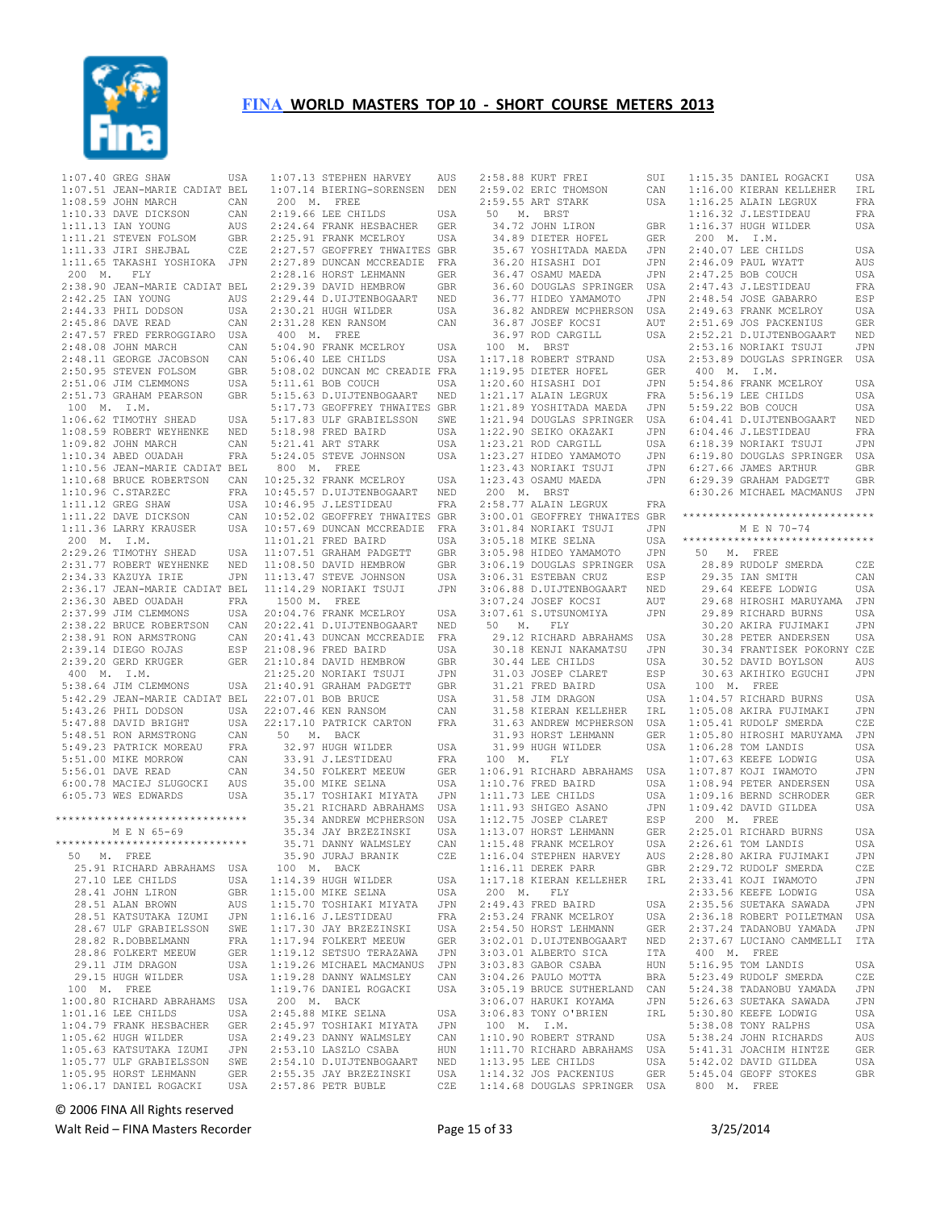# FINA WORLD MASTERS TOP 10 - SHORT COURSE METERS 2013

```
1:07.40 GREG SHAW            USA
1:07.51 JEAN-MARIE CADIAT BEL
1:08.59 JOHN MARCH           CAN
1:10.33 DAVE DICKSON         CAN
1:11.13 IAN YOUNG            AUS
1:11.21 STEVEN FOLSOM        GBR
1:11.33 JIRI SHEJBAL         CZE
1:11.65 TAKASHI YOSHIOKA     JPN
 200  M.   FLY
2:38.90 JEAN-MARIE CADIAT BEL
2:42.25 IAN YOUNG            AUS
2:44.33 PHIL DODSON          USA
2:45.86 DAVE READ            CAN
2:47.57 FRED FERROGGIARO     USA
2:48.08 JOHN MARCH           CAN
2:48.11 GEORGE JACOBSON      CAN
2:50.95 STEVEN FOLSOM        GBR
2:51.06 JIM CLEMMONS         USA
2:51.73 GRAHAM PEARSON       GBR
 100  M.   I.M.
1:06.62 TIMOTHY SHEAD        USA
1:08.59 ROBERT WEYHENKE      NED
1:09.82 JOHN MARCH           CAN
1:10.34 ABED OUADAH          FRA
1:10.56 JEAN-MARIE CADIAT BEL
1:10.68 BRUCE ROBERTSON      CAN
1:10.96 C.STARZEC            FRA
1:11.12 GREG SHAW            USA
1:11.22 DAVE DICKSON         CAN
1:11.36 LARRY KRAUSER        USA
 200  M.   I.M.
2:29.26 TIMOTHY SHEAD        USA
2:31.77 ROBERT WEYHENKE      NED
2:34.33 KAZUYA IRIE          JPN
2:36.17 JEAN-MARIE CADIAT BEL
2:36.30 ABED OUADAH          FRA
2:37.99 JIM CLEMMONS         USA
2:38.22 BRUCE ROBERTSON      CAN
2:38.91 RON ARMSTRONG        CAN
2:39.14 DIEGO ROJAS          ESP
2:39.20 GERD KRUGER          GER
 400  M.   I.M.
5:38.64 JIM CLEMMONS         USA
5:42.29 JEAN-MARIE CADIAT BEL
5:43.26 PHIL DODSON          USA
5:47.88 DAVID BRIGHT         USA
5:48.51 RON ARMSTRONG        CAN
5:49.23 PATRICK MOREAU       FRA
5:51.00 MIKE MORROW          CAN
5:56.01 DAVE READ            CAN
6:00.78 MACIEJ SLUGOCKI      AUS
6:05.73 WES EDWARDS          USA

*****************************
        M E N  65-69
*****************************
 50   M.   FREE
  25.91 RICHARD ABRAHAMS  USA
  27.10 LEE CHILDS           USA
  28.41 JOHN LIRON           GBR
  28.51 ALAN BROWN           AUS
  28.51 KATSUTAKA IZUMI      JPN
  28.67 ULF GRABIELSSON      SWE
  28.82 R.DOBBELMANN         FRA
  28.86 FOLKERT MEEUW        GER
  29.11 JIM DRAGON           USA
  29.15 HUGH WILDER          USA
 100  M.   FREE
1:00.80 RICHARD ABRAHAMS  USA
1:01.16 LEE CHILDS           USA
1:04.79 FRANK HESBACHER      GER
1:05.62 HUGH WILDER          USA
1:05.63 KATSUTAKA IZUMI      JPN
1:05.77 ULF GRABIELSSON      SWE
1:05.95 HORST LEHMANN        GER
1:06.17 DANIEL ROGACKI       USA
1:07.13 STEPHEN HARVEY       AUS
1:07.14 BIERING-SORENSEN  DEN
 200  M.   FREE
2:19.66 LEE CHILDS           USA
2:24.64 FRANK HESBACHER      GER
2:25.91 FRANK MCELROY        USA
2:27.57 GEOFFREY THWAITES GBR
2:27.89 DUNCAN MCCREADIE     FRA
2:28.16 HORST LEHMANN        GER
2:29.39 DAVID HEMBROW        GBR
2:29.44 D.UIJTENBOGAART      NED
2:30.21 HUGH WILDER          USA
2:31.28 KEN RANSOM           CAN
 400  M.   FREE
5:04.90 FRANK MCELROY        USA
5:06.40 LEE CHILDS           USA
5:08.02 DUNCAN MC CREADIE FRA
5:11.61 BOB COUCH            USA
5:15.63 D.UIJTENBOGAART      NED
5:17.73 GEOFFREY THWAITES GBR
5:17.83 ULF GRABIELSSON      SWE
5:18.98 FRED BAIRD           USA
5:21.41 ART STARK            USA
5:24.05 STEVE JOHNSON        USA
 800  M.   FREE
10:25.32 FRANK MCELROY       USA
10:45.57 D.UIJTENBOGAART     NED
10:46.95 J.LESTIDEAU         FRA
10:52.02 GEOFFREY THWAITES GBR
10:57.69 DUNCAN MCCREADIE    FRA
11:01.21 FRED BAIRD          USA
11:07.51 GRAHAM PADGETT      GBR
11:08.50 DAVID HEMBROW       GBR
11:13.47 STEVE JOHNSON       USA
11:14.29 NORIAKI TSUJI       JPN
 1500 M.   FREE
20:04.76 FRANK MCELROY       USA
20:22.41 D.UIJTENBOGAART     NED
20:41.43 DUNCAN MCCREADIE    FRA
21:08.96 FRED BAIRD          USA
21:10.84 DAVID HEMBROW       GBR
21:25.20 NORIAKI TSUJI       JPN
21:40.91 GRAHAM PADGETT      GBR
22:07.01 BOB BRUCE           USA
22:07.46 KEN RANSOM          CAN
22:17.10 PATRICK CARTON      FRA
 50   M.   BACK
  32.97 HUGH WILDER          USA
  33.91 J.LESTIDEAU          FRA
  34.50 FOLKERT MEEUW        GER
  35.00 MIKE SELNA           USA
  35.17 TOSHIAKI MIYATA      JPN
  35.21 RICHARD ABRAHAMS     USA
  35.34 ANDREW MCPHERSON     USA
  35.34 JAY BRZEZINSKI       USA
  35.71 DANNY WALMSLEY       CAN
  35.90 JURAJ BRANIK         CZE
 100  M.   BACK
1:14.39 HUGH WILDER          USA
1:15.00 MIKE SELNA           USA
1:15.70 TOSHIAKI MIYATA      JPN
1:16.16 J.LESTIDEAU          FRA
1:17.30 JAY BRZEZINSKI       USA
1:17.94 FOLKERT MEEUW        GER
1:19.12 SETSUO TERAZAWA      JPN
1:19.26 MICHAEL MACMANUS     JPN
1:19.28 DANNY WALMSLEY       CAN
1:19.76 DANIEL ROGACKI       USA
 200  M.   BACK
2:45.88 MIKE SELNA           USA
2:45.97 TOSHIAKI MIYATA      JPN
2:49.23 DANNY WALMSLEY       CAN
2:53.10 LASZLO CSABA         HUN
2:54.10 D.UIJTENBOGAART      NED
2:55.35 JAY BRZEZINSKI       USA
2:57.86 PETR BUBLE           CZE
2:58.88 KURT FREI            SUI
2:59.02 ERIC THOMSON         CAN
2:59.55 ART STARK            USA
 50   M.   BRST
  34.72 JOHN LIRON           GBR
  34.89 DIETER HOFEL         GER
  35.67 YOSHITADA MAEDA      JPN
  36.20 HISASHI DOI          JPN
  36.47 OSAMU MAEDA          JPN
  36.60 DOUGLAS SPRINGER     USA
  36.77 HIDEO YAMAMOTO       JPN
  36.82 ANDREW MCPHERSON     USA
  36.87 JOSEF KOCSI          AUT
  36.97 ROD CARGILL          USA
 100  M.   BRST
1:17.18 ROBERT STRAND        USA
1:19.95 DIETER HOFEL         GER
1:20.60 HISASHI DOI          JPN
1:21.17 ALAIN LEGRUX         FRA
1:21.89 YOSHITADA MAEDA      JPN
1:21.94 DOUGLAS SPRINGER     USA
1:22.90 SEIKO OKAZAKI        JPN
1:23.21 ROD CARGILL          USA
1:23.27 HIDEO YAMAMOTO       JPN
1:23.43 NORIAKI TSUJI        JPN
1:23.43 OSAMU MAEDA          JPN
 200  M.   BRST
2:58.77 ALAIN LEGRUX         FRA
3:00.01 GEOFFREY THWAITES GBR
3:01.84 NORIAKI TSUJI        JPN
3:05.18 MIKE SELNA           USA
3:05.98 HIDEO YAMAMOTO       JPN
3:06.19 DOUGLAS SPRINGER     USA
3:06.31 ESTEBAN CRUZ         ESP
3:06.88 D.UIJTENBOGAART      NED
3:07.24 JOSEF KOCSI          AUT
3:07.61 S.UTSUNOMIYA         JPN
 50   M.   FLY
  29.12 RICHARD ABRAHAMS     USA
  30.18 KENJI NAKAMATSU      JPN
  30.44 LEE CHILDS           USA
  31.03 JOSEP CLARET         ESP
  31.21 FRED BAIRD           USA
  31.58 JIM DRAGON           USA
  31.58 KIERAN KELLEHER      IRL
  31.63 ANDREW MCPHERSON     USA
  31.93 HORST LEHMANN        GER
  31.99 HUGH WILDER          USA
 100  M.   FLY
1:06.91 RICHARD ABRAHAMS     USA
1:10.76 FRED BAIRD           USA
1:11.73 LEE CHILDS           USA
1:11.93 SHIGEO ASANO         JPN
1:12.75 JOSEP CLARET         ESP
1:13.07 HORST LEHMANN        GER
1:15.48 FRANK MCELROY        USA
1:16.04 STEPHEN HARVEY       AUS
1:16.11 DEREK PARR           GBR
1:17.18 KIERAN KELLEHER      IRL
 200  M.   FLY
2:49.43 FRED BAIRD           USA
2:53.24 FRANK MCELROY        USA
2:54.50 HORST LEHMANN        GER
3:02.01 D.UIJTENBOGAART      NED
3:03.01 ALBERTO SICA         ITA
3:03.83 GABOR CSABA          HUN
3:04.26 PAULO MOTTA          BRA
3:05.19 BRUCE SUTHERLAND     CAN
3:06.07 HARUKI KOYAMA        JPN
3:06.83 TONY O'BRIEN         IRL
 100  M.   I.M.
1:10.90 ROBERT STRAND        USA
1:11.70 RICHARD ABRAHAMS     USA
1:13.95 LEE CHILDS           USA
1:14.32 JOS PACKENIUS        GER
1:14.68 DOUGLAS SPRINGER     USA
1:15.35 DANIEL ROGACKI       USA
1:16.00 KIERAN KELLEHER      IRL
1:16.25 ALAIN LEGRUX         FRA
1:16.32 J.LESTIDEAU          FRA
1:16.37 HUGH WILDER          USA
 200  M.   I.M.
2:40.07 LEE CHILDS           USA
2:46.09 PAUL WYATT           AUS
2:47.25 BOB COUCH            USA
2:47.43 J.LESTIDEAU          FRA
2:48.54 JOSE GABARRO         ESP
2:49.63 FRANK MCELROY        USA
2:51.69 JOS PACKENIUS        GER
2:52.21 D.UIJTENBOGAART      NED
2:53.16 NORIAKI TSUJI        JPN
2:53.89 DOUGLAS SPRINGER     USA
 400  M.   I.M.
5:54.86 FRANK MCELROY        USA
5:56.19 LEE CHILDS           USA
5:59.22 BOB COUCH            USA
6:04.41 D.UIJTENBOGAART      NED
6:04.46 J.LESTIDEAU          FRA
6:18.39 NORIAKI TSUJI        JPN
6:19.80 DOUGLAS SPRINGER     USA
6:27.66 JAMES ARTHUR         GBR
6:29.39 GRAHAM PADGETT       GBR
6:30.26 MICHAEL MACMANUS     JPN

*****************************
        M E N  70-74
*****************************
 50   M.   FREE
  28.89 RUDOLF SMERDA        CZE
  29.35 IAN SMITH            CAN
  29.64 KEEFE LODWIG         USA
  29.68 HIROSHI MARUYAMA     JPN
  29.89 RICHARD BURNS        USA
  30.20 AKIRA FUJIMAKI       JPN
  30.28 PETER ANDERSEN       USA
  30.34 FRANTISEK POKORNY CZE
  30.52 DAVID BOYLSON        AUS
  30.63 AKIHIKO EGUCHI       JPN
 100  M.   FREE
1:04.57 RICHARD BURNS        USA
1:05.08 AKIRA FUJIMAKI       JPN
1:05.41 RUDOLF SMERDA        CZE
1:05.80 HIROSHI MARUYAMA     JPN
1:06.28 TOM LANDIS           USA
1:07.63 KEEFE LODWIG         USA
1:07.87 KOJI IWAMOTO         JPN
1:08.94 PETER ANDERSEN       USA
1:09.16 BERND SCHRODER       GER
1:09.42 DAVID GILDEA         USA
 200  M.   FREE
2:25.01 RICHARD BURNS        USA
2:26.61 TOM LANDIS           USA
2:28.80 AKIRA FUJIMAKI       JPN
2:29.72 RUDOLF SMERDA        CZE
2:33.41 KOJI IWAMOTO         JPN
2:33.56 KEEFE LODWIG         USA
2:35.56 SUETAKA SAWADA       JPN
2:36.18 ROBERT POILETMAN     USA
2:37.24 TADANOBU YAMADA      JPN
2:37.67 LUCIANO CAMMELLI     ITA
 400  M.   FREE
5:16.95 TOM LANDIS           USA
5:23.49 RUDOLF SMERDA        CZE
5:24.38 TADANOBU YAMADA      JPN
5:26.63 SUETAKA SAWADA       JPN
5:30.80 KEEFE LODWIG         USA
5:38.08 TONY RALPHS          USA
5:38.24 JOHN RICHARDS        AUS
5:41.31 JOACHIM HINTZE       GER
5:42.02 DAVID GILDEA         USA
5:45.04 GEOFF STOKES         GBR
 800  M.   FREE
```

© 2006 FINA All Rights reserved

Walt Reid – FINA Masters Recorder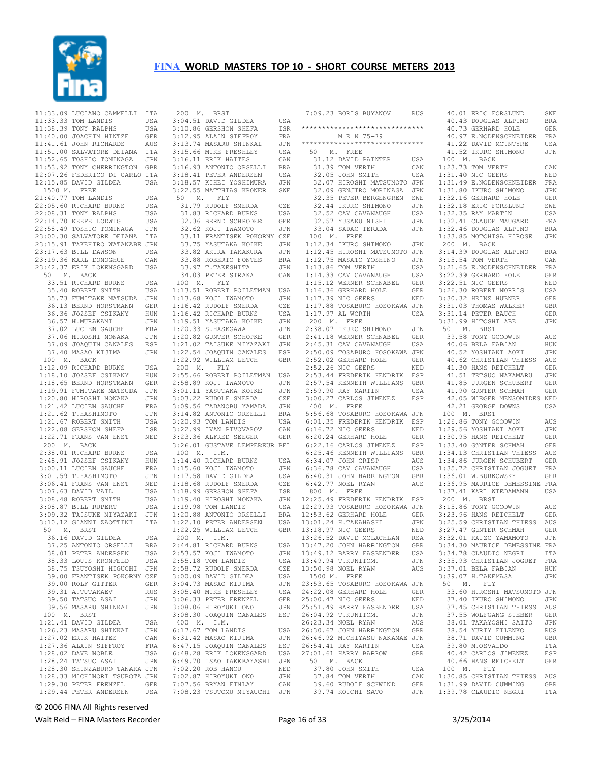# FINA WORLD MASTERS TOP 10 - SHORT COURSE METERS 2013

```
11:33.09 LUCIANO CAMMELLI  ITA
11:33.33 TOM LANDIS        USA
11:38.39 TONY RALPHS       USA
11:40.00 JOACHIM HINTZE    GER
11:41.61 JOHN RICHARDS     AUS
11:51.00 SALVATORE DEIANA  ITA
11:52.65 TOSHIO TOMINAGA   JPN
11:53.92 TONY CHERRINGTON  GBR
12:07.26 FEDERICO DI CARLO ITA
12:15.85 DAVID GILDEA      USA
 1500 M.  FREE
21:40.77 TOM LANDIS        USA
22:05.60 RICHARD BURNS     USA
22:08.31 TONY RALPHS       USA
22:14.70 KEEFE LODWIG      USA
22:58.49 TOSHIO TOMINAGA   JPN
23:00.30 SALVATORE DEIANA  ITA
23:15.91 TAKEHIRO WATANABE JPN
23:17.63 BILL DAWSON       USA
23:19.36 KARL DONOGHUE     CAN
23:42.37 ERIK LOKENSGARD   USA
 50  M.  BACK
   33.51 RICHARD BURNS     USA
   35.40 ROBERT SMITH      USA
   35.73 FUMITAKE MATSUDA  JPN
   36.13 BERND HORSTMANN   GER
   36.36 JOZSEF CSIKANY    HUN
   36.57 H.MURAKAMI        JPN
   37.02 LUCIEN GAUCHE     FRA
   37.06 HIROSHI NONAKA    JPN
   37.09 JOAQUIN CANALES   ESP
   37.40 MASAO KIJIMA      JPN
 100  M.  BACK
1:12.09 RICHARD BURNS      USA
1:18.10 JOZSEF CSIKANY     HUN
1:18.65 BERND HORSTMANN    GER
1:19.91 FUMITAKE MATSUDA   JPN
1:20.80 HIROSHI NONAKA     JPN
1:21.42 LUCIEN GAUCHE      FRA
1:21.62 T.HASHIMOTO        JPN
1:21.67 ROBERT SMITH       USA
1:22.08 GERSHON SHEFA      ISR
1:22.71 FRANS VAN ENST     NED
 200  M.  BACK
2:38.01 RICHARD BURNS      USA
2:48.91 JOZSEF CSIKANY     HUN
3:00.11 LUCIEN GAUCHE      FRA
3:01.59 T.HASHIMOTO        JPN
3:06.41 FRANS VAN ENST     NED
3:07.63 DAVID VAIL         USA
3:08.48 ROBERT SMITH       USA
3:08.87 BILL RUPERT        USA
3:09.32 TAISUKE MIYAZAKI   JPN
3:10.12 GIANNI ZAOTTINI    ITA
 50  M.  BRST
   36.16 DAVID GILDEA      USA
   37.25 ANTONIO ORSELLI   BRA
   38.01 PETER ANDERSEN    USA
   38.33 LOUIS KRONFELD    USA
   38.75 TSUYOSHI HIGUCHI  JPN
   39.00 FRANTISEK POKORNY CZE
   39.00 ROLF GITTER       GER
   39.31 A.TUTAKAEV        RUS
   39.50 TATSUO ASAI       JPN
   39.56 MASARU SHINKAI    JPN
 100  M.  BRST
1:21.41 DAVID GILDEA       USA
1:26.23 MASARU SHINKAI     JPN
1:27.02 ERIK HAITES        CAN
1:27.36 ALAIN SIFFROY      FRA
1:28.02 DAVE NOBLE         USA
1:28.24 TATSUO ASAI        JPN
1:28.30 SHINZABURO TANAKA  JPN
1:28.33 MICHINORI TSUBOTA  JPN
1:29.30 PETER FRENZEL      GER
1:29.44 PETER ANDERSEN     USA
 200  M.  BRST
3:04.51 DAVID GILDEA       USA
3:10.86 GERSHON SHEFA      ISR
3:12.95 ALAIN SIFFROY      FRA
3:13.74 MASARU SHINKAI     JPN
3:15.66 MIKE FRESHLEY      USA
3:16.11 ERIK HAITES        CAN
3:16.93 ANTONIO ORSELLI    BRA
3:18.41 PETER ANDERSEN     USA
3:18.57 KIHEI YOSHIMURA    JPN
3:22.55 MATTHIAS KRONER    SWE
 50  M.  FLY
   31.79 RUDOLF SMERDA     CZE
   31.83 RICHARD BURNS     USA
   32.36 BERND SCHRODER    GER
   32.62 KOJI IWAMOTO      JPN
   33.11 FRANTISEK POKORNY CZE
   33.75 YASUTAKA KOIKE    JPN
   33.82 AKIRA TAKAKURA    JPN
   33.88 ROBERTO FONTES    BRA
   33.97 T.TAKESHITA       JPN
   34.03 PETER STRAKA      CAN
 100  M.  FLY
1:13.51 ROBERT POILETMAN   USA
1:13.68 KOJI IWAMOTO       JPN
1:16.42 RUDOLF SMERDA      CZE
1:16.42 RICHARD BURNS      USA
1:19.51 YASUTAKA KOIKE     JPN
1:20.33 S.HASEGAWA         JPN
1:20.82 GUNTER SCHOPKE     GER
1:21.02 TAISUKE MIYAZAKI   JPN
1:22.54 JOAQUIN CANALES    ESP
1:22.92 WILLIAM LETCH      GBR
 200  M.  FLY
2:55.66 ROBERT POILETMAN   USA
2:58.89 KOJI IWAMOTO       JPN
3:01.11 YASUTAKA KOIKE     JPN
3:03.22 RUDOLF SMERDA      CZE
3:09.56 TADANOBU YAMADA    JPN
3:14.82 ANTONIO ORSELLI    BRA
3:20.93 TOM LANDIS         USA
3:22.99 IVAN PIVOVAROV     CAN
3:23.36 ALFRED SEEGER      GER
3:26.01 GUSTAVE LEMPEREUR  BEL
 100  M.  I.M.
1:14.40 RICHARD BURNS      USA
1:15.60 KOJI IWAMOTO       JPN
1:17.58 DAVID GILDEA       USA
1:18.68 RUDOLF SMERDA      CZE
1:18.99 GERSHON SHEFA      ISR
1:19.40 HIROSHI NONAKA     JPN
1:19.98 TOM LANDIS         USA
1:20.88 ANTONIO ORSELLI    BRA
1:22.10 PETER ANDERSEN     USA
1:22.25 WILLIAM LETCH      GBR
 200  M.  I.M.
2:44.81 RICHARD BURNS      USA
2:53.57 KOJI IWAMOTO       JPN
2:55.18 TOM LANDIS         USA
2:58.72 RUDOLF SMERDA      CZE
3:00.09 DAVID GILDEA       USA
3:04.73 MASAO KIJIMA       JPN
3:05.40 MIKE FRESHLEY      USA
3:06.33 PETER FRENZEL      GER
3:08.06 HIROYUKI ONO       JPN
3:08.30 JOAQUIN CANALES    ESP
 400  M.  I.M.
6:17.67 TOM LANDIS         USA
6:31.42 MASAO KIJIMA       JPN
6:47.15 JOAQUIN CANALES    ESP
6:48.28 ERIK LOKENSGARD    USA
6:49.70 ISAO TAKEBAYASHI   JPN
7:02.20 ROB HANOU          NED
7:02.87 HIROYUKI ONO       JPN
7:07.56 BRYAN FINLAY       CAN
7:08.23 TSUTOMU MIYAUCHI   JPN
7:09.23 BORIS BUYANOV      RUS

******************************
         M E N  75-79
******************************
 50  M.  FREE
   31.12 DAVID PAINTER     USA
   31.39 TOM VERTH         CAN
   32.05 JOHN SMITH        USA
   32.07 HIROSHI MATSUMOTO JPN
   32.09 GENJIRO MORINAGA  JPN
   32.35 PETER BERGENGREN  SWE
   32.44 IKURO SHIMONO     JPN
   32.52 CAV CAVANAUGH     USA
   32.57 YUSAKU NISHI      JPN
   33.04 SADAO TERADA      JPN
 100  M.  FREE
1:12.34 IKURO SHIMONO      JPN
1:12.45 HIROSHI MATSUMOTO  JPN
1:12.75 MASATO YOSHINO     JPN
1:13.86 TOM VERTH          USA
1:14.33 CAV CAVANAUGH      USA
1:15.12 WERNER SCHNABEL    GER
1:16.36 GERHARD HOLE       GER
1:17.39 NIC GEERS          NED
1:17.88 TOSABURO HOSOKAWA  JPN
1:17.97 AL WORTH           USA
 200  M.  FREE
2:38.07 IKURO SHIMONO      JPN
2:41.18 WERNER SCHNABEL    GER
2:45.31 CAV CAVANAUGH      USA
2:50.09 TOSABURO HOSOKAWA  JPN
2:52.02 GERHARD HOLE       GER
2:52.26 NIC GEERS          NED
2:53.44 FREDERIK HENDRIK   ESP
2:57.54 KENNETH WILLIAMS   GBR
2:59.90 RAY MARTIN         USA
3:00.27 CARLOS JIMENEZ     ESP
 400  M.  FREE
5:56.68 TOSABURO HOSOKAWA  JPN
6:01.35 FREDERIK HENDRIK   ESP
6:16.72 NIC GEERS          NED
6:20.24 GERHARD HOLE       GER
6:22.16 CARLOS JIMENEZ     ESP
6:25.46 KENNETH WILLIAMS   GBR
6:34.07 JOHN CRISP         AUS
6:36.78 CAV CAVANAUGH      USA
6:40.31 JOHN HARRINGTON    GBR
6:42.77 NOEL RYAN          AUS
 800  M.  FREE
12:25.49 FREDERIK HENDRIK  ESP
12:29.93 TOSABURO HOSOKAWA JPN
12:53.62 GERHARD HOLE      GER
13:01.24 H.TAKAHASHI       JPN
13:18.97 NIC GEERS         NED
13:26.52 DAVID MCLACHLAN   RSA
13:47.20 JOHN HARRINGTON   GBR
13:49.12 BARRY FASBENDER   USA
13:49.94 T.KUNITOMI        JPN
13:50.98 NOEL RYAN         AUS
 1500 M.  FREE
23:53.65 TOSABURO HOSOKAWA JPN
24:22.08 GERHARD HOLE      GER
25:00.47 NIC GEERS         NED
25:51.49 BARRY FASBENDER   USA
26:04.92 T.KUNITOMI        JPN
26:23.34 NOEL RYAN         AUS
26:30.67 JOHN HARRINGTON   GBR
26:46.92 MICHIYASU NAKAMAE JPN
26:54.41 RAY MARTIN        USA
27:01.61 HARRY BARROW      GBR
 50  M.  BACK
   37.80 JOHN SMITH        USA
   37.84 TOM VERTH         CAN
   39.60 RUDOLF SCHWIND    GER
   39.74 KOICHI SATO       JPN
   40.01 ERIC FORSLUND     SWE
   40.43 DOUGLAS ALPINO    BRA
   40.73 GERHARD HOLE      GER
   40.97 E.NODENSCHNEIDER  FRA
   41.22 DAVID MCINTYRE    USA
   41.52 IKURO SHIMONO     JPN
 100  M.  BACK
1:23.73 TOM VERTH          CAN
1:31.40 NIC GEERS          NED
1:31.49 E.NODENSCHNEIDER   FRA
1:31.80 IKURO SHIMONO      JPN
1:32.16 GERHARD HOLE       GER
1:32.18 ERIC FORSLUND      SWE
1:32.35 RAY MARTIN         USA
1:32.41 CLAUDE MAUGARD     FRA
1:32.46 DOUGLAS ALPINO     BRA
1:33.85 MOTOHISA HIROSE    JPN
 200  M.  BACK
3:14.39 DOUGLAS ALPINO     BRA
3:15.54 TOM VERTH          CAN
3:21.65 E.NODENSCHNEIDER   FRA
3:22.39 GERHARD HOLE       GER
3:22.51 NIC GEERS          NED
3:26.30 ROBERT NORRIS      USA
3:30.32 HEINZ HUBNER       GER
3:31.03 THOMAS WALKER      GBR
3:31.14 PETER BAUCH        GER
3:31.99 HITOSHI ABE        JPN
 50  M.  BRST
   39.58 TONY GOODWIN      AUS
   40.06 BELA FABIAN       HUN
   40.52 YOSHIAKI AOKI     JPN
   40.62 CHRISTIAN THIESS  AUS
   41.30 HANS REICHELT     GER
   41.51 TETSUO NAKAMARU   JPN
   41.85 JURGEN SCHUBERT   GER
   41.90 GUNTER SCHMAH     GER
   42.05 WIEGER MENSONIDES NED
   42.21 GEORGE DOWNS      USA
 100  M.  BRST
1:26.86 TONY GOODWIN       AUS
1:29.56 YOSHIAKI AOKI      JPN
1:30.95 HANS REICHELT      GER
1:33.40 GüNTER SCHMAH      GER
1:34.13 CHRISTIAN THIESS   AUS
1:34.86 JURGEN SCHUBERT    GER
1:35.72 CHRISTIAN JOGUET   FRA
1:36.01 W.BURKOWSKY        GER
1:36.95 MAURICE DEMESSINE  FRA
1:37.41 KARL WIEDAMANN     USA
 200  M.  BRST
3:15.86 TONY GOODWIN       AUS
3:23.96 HANS REICHELT      GER
3:25.59 CHRISTIAN THIESS   AUS
3:27.47 GüNTER SCHMAH      GER
3:32.01 KAIZO YAMAMOTO     JPN
3:34.30 MAURICE DEMESSINE  FRA
3:34.78 CLAUDIO NEGRI      ITA
3:35.93 CHRISTIAN JOGUET   FRA
3:37.01 BELA FABIAN        HUN
3:39.07 H.TAKEMASA         JPN
 50  M.  FLY
   33.60 HIROSHI MATSUMOTO JPN
   37.40 IKURO SHIMONO     JPN
   37.45 CHRISTIAN THIESS  AUS
   37.55 WOLFGANG SIEBER   GER
   38.01 TAKAYOSHI SAITO   JPN
   38.54 YURIY FILENKO     RUS
   38.71 DAVID CUMMING     GBR
   39.80 M.OSVALDO         ITA
   40.42 CARLOS JIMENEZ    ESP
   40.66 HANS REICHELT     GER
 100  M.  FLY
1:30.85 CHRISTIAN THIESS   AUS
1:31.99 DAVID CUMMING      GBR
1:39.78 CLAUDIO NEGRI      ITA
```

© 2006 FINA All Rights reserved

Walt Reid – FINA Masters Recorder　　3/25/2014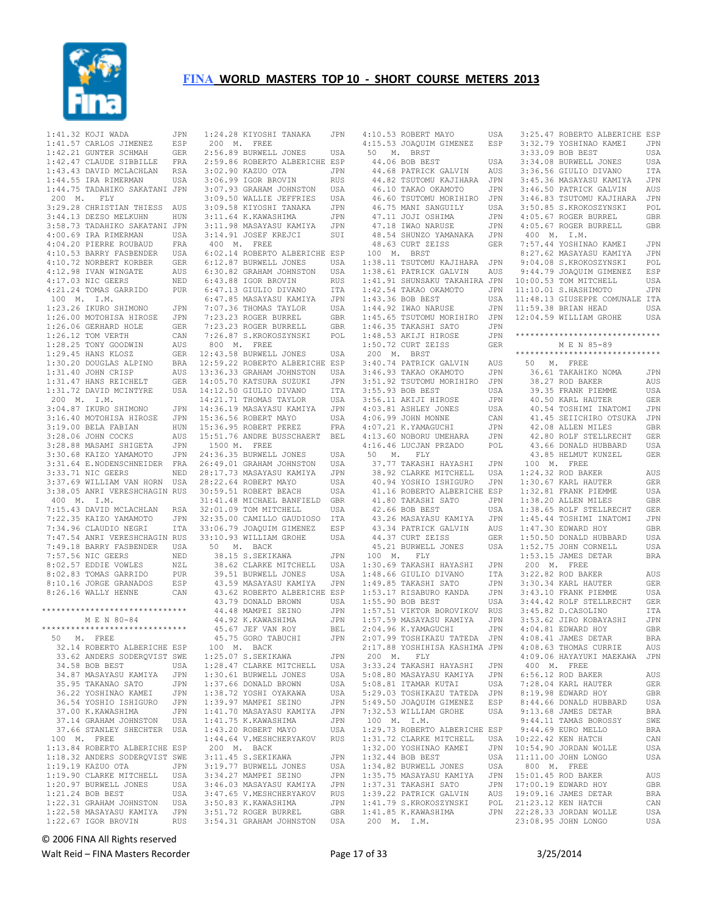# FINA WORLD MASTERS TOP 10 - SHORT COURSE METERS 2013

```
1:41.32 KOJI WADA          JPN
1:41.57 CARLOS JIMENEZ     ESP
1:42.21 GUNTER SCHMAH      GER
1:42.47 CLAUDE SIBBILLE    FRA
1:43.43 DAVID MCLACHLAN    RSA
1:44.55 IRA RIMERMAN       USA
1:44.75 TADAHIKO SAKATANI JPN
 200  M.  FLY
3:29.28 CHRISTIAN THIESS   AUS
3:44.13 DEZSO MELKUHN      HUN
3:58.73 TADAHIKO SAKATANI JPN
4:00.69 IRA RIMERMAN       USA
4:04.20 PIERRE ROUBAUD     FRA
4:10.53 BARRY FASBENDER    USA
4:10.72 NORBERT KORBER     GER
4:12.98 IVAN WINGATE       AUS
4:17.03 NIC GEERS          NED
4:21.24 TOMAS GARRIDO      PUR
 100  M.  I.M.
1:23.26 IKURO SHIMONO      JPN
1:26.00 MOTOHISA HIROSE    JPN
1:26.06 GERHARD HOLE       GER
1:26.12 TOM VERTH          CAN
1:28.25 TONY GOODWIN       AUS
1:29.45 HANS KLOSZ         GER
1:30.20 DOUGLAS ALPINO     BRA
1:31.40 JOHN CRISP         AUS
1:31.47 HANS REICHELT      GER
1:31.72 DAVID MCINTYRE     USA
 200  M.  I.M.
3:04.87 IKURO SHIMONO      JPN
3:16.40 MOTOHISA HIROSE    JPN
3:19.00 BELA FABIAN        HUN
3:28.06 JOHN COCKS         AUS
3:28.88 MASAMI SHIGETA     JPN
3:30.68 KAIZO YAMAMOTO     JPN
3:31.64 E.NODENSCHNEIDER  FRA
3:33.71 NIC GEERS          NED
3:37.69 WILLIAM VAN HORN  USA
3:38.05 ANRI VERESHCHAGIN RUS
 400  M.  I.M.
7:15.43 DAVID MCLACHLAN    RSA
7:22.35 KAIZO YAMAMOTO     JPN
7:34.96 CLAUDIO NEGRI      ITA
7:47.54 ANRI VERESHCHAGIN RUS
7:49.18 BARRY FASBENDER    USA
7:57.56 NIC GEERS          NED
8:02.57 EDDIE VOWLES       NZL
8:02.83 TOMAS GARRIDO      PUR
8:10.16 JORGE GRANADOS     ESP
8:26.16 WALLY HENNE        CAN

******************************
       M E N  80-84
******************************
 50   M.  FREE
  32.14 ROBERTO ALBERICHE ESP
  33.62 ANDERS SODERQVIST SWE
  34.58 BOB BEST           USA
  34.87 MASAYASU KAMIYA    JPN
  35.95 TAKANAO SATO       JPN
  36.22 YOSHINAO KAMEI     JPN
  36.54 YOSHIO ISHIGURO    JPN
  37.00 K.KAWASHIMA        JPN
  37.14 GRAHAM JOHNSTON    USA
  37.66 STANLEY SHECHTER   USA
 100  M.  FREE
1:13.84 ROBERTO ALBERICHE ESP
1:18.32 ANDERS SODERQVIST SWE
1:19.19 KAZUO OTA          JPN
1:19.90 CLARKE MITCHELL    USA
1:20.97 BURWELL JONES      USA
1:21.24 BOB BEST           USA
1:22.31 GRAHAM JOHNSTON    USA
1:22.58 MASAYASU KAMIYA    JPN
1:22.67 IGOR BROVIN        RUS
1:24.28 KIYOSHI TANAKA     JPN
 200  M.  FREE
2:56.89 BURWELL JONES      USA
2:59.86 ROBERTO ALBERICHE ESP
3:02.90 KAZUO OTA          JPN
3:06.99 IGOR BROVIN        RUS
3:07.93 GRAHAM JOHNSTON    USA
3:09.50 WALLIE JEFFRIES    USA
3:09.58 KIYOSHI TANAKA     JPN
3:11.64 K.KAWASHIMA        JPN
3:11.98 MASAYASU KAMIYA    JPN
3:14.91 JOSEF KREJCI       SUI
 400  M.  FREE
6:02.14 ROBERTO ALBERICHE ESP
6:12.87 BURWELL JONES      USA
6:30.82 GRAHAM JOHNSTON    USA
6:43.88 IGOR BROVIN        RUS
6:47.13 GIULIO DIVANO      ITA
6:47.85 MASAYASU KAMIYA    JPN
7:07.36 THOMAS TAYLOR      USA
7:23.23 ROGER BURREL       GBR
7:23.23 ROGER BURRELL      GBR
7:26.87 S.KROKOSZYNSKI     POL
 800  M.  FREE
12:43.58 BURWELL JONES     USA
12:59.22 ROBERTO ALBERICHE ESP
13:36.33 GRAHAM JOHNSTON   USA
14:05.70 KATSURA SUZUKI    JPN
14:12.50 GIULIO DIVANO     ITA
14:21.71 THOMAS TAYLOR     USA
14:36.19 MASAYASU KAMIYA   JPN
15:36.56 ROBERT MAYO       USA
15:36.95 ROBERT PEREZ      FRA
15:51.76 ANDRE BUSSCHAERT  BEL
 1500 M.  FREE
24:36.35 BURWELL JONES     USA
26:49.01 GRAHAM JOHNSTON   USA
28:17.73 MASAYASU KAMIYA   JPN
28:22.64 ROBERT MAYO       USA
30:59.51 ROBERT BEACH      USA
31:41.48 MICHAEL BANFIELD  GBR
32:01.09 TOM MITCHELL      USA
32:35.00 CAMILLO GAUDIOSO  ITA
33:06.79 JOAQUIM GIMENEZ   ESP
33:10.93 WILLIAM GROHE     USA
 50   M.  BACK
  38.15 S.SEKIKAWA         JPN
  38.62 CLARKE MITCHELL    USA
  39.51 BURWELL JONES      USA
  43.59 MASAYASU KAMIYA    JPN
  43.62 ROBERTO ALBERICHE ESP
  43.79 DONALD BROWN       USA
  44.48 MAMPEI SEINO       JPN
  44.92 K.KAWASHIMA        JPN
  45.67 JEF VAN ROY        BEL
  45.75 GORO TABUCHI       JPN
 100  M.  BACK
1:25.07 S.SEKIKAWA         JPN
1:28.47 CLARKE MITCHELL    USA
1:30.61 BURWELL JONES      USA
1:37.66 DONALD BROWN       USA
1:38.72 YOSHI OYAKAWA      USA
1:39.97 MAMPEI SEINO       JPN
1:41.70 MASAYASU KAMIYA    JPN
1:41.75 K.KAWASHIMA        JPN
1:43.20 ROBERT MAYO        USA
1:44.64 V.MESHCHERYAKOV    RUS
 200  M.  BACK
3:11.45 S.SEKIKAWA         JPN
3:19.77 BURWELL JONES      USA
3:34.27 MAMPEI SEINO       JPN
3:46.03 MASAYASU KAMIYA    JPN
3:47.65 V.MESHCHERYAKOV    RUS
3:50.83 K.KAWASHIMA        JPN
3:51.72 ROGER BURREL       GBR
3:54.31 GRAHAM JOHNSTON    USA
4:10.53 ROBERT MAYO        USA
4:15.53 JOAQUIM GIMENEZ    ESP
 50   M.  BRST
  44.06 BOB BEST           USA
  44.68 PATRICK GALVIN     AUS
  44.82 TSUTOMU KAJIHARA   JPN
  46.10 TAKAO OKAMOTO      JPN
  46.60 TSUTOMU MORIHIRO   JPN
  46.75 MANI SANGUILY      USA
  47.11 JOJI OSHIMA        JPN
  47.18 IWAO NARUSE        JPN
  48.54 SHUNZO YAMANAKA    JPN
  48.63 CURT ZEISS         GER
 100  M.  BRST
1:38.11 TSUTOMU KAJIHARA   JPN
1:38.61 PATRICK GALVIN     AUS
1:41.91 SHUNSAKU TAKAHIRA JPN
1:42.54 TAKAO OKAMOTO      JPN
1:43.36 BOB BEST           USA
1:44.92 IWAO NARUSE        JPN
1:45.65 TSUTOMU MORIHIRO   JPN
1:46.35 TAKASHI SATO       JPN
1:48.53 AKIJI HIROSE       JPN
1:50.72 CURT ZEISS         GER
 200  M.  BRST
3:40.74 PATRICK GALVIN     AUS
3:46.93 TAKAO OKAMOTO      JPN
3:51.92 TSUTOMU MORIHIRO   JPN
3:55.93 BOB BEST           USA
3:56.11 AKIJI HIROSE       JPN
4:03.81 ASHLEY JONES       USA
4:06.99 JOHN MONNE         CAN
4:07.21 K.YAMAGUCHI        JPN
4:13.60 NOBORU UMEHARA     JPN
4:16.46 LUCJAN PRZADO      POL
 50   M.  FLY
  37.77 TAKASHI HAYASHI    JPN
  38.92 CLARKE MITCHELL    USA
  40.94 YOSHIO ISHIGURO    JPN
  41.16 ROBERTO ALBERICHE ESP
  41.80 TAKASHI SATO       JPN
  42.66 BOB BEST           USA
  43.26 MASAYASU KAMIYA    JPN
  43.34 PATRICK GALVIN     AUS
  44.37 CURT ZEISS         GER
  45.21 BURWELL JONES      USA
 100  M.  FLY
1:30.69 TAKASHI HAYASHI    JPN
1:48.66 GIULIO DIVANO      ITA
1:49.85 TAKASHI SATO       JPN
1:53.17 RISABURO KANDA     JPN
1:55.90 BOB BEST           USA
1:57.51 VIKTOR BOROVIKOV  RUS
1:57.59 MASAYASU KAMIYA    JPN
2:04.96 K.YAMAGUCHI        JPN
2:07.99 TOSHIKAZU TATEDA  JPN
2:17.88 YOSHIHISA KASHIMA JPN
 200  M.  FLY
3:33.24 TAKASHI HAYASHI    JPN
5:08.80 MASAYASU KAMIYA    JPN
5:08.81 ITAMAR KUTAI       USA
5:29.03 TOSHIKAZU TATEDA  JPN
5:49.50 JOAQUIM GIMENEZ    ESP
7:32.53 WILLIAM GROHE      USA
 100  M.  I.M.
1:29.73 ROBERTO ALBERICHE ESP
1:31.72 CLARKE MITCHELL    USA
1:32.00 YOSHINAO KAMEI     JPN
1:32.44 BOB BEST           USA
1:34.82 BURWELL JONES      USA
1:35.75 MASAYASU KAMIYA    JPN
1:37.31 TAKASHI SATO       JPN
1:39.22 PATRICK GALVIN     AUS
1:41.79 S.KROKOSZYNSKI     POL
1:41.85 K.KAWASHIMA        JPN
 200  M.  I.M.
3:25.47 ROBERTO ALBERICHE ESP
3:32.79 YOSHINAO KAMEI     JPN
3:33.09 BOB BEST           USA
3:34.08 BURWELL JONES      USA
3:36.56 GIULIO DIVANO      ITA
3:45.36 MASAYASU KAMIYA    JPN
3:46.50 PATRICK GALVIN     AUS
3:46.83 TSUTOMU KAJIHARA   JPN
3:50.85 S.KROKOSZYNSKI     POL
4:05.67 ROGER BURREL       GBR
4:05.67 ROGER BURRELL      GBR
 400  M.  I.M.
7:57.44 YOSHINAO KAMEI     JPN
8:27.62 MASAYASU KAMIYA    JPN
9:04.08 S.KROKOSZYNSKI     POL
9:44.79 JOAQUIM GIMENEZ    ESP
10:00.53 TOM MITCHELL      USA
11:10.01 S.HASHIMOTO       JPN
11:48.13 GIUSEPPE COMUNALE ITA
11:59.38 BRIAN HEAD        USA
12:04.59 WILLIAM GROHE     USA

******************************
       M E N  85-89
******************************
 50   M.  FREE
  36.61 TAKAHIKO NOMA      JPN
  38.27 ROD BAKER          AUS
  39.35 FRANK PIEMME       USA
  40.50 KARL HAUTER        GER
  40.54 TOSHIMI INATOMI    JPN
  41.45 SEIICHIRO OTSUKA   JPN
  42.08 ALLEN MILES        GBR
  42.80 ROLF STELLRECHT    GER
  43.66 DONALD HUBBARD     USA
  43.85 HELMUT KUNZEL      GER
 100  M.  FREE
1:24.32 ROD BAKER          AUS
1:30.67 KARL HAUTER        GER
1:32.81 FRANK PIEMME       USA
1:38.20 ALLEN MILES        GBR
1:38.65 ROLF STELLRECHT    GER
1:45.44 TOSHIMI INATOMI    JPN
1:47.30 EDWARD HOY         GBR
1:50.50 DONALD HUBBARD     USA
1:52.75 JOHN CORNELL       USA
1:53.15 JAMES DETAR        BRA
 200  M.  FREE
3:22.82 ROD BAKER          AUS
3:30.34 KARL HAUTER        GER
3:43.10 FRANK PIEMME       USA
3:44.42 ROLF STELLRECHT    GER
3:45.82 D.CASOLINO         ITA
3:53.62 JIRO KOBAYASHI     JPN
4:04.81 EDWARD HOY         GBR
4:08.41 JAMES DETAR        BRA
4:08.63 THOMAS CURRIE      AUS
4:09.06 HAYAYUKI MAEKAWA  JPN
 400  M.  FREE
6:56.12 ROD BAKER          AUS
7:28.04 KARL HAUTER        GER
8:19.98 EDWARD HOY         GBR
8:44.66 DONALD HUBBARD     USA
9:13.68 JAMES DETAR        BRA
9:44.11 TAMAS BOROSSY      SWE
9:44.69 EURO MELLO         BRA
10:22.42 KEN HATCH         CAN
10:54.90 JORDAN WOLLE      USA
11:11.00 JOHN LONGO        USA
 800  M.  FREE
15:01.45 ROD BAKER         AUS
17:00.19 EDWARD HOY        GBR
19:09.16 JAMES DETAR       BRA
21:23.12 KEN HATCH         CAN
22:28.33 JORDAN WOLLE      USA
23:08.95 JOHN LONGO        USA
```

© 2006 FINA All Rights reserved

Walt Reid – FINA Masters Recorder 3/25/2014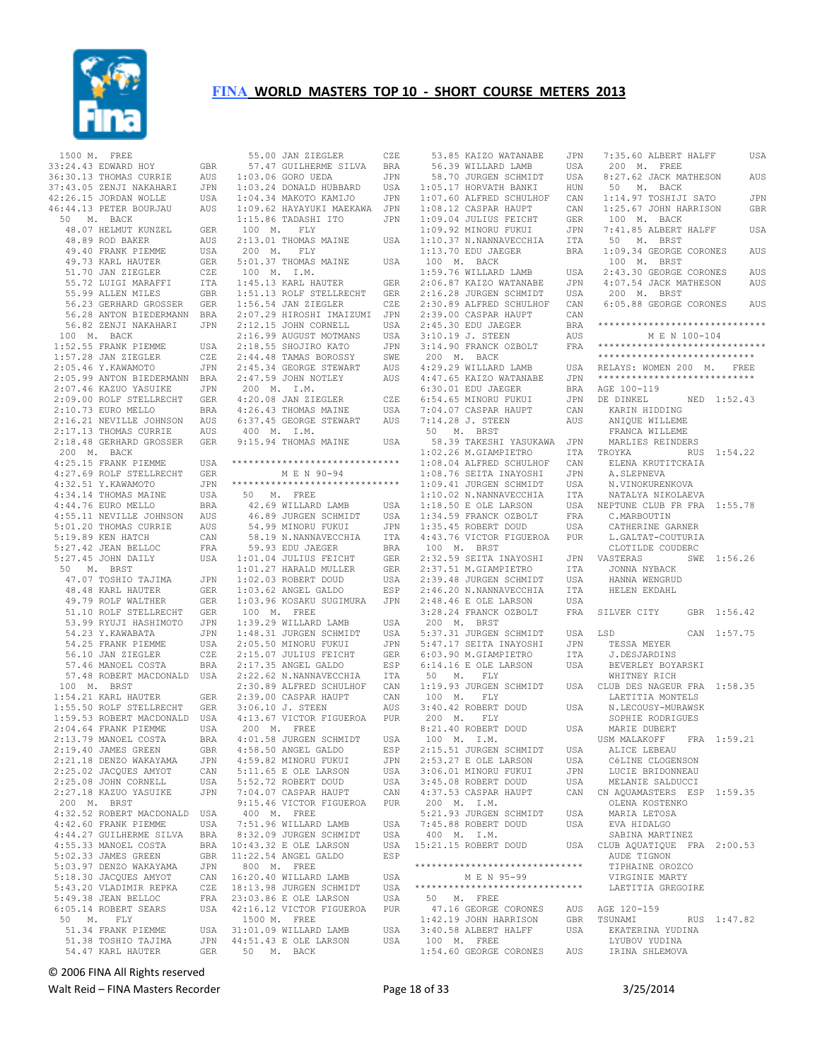# FINA WORLD MASTERS TOP 10 - SHORT COURSE METERS 2013

```
 1500 M.  FREE
33:24.43 EDWARD HOY           GBR
36:30.13 THOMAS CURRIE        AUS
37:43.05 ZENJI NAKAHARI       JPN
42:26.15 JORDAN WOLLE         USA
46:44.13 PETER BOURJAU        AUS
  50  M.  BACK
  48.07 HELMUT KUNZEL         GER
  48.89 ROD BAKER             AUS
  49.40 FRANK PIEMME          USA
  49.73 KARL HAUTER           GER
  51.70 JAN ZIEGLER           CZE
  55.72 LUIGI MARAFFI         ITA
  55.99 ALLEN MILES           GBR
  56.23 GERHARD GROSSER       GER
  56.28 ANTON BIEDERMANN      BRA
  56.82 ZENJI NAKAHARI        JPN
 100  M.  BACK
 1:52.55 FRANK PIEMME         USA
 1:57.28 JAN ZIEGLER          CZE
 2:05.46 Y.KAWAMOTO           JPN
 2:05.99 ANTON BIEDERMANN     BRA
 2:07.46 KAZUO YASUIKE        JPN
 2:09.00 ROLF STELLRECHT      GER
 2:10.73 EURO MELLO           BRA
 2:16.21 NEVILLE JOHNSON      AUS
 2:17.13 THOMAS CURRIE        AUS
 2:18.48 GERHARD GROSSER      GER
 200  M.  BACK
 4:25.15 FRANK PIEMME         USA
 4:27.69 ROLF STELLRECHT      GER
 4:32.51 Y.KAWAMOTO           JPN
 4:34.14 THOMAS MAINE         USA
 4:44.76 EURO MELLO           BRA
 4:55.11 NEVILLE JOHNSON      AUS
 5:01.20 THOMAS CURRIE        AUS
 5:19.89 KEN HATCH            CAN
 5:27.42 JEAN BELLOC          FRA
 5:27.45 JOHN DAILY           USA
  50  M.  BRST
  47.07 TOSHIO TAJIMA         JPN
  48.48 KARL HAUTER           GER
  49.79 ROLF WALTHER          GER
  51.10 ROLF STELLRECHT       GER
  53.99 RYUJI HASHIMOTO       JPN
  54.23 Y.KAWABATA            JPN
  54.25 FRANK PIEMME          USA
  56.10 JAN ZIEGLER           CZE
  57.46 MANOEL COSTA          BRA
  57.48 ROBERT MACDONALD      USA
 100  M.  BRST
 1:54.21 KARL HAUTER          GER
 1:55.50 ROLF STELLRECHT      GER
 1:59.53 ROBERT MACDONALD     USA
 2:04.64 FRANK PIEMME         USA
 2:13.79 MANOEL COSTA         BRA
 2:19.40 JAMES GREEN          GBR
 2:21.18 DENZO WAKAYAMA       JPN
 2:25.02 JACQUES AMYOT        CAN
 2:25.08 JOHN CORNELL         USA
 2:27.18 KAZUO YASUIKE        JPN
 200  M.  BRST
 4:32.52 ROBERT MACDONALD     USA
 4:42.60 FRANK PIEMME         USA
 4:44.27 GUILHERME SILVA      BRA
 4:55.33 MANOEL COSTA         BRA
 5:02.33 JAMES GREEN          GBR
 5:03.97 DENZO WAKAYAMA       JPN
 5:18.30 JACQUES AMYOT        CAN
 5:43.20 VLADIMIR REPKA       CZE
 5:49.38 JEAN BELLOC          FRA
 6:05.14 ROBERT SEARS         USA
  50  M.  FLY
  51.34 FRANK PIEMME          USA
  51.38 TOSHIO TAJIMA         JPN
  54.47 KARL HAUTER           GER
  55.00 JAN ZIEGLER           CZE
  57.47 GUILHERME SILVA       BRA
 1:03.06 GORO UEDA            JPN
 1:03.24 DONALD HUBBARD       USA
 1:04.34 MAKOTO KAMIJO        JPN
 1:09.62 HAYAYUKI MAEKAWA     JPN
 1:15.86 TADASHI ITO          JPN
 100  M.  FLY
 2:13.01 THOMAS MAINE         USA
 200  M.  FLY
 5:01.37 THOMAS MAINE         USA
 100  M.  I.M.
 1:45.13 KARL HAUTER          GER
 1:51.13 ROLF STELLRECHT      GER
 1:56.54 JAN ZIEGLER          CZE
 2:07.29 HIROSHI IMAIZUMI     JPN
 2:12.15 JOHN CORNELL         USA
 2:16.99 AUGUST MOTMANS       USA
 2:18.55 SHOJIRO KATO         JPN
 2:44.48 TAMAS BOROSSY        SWE
 2:45.34 GEORGE STEWART       AUS
 2:47.59 JOHN NOTLEY          AUS
 200  M.  I.M.
 4:20.08 JAN ZIEGLER          CZE
 4:26.43 THOMAS MAINE         USA
 6:37.45 GEORGE STEWART       AUS
 400  M.  I.M.
 9:15.94 THOMAS MAINE         USA

*****************************
          M E N 90-94
*****************************
  50  M.  FREE
  42.69 WILLARD LAMB          USA
  46.89 JURGEN SCHMIDT        USA
  54.99 MINORU FUKUI          JPN
  58.19 N.NANNAVECCHIA        ITA
  59.93 EDU JAEGER            BRA
 1:01.04 JULIUS FEICHT        GER
 1:01.27 HARALD MULLER        GER
 1:02.03 ROBERT DOUD          USA
 1:03.62 ANGEL GALDO          ESP
 1:03.96 KOSAKU SUGIMURA      JPN
 100  M.  FREE
 1:39.29 WILLARD LAMB         USA
 1:48.31 JURGEN SCHMIDT       USA
 2:05.50 MINORU FUKUI         JPN
 2:15.07 JULIUS FEICHT        GER
 2:17.35 ANGEL GALDO          ESP
 2:22.62 N.NANNAVECCHIA       ITA
 2:30.89 ALFRED SCHULHOF      CAN
 2:39.00 CASPAR HAUPT         CAN
 3:06.10 J. STEEN             AUS
 4:13.67 VICTOR FIGUEROA      PUR
 200  M.  FREE
 4:01.58 JURGEN SCHMIDT       USA
 4:58.50 ANGEL GALDO          ESP
 4:59.82 MINORU FUKUI         JPN
 5:11.65 E OLE LARSON         USA
 5:52.72 ROBERT DOUD          USA
 7:04.07 CASPAR HAUPT         CAN
 9:15.46 VICTOR FIGUEROA      PUR
 400  M.  FREE
 7:51.96 WILLARD LAMB         USA
 8:32.09 JURGEN SCHMIDT       USA
10:43.32 E OLE LARSON         USA
11:22.54 ANGEL GALDO          ESP
 800  M.  FREE
16:20.40 WILLARD LAMB         USA
18:13.98 JURGEN SCHMIDT       USA
23:03.86 E OLE LARSON         USA
42:16.12 VICTOR FIGUEROA      PUR
 1500 M.  FREE
31:01.09 WILLARD LAMB         USA
44:51.43 E OLE LARSON         USA
  50  M.  BACK
  53.85 KAIZO WATANABE        JPN
  56.39 WILLARD LAMB          USA
  58.70 JURGEN SCHMIDT        USA
 1:05.17 HORVATH BANKI        HUN
 1:07.60 ALFRED SCHULHOF      CAN
 1:08.12 CASPAR HAUPT         CAN
 1:09.04 JULIUS FEICHT        GER
 1:09.92 MINORU FUKUI         JPN
 1:10.37 N.NANNAVECCHIA       ITA
 1:13.70 EDU JAEGER           BRA
 100  M.  BACK
 1:59.76 WILLARD LAMB         USA
 2:06.87 KAIZO WATANABE       JPN
 2:16.28 JURGEN SCHMIDT       USA
 2:30.89 ALFRED SCHULHOF      CAN
 2:39.00 CASPAR HAUPT         CAN
 2:45.30 EDU JAEGER           BRA
 3:10.19 J. STEEN             AUS
 3:14.90 FRANCK OZBOLT        FRA
 200  M.  BACK
 4:29.29 WILLARD LAMB         USA
 4:47.65 KAIZO WATANABE       JPN
 6:30.01 EDU JAEGER           BRA
 6:54.65 MINORU FUKUI         JPN
 7:04.07 CASPAR HAUPT         CAN
 7:14.28 J. STEEN             AUS
  50  M.  BRST
  58.39 TAKESHI YASUKAWA      JPN
 1:02.26 M.GIAMPIETRO         ITA
 1:08.04 ALFRED SCHULHOF      CAN
 1:08.76 SEITA INAYOSHI       JPN
 1:09.41 JURGEN SCHMIDT       USA
 1:10.02 N.NANNAVECCHIA       ITA
 1:18.50 E OLE LARSON         USA
 1:34.59 FRANCK OZBOLT        FRA
 1:35.45 ROBERT DOUD          USA
 4:43.76 VICTOR FIGUEROA      PUR
 100  M.  BRST
 2:32.59 SEITA INAYOSHI       JPN
 2:37.51 M.GIAMPIETRO         ITA
 2:39.48 JURGEN SCHMIDT       USA
 2:46.20 N.NANNAVECCHIA       ITA
 2:48.46 E OLE LARSON         USA
 3:28.24 FRANCK OZBOLT        FRA
 200  M.  BRST
 5:37.31 JURGEN SCHMIDT       USA
 5:47.17 SEITA INAYOSHI       JPN
 6:03.90 M.GIAMPIETRO         ITA
 6:14.16 E OLE LARSON         USA
  50  M.  FLY
 1:19.93 JURGEN SCHMIDT       USA
 100  M.  FLY
 3:40.42 ROBERT DOUD          USA
 200  M.  FLY
 8:21.40 ROBERT DOUD          USA
 100  M.  I.M.
 2:15.51 JURGEN SCHMIDT       USA
 2:53.27 E OLE LARSON         USA
 3:06.01 MINORU FUKUI         JPN
 3:45.08 ROBERT DOUD          USA
 4:37.53 CASPAR HAUPT         CAN
 200  M.  I.M.
 5:21.93 JURGEN SCHMIDT       USA
 7:45.88 ROBERT DOUD          USA
 400  M.  I.M.
15:21.15 ROBERT DOUD          USA

*****************************
          M E N 95-99
*****************************
  50  M.  FREE
  47.16 GEORGE CORONES        AUS
 1:42.19 JOHN HARRISON        GBR
 3:40.58 ALBERT HALFF         USA
 100  M.  FREE
 1:54.60 GEORGE CORONES       AUS
 7:35.60 ALBERT HALFF         USA
 200  M.  FREE
 8:27.62 JACK MATHESON        AUS
  50  M.  BACK
 1:14.97 TOSHIJI SATO         JPN
 1:25.67 JOHN HARRISON        GBR
 100  M.  BACK
 7:41.85 ALBERT HALFF         USA
  50  M.  BRST
 1:09.34 GEORGE CORONES       AUS
 100  M.  BRST
 2:43.30 GEORGE CORONES       AUS
 4:07.54 JACK MATHESON        AUS
 200  M.  BRST
 6:05.88 GEORGE CORONES       AUS

*****************************
          M E N 100-104
*****************************

****************************
RELAYS: WOMEN 200  M.  FREE
****************************
AGE 100-119
DE DINKEL             NED 1:52.43
    KARIN HIDDING
    ANIQUE WILLEME
    FRANCA WILLEME
    MARLIES REINDERS
TROYKA                RUS 1:54.22
    ELENA KRUTITCKAIA
    A.SLEPNEVA
    N.VINOKURENKOVA
    NATALYA NIKOLAEVA
NEPTUNE CLUB FR FRA 1:55.78
    C.MARBOUTIN
    CATHERINE GARNER
    L.GALTAT-COUTURIA
    CLOTILDE COUDERC
VASTERAS              SWE 1:56.26
    JONNA NYBACK
    HANNA WENGRUD
    HELEN EKDAHL

SILVER CITY           GBR 1:56.42

LSD                   CAN 1:57.75
    TESSA MEYER
    J.DESJARDINS
    BEVERLEY BOYARSKI
    WHITNEY RICH
CLUB DES NAGEUR FRA 1:58.35
    LAETITIA MONTELS
    N.LECOUSY-MURAWSK
    SOPHIE RODRIGUES
    MARIE DUBERT
USM MALAKOFF          FRA 1:59.21
    ALICE LEBEAU
    CéLINE CLOGENSON
    LUCIE BRIDONNEAU
    MELANIE SALDUCCI
CN AQUAMASTERS  ESP 1:59.35
    OLENA KOSTENKO
    MARIA LETOSA
    EVA HIDALGO
    SABINA MARTINEZ
CLUB AQUATIQUE  FRA 2:00.53
    AUDE TIGNON
    TIPHAINE OROZCO
    VIRGINIE MARTY
    LAETITIA GREGOIRE

AGE 120-159
TSUNAMI               RUS 1:47.82
    EKATERINA YUDINA
    LYUBOV YUDINA
    IRINA SHLEMOVA
```

© 2006 FINA All Rights reserved

Walt Reid – FINA Masters Recorder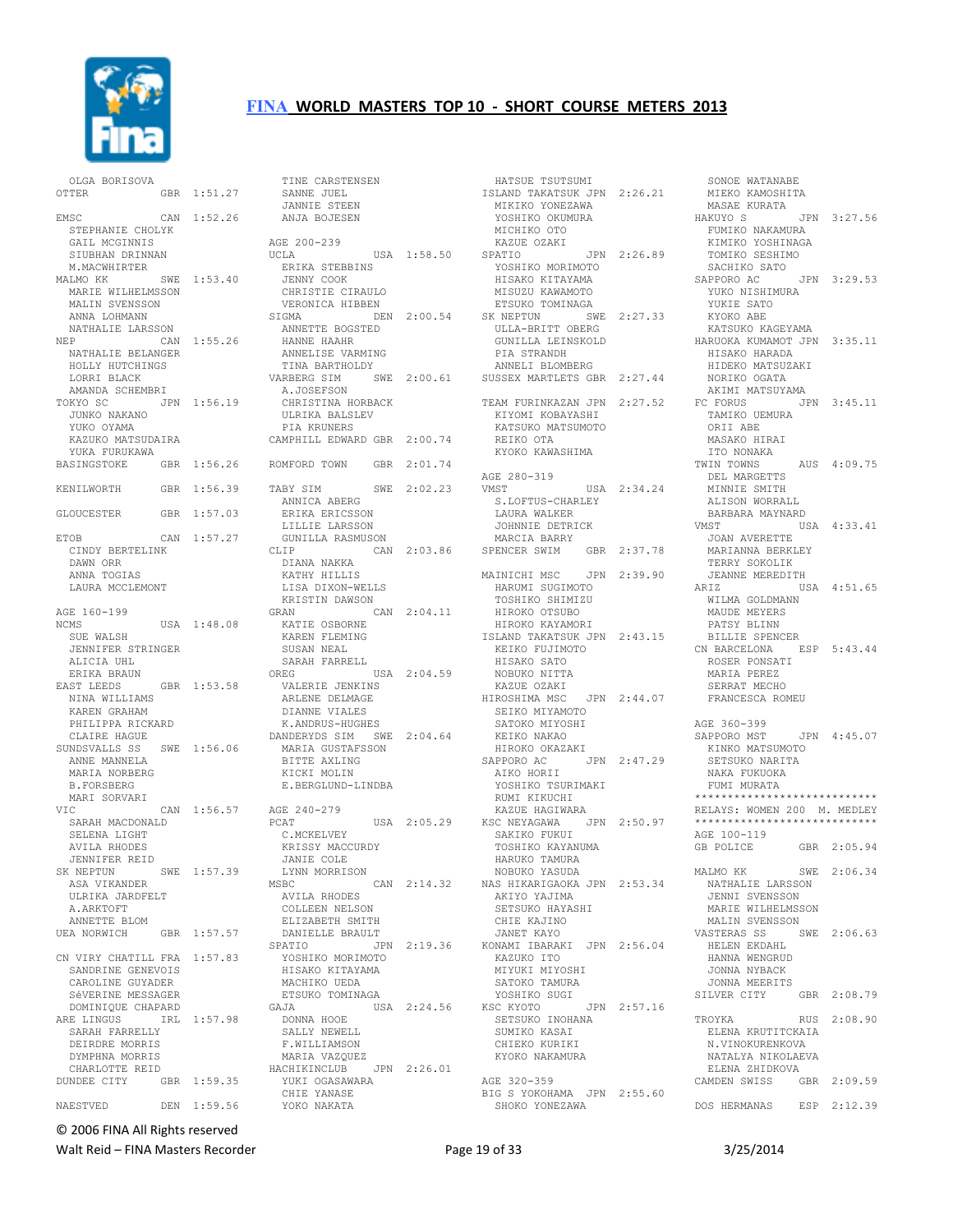# FINA WORLD MASTERS TOP 10 - SHORT COURSE METERS 2013

```
  OLGA BORISOVA
OTTER           GBR  1:51.27

EMSC            CAN  1:52.26
  STEPHANIE CHOLYK
  GAIL MCGINNIS
  SIUBHAN DRINNAN
  M.MACWHIRTER
MALMO KK        SWE  1:53.40
  MARIE WILHELMSSON
  MALIN SVENSSON
  ANNA LOHMANN
  NATHALIE LARSSON
NEP             CAN  1:55.26
  NATHALIE BELANGER
  HOLLY HUTCHINGS
  LORRI BLACK
  AMANDA SCHEMBRI
TOKYO SC        JPN  1:56.19
  JUNKO NAKANO
  YUKO OYAMA
  KAZUKO MATSUDAIRA
  YUKA FURUKAWA
BASINGSTOKE     GBR  1:56.26

KENILWORTH      GBR  1:56.39

GLOUCESTER      GBR  1:57.03

ETOB            CAN  1:57.27
  CINDY BERTELINK
  DAWN ORR
  ANNA TOGIAS
  LAURA MCCLEMONT

AGE 160-199
NCMS            USA  1:48.08
  SUE WALSH
  JENNIFER STRINGER
  ALICIA UHL
  ERIKA BRAUN
EAST LEEDS      GBR  1:53.58
  NINA WILLIAMS
  KAREN GRAHAM
  PHILIPPA RICKARD
  CLAIRE HAGUE
SUNDSVALLS SS   SWE  1:56.06
  ANNE MANNELA
  MARIA NORBERG
  B.FORSBERG
  MARI SORVARI
VIC             CAN  1:56.57
  SARAH MACDONALD
  SELENA LIGHT
  AVILA RHODES
  JENNIFER REID
SK NEPTUN       SWE  1:57.39
  ASA VIKANDER
  ULRIKA JARDFELT
  A.ARKTOFT
  ANNETTE BLOM
UEA NORWICH     GBR  1:57.57

CN VIRY CHATILL FRA  1:57.83
  SANDRINE GENEVOIS
  CAROLINE GUYADER
  SéVERINE MESSAGER
  DOMINIQUE CHAPARD
ARE LINGUS      IRL  1:57.98
  SARAH FARRELLY
  DEIRDRE MORRIS
  DYMPHNA MORRIS
  CHARLOTTE REID
DUNDEE CITY     GBR  1:59.35

NAESTVED        DEN  1:59.56
  TINE CARSTENSEN
  SANNE JUEL
  JANNIE STEEN
  ANJA BOJESEN

AGE 200-239
UCLA            USA  1:58.50
  ERIKA STEBBINS
  JENNY COOK
  CHRISTIE CIRAULO
  VERONICA HIBBEN
SIGMA           DEN  2:00.54
  ANNETTE BOGSTED
  HANNE HAAHR
  ANNELISE VARMING
  TINA BARTHOLDY
VARBERG SIM     SWE  2:00.61
  A.JOSEFSON
  CHRISTINA HORBACK
  ULRIKA BALSLEV
  PIA KRUNERS
CAMPHILL EDWARD GBR  2:00.74

ROMFORD TOWN    GBR  2:01.74

TABY SIM        SWE  2:02.23
  ANNICA ABERG
  ERIKA ERICSSON
  LILLIE LARSSON
  GUNILLA RASMUSON
CLIP            CAN  2:03.86
  DIANA NAKKA
  KATHY HILLIS
  LISA DIXON-WELLS
  KRISTIN DAWSON
GRAN            CAN  2:04.11
  KATIE OSBORNE
  KAREN FLEMING
  SUSAN NEAL
  SARAH FARRELL
OREG            USA  2:04.59
  VALERIE JENKINS
  ARLENE DELMAGE
  DIANNE VIALES
  K.ANDRUS-HUGHES
DANDERYDS SIM   SWE  2:04.64
  MARIA GUSTAFSSON
  BITTE AXLING
  KICKI MOLIN
  E.BERGLUND-LINDBA

AGE 240-279
PCAT            USA  2:05.29
  C.MCKELVEY
  KRISSY MACCURDY
  JANIE COLE
  LYNN MORRISON
MSBC            CAN  2:14.32
  AVILA RHODES
  COLLEEN NELSON
  ELIZABETH SMITH
  DANIELLE BRAULT
SPATIO          JPN  2:19.36
  YOSHIKO MORIMOTO
  HISAKO KITAYAMA
  MACHIKO UEDA
  ETSUKO TOMINAGA
GAJA            USA  2:24.56
  DONNA HOOE
  SALLY NEWELL
  F.WILLIAMSON
  MARIA VAZQUEZ
HACHIKINCLUB    JPN  2:26.01
  YUKI OGASAWARA
  CHIE YANASE
  YOKO NAKATA
  HATSUE TSUTSUMI
ISLAND TAKATSUK JPN  2:26.21
  MIKIKO YONEZAWA
  YOSHIKO OKUMURA
  MICHIKO OTO
  KAZUE OZAKI
SPATIO          JPN  2:26.89
  YOSHIKO MORIMOTO
  HISAKO KITAYAMA
  MISUZU KAWAMOTO
  ETSUKO TOMINAGA
SK NEPTUN       SWE  2:27.33
  ULLA-BRITT OBERG
  GUNILLA LEINSKOLD
  PIA STRANDH
  ANNELI BLOMBERG
SUSSEX MARTLETS GBR  2:27.44

TEAM FURINKAZAN JPN  2:27.52
  KIYOMI KOBAYASHI
  KATSUKO MATSUMOTO
  REIKO OTA
  KYOKO KAWASHIMA

AGE 280-319
VMST            USA  2:34.24
  S.LOFTUS-CHARLEY
  LAURA WALKER
  JOHNNIE DETRICK
  MARCIA BARRY
SPENCER SWIM    GBR  2:37.78

MAINICHI MSC    JPN  2:39.90
  HARUMI SUGIMOTO
  TOSHIKO SHIMIZU
  HIROKO OTSUBO
  HIROKO KAYAMORI
ISLAND TAKATSUK JPN  2:43.15
  KEIKO FUJIMOTO
  HISAKO SATO
  NOBUKO NITTA
  KAZUE OZAKI
HIROSHIMA MSC   JPN  2:44.07
  SEIKO MIYAMOTO
  SATOKO MIYOSHI
  KEIKO NAKAO
  HIROKO OKAZAKI
SAPPORO AC      JPN  2:47.29
  AIKO HORII
  YOSHIKO TSURIMAKI
  RUMI KIKUCHI
  KAZUE HAGIWARA
KSC NEYAGAWA    JPN  2:50.97
  SAKIKO FUKUI
  TOSHIKO KAYANUMA
  HARUKO TAMURA
  NOBUKO YASUDA
NAS HIKARIGAOKA JPN  2:53.34
  AKIYO YAJIMA
  SETSUKO HAYASHI
  CHIE KAJINO
  JANET KAYO
KONAMI IBARAKI  JPN  2:56.04
  KAZUKO ITO
  MIYUKI MIYOSHI
  SATOKO TAMURA
  YOSHIKO SUGI
KSC KYOTO       JPN  2:57.16
  SETSUKO INOHANA
  SUMIKO KASAI
  CHIEKO KURIKI
  KYOKO NAKAMURA

AGE 320-359
BIG S YOKOHAMA  JPN  2:55.60
  SHOKO YONEZAWA
  SONOE WATANABE
  MIEKO KAMOSHITA
  MASAE KURATA
HAKUYO S        JPN  3:27.56
  FUMIKO NAKAMURA
  KIMIKO YOSHINAGA
  TOMIKO SESHIMO
  SACHIKO SATO
SAPPORO AC      JPN  3:29.53
  YUKO NISHIMURA
  YUKIE SATO
  KYOKO ABE
  KATSUKO KAGEYAMA
HARUOKA KUMAMOT JPN  3:35.11
  HISAKO HARADA
  HIDEKO MATSUZAKI
  NORIKO OGATA
  AKIMI MATSUYAMA
FC FORUS        JPN  3:45.11
  TAMIKO UEMURA
  ORII ABE
  MASAKO HIRAI
  ITO NONAKA
TWIN TOWNS      AUS  4:09.75
  DEL MARGETTS
  MINNIE SMITH
  ALISON WORRALL
  BARBARA MAYNARD
VMST            USA  4:33.41
  JOAN AVERETTE
  MARIANNA BERKLEY
  TERRY SOKOLIK
  JEANNE MEREDITH
ARIZ            USA  4:51.65
  WILMA GOLDMANN
  MAUDE MEYERS
  PATSY BLINN
  BILLIE SPENCER
CN BARCELONA    ESP  5:43.44
  ROSER PONSATI
  MARIA PEREZ
  SERRAT MECHO
  FRANCESCA ROMEU

AGE 360-399
SAPPORO MST     JPN  4:45.07
  KINKO MATSUMOTO
  SETSUKO NARITA
  NAKA FUKUOKA
  FUMI MURATA
****************************
RELAYS: WOMEN 200  M. MEDLEY
****************************
AGE 100-119
GB POLICE       GBR  2:05.94

MALMO KK        SWE  2:06.34
  NATHALIE LARSSON
  JENNI SVENSSON
  MARIE WILHELMSSON
  MALIN SVENSSON
VASTERAS SS     SWE  2:06.63
  HELEN EKDAHL
  HANNA WENGRUD
  JONNA NYBACK
  JONNA MEERITS
SILVER CITY     GBR  2:08.79

TROYKA          RUS  2:08.90
  ELENA KRUTITCKAIA
  N.VINOKURENKOVA
  NATALYA NIKOLAEVA
  ELENA ZHIDKOVA
CAMDEN SWISS    GBR  2:09.59

DOS HERMANAS    ESP  2:12.39
```

© 2006 FINA All Rights reserved

Walt Reid – FINA Masters Recorder    3/25/2014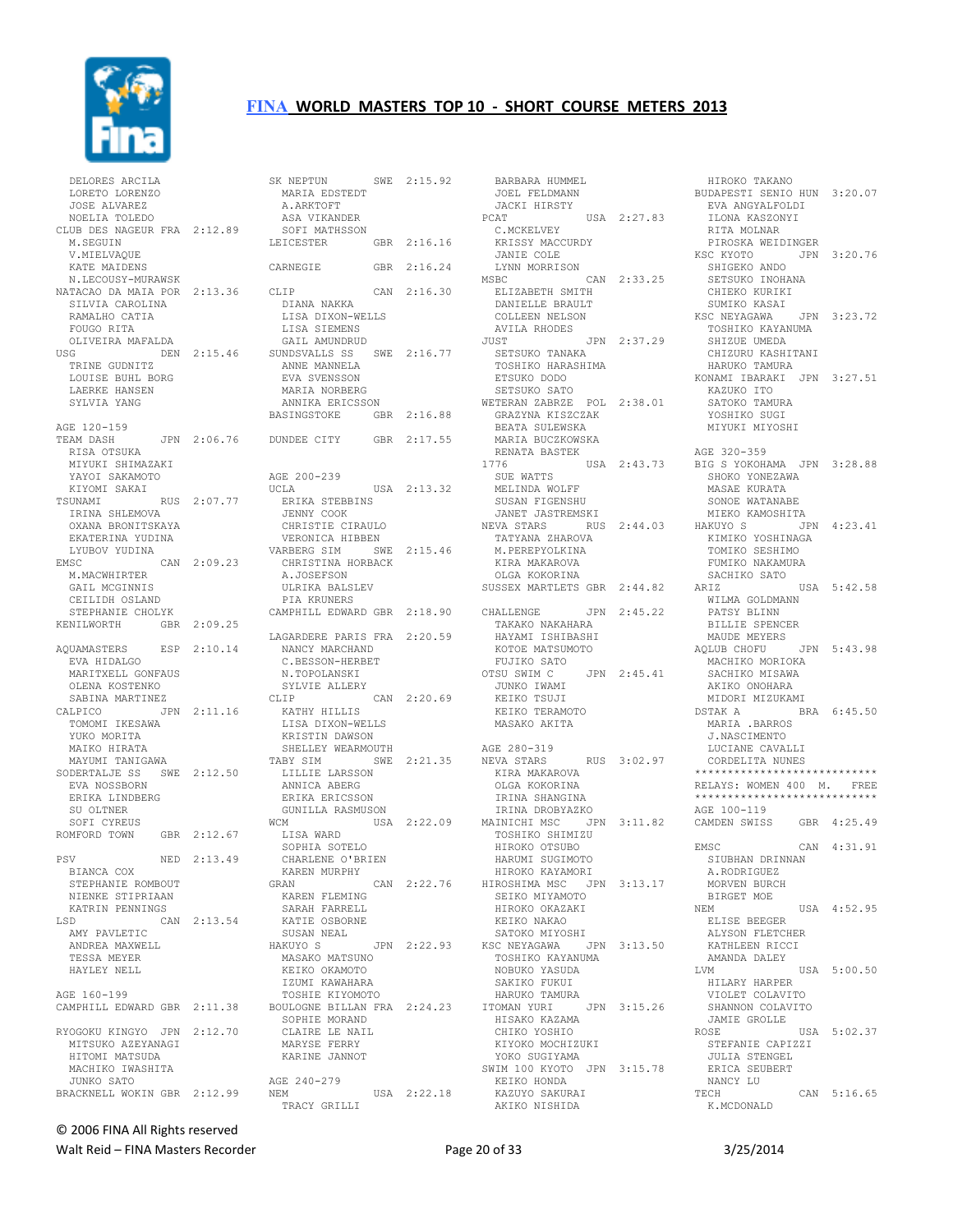# FINA WORLD MASTERS TOP 10 - SHORT COURSE METERS 2013

```
DELORES ARCILA
LORETO LORENZO
JOSE ALVAREZ
NOELIA TOLEDO
CLUB DES NAGEUR FRA 2:12.89
M.SEGUIN
V.MIELVAQUE
KATE MAIDENS
N.LECOUSY-MURAWSK
NATACAO DA MAIA POR 2:13.36
SILVIA CAROLINA
RAMALHO CATIA
FOUGO RITA
OLIVEIRA MAFALDA
USG              DEN 2:15.46
TRINE GUDNITZ
LOUISE BUHL BORG
LAERKE HANSEN
SYLVIA YANG

AGE 120-159
TEAM DASH        JPN 2:06.76
RISA OTSUKA
MIYUKI SHIMAZAKI
YAYOI SAKAMOTO
KIYOMI SAKAI
TSUNAMI          RUS 2:07.77
IRINA SHLEMOVA
OXANA BRONITSKAYA
EKATERINA YUDINA
LYUBOV YUDINA
EMSC             CAN 2:09.23
M.MACWHIRTER
GAIL MCGINNIS
CEILIDH OSLAND
STEPHANIE CHOLYK
KENILWORTH       GBR 2:09.25

AQUAMASTERS      ESP 2:10.14
EVA HIDALGO
MARITXELL GONFAUS
OLENA KOSTENKO
SABINA MARTINEZ
CALPICO          JPN 2:11.16
TOMOMI IKESAWA
YUKO MORITA
MAIKO HIRATA
MAYUMI TANIGAWA
SODERTALJE SS    SWE 2:12.50
EVA NOSSBORN
ERIKA LINDBERG
SU OLTNER
SOFI CYREUS
ROMFORD TOWN     GBR 2:12.67

PSV              NED 2:13.49
BIANCA COX
STEPHANIE ROMBOUT
NIENKE STIPRIAAN
KATRIN PENNINGS
LSD              CAN 2:13.54
AMY PAVLETIC
ANDREA MAXWELL
TESSA MEYER
HAYLEY NELL

AGE 160-199
CAMPHILL EDWARD GBR 2:11.38

RYOGOKU KINGYO  JPN 2:12.70
MITSUKO AZEYANAGI
HITOMI MATSUDA
MACHIKO IWASHITA
JUNKO SATO
BRACKNELL WOKIN GBR 2:12.99

SK NEPTUN        SWE 2:15.92
MARIA EDSTEDT
A.ARKTOFT
ASA VIKANDER
SOFI MATHSSON
LEICESTER        GBR 2:16.16

CARNEGIE         GBR 2:16.24

CLIP             CAN 2:16.30
DIANA NAKKA
LISA DIXON-WELLS
LISA SIEMENS
GAIL AMUNDRUD
SUNDSVALLS SS    SWE 2:16.77
ANNE MANNELA
EVA SVENSSON
MARIA NORBERG
ANNIKA ERICSSON
BASINGSTOKE      GBR 2:16.88

DUNDEE CITY      GBR 2:17.55


AGE 200-239
UCLA             USA 2:13.32
ERIKA STEBBINS
JENNY COOK
CHRISTIE CIRAULO
VERONICA HIBBEN
VARBERG SIM      SWE 2:15.46
CHRISTINA HORBACK
A.JOSEFSON
ULRIKA BALSLEV
PIA KRUNERS
CAMPHILL EDWARD GBR 2:18.90

LAGARDERE PARIS FRA 2:20.59
NANCY MARCHAND
C.BESSON-HERBET
N.TOPOLANSKI
SYLVIE ALLERY
CLIP             CAN 2:20.69
KATHY HILLIS
LISA DIXON-WELLS
KRISTIN DAWSON
SHELLEY WEARMOUTH
TABY SIM         SWE 2:21.35
LILLIE LARSSON
ANNICA ABERG
ERIKA ERICSSON
GUNILLA RASMUSON
WCM              USA 2:22.09
LISA WARD
SOPHIA SOTELO
CHARLENE O'BRIEN
KAREN MURPHY
GRAN             CAN 2:22.76
KAREN FLEMING
SARAH FARRELL
KATIE OSBORNE
SUSAN NEAL
HAKUYO S         JPN 2:22.93
MASAKO MATSUNO
KEIKO OKAMOTO
IZUMI KAWAHARA
TOSHIE KIYOMOTO
BOULOGNE BILLAN FRA 2:24.23
SOPHIE MORAND
CLAIRE LE NAIL
MARYSE FERRY
KARINE JANNOT

AGE 240-279
NEM              USA 2:22.18
TRACY GRILLI
BARBARA HUMMEL
JOEL FELDMANN
JACKI HIRSTY
PCAT             USA 2:27.83
C.MCKELVEY
KRISSY MACCURDY
JANIE COLE
LYNN MORRISON
MSBC             CAN 2:33.25
ELIZABETH SMITH
DANIELLE BRAULT
COLLEEN NELSON
AVILA RHODES
JUST             JPN 2:37.29
SETSUKO TANAKA
TOSHIKO HARASHIMA
ETSUKO DODO
SETSUKO SATO
WETERAN ZABRZE  POL 2:38.01
GRAZYNA KISZCZAK
BEATA SULEWSKA
MARIA BUCZKOWSKA
RENATA BASTEK
1776             USA 2:43.73
SUE WATTS
MELINDA WOLFF
SUSAN FIGENSHU
JANET JASTREMSKI
NEVA STARS       RUS 2:44.03
TATYANA ZHAROVA
M.PEREPYOLKINA
KIRA MAKAROVA
OLGA KOKORINA
SUSSEX MARTLETS GBR 2:44.82

CHALLENGE        JPN 2:45.22
TAKAKO NAKAHARA
HAYAMI ISHIBASHI
KOTOE MATSUMOTO
FUJIKO SATO
OTSU SWIM C      JPN 2:45.41
JUNKO IWAMI
KEIKO TSUJI
KEIKO TERAMOTO
MASAKO AKITA

AGE 280-319
NEVA STARS       RUS 3:02.97
KIRA MAKAROVA
OLGA KOKORINA
IRINA SHANGINA
IRINA DROBYAZKO
MAINICHI MSC     JPN 3:11.82
TOSHIKO SHIMIZU
HIROKO OTSUBO
HARUMI SUGIMOTO
HIROKO KAYAMORI
HIROSHIMA MSC    JPN 3:13.17
SEIKO MIYAMOTO
HIROKO OKAZAKI
KEIKO NAKAO
SATOKO MIYOSHI
KSC NEYAGAWA     JPN 3:13.50
TOSHIKO KAYANUMA
NOBUKO YASUDA
SAKIKO FUKUI
HARUKO TAMURA
ITOMAN YURI      JPN 3:15.26
HISAKO KAZAMA
CHIKO YOSHIO
KIYOKO MOCHIZUKI
YOKO SUGIYAMA
SWIM 100 KYOTO  JPN 3:15.78
KEIKO HONDA
KAZUYO SAKURAI
AKIKO NISHIDA
HIROKO TAKANO
BUDAPESTI SENIO HUN 3:20.07
EVA ANGYALFOLDI
ILONA KASZONYI
RITA MOLNAR
PIROSKA WEIDINGER
KSC KYOTO        JPN 3:20.76
SHIGEKO ANDO
SETSUKO INOHANA
CHIEKO KURIKI
SUMIKO KASAI
KSC NEYAGAWA     JPN 3:23.72
TOSHIKO KAYANUMA
SHIZUE UMEDA
CHIZURU KASHITANI
HARUKO TAMURA
KONAMI IBARAKI  JPN 3:27.51
KAZUKO ITO
SATOKO TAMURA
YOSHIKO SUGI
MIYUKI MIYOSHI

AGE 320-359
BIG S YOKOHAMA  JPN 3:28.88
SHOKO YONEZAWA
MASAE KURATA
SONOE WATANABE
MIEKO KAMOSHITA
HAKUYO S         JPN 4:23.41
KIMIKO YOSHINAGA
TOMIKO SESHIMO
FUMIKO NAKAMURA
SACHIKO SATO
ARIZ             USA 5:42.58
WILMA GOLDMANN
PATSY BLINN
BILLIE SPENCER
MAUDE MEYERS
AQLUB CHOFU      JPN 5:43.98
MACHIKO MORIOKA
SACHIKO MISAWA
AKIKO ONOHARA
MIDORI MIZUKAMI
DSTAK A          BRA 6:45.50
MARIA .BARROS
J.NASCIMENTO
LUCIANE CAVALLI
CORDELITA NUNES
****************************
RELAYS: WOMEN 400  M.   FREE
****************************
AGE 100-119
CAMDEN SWISS     GBR 4:25.49

EMSC             CAN 4:31.91
SIUBHAN DRINNAN
A.RODRIGUEZ
MORVEN BURCH
BIRGET MOE
NEM              USA 4:52.95
ELISE BEEGER
ALYSON FLETCHER
KATHLEEN RICCI
AMANDA DALEY
LVM              USA 5:00.50
HILARY HARPER
VIOLET COLAVITO
SHANNON COLAVITO
JAMIE GROLLE
ROSE             USA 5:02.37
STEFANIE CAPIZZI
JULIA STENGEL
ERICA SEUBERT
NANCY LU
TECH             CAN 5:16.65
K.MCDONALD
```

© 2006 FINA All Rights reserved

Walt Reid – FINA Masters Recorder    3/25/2014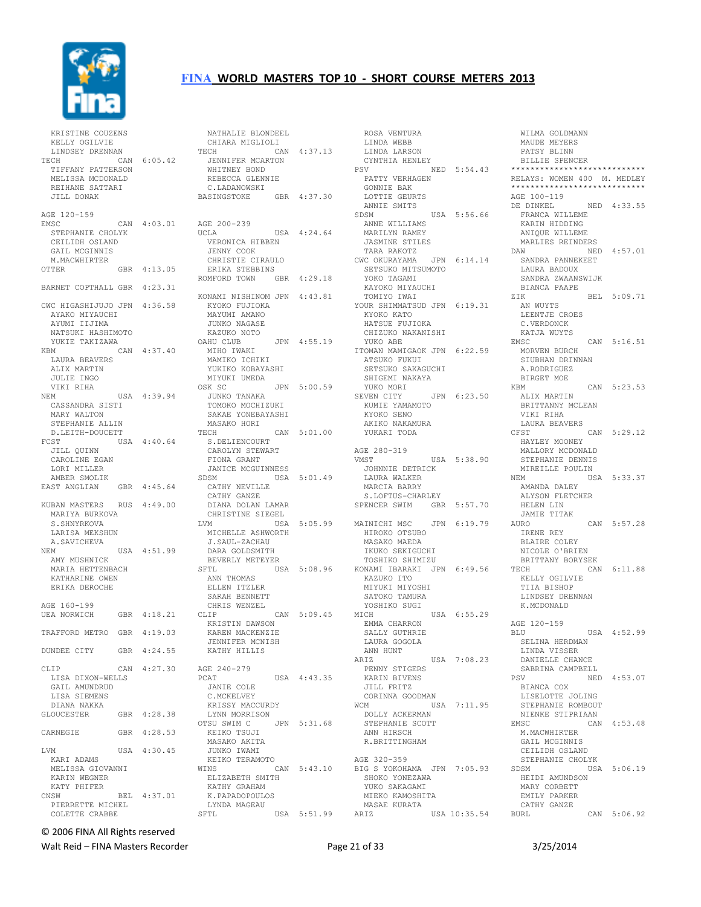# FINA WORLD MASTERS TOP 10 - SHORT COURSE METERS 2013

```
 KRISTINE COUZENS
 KELLY OGILVIE
 LINDSEY DRENNAN
TECH            CAN  6:05.42
 TIFFANY PATTERSON
 MELISSA MCDONALD
 REIHANE SATTARI
 JILL DONAK

AGE 120-159
EMSC            CAN  4:03.01
 STEPHANIE CHOLYK
 CEILIDH OSLAND
 GAIL MCGINNIS
 M.MACWHIRTER
OTTER           GBR  4:13.05

BARNET COPTHALL GBR  4:23.31

CWC HIGASHIJUJO JPN  4:36.58
 AYAKO MIYAUCHI
 AYUMI IIJIMA
 NATSUKI HASHIMOTO
 YUKIE TAKIZAWA
KBM             CAN  4:37.40
 LAURA BEAVERS
 ALIX MARTIN
 JULIE INGO
 VIKI RIHA
NEM             USA  4:39.94
 CASSANDRA SISTI
 MARY WALTON
 STEPHANIE ALLIN
 D.LEITH-DOUCETT
FCST            USA  4:40.64
 JILL QUINN
 CAROLINE EGAN
 LORI MILLER
 AMBER SMOLIK
EAST ANGLIAN    GBR  4:45.64

KUBAN MASTERS   RUS  4:49.00
 MARIYA BURKOVA
 S.SHNYRKOVA
 LARISA MEKSHUN
 A.SAVICHEVA
NEM             USA  4:51.99
 AMY MUSHNICK
 MARIA HETTENBACH
 KATHARINE OWEN
 ERIKA DEROCHE

AGE 160-199
UEA NORWICH     GBR  4:18.21

TRAFFORD METRO  GBR  4:19.03

DUNDEE CITY     GBR  4:24.55

CLIP            CAN  4:27.30
 LISA DIXON-WELLS
 GAIL AMUNDRUD
 LISA SIEMENS
 DIANA NAKKA
GLOUCESTER      GBR  4:28.38

CARNEGIE        GBR  4:28.53

LVM             USA  4:30.45
 KARI ADAMS
 MELISSA GIOVANNI
 KARIN WEGNER
 KATY PHIFER
CNSW            BEL  4:37.01
 PIERRETTE MICHEL
 COLETTE CRABBE
 NATHALIE BLONDEEL
 CHIARA MIGLIOLI
TECH            CAN  4:37.13
 JENNIFER MCARTON
 WHITNEY BOND
 REBECCA GLENNIE
 C.LADANOWSKI
BASINGSTOKE     GBR  4:37.30

AGE 200-239
UCLA            USA  4:24.64
 VERONICA HIBBEN
 JENNY COOK
 CHRISTIE CIRAULO
 ERIKA STEBBINS
ROMFORD TOWN    GBR  4:29.18

KONAMI NISHINOM JPN  4:43.81
 KYOKO FUJIOKA
 MAYUMI AMANO
 JUNKO NAGASE
 KAZUKO NOTO
OAHU CLUB       JPN  4:55.19
 MIHO IWAKI
 MAMIKO ICHIKI
 YUKIKO KOBAYASHI
 MIYUKI UMEDA
OSK SC          JPN  5:00.59
 JUNKO TANAKA
 TOMOKO MOCHIZUKI
 SAKAE YONEBAYASHI
 MASAKO HORI
TECH            CAN  5:01.00
 S.DELIENCOURT
 CAROLYN STEWART
 FIONA GRANT
 JANICE MCGUINNESS
SDSM            USA  5:01.49
 CATHY NEVILLE
 CATHY GANZE
 DIANA DOLAN LAMAR
 CHRISTINE SIEGEL
LVM             USA  5:05.99
 MICHELLE ASHWORTH
 J.SAUL-ZACHAU
 DARA GOLDSMITH
 BEVERLY METEYER
SFTL            USA  5:08.96
 ANN THOMAS
 ELLEN ITZLER
 SARAH BENNETT
 CHRIS WENZEL
CLIP            CAN  5:09.45
 KRISTIN DAWSON
 KAREN MACKENZIE
 JENNIFER MCNISH
 KATHY HILLIS

AGE 240-279
PCAT            USA  4:43.35
 JANIE COLE
 C.MCKELVEY
 KRISSY MACCURDY
 LYNN MORRISON
OTSU SWIM C     JPN  5:31.68
 KEIKO TSUJI
 MASAKO AKITA
 JUNKO IWAMI
 KEIKO TERAMOTO
WINS            CAN  5:43.10
 ELIZABETH SMITH
 KATHY GRAHAM
 K.PAPADOPOULOS
 LYNDA MAGEAU
SFTL            USA  5:51.99
 ROSA VENTURA
 LINDA WEBB
 LINDA LARSON
 CYNTHIA HENLEY
PSV             NED  5:54.43
 PATTY VERHAGEN
 GONNIE BAK
 LOTTIE GEURTS
 ANNIE SMITS
SDSM            USA  5:56.66
 ANNE WILLIAMS
 MARILYN RAMEY
 JASMINE STILES
 TARA RAKOTZ
CWC OKURAYAMA   JPN  6:14.14
 SETSUKO MITSUMOTO
 YOKO TAGAMI
 KAYOKO MIYAUCHI
 TOMIYO IWAI
YOUR SHIMMATSUD JPN  6:19.31
 KYOKO KATO
 HATSUE FUJIOKA
 CHIZUKO NAKANISHI
 YUKO ABE
ITOMAN MAMIGAOK JPN  6:22.59
 ATSUKO FUKUI
 SETSUKO SAKAGUCHI
 SHIGEMI NAKAYA
 YUKO MORI
SEVEN CITY      JPN  6:23.50
 KUMIE YAMAMOTO
 KYOKO SENO
 AKIKO NAKAMURA
 YUKARI TODA

AGE 280-319
VMST            USA  5:38.90
 JOHNNIE DETRICK
 LAURA WALKER
 MARCIA BARRY
 S.LOFTUS-CHARLEY
SPENCER SWIM    GBR  5:57.70

MAINICHI MSC    JPN  6:19.79
 HIROKO OTSUBO
 MASAKO MAEDA
 IKUKO SEKIGUCHI
 TOSHIKO SHIMIZU
KONAMI IBARAKI  JPN  6:49.56
 KAZUKO ITO
 MIYUKI MIYOSHI
 SATOKO TAMURA
 YOSHIKO SUGI
MICH            USA  6:55.29
 EMMA CHARRON
 SALLY GUTHRIE
 LAURA GOGOLA
 ANN HUNT
ARIZ            USA  7:08.23
 PENNY STIGERS
 KARIN BIVENS
 JILL FRITZ
 CORINNA GOODMAN
WCM             USA  7:11.95
 DOLLY ACKERMAN
 STEPHANIE SCOTT
 ANN HIRSCH
 R.BRITTINGHAM

AGE 320-359
BIG S YOKOHAMA  JPN  7:05.93
 SHOKO YONEZAWA
 YUKO SAKAGAMI
 MIEKO KAMOSHITA
 MASAE KURATA
ARIZ            USA 10:35.54
 WILMA GOLDMANN
 MAUDE MEYERS
 PATSY BLINN
 BILLIE SPENCER
****************************
RELAYS: WOMEN 400  M. MEDLEY
****************************
AGE 100-119
DE DINKEL       NED  4:33.55
 FRANCA WILLEME
 KARIN HIDDING
 ANIQUE WILLEME
 MARLIES REINDERS
DAW             NED  4:57.01
 SANDRA PANNEKEET
 LAURA BADOUX
 SANDRA ZWAANSWIJK
 BIANCA PAAPE
ZIK             BEL  5:09.71
 AN WUYTS
 LEENTJE CROES
 C.VERDONCK
 KATJA WUYTS
EMSC            CAN  5:16.51
 MORVEN BURCH
 SIUBHAN DRINNAN
 A.RODRIGUEZ
 BIRGET MOE
KBM             CAN  5:23.53
 ALIX MARTIN
 BRITTANNY MCLEAN
 VIKI RIHA
 LAURA BEAVERS
CFST            CAN  5:29.12
 HAYLEY MOONEY
 MALLORY MCDONALD
 STEPHANIE DENNIS
 MIREILLE POULIN
NEM             USA  5:33.37
 AMANDA DALEY
 ALYSON FLETCHER
 HELEN LIN
 JAMIE TITAK
AURO            CAN  5:57.28
 IRENE REY
 BLAIRE COLEY
 NICOLE O'BRIEN
 BRITTANY BORYSEK
TECH            CAN  6:11.88
 KELLY OGILVIE
 TIIA BISHOP
 LINDSEY DRENNAN
 K.MCDONALD

AGE 120-159
BLU             USA  4:52.99
 SELINA HERDMAN
 LINDA VISSER
 DANIELLE CHANCE
 SABRINA CAMPBELL
PSV             NED  4:53.07
 BIANCA COX
 LISELOTTE JOLING
 STEPHANIE ROMBOUT
 NIENKE STIPRIAAN
EMSC            CAN  4:53.48
 M.MACWHIRTER
 GAIL MCGINNIS
 CEILIDH OSLAND
 STEPHANIE CHOLYK
SDSM            USA  5:06.19
 HEIDI AMUNDSON
 MARY CORBETT
 EMILY PARKER
 CATHY GANZE
BURL            CAN  5:06.92
```

© 2006 FINA All Rights reserved

Walt Reid – FINA Masters Recorder 3/25/2014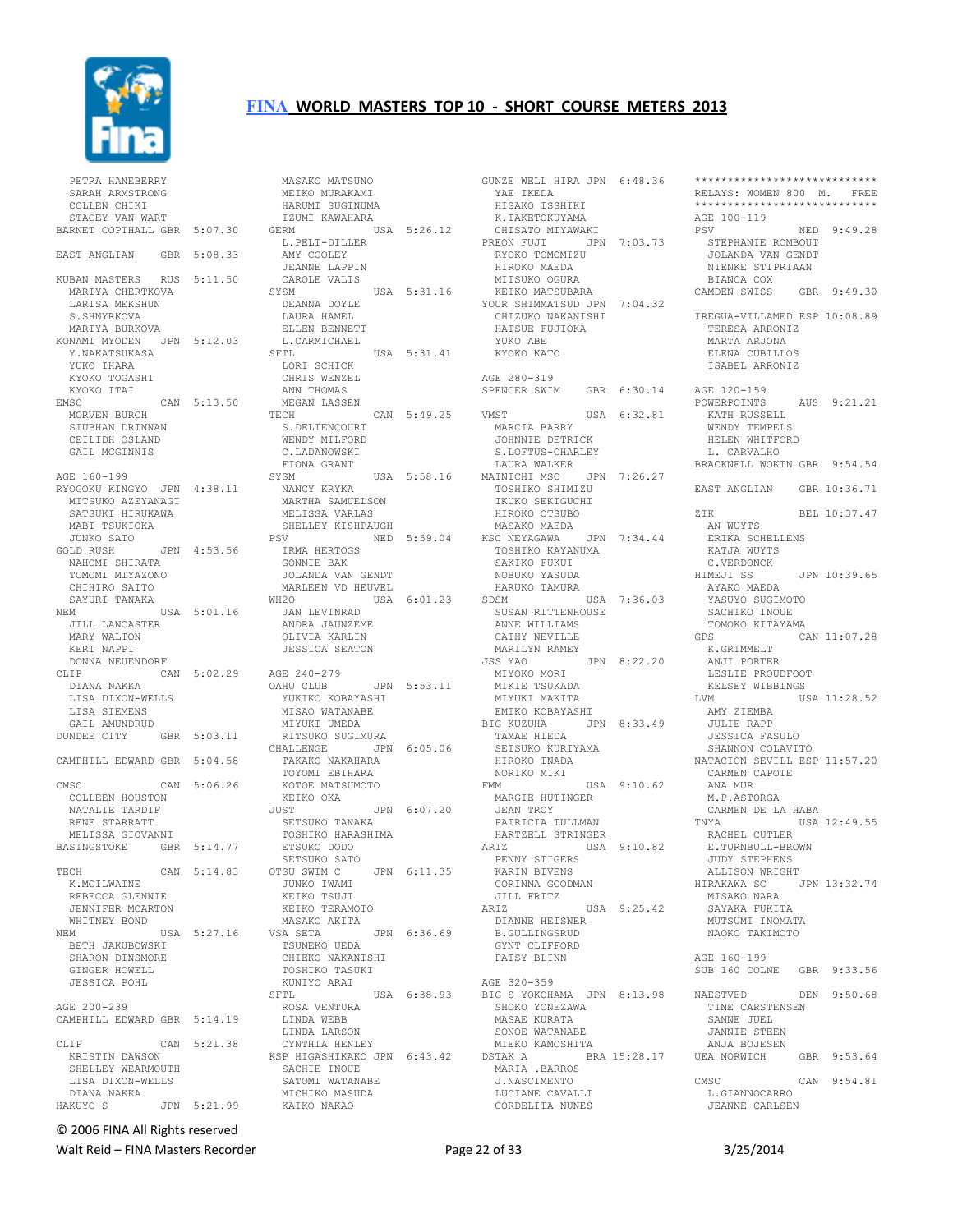# FINA WORLD MASTERS TOP 10 - SHORT COURSE METERS 2013

```
PETRA HANEBERRY
SARAH ARMSTRONG
COLLEN CHIKI
STACEY VAN WART
BARNET COPTHALL GBR  5:07.30

EAST ANGLIAN    GBR  5:08.33

KUBAN MASTERS   RUS  5:11.50
 MARIYA CHERTKOVA
 LARISA MEKSHUN
 S.SHNYRKOVA
 MARIYA BURKOVA
KONAMI MYODEN   JPN  5:12.03
 Y.NAKATSUKASA
 YUKO IHARA
 KYOKO TOGASHI
 KYOKO ITAI
EMSC            CAN  5:13.50
 MORVEN BURCH
 SIUBHAN DRINNAN
 CEILIDH OSLAND
 GAIL MCGINNIS

AGE 160-199
RYOGOKU KINGYO  JPN  4:38.11
 MITSUKO AZEYANAGI
 SATSUKI HIRUKAWA
 MABI TSUKIOKA
 JUNKO SATO
GOLD RUSH       JPN  4:53.56
 NAHOMI SHIRATA
 TOMOMI MIYAZONO
 CHIHIRO SAITO
 SAYURI TANAKA
NEM             USA  5:01.16
 JILL LANCASTER
 MARY WALTON
 KERI NAPPI
 DONNA NEUENDORF
CLIP            CAN  5:02.29
 DIANA NAKKA
 LISA DIXON-WELLS
 LISA SIEMENS
 GAIL AMUNDRUD
DUNDEE CITY     GBR  5:03.11

CAMPHILL EDWARD GBR  5:04.58

CMSC            CAN  5:06.26
 COLLEEN HOUSTON
 NATALIE TARDIF
 RENE STARRATT
 MELISSA GIOVANNI
BASINGSTOKE     GBR  5:14.77

TECH            CAN  5:14.83
 K.MCILWAINE
 REBECCA GLENNIE
 JENNIFER MCARTON
 WHITNEY BOND
NEM             USA  5:27.16
 BETH JAKUBOWSKI
 SHARON DINSMORE
 GINGER HOWELL
 JESSICA POHL

AGE 200-239
CAMPHILL EDWARD GBR  5:14.19

CLIP            CAN  5:21.38
 KRISTIN DAWSON
 SHELLEY WEARMOUTH
 LISA DIXON-WELLS
 DIANA NAKKA
HAKUYO S        JPN  5:21.99
 MASAKO MATSUNO
 MEIKO MURAKAMI
 HARUMI SUGINUMA
 IZUMI KAWAHARA
GERM            USA  5:26.12
 L.PELT-DILLER
 AMY COOLEY
 JEANNE LAPPIN
 CAROLE VALIS
SYSM            USA  5:31.16
 DEANNA DOYLE
 LAURA HAMEL
 ELLEN BENNETT
 L.CARMICHAEL
SFTL            USA  5:31.41
 LORI SCHICK
 CHRIS WENZEL
 ANN THOMAS
 MEGAN LASSEN
TECH            CAN  5:49.25
 S.DELIENCOURT
 WENDY MILFORD
 C.LADANOWSKI
 FIONA GRANT
SYSM            USA  5:58.16
 NANCY KRYKA
 MARTHA SAMUELSON
 MELISSA VARLAS
 SHELLEY KISHPAUGH
PSV             NED  5:59.04
 IRMA HERTOGS
 GONNIE BAK
 JOLANDA VAN GENDT
 MARLEEN VD HEUVEL
WH2O            USA  6:01.23
 JAN LEVINRAD
 ANDRA JAUNZEME
 OLIVIA KARLIN
 JESSICA SEATON

AGE 240-279
OAHU CLUB       JPN  5:53.11
 YUKIKO KOBAYASHI
 MISAO WATANABE
 MIYUKI UMEDA
 RITSUKO SUGIMURA
CHALLENGE       JPN  6:05.06
 TAKAKO NAKAHARA
 TOYOMI EBIHARA
 KOTOE MATSUMOTO
 KEIKO OKA
JUST            JPN  6:07.20
 SETSUKO TANAKA
 TOSHIKO HARASHIMA
 ETSUKO DODO
 SETSUKO SATO
OTSU SWIM C     JPN  6:11.35
 JUNKO IWAMI
 KEIKO TSUJI
 KEIKO TERAMOTO
 MASAKO AKITA
VSA SETA        JPN  6:36.69
 TSUNEKO UEDA
 CHIEKO NAKANISHI
 TOSHIKO TASUKI
 KUNIYO ARAI
SFTL            USA  6:38.93
 ROSA VENTURA
 LINDA WEBB
 LINDA LARSON
 CYNTHIA HENLEY
KSP HIGASHIKAKO JPN  6:43.42
 SACHIE INOUE
 SATOMI WATANABE
 MICHIKO MASUDA
 KAIKO NAKAO
GUNZE WELL HIRA JPN  6:48.36
 YAE IKEDA
 HISAKO ISSHIKI
 K.TAKETOKUYAMA
 CHISATO MIYAWAKI
PREON FUJI      JPN  7:03.73
 RYOKO TOMOMIZU
 HIROKO MAEDA
 MITSUKO OGURA
 KEIKO MATSUBARA
YOUR SHIMMATSUD JPN  7:04.32
 CHIZUKO NAKANISHI
 HATSUE FUJIOKA
 YUKO ABE
 KYOKO KATO

AGE 280-319
SPENCER SWIM    GBR  6:30.14

VMST            USA  6:32.81
 MARCIA BARRY
 JOHNNIE DETRICK
 S.LOFTUS-CHARLEY
 LAURA WALKER
MAINICHI MSC    JPN  7:26.27
 TOSHIKO SHIMIZU
 IKUKO SEKIGUCHI
 HIROKO OTSUBO
 MASAKO MAEDA
KSC NEYAGAWA    JPN  7:34.44
 TOSHIKO KAYANUMA
 SAKIKO FUKUI
 NOBUKO YASUDA
 HARUKO TAMURA
SDSM            USA  7:36.03
 SUSAN RITTENHOUSE
 ANNE WILLIAMS
 CATHY NEVILLE
 MARILYN RAMEY
JSS YAO         JPN  8:22.20
 MIYOKO MORI
 MIKIE TSUKADA
 MIYUKI MAKITA
 EMIKO KOBAYASHI
BIG KUZUHA      JPN  8:33.49
 TAMAE HIEDA
 SETSUKO KURIYAMA
 HIROKO INADA
 NORIKO MIKI
FMM             USA  9:10.62
 MARGIE HUTINGER
 JEAN TROY
 PATRICIA TULLMAN
 HARTZELL STRINGER
ARIZ            USA  9:10.82
 PENNY STIGERS
 KARIN BIVENS
 CORINNA GOODMAN
 JILL FRITZ
ARIZ            USA  9:25.42
 DIANNE HEISNER
 B.GULLINGSRUD
 GYNT CLIFFORD
 PATSY BLINN

AGE 320-359
BIG S YOKOHAMA  JPN  8:13.98
 SHOKO YONEZAWA
 MASAE KURATA
 SONOE WATANABE
 MIEKO KAMOSHITA
DSTAK A         BRA 15:28.17
 MARIA .BARROS
 J.NASCIMENTO
 LUCIANE CAVALLI
 CORDELITA NUNES

****************************
RELAYS: WOMEN 800  M.   FREE
****************************
AGE 100-119
PSV             NED  9:49.28
 STEPHANIE ROMBOUT
 JOLANDA VAN GENDT
 NIENKE STIPRIAAN
 BIANCA COX
CAMDEN SWISS    GBR  9:49.30

IREGUA-VILLAMED ESP 10:08.89
 TERESA ARRONIZ
 MARTA ARJONA
 ELENA CUBILLOS
 ISABEL ARRONIZ

AGE 120-159
POWERPOINTS     AUS  9:21.21
 KATH RUSSELL
 WENDY TEMPELS
 HELEN WHITFORD
 L. CARVALHO
BRACKNELL WOKIN GBR  9:54.54

EAST ANGLIAN    GBR 10:36.71

ZIK             BEL 10:37.47
 AN WUYTS
 ERIKA SCHELLENS
 KATJA WUYTS
 C.VERDONCK
HIMEJI SS       JPN 10:39.65
 AYAKO MAEDA
 YASUYO SUGIMOTO
 SACHIKO INOUE
 TOMOKO KITAYAMA
GPS             CAN 11:07.28
 K.GRIMMELT
 ANJI PORTER
 LESLIE PROUDFOOT
 KELSEY WIBBINGS
LVM             USA 11:28.52
 AMY ZIEMBA
 JULIE RAPP
 JESSICA FASULO
 SHANNON COLAVITO
NATACION SEVILL ESP 11:57.20
 CARMEN CAPOTE
 ANA MUR
 M.P.ASTORGA
 CARMEN DE LA HABA
TNYA            USA 12:49.55
 RACHEL CUTLER
 E.TURNBULL-BROWN
 JUDY STEPHENS
 ALLISON WRIGHT
HIRAKAWA SC     JPN 13:32.74
 MISAKO NARA
 SAYAKA FUKITA
 MUTSUMI INOMATA
 NAOKO TAKIMOTO

AGE 160-199
SUB 160 COLNE   GBR  9:33.56

NAESTVED        DEN  9:50.68
 TINE CARSTENSEN
 SANNE JUEL
 JANNIE STEEN
 ANJA BOJESEN
UEA NORWICH     GBR  9:53.64

CMSC            CAN  9:54.81
 L.GIANNOCARRO
 JEANNE CARLSEN
```

© 2006 FINA All Rights reserved

Walt Reid – FINA Masters Recorder

3/25/2014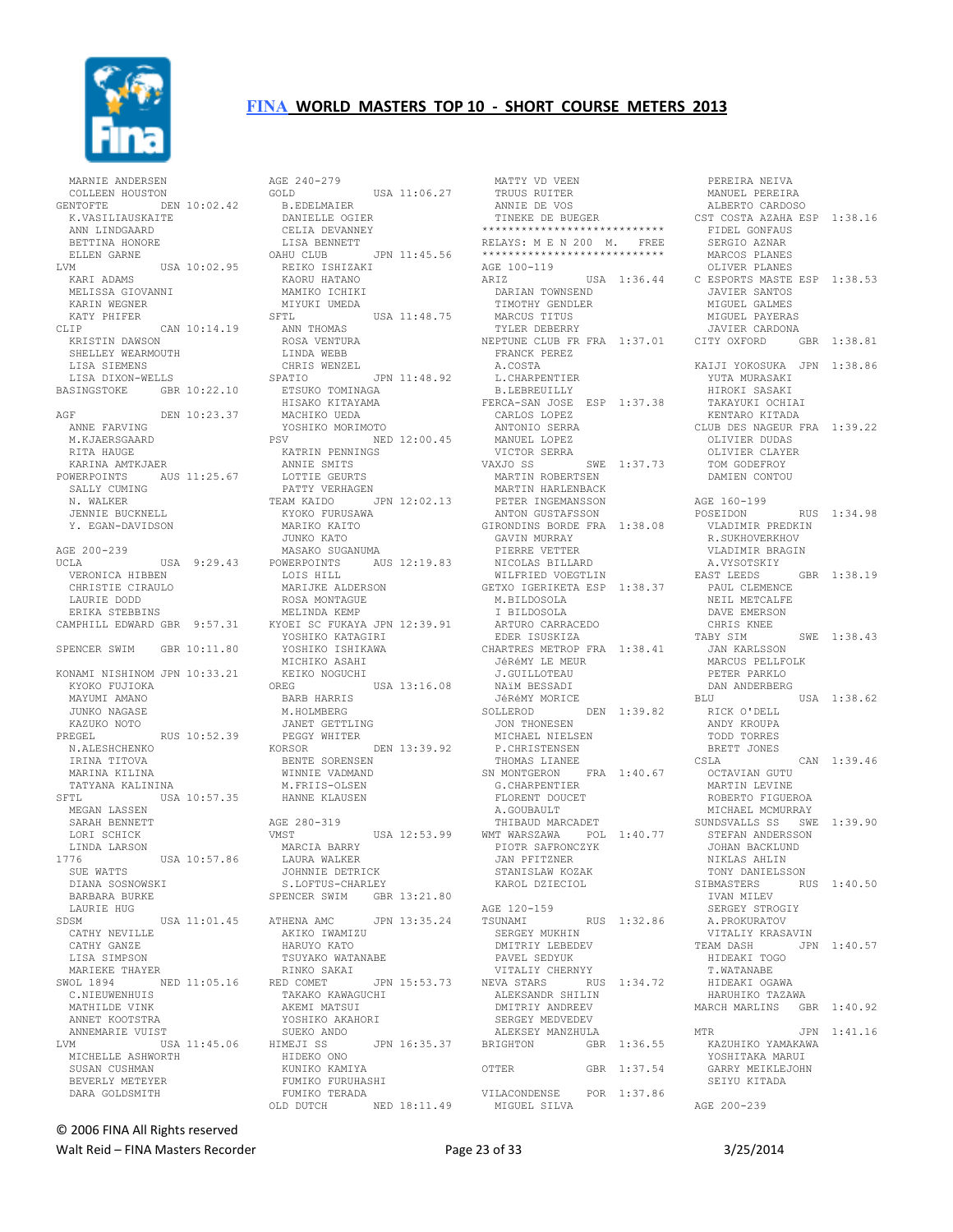# FINA WORLD MASTERS TOP 10 - SHORT COURSE METERS 2013

```
   MARNIE ANDERSEN
   COLLEEN HOUSTON
GENTOFTE          DEN 10:02.42
   K.VASILIAUSKAITE
   ANN LINDGAARD
   BETTINA HONORE
   ELLEN GARNE
LVM               USA 10:02.95
   KARI ADAMS
   MELISSA GIOVANNI
   KARIN WEGNER
   KATY PHIFER
CLIP              CAN 10:14.19
   KRISTIN DAWSON
   SHELLEY WEARMOUTH
   LISA SIEMENS
   LISA DIXON-WELLS
BASINGSTOKE       GBR 10:22.10

AGF               DEN 10:23.37
   ANNE FARVING
   M.KJAERSGAARD
   RITA HAUGE
   KARINA AMTKJAER
POWERPOINTS       AUS 11:25.67
   SALLY CUMING
   N. WALKER
   JENNIE BUCKNELL
   Y. EGAN-DAVIDSON

AGE 200-239
UCLA              USA  9:29.43
   VERONICA HIBBEN
   CHRISTIE CIRAULO
   LAURIE DODD
   ERIKA STEBBINS
CAMPHILL EDWARD GBR  9:57.31

SPENCER SWIM      GBR 10:11.80

KONAMI NISHINOM JPN 10:33.21
   KYOKO FUJIOKA
   MAYUMI AMANO
   JUNKO NAGASE
   KAZUKO NOTO
PREGEL            RUS 10:52.39
   N.ALESHCHENKO
   IRINA TITOVA
   MARINA KILINA
   TATYANA KALININA
SFTL              USA 10:57.35
   MEGAN LASSEN
   SARAH BENNETT
   LORI SCHICK
   LINDA LARSON
1776              USA 10:57.86
   SUE WATTS
   DIANA SOSNOWSKI
   BARBARA BURKE
   LAURIE HUG
SDSM              USA 11:01.45
   CATHY NEVILLE
   CATHY GANZE
   LISA SIMPSON
   MARIEKE THAYER
SWOL 1894         NED 11:05.16
   C.NIEUWENHUIS
   MATHILDE VINK
   ANNET KOOTSTRA
   ANNEMARIE VUIST
LVM               USA 11:45.06
   MICHELLE ASHWORTH
   SUSAN CUSHMAN
   BEVERLY METEYER
   DARA GOLDSMITH

AGE 240-279
GOLD              USA 11:06.27
   B.EDELMAIER
   DANIELLE OGIER
   CELIA DEVANNEY
   LISA BENNETT
OAHU CLUB         JPN 11:45.56
   REIKO ISHIZAKI
   KAORU HATANO
   MAMIKO ICHIKI
   MIYUKI UMEDA
SFTL              USA 11:48.75
   ANN THOMAS
   ROSA VENTURA
   LINDA WEBB
   CHRIS WENZEL
SPATIO            JPN 11:48.92
   ETSUKO TOMINAGA
   HISAKO KITAYAMA
   MACHIKO UEDA
   YOSHIKO MORIMOTO
PSV               NED 12:00.45
   KATRIN PENNINGS
   ANNIE SMITS
   LOTTIE GEURTS
   PATTY VERHAGEN
TEAM KAIDO        JPN 12:02.13
   KYOKO FURUSAWA
   MARIKO KAITO
   JUNKO KATO
   MASAKO SUGANUMA
POWERPOINTS       AUS 12:19.83
   LOIS HILL
   MARIJKE ALDERSON
   ROSA MONTAGUE
   MELINDA KEMP
KYOEI SC FUKAYA JPN 12:39.91
   YOSHIKO KATAGIRI
   YOSHIKO ISHIKAWA
   MICHIKO ASAHI
   KEIKO NOGUCHI
OREG              USA 13:16.08
   BARB HARRIS
   M.HOLMBERG
   JANET GETTLING
   PEGGY WHITER
KORSOR            DEN 13:39.92
   BENTE SORENSEN
   WINNIE VADMAND
   M.FRIIS-OLSEN
   HANNE KLAUSEN

AGE 280-319
VMST              USA 12:53.99
   MARCIA BARRY
   LAURA WALKER
   JOHNNIE DETRICK
   S.LOFTUS-CHARLEY
SPENCER SWIM      GBR 13:21.80

ATHENA AMC        JPN 13:35.24
   AKIKO IWAMIZU
   HARUYO KATO
   TSUYAKO WATANABE
   RINKO SAKAI
RED COMET         JPN 15:53.73
   TAKAKO KAWAGUCHI
   AKEMI MATSUI
   YOSHIKO AKAHORI
   SUEKO ANDO
HIMEJI SS         JPN 16:35.37
   HIDEKO ONO
   KUNIKO KAMIYA
   FUMIKO FURUHASHI
   FUMIKO TERADA
OLD DUTCH         NED 18:11.49
   MATTY VD VEEN
   TRUUS RUITER
   ANNIE DE VOS
   TINEKE DE BUEGER
****************************
RELAYS: M E N 200  M.   FREE
****************************
AGE 100-119
ARIZ              USA  1:36.44
   DARIAN TOWNSEND
   TIMOTHY GENDLER
   MARCUS TITUS
   TYLER DEBERRY
NEPTUNE CLUB FR FRA  1:37.01
   FRANCK PEREZ
   A.COSTA
   L.CHARPENTIER
   B.LEBREUILLY
FERCA-SAN JOSE   ESP  1:37.38
   CARLOS LOPEZ
   ANTONIO SERRA
   MANUEL LOPEZ
   VICTOR SERRA
VAXJO SS          SWE  1:37.73
   MARTIN ROBERTSEN
   MARTIN HARLENBACK
   PETER INGEMANSSON
   ANTON GUSTAFSSON
GIRONDINS BORDE FRA  1:38.08
   GAVIN MURRAY
   PIERRE VETTER
   NICOLAS BILLARD
   WILFRIED VOEGTLIN
GETXO IGERIKETA ESP  1:38.37
   M.BILDOSOLA
   I BILDOSOLA
   ARTURO CARRACEDO
   EDER ISUSKIZA
CHARTRES METROP FRA  1:38.41
   JéRéMY LE MEUR
   J.GUILLOTEAU
   NAïM BESSADI
   JéRéMY MORICE
SOLLEROD          DEN  1:39.82
   JON THONESEN
   MICHAEL NIELSEN
   P.CHRISTENSEN
   THOMAS LIANEE
SN MONTGERON      FRA  1:40.67
   G.CHARPENTIER
   FLORENT DOUCET
   A.GOUBAULT
   THIBAUD MARCADET
WMT WARSZAWA      POL  1:40.77
   PIOTR SAFRONCZYK
   JAN PFITZNER
   STANISLAW KOZAK
   KAROL DZIECIOL

AGE 120-159
TSUNAMI           RUS  1:32.86
   SERGEY MUKHIN
   DMITRIY LEBEDEV
   PAVEL SEDYUK
   VITALIY CHERNYY
NEVA STARS        RUS  1:34.72
   ALEKSANDR SHILIN
   DMITRIY ANDREEV
   SERGEY MEDVEDEV
   ALEKSEY MANZHULA
BRIGHTON          GBR  1:36.55

OTTER             GBR  1:37.54

VILACONDENSE      POR  1:37.86
   MIGUEL SILVA
   PEREIRA NEIVA
   MANUEL PEREIRA
   ALBERTO CARDOSO
CST COSTA AZAHA ESP  1:38.16
   FIDEL GONFAUS
   SERGIO AZNAR
   MARCOS PLANES
   OLIVER PLANES
C ESPORTS MASTE ESP  1:38.53
   JAVIER SANTOS
   MIGUEL GALMES
   MIGUEL PAYERAS
   JAVIER CARDONA
CITY OXFORD       GBR  1:38.81

KAIJI YOKOSUKA  JPN  1:38.86
   YUTA MURASAKI
   HIROKI SASAKI
   TAKAYUKI OCHIAI
   KENTARO KITADA
CLUB DES NAGEUR FRA  1:39.22
   OLIVIER DUDAS
   OLIVIER CLAYER
   TOM GODEFROY
   DAMIEN CONTOU

AGE 160-199
POSEIDON          RUS  1:34.98
   VLADIMIR PREDKIN
   R.SUKHOVERKHOV
   VLADIMIR BRAGIN
   A.VYSOTSKIY
EAST LEEDS        GBR  1:38.19
   PAUL CLEMENCE
   NEIL METCALFE
   DAVE EMERSON
   CHRIS KNEE
TABY SIM          SWE  1:38.43
   JAN KARLSSON
   MARCUS PELLFOLK
   PETER PARKLO
   DAN ANDERBERG
BLU               USA  1:38.62
   RICK O'DELL
   ANDY KROUPA
   TODD TORRES
   BRETT JONES
CSLA              CAN  1:39.46
   OCTAVIAN GUTU
   MARTIN LEVINE
   ROBERTO FIGUEROA
   MICHAEL MCMURRAY
SUNDSVALLS SS     SWE  1:39.90
   STEFAN ANDERSSON
   JOHAN BACKLUND
   NIKLAS AHLIN
   TONY DANIELSSON
SIBMASTERS        RUS  1:40.50
   IVAN MILEV
   SERGEY STROGIY
   A.PROKURATOV
   VITALIY KRASAVIN
TEAM DASH         JPN  1:40.57
   HIDEAKI TOGO
   T.WATANABE
   HIDEAKI OGAWA
   HARUHIKO TAZAWA
MARCH MARLINS     GBR  1:40.92

MTR               JPN  1:41.16
   KAZUHIKO YAMAKAWA
   YOSHITAKA MARUI
   GARRY MEIKLEJOHN
   SEIYU KITADA

AGE 200-239
```

© 2006 FINA All Rights reserved

Walt Reid – FINA Masters Recorder    3/25/2014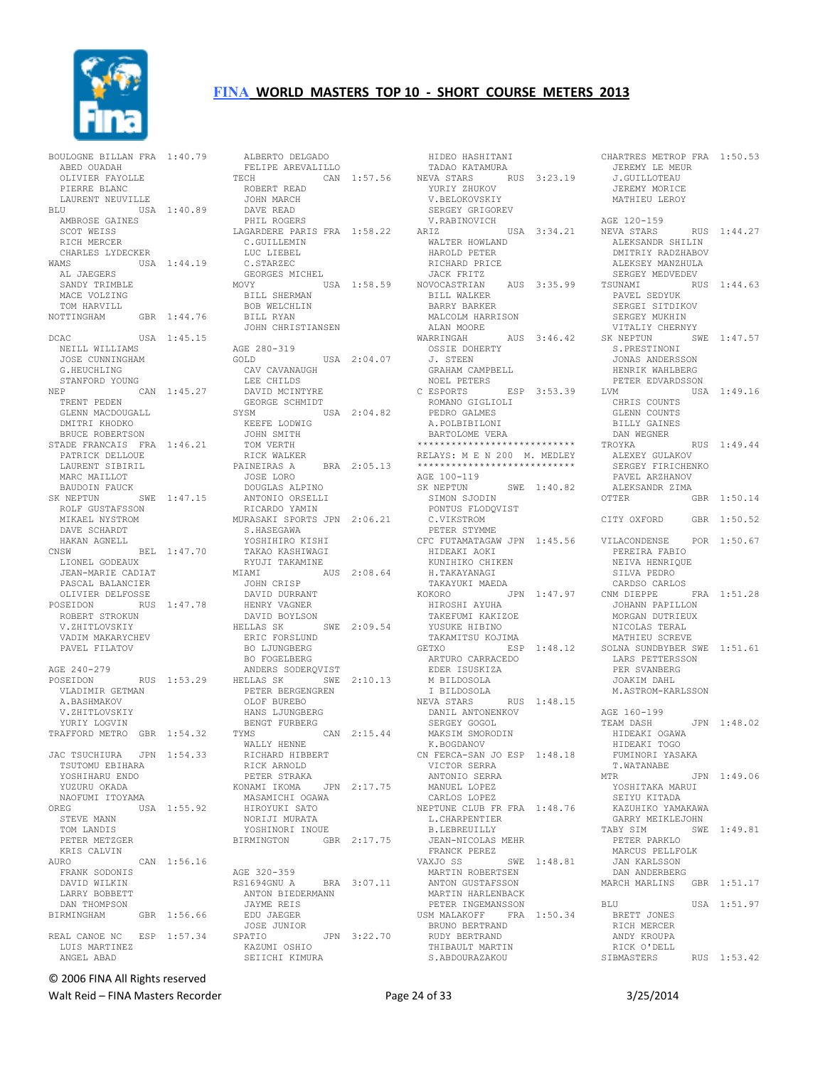# FINA WORLD MASTERS TOP 10 - SHORT COURSE METERS 2013

```
BOULOGNE BILLAN FRA  1:40.79
  ABED OUADAH
  OLIVIER FAYOLLE
  PIERRE BLANC
  LAURENT NEUVILLE
BLU              USA  1:40.89
  AMBROSE GAINES
  SCOT WEISS
  RICH MERCER
  CHARLES LYDECKER
WAMS             USA  1:44.19
  AL JAEGERS
  SANDY TRIMBLE
  MACE VOLZING
  TOM HARVILL
NOTTINGHAM       GBR  1:44.76

DCAC             USA  1:45.15
  NEILL WILLIAMS
  JOSE CUNNINGHAM
  G.HEUCHLING
  STANFORD YOUNG
NEP              CAN  1:45.27
  TRENT PEDEN
  GLENN MACDOUGALL
  DMITRI KHODKO
  BRUCE ROBERTSON
STADE FRANCAIS  FRA  1:46.21
  PATRICK DELLOUE
  LAURENT SIBIRIL
  MARC MAILLOT
  BAUDOIN FAUCK
SK NEPTUN        SWE  1:47.15
  ROLF GUSTAFSSON
  MIKAEL NYSTROM
  DAVE SCHARDT
  HAKAN AGNELL
CNSW             BEL  1:47.70
  LIONEL GODEAUX
  JEAN-MARIE CADIAT
  PASCAL BALANCIER
  OLIVIER DELFOSSE
POSEIDON         RUS  1:47.78
  ROBERT STROKUN
  V.ZHITLOVSKIY
  VADIM MAKARYCHEV
  PAVEL FILATOV

AGE 240-279
POSEIDON         RUS  1:53.29
  VLADIMIR GETMAN
  A.BASHMAKOV
  V.ZHITLOVSKIY
  YURIY LOGVIN
TRAFFORD METRO  GBR  1:54.32

JAC TSUCHIURA   JPN  1:54.33
  TSUTOMU EBIHARA
  YOSHIHARU ENDO
  YUZURU OKADA
  NAOFUMI ITOYAMA
OREG             USA  1:55.92
  STEVE MANN
  TOM LANDIS
  PETER METZGER
  KRIS CALVIN
AURO             CAN  1:56.16
  FRANK SODONIS
  DAVID WILKIN
  LARRY BOBBETT
  DAN THOMPSON
BIRMINGHAM       GBR  1:56.66

REAL CANOE NC   ESP  1:57.34
  LUIS MARTINEZ
  ANGEL ABAD
  ALBERTO DELGADO
  FELIPE AREVALILLO
TECH             CAN  1:57.56
  ROBERT READ
  JOHN MARCH
  DAVE READ
  PHIL ROGERS
LAGARDERE PARIS FRA  1:58.22
  C.GUILLEMIN
  LUC LIEBEL
  C.STARZEC
  GEORGES MICHEL
MOVY             USA  1:58.59
  BILL SHERMAN
  BOB WELCHLIN
  BILL RYAN
  JOHN CHRISTIANSEN

AGE 280-319
GOLD             USA  2:04.07
  CAV CAVANAUGH
  LEE CHILDS
  DAVID MCINTYRE
  GEORGE SCHMIDT
SYSM             USA  2:04.82
  KEEFE LODWIG
  JOHN SMITH
  TOM VERTH
  RICK WALKER
PAINEIRAS A      BRA  2:05.13
  JOSE LORO
  DOUGLAS ALPINO
  ANTONIO ORSELLI
  RICARDO YAMIN
MURASAKI SPORTS JPN  2:06.21
  S.HASEGAWA
  YOSHIHIRO KISHI
  TAKAO KASHIWAGI
  RYUJI TAKAMINE
MIAMI            AUS  2:08.64
  JOHN CRISP
  DAVID DURRANT
  HENRY VAGNER
  DAVID BOYLSON
HELLAS SK        SWE  2:09.54
  ERIC FORSLUND
  BO LJUNGBERG
  BO FOGELBERG
  ANDERS SODERQVIST
HELLAS SK        SWE  2:10.13
  PETER BERGENGREN
  OLOF BUREBO
  HANS LJUNGBERG
  BENGT FURBERG
TYMS             CAN  2:15.44
  WALLY HENNE
  RICHARD HIBBERT
  RICK ARNOLD
  PETER STRAKA
KONAMI IKOMA     JPN  2:17.75
  MASAMICHI OGAWA
  HIROYUKI SATO
  NORIJI MURATA
  YOSHINORI INOUE
BIRMINGTON       GBR  2:17.75

AGE 320-359
RS1694GNU A      BRA  3:07.11
  ANTON BIEDERMANN
  JAYME REIS
  EDU JAEGER
  JOSE JUNIOR
SPATIO           JPN  3:22.70
  KAZUMI OSHIO
  SEIICHI KIMURA
  HIDEO HASHITANI
  TADAO KATAMURA
NEVA STARS       RUS  3:23.19
  YURIY ZHUKOV
  V.BELOKOVSKIY
  SERGEY GRIGOREV
  V.RABINOVICH
ARIZ             USA  3:34.21
  WALTER HOWLAND
  HAROLD PETER
  RICHARD PRICE
  JACK FRITZ
NOVOCASTRIAN     AUS  3:35.99
  BILL WALKER
  BARRY BARKER
  MALCOLM HARRISON
  ALAN MOORE
WARRINGAH        AUS  3:46.42
  OSSIE DOHERTY
  J. STEEN
  GRAHAM CAMPBELL
  NOEL PETERS
C ESPORTS        ESP  3:53.39
  ROMANO GIGLIOLI
  PEDRO GALMES
  A.POLBIBILONI
  BARTOLOME VERA
****************************
RELAYS: M E N 200  M. MEDLEY
****************************
AGE 100-119
SK NEPTUN        SWE  1:40.82
  SIMON SJODIN
  PONTUS FLODQVIST
  C.VIKSTROM
  PETER STYMME
CFC FUTAMATAGAW JPN  1:45.56
  HIDEAKI AOKI
  KUNIHIKO CHIKEN
  H.TAKAYANAGI
  TAKAYUKI MAEDA
KOKORO           JPN  1:47.97
  HIROSHI AYUHA
  TAKEFUMI KAKIZOE
  YUSUKE HIBINO
  TAKAMITSU KOJIMA
GETXO            ESP  1:48.12
  ARTURO CARRACEDO
  EDER ISUSKIZA
  M BILDOSOLA
  I BILDOSOLA
NEVA STARS       RUS  1:48.15
  DANIL ANTONENKOV
  SERGEY GOGOL
  MAKSIM SMORODIN
  K.BOGDANOV
CN FERCA-SAN JO ESP  1:48.18
  VICTOR SERRA
  ANTONIO SERRA
  MANUEL LOPEZ
  CARLOS LOPEZ
NEPTUNE CLUB FR FRA  1:48.76
  L.CHARPENTIER
  B.LEBREUILLY
  JEAN-NICOLAS MEHR
  FRANCK PEREZ
VAXJO SS         SWE  1:48.81
  MARTIN ROBERTSEN
  ANTON GUSTAFSSON
  MARTIN HARLENBACK
  PETER INGEMANSSON
USM MALAKOFF     FRA  1:50.34
  BRUNO BERTRAND
  RUDY BERTRAND
  THIBAULT MARTIN
  S.ABDOURAZAKOU
CHARTRES METROP FRA  1:50.53
  JEREMY LE MEUR
  J.GUILLOTEAU
  JEREMY MORICE
  MATHIEU LEROY

AGE 120-159
NEVA STARS       RUS  1:44.27
  ALEKSANDR SHILIN
  DMITRIY RADZHABOV
  ALEKSEY MANZHULA
  SERGEY MEDVEDEV
TSUNAMI          RUS  1:44.63
  PAVEL SEDYUK
  SERGEI SITDIKOV
  SERGEY MUKHIN
  VITALIY CHERNYY
SK NEPTUN        SWE  1:47.57
  S.PRESTINONI
  JONAS ANDERSSON
  HENRIK WAHLBERG
  PETER EDVARDSSON
LVM              USA  1:49.16
  CHRIS COUNTS
  GLENN COUNTS
  BILLY GAINES
  DAN WEGNER
TROYKA           RUS  1:49.44
  ALEXEY GULAKOV
  SERGEY FIRICHENKO
  PAVEL ARZHANOV
  ALEKSANDR ZIMA
OTTER            GBR  1:50.14

CITY OXFORD      GBR  1:50.52

VILACONDENSE     POR  1:50.67
  PEREIRA FABIO
  NEIVA HENRIQUE
  SILVA PEDRO
  CARDSO CARLOS
CNM DIEPPE       FRA  1:51.28
  JOHANN PAPILLON
  MORGAN DUTRIEUX
  NICOLAS TERAL
  MATHIEU SCREVE
SOLNA SUNDBYBER SWE  1:51.61
  LARS PETTERSSON
  PER SVANBERG
  JOAKIM DAHL
  M.ASTROM-KARLSSON

AGE 160-199
TEAM DASH        JPN  1:48.02
  HIDEAKI OGAWA
  HIDEAKI TOGO
  FUMINORI YASAKA
  T.WATANABE
MTR              JPN  1:49.06
  YOSHITAKA MARUI
  SEIYU KITADA
  KAZUHIKO YAMAKAWA
  GARRY MEIKLEJOHN
TABY SIM         SWE  1:49.81
  PETER PARKLO
  MARCUS PELLFOLK
  JAN KARLSSON
  DAN ANDERBERG
MARCH MARLINS    GBR  1:51.17

BLU              USA  1:51.97
  BRETT JONES
  RICH MERCER
  ANDY KROUPA
  RICK O'DELL
SIBMASTERS       RUS  1:53.42
```

© 2006 FINA All Rights reserved

Walt Reid – FINA Masters Recorder    3/25/2014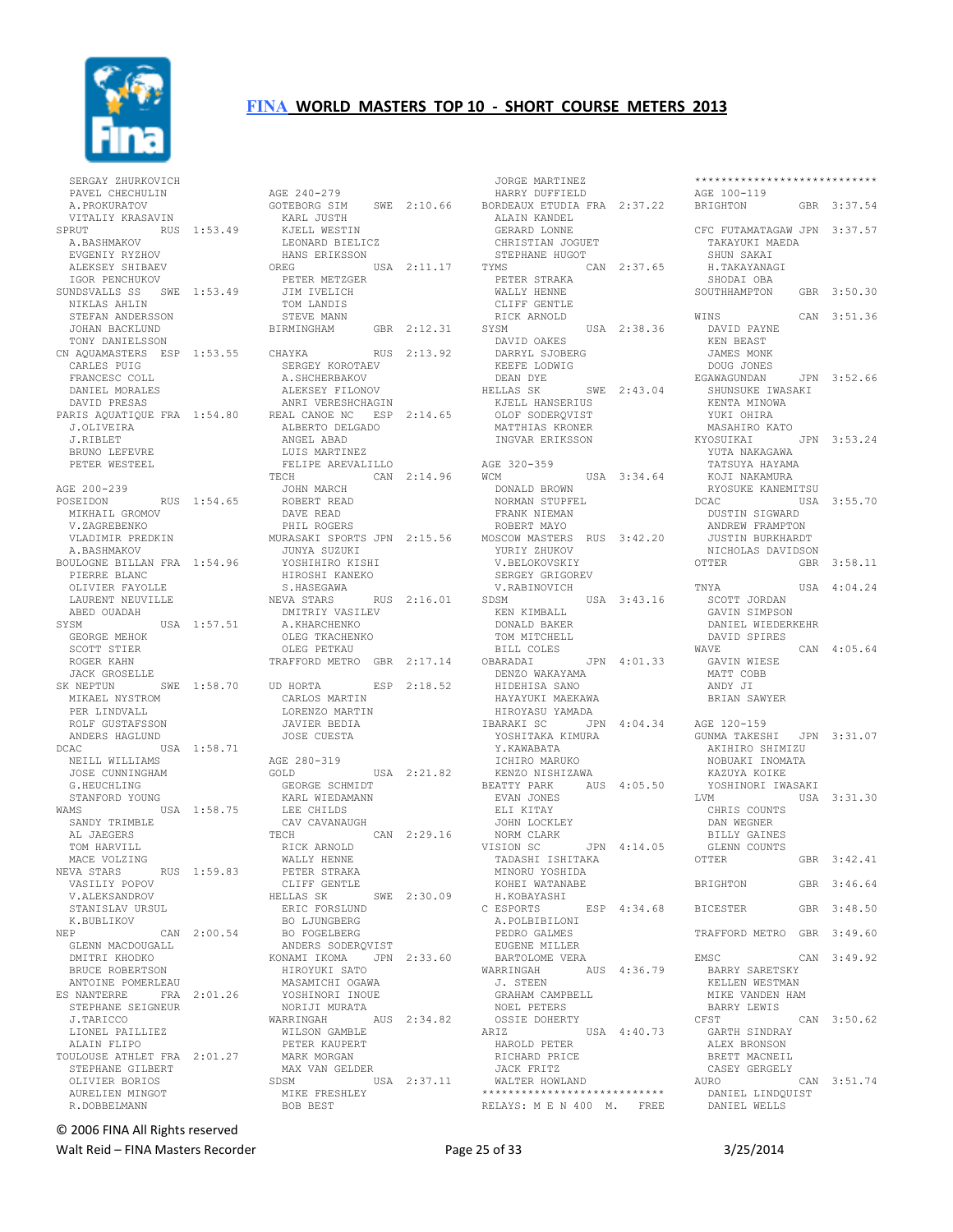# FINA WORLD MASTERS TOP 10 - SHORT COURSE METERS 2013

SERGAY ZHURKOVICH
PAVEL CHECHULIN
A.PROKURATOV
VITALIY KRASAVIN

SPRUT RUS 1:53.49
A.BASHMAKOV
EVGENIY RYZHOV
ALEKSEY SHIBAEV
IGOR PENCHUKOV

SUNDSVALLS SS SWE 1:53.49
NIKLAS AHLIN
STEFAN ANDERSSON
JOHAN BACKLUND
TONY DANIELSSON

CN AQUAMASTERS ESP 1:53.55
CARLES PUIG
FRANCESC COLL
DANIEL MORALES
DAVID PRESAS

PARIS AQUATIQUE FRA 1:54.80
J.OLIVEIRA
J.RIBLET
BRUNO LEFEVRE
PETER WESTEEL

AGE 200-239

POSEIDON RUS 1:54.65
MIKHAIL GROMOV
V.ZAGREBENKO
VLADIMIR PREDKIN
A.BASHMAKOV

BOULOGNE BILLAN FRA 1:54.96
PIERRE BLANC
OLIVIER FAYOLLE
LAURENT NEUVILLE
ABED OUADAH

SYSM USA 1:57.51
GEORGE MEHOK
SCOTT STIER
ROGER KAHN
JACK GROSELLE

SK NEPTUN SWE 1:58.70
MIKAEL NYSTROM
PER LINDVALL
ROLF GUSTAFSSON
ANDERS HAGLUND

DCAC USA 1:58.71
NEILL WILLIAMS
JOSE CUNNINGHAM
G.HEUCHLING
STANFORD YOUNG

WAMS USA 1:58.75
SANDY TRIMBLE
AL JAEGERS
TOM HARVILL
MACE VOLZING

NEVA STARS RUS 1:59.83
VASILIY POPOV
V.ALEKSANDROV
STANISLAV URSUL
K.BUBLIKOV

NEP CAN 2:00.54
GLENN MACDOUGALL
DMITRI KHODKO
BRUCE ROBERTSON
ANTOINE POMERLEAU

ES NANTERRE FRA 2:01.26
STEPHANE SEIGNEUR
J.TARICCO
LIONEL PAILLIEZ
ALAIN FLIPO

TOULOUSE ATHLET FRA 2:01.27
STEPHANE GILBERT
OLIVIER BORIOS
AURELIEN MINGOT
R.DOBBELMANN

AGE 240-279

GOTEBORG SIM SWE 2:10.66
KARL JUSTH
KJELL WESTIN
LEONARD BIELICZ
HANS ERIKSSON

OREG USA 2:11.17
PETER METZGER
JIM IVELICH
TOM LANDIS
STEVE MANN

BIRMINGHAM GBR 2:12.31

CHAYKA RUS 2:13.92
SERGEY KOROTAEV
A.SHCHERBAKOV
ALEKSEY FILONOV
ANRI VERESHCHAGIN

REAL CANOE NC ESP 2:14.65
ALBERTO DELGADO
ANGEL ABAD
LUIS MARTINEZ
FELIPE AREVALILLO

TECH CAN 2:14.96
JOHN MARCH
ROBERT READ
DAVE READ
PHIL ROGERS

MURASAKI SPORTS JPN 2:15.56
JUNYA SUZUKI
YOSHIHIRO KISHI
HIROSHI KANEKO
S.HASEGAWA

NEVA STARS RUS 2:16.01
DMITRIY VASILEV
A.KHARCHENKO
OLEG TKACHENKO
OLEG PETKAU

TRAFFORD METRO GBR 2:17.14

UD HORTA ESP 2:18.52
CARLOS MARTIN
LORENZO MARTIN
JAVIER BEDIA
JOSE CUESTA

AGE 280-319

GOLD USA 2:21.82
GEORGE SCHMIDT
KARL WIEDAMANN
LEE CHILDS
CAV CAVANAUGH

TECH CAN 2:29.16
RICK ARNOLD
WALLY HENNE
PETER STRAKA
CLIFF GENTLE

HELLAS SK SWE 2:30.09
ERIC FORSLUND
BO LJUNGBERG
BO FOGELBERG
ANDERS SODERQVIST

KONAMI IKOMA JPN 2:33.60
HIROYUKI SATO
MASAMICHI OGAWA
YOSHINORI INOUE
NORIJI MURATA

WARRINGAH AUS 2:34.82
WILSON GAMBLE
PETER KAUPERT
MARK MORGAN
MAX VAN GELDER

SDSM USA 2:37.11
MIKE FRESHLEY
BOB BEST
JORGE MARTINEZ
HARRY DUFFIELD

BORDEAUX ETUDIA FRA 2:37.22
ALAIN KANDEL
GERARD LONNE
CHRISTIAN JOGUET
STEPHANE HUGOT

TYMS CAN 2:37.65
PETER STRAKA
WALLY HENNE
CLIFF GENTLE
RICK ARNOLD

SYSM USA 2:38.36
DAVID OAKES
DARRYL SJOBERG
KEEFE LODWIG
DEAN DYE

HELLAS SK SWE 2:43.04
KJELL HANSERIUS
OLOF SODERQVIST
MATTHIAS KRONER
INGVAR ERIKSSON

AGE 320-359

WCM USA 3:34.64
DONALD BROWN
NORMAN STUPFEL
FRANK NIEMAN
ROBERT MAYO

MOSCOW MASTERS RUS 3:42.20
YURIY ZHUKOV
V.BELOKOVSKIY
SERGEY GRIGOREV
V.RABINOVICH

SDSM USA 3:43.16
KEN KIMBALL
DONALD BAKER
TOM MITCHELL
BILL COLES

OBARADAI JPN 4:01.33
DENZO WAKAYAMA
HIDEHISA SANO
HAYAYUKI MAEKAWA
HIROYASU YAMADA

IBARAKI SC JPN 4:04.34
YOSHITAKA KIMURA
Y.KAWABATA
ICHIRO MARUKO
KENZO NISHIZAWA

BEATTY PARK AUS 4:05.50
EVAN JONES
ELI KITAY
JOHN LOCKLEY
NORM CLARK

VISION SC JPN 4:14.05
TADASHI ISHITAKA
MINORU YOSHIDA
KOHEI WATANABE
H.KOBAYASHI

C ESPORTS ESP 4:34.68
A.POLBIBILONI
PEDRO GALMES
EUGENE MILLER
BARTOLOME VERA

WARRINGAH AUS 4:36.79
J. STEEN
GRAHAM CAMPBELL
NOEL PETERS
OSSIE DOHERTY

ARIZ USA 4:40.73
HAROLD PETER
RICHARD PRICE
JACK FRITZ
WALTER HOWLAND

****************************

RELAYS: M E N 400 M. FREE

****************************

AGE 100-119

BRIGHTON GBR 3:37.54

CFC FUTAMATAGAW JPN 3:37.57
TAKAYUKI MAEDA
SHUN SAKAI
H.TAKAYANAGI
SHODAI OBA

SOUTHHAMPTON GBR 3:50.30

WINS CAN 3:51.36
DAVID PAYNE
KEN BEAST
JAMES MONK
DOUG JONES

EGAWAGUNDAN JPN 3:52.66
SHUNSUKE IWASAKI
KENTA MINOWA
YUKI OHIRA
MASAHIRO KATO

KYOSUIKAI JPN 3:53.24
YUTA NAKAGAWA
TATSUYA HAYAMA
KOJI NAKAMURA
RYOSUKE KANEMITSU

DCAC USA 3:55.70
DUSTIN SIGWARD
ANDREW FRAMPTON
JUSTIN BURKHARDT
NICHOLAS DAVIDSON

OTTER GBR 3:58.11

TNYA USA 4:04.24
SCOTT JORDAN
GAVIN SIMPSON
DANIEL WIEDERKEHR
DAVID SPIRES

WAVE CAN 4:05.64
GAVIN WIESE
MATT COBB
ANDY JI
BRIAN SAWYER

AGE 120-159

GUNMA TAKESHI JPN 3:31.07
AKIHIRO SHIMIZU
NOBUAKI INOMATA
KAZUYA KOIKE
YOSHINORI IWASAKI

LVM USA 3:31.30
CHRIS COUNTS
DAN WEGNER
BILLY GAINES
GLENN COUNTS

OTTER GBR 3:42.41

BRIGHTON GBR 3:46.64

BICESTER GBR 3:48.50

TRAFFORD METRO GBR 3:49.60

EMSC CAN 3:49.92
BARRY SARETSKY
KELLEN WESTMAN
MIKE VANDEN HAM
BARRY LEWIS

CFST CAN 3:50.62
GARTH SINDRAY
ALEX BRONSON
BRETT MACNEIL
CASEY GERGELY

AURO CAN 3:51.74
DANIEL LINDQUIST
DANIEL WELLS

© 2006 FINA All Rights reserved
Walt Reid – FINA Masters Recorder
3/25/2014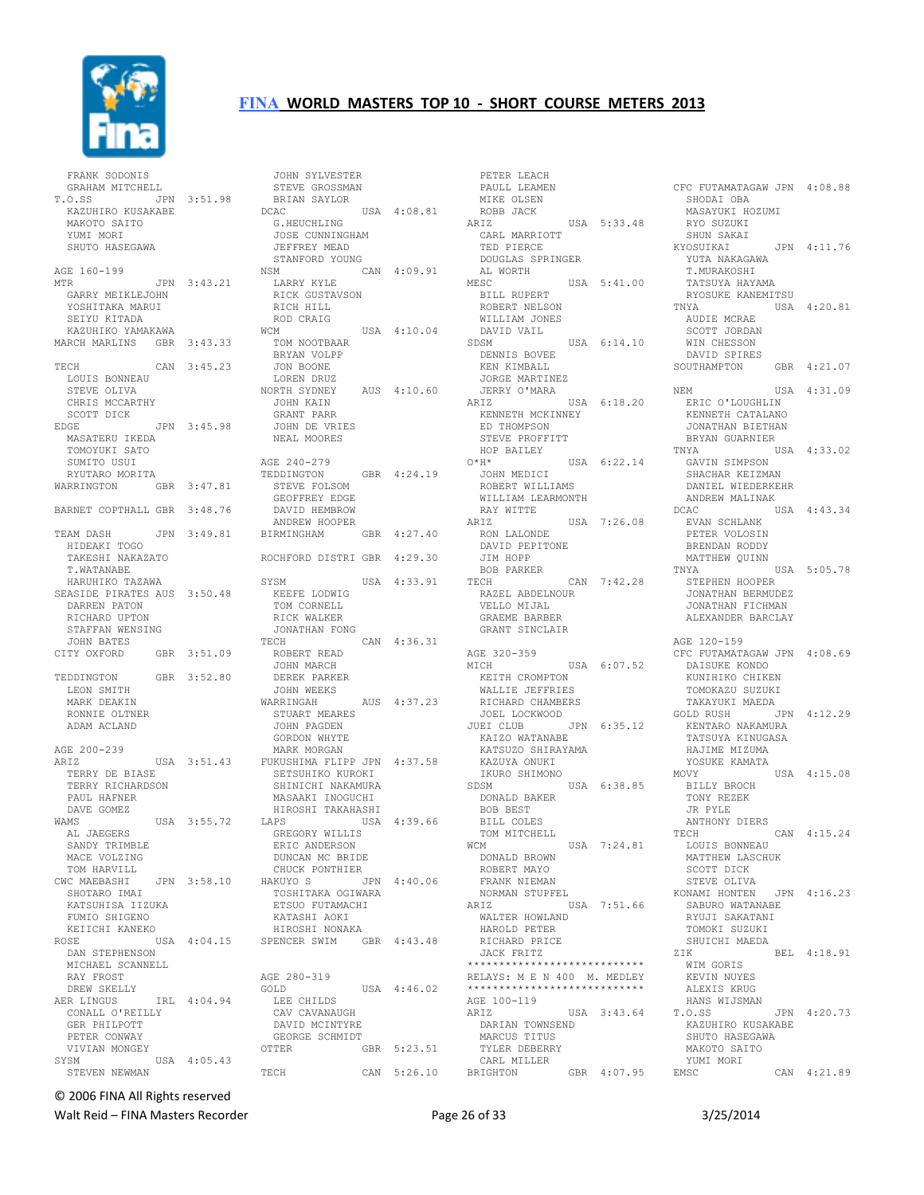# FINA WORLD MASTERS TOP 10 - SHORT COURSE METERS 2013

FRANK SODONIS
GRAHAM MITCHELL
T.O.SS JPN 3:51.98
KAZUHIRO KUSAKABE
MAKOTO SAITO
YUMI MORI
SHUTO HASEGAWA

AGE 160-199
MTR JPN 3:43.21
GARRY MEIKLEJOHN
YOSHITAKA MARUI
SEIYU KITADA
KAZUHIKO YAMAKAWA
MARCH MARLINS GBR 3:43.33

TECH CAN 3:45.23
LOUIS BONNEAU
STEVE OLIVA
CHRIS MCCARTHY
SCOTT DICK
EDGE JPN 3:45.98
MASATERU IKEDA
TOMOYUKI SATO
SUMITO USUI
RYUTARO MORITA
WARRINGTON GBR 3:47.81

BARNET COPTHALL GBR 3:48.76

TEAM DASH JPN 3:49.81
HIDEAKI TOGO
TAKESHI NAKAZATO
T.WATANABE
HARUHIKO TAZAWA
SEASIDE PIRATES AUS 3:50.48
DARREN PATON
RICHARD UPTON
STAFFAN WENSING
JOHN BATES
CITY OXFORD GBR 3:51.09

TEDDINGTON GBR 3:52.80
LEON SMITH
MARK DEAKIN
RONNIE OLTNER
ADAM ACLAND

AGE 200-239
ARIZ USA 3:51.43
TERRY DE BIASE
TERRY RICHARDSON
PAUL HAFNER
DAVE GOMEZ
WAMS USA 3:55.72
AL JAEGERS
SANDY TRIMBLE
MACE VOLZING
TOM HARVILL
CWC MAEBASHI JPN 3:58.10
SHOTARO IMAI
KATSUHISA IIZUKA
FUMIO SHIGENO
KEIICHI KANEKO
ROSE USA 4:04.15
DAN STEPHENSON
MICHAEL SCANNELL
RAY FROST
DREW SKELLY
AER LINGUS IRL 4:04.94
CONALL O'REILLY
GER PHILPOTT
PETER CONWAY
VIVIAN MONGEY
SYSM USA 4:05.43
STEVEN NEWMAN
JOHN SYLVESTER
STEVE GROSSMAN
BRIAN SAYLOR
DCAC USA 4:08.81
G.HEUCHLING
JOSE CUNNINGHAM
JEFFREY MEAD
STANFORD YOUNG
NSM CAN 4:09.91
LARRY KYLE
RICK GUSTAVSON
RICH HILL
ROD CRAIG
WCM USA 4:10.04
TOM NOOTBAAR
BRYAN VOLPP
JON BOONE
LOREN DRUZ
NORTH SYDNEY AUS 4:10.60
JOHN KAIN
GRANT PARR
JOHN DE VRIES
NEAL MOORES

AGE 240-279
TEDDINGTON GBR 4:24.19
STEVE FOLSOM
GEOFFREY EDGE
DAVID HEMBROW
ANDREW HOOPER
BIRMINGHAM GBR 4:27.40

ROCHFORD DISTRI GBR 4:29.30

SYSM USA 4:33.91
KEEFE LODWIG
TOM CORNELL
RICK WALKER
JONATHAN FONG
TECH CAN 4:36.31
ROBERT READ
JOHN MARCH
DEREK PARKER
JOHN WEEKS
WARRINGAH AUS 4:37.23
STUART MEARES
JOHN PAGDEN
GORDON WHYTE
MARK MORGAN
FUKUSHIMA FLIPP JPN 4:37.58
SETSUHIKO KUROKI
SHINICHI NAKAMURA
MASAAKI INOGUCHI
HIROSHI TAKAHASHI
LAPS USA 4:39.66
GREGORY WILLIS
ERIC ANDERSON
DUNCAN MC BRIDE
CHUCK PONTHIER
HAKUYO S JPN 4:40.06
TOSHITAKA OGIWARA
ETSUO FUTAMACHI
KATASHI AOKI
HIROSHI NONAKA
SPENCER SWIM GBR 4:43.48

AGE 280-319
GOLD USA 4:46.02
LEE CHILDS
CAV CAVANAUGH
DAVID MCINTYRE
GEORGE SCHMIDT
OTTER GBR 5:23.51

TECH CAN 5:26.10
PETER LEACH
PAULL LEAMEN
MIKE OLSEN
ROBB JACK
ARIZ USA 5:33.48
CARL MARRIOTT
TED PIERCE
DOUGLAS SPRINGER
AL WORTH
MESC USA 5:41.00
BILL RUPERT
ROBERT NELSON
WILLIAM JONES
DAVID VAIL
SDSM USA 6:14.10
DENNIS BOVEE
KEN KIMBALL
JORGE MARTINEZ
JERRY O'MARA
ARIZ USA 6:18.20
KENNETH MCKINNEY
ED THOMPSON
STEVE PROFFITT
HOP BAILEY
O*H* USA 6:22.14
JOHN MEDICI
ROBERT WILLIAMS
WILLIAM LEARMONTH
RAY WITTE
ARIZ USA 7:26.08
RON LALONDE
DAVID PEPITONE
JIM HOPP
BOB PARKER
TECH CAN 7:42.28
RAZEL ABDELNOUR
VELLO MIJAL
GRAEME BARBER
GRANT SINCLAIR

AGE 320-359
MICH USA 6:07.52
KEITH CROMPTON
WALLIE JEFFRIES
RICHARD CHAMBERS
JOEL LOCKWOOD
JUEI CLUB JPN 6:35.12
KAIZO WATANABE
KATSUZO SHIRAYAMA
KAZUYA ONUKI
IKURO SHIMONO
SDSM USA 6:38.85
DONALD BAKER
BOB BEST
BILL COLES
TOM MITCHELL
WCM USA 7:24.81
DONALD BROWN
ROBERT MAYO
FRANK NIEMAN
NORMAN STUPFEL
ARIZ USA 7:51.66
WALTER HOWLAND
HAROLD PETER
RICHARD PRICE
JACK FRITZ

***************************
RELAYS: M E N 400 M. MEDLEY
***************************

AGE 100-119
ARIZ USA 3:43.64
DARIAN TOWNSEND
MARCUS TITUS
TYLER DEBERRY
CARL MILLER
BRIGHTON GBR 4:07.95

CFC FUTAMATAGAW JPN 4:08.88
SHODAI OBA
MASAYUKI HOZUMI
RYO SUZUKI
SHUN SAKAI
KYOSUIKAI JPN 4:11.76
YUTA NAKAGAWA
T.MURAKOSHI
TATSUYA HAYAMA
RYOSUKE KANEMITSU
TNYA USA 4:20.81
AUDIE MCRAE
SCOTT JORDAN
WIN CHESSON
DAVID SPIRES
SOUTHAMPTON GBR 4:21.07

NEM USA 4:31.09
ERIC O'LOUGHLIN
KENNETH CATALANO
JONATHAN BIETHAN
BRYAN GUARNIER
TNYA USA 4:33.02
GAVIN SIMPSON
SHACHAR KEIZMAN
DANIEL WIEDERKEHR
ANDREW MALINAK
DCAC USA 4:43.34
EVAN SCHLANK
PETER VOLOSIN
BRENDAN RODDY
MATTHEW QUINN
TNYA USA 5:05.78
STEPHEN HOOPER
JONATHAN BERMUDEZ
JONATHAN FICHMAN
ALEXANDER BARCLAY

AGE 120-159
CFC FUTAMATAGAW JPN 4:08.69
DAISUKE KONDO
KUNIHIKO CHIKEN
TOMOKAZU SUZUKI
TAKAYUKI MAEDA
GOLD RUSH JPN 4:12.29
KENTARO NAKAMURA
TATSUYA KINUGASA
HAJIME MIZUMA
YOSUKE KAMATA
MOVY USA 4:15.08
BILLY BROCH
TONY REZEK
JR PYLE
ANTHONY DIERS
TECH CAN 4:15.24
LOUIS BONNEAU
MATTHEW LASCHUK
SCOTT DICK
STEVE OLIVA
KONAMI HONTEN JPN 4:16.23
SABURO WATANABE
RYUJI SAKATANI
TOMOKI SUZUKI
SHUICHI MAEDA
ZIK BEL 4:18.91
WIM GORIS
KEVIN NUYES
ALEXIS KRUG
HANS WIJSMAN
T.O.SS JPN 4:20.73
KAZUHIRO KUSAKABE
SHUTO HASEGAWA
MAKOTO SAITO
YUMI MORI
EMSC CAN 4:21.89

© 2006 FINA All Rights reserved
Walt Reid – FINA Masters Recorder 3/25/2014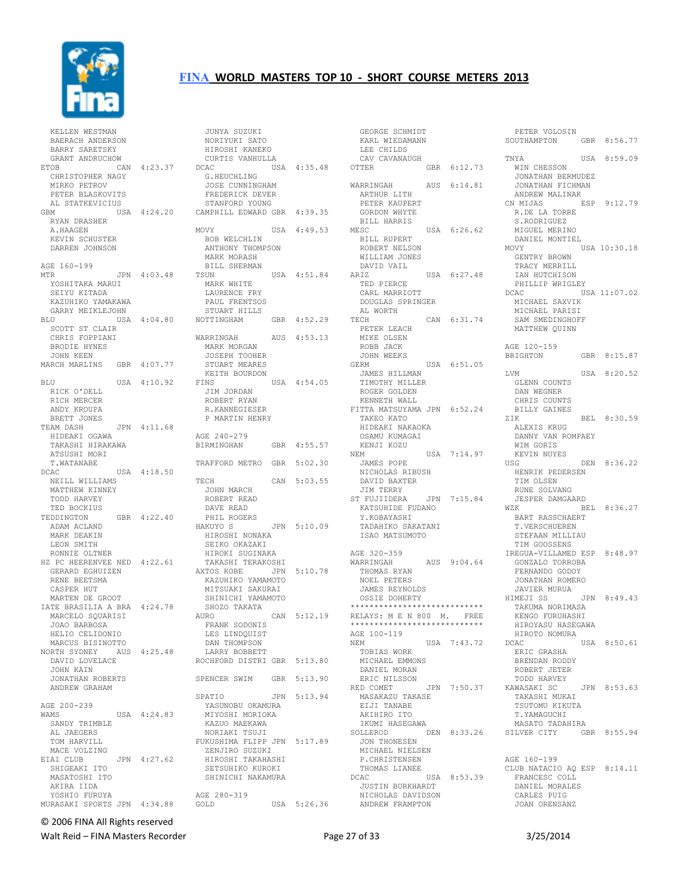# FINA WORLD MASTERS TOP 10 - SHORT COURSE METERS 2013

```
  KELLEN WESTMAN
  BAERACH ANDERSON
  BARRY SARETSKY
  GRANT ANDRUCHOW
ETOB              CAN  4:23.37
  CHRISTOPHER NAGY
  MIRKO PETROV
  PETER BLASKOVITS
  AL STATKEVICIUS
GBM               USA  4:24.20
  RYAN DRASHER
  A.HAAGEN
  KEVIN SCHUSTER
  DARREN JOHNSON

AGE 160-199
MTR               JPN  4:03.48
  YOSHITAKA MARUI
  SEIYU KITADA
  KAZUHIKO YAMAKAWA
  GARRY MEIKLEJOHN
BLU               USA  4:04.80
  SCOTT ST CLAIR
  CHRIS FOPPIANI
  BRODIE HYNES
  JOHN KEEN
MARCH MARLINS     GBR  4:07.77

BLU               USA  4:10.92
  RICK O'DELL
  RICH MERCER
  ANDY KROUPA
  BRETT JONES
TEAM DASH         JPN  4:11.68
  HIDEAKI OGAWA
  TAKASHI HIRAKAWA
  ATSUSHI MORI
  T.WATANABE
DCAC              USA  4:18.50
  NEILL WILLIAMS
  MATTHEW KINNEY
  TODD HARVEY
  TED BOCKIUS
TEDDINGTON        GBR  4:22.40
  ADAM ACLAND
  MARK DEAKIN
  LEON SMITH
  RONNIE OLTNER
HZ PC HEERENVEE NED  4:22.61
  GERARD EGHUIZEN
  RENE BEETSMA
  CASPER HUT
  MARTEN DE GROOT
IATE BRASILIA A BRA  4:24.78
  MARCELO SQUARISI
  JOAO BARBOSA
  HELIO CELIDONIO
  MARCUS BISINOTTO
NORTH SYDNEY      AUS  4:25.48
  DAVID LOVELACE
  JOHN KAIN
  JONATHAN ROBERTS
  ANDREW GRAHAM

AGE 200-239
WAMS              USA  4:24.83
  SANDY TRIMBLE
  AL JAEGERS
  TOM HARVILL
  MACE VOLZING
EIAI CLUB         JPN  4:27.62
  SHIGEAKI ITO
  MASATOSHI ITO
  AKIRA IIDA
  YOSHIO FURUYA
MURASAKI SPORTS JPN  4:34.88
  JUNYA SUZUKI
  NORIYUKI SATO
  HIROSHI KANEKO
  CURTIS VANHULLA
DCAC              USA  4:35.48
  G.HEUCHLING
  JOSE CUNNINGHAM
  FREDERICK DEVER
  STANFORD YOUNG
CAMPHILL EDWARD GBR  4:39.35

MOVY              USA  4:49.53
  BOB WELCHLIN
  ANTHONY THOMPSON
  MARK MORASH
  BILL SHERMAN
TSUN              USA  4:51.84
  MARK WHITE
  LAURENCE FRY
  PAUL FRENTSOS
  STUART HILLS
NOTTINGHAM        GBR  4:52.29

WARRINGAH         AUS  4:53.13
  MARK MORGAN
  JOSEPH TOOHER
  STUART MEARES
  KEITH BOURDON
FINS              USA  4:54.05
  JIM JORDAN
  ROBERT RYAN
  R.KANNEGIESER
  P MARTIN HENRY

AGE 240-279
BIRMINGHAN        GBR  4:55.57

TRAFFORD METRO    GBR  5:02.30

TECH              CAN  5:03.55
  JOHN MARCH
  ROBERT READ
  DAVE READ
  PHIL ROGERS
HAKUYO S          JPN  5:10.09
  HIROSHI NONAKA
  SEIKO OKAZAKI
  HIROKI SUGINAKA
  TAKASHI TERAKOSHI
AXTOS KOBE        JPN  5:10.78
  KAZUHIKO YAMAMOTO
  MITSUAKI SAKURAI
  SHINICHI YAMAMOTO
  SHOZO TAKATA
AURO              CAN  5:12.19
  FRANK SODONIS
  LES LINDQUIST
  DAN THOMPSON
  LARRY BOBBETT
ROCHFORD DISTRI GBR  5:13.80

SPENCER SWIM      GBR  5:13.90

SPATIO            JPN  5:13.94
  YASUNOBU OKAMURA
  MIYOSHI MORIOKA
  KAZUO MAEKAWA
  NORIAKI TSUJI
FUKUSHIMA FLIPP JPN  5:17.89
  ZENJIRO SUZUKI
  HIROSHI TAKAHASHI
  SETSUHIKO KUROKI
  SHINICHI NAKAMURA

AGE 280-319
GOLD              USA  5:26.36
  GEORGE SCHMIDT
  KARL WIEDAMANN
  LEE CHILDS
  CAV CAVANAUGH
OTTER             GBR  6:12.73

WARRINGAH         AUS  6:14.81
  ARTHUR LITH
  PETER KAUPERT
  GORDON WHYTE
  BILL HARRIS
MESC              USA  6:26.62
  BILL RUPERT
  ROBERT NELSON
  WILLIAM JONES
  DAVID VAIL
ARIZ              USA  6:27.48
  TED PIERCE
  CARL MARRIOTT
  DOUGLAS SPRINGER
  AL WORTH
TECH              CAN  6:31.74
  PETER LEACH
  MIKE OLSEN
  ROBB JACK
  JOHN WEEKS
GERM              USA  6:51.05
  JAMES HILLMAN
  TIMOTHY MILLER
  ROGER GOLDEN
  KENNETH WALL
FITTA MATSUYAMA JPN  6:52.24
  TAKEO KATO
  HIDEAKI NAKAOKA
  OSAMU KUMAGAI
  KENJI KOZU
NEM               USA  7:14.97
  JAMES POPE
  NICHOLAS RIBUSH
  DAVID BAXTER
  JIM TERRY
ST FUJIIDERA      JPN  7:15.84
  KATSUHIDE FUDANO
  Y.KOBAYASHI
  TADAHIKO SAKATANI
  ISAO MATSUMOTO

AGE 320-359
WARRINGAH         AUS  9:04.64
  THOMAS RYAN
  NOEL PETERS
  JAMES REYNOLDS
  OSSIE DOHERTY
****************************
RELAYS: M E N 800  M.   FREE
****************************
AGE 100-119
NEM               USA  7:43.72
  TOBIAS WORK
  MICHAEL EMMONS
  DANIEL MORAN
  ERIC NILSSON
RED COMET         JPN  7:50.37
  MASAKAZU TAKASE
  EIJI TANABE
  AKIHIRO ITO
  IKUMI HASEGAWA
SOLLEROD          DEN  8:33.26
  JON THONESEN
  MICHAEL NIELSEN
  P.CHRISTENSEN
  THOMAS LIANEE
DCAC              USA  8:53.39
  JUSTIN BURKHARDT
  NICHOLAS DAVIDSON
  ANDREW FRAMPTON
  PETER VOLOSIN
SOUTHAMPTON       GBR  8:56.77

TNYA              USA  8:59.09
  WIN CHESSON
  JONATHAN BERMUDEZ
  JONATHAN FICHMAN
  ANDREW MALINAK
CN MIJAS          ESP  9:12.79
  R.DE LA TORRE
  S.RODRIGUEZ
  MIGUEL MERINO
  DANIEL MONTIEL
MOVY              USA 10:30.18
  GENTRY BROWN
  TRACY MERRILL
  IAN HUTCHISON
  PHILLIP WRIGLEY
DCAC              USA 11:07.02
  MICHAEL SAXVIK
  MICHAEL PARISI
  SAM SMEDINGHOFF
  MATTHEW QUINN

AGE 120-159
BRIGHTON          GBR  8:15.87

LVM               USA  8:20.52
  GLENN COUNTS
  DAN WEGNER
  CHRIS COUNTS
  BILLY GAINES
ZIK               BEL  8:30.59
  ALEXIS KRUG
  DANNY VAN ROMPAEY
  WIM GORIS
  KEVIN NUYES
USG               DEN  8:36.22
  HENRIK PEDERSEN
  TIM OLSEN
  RUNE SOLVANG
  JESPER DAMGAARD
WZK               BEL  8:36.27
  BART RASSCHAERT
  T.VERSCHUEREN
  STEFAAN MILLIAU
  TIM GOOSSENS
IREGUA-VILLAMED ESP  8:48.97
  GONZALO TORROBA
  FERNANDO GODOY
  JONATHAN ROMERO
  JAVIER MURUA
HIMEJI SS         JPN  8:49.43
  TAKUMA NORIMASA
  KENGO FURUHASHI
  HIROYASU HASEGAWA
  HIROTO NOMURA
DCAC              USA  8:50.61
  ERIC GRASHA
  BRENDAN RODDY
  ROBERT JETER
  TODD HARVEY
KAWASAKI SC       JPN  8:53.63
  TAKASHI MUKAI
  TSUTOMU KIKUTA
  T.YAMAGUCHI
  MASATO TADAHIRA
SILVER CITY       GBR  8:55.94

AGE 160-199
CLUB NATACIO AQ ESP  8:14.11
  FRANCESC COLL
  DANIEL MORALES
  CARLES PUIG
  JOAN ORENSANZ
```

© 2006 FINA All Rights reserved

Walt Reid – FINA Masters Recorder 3/25/2014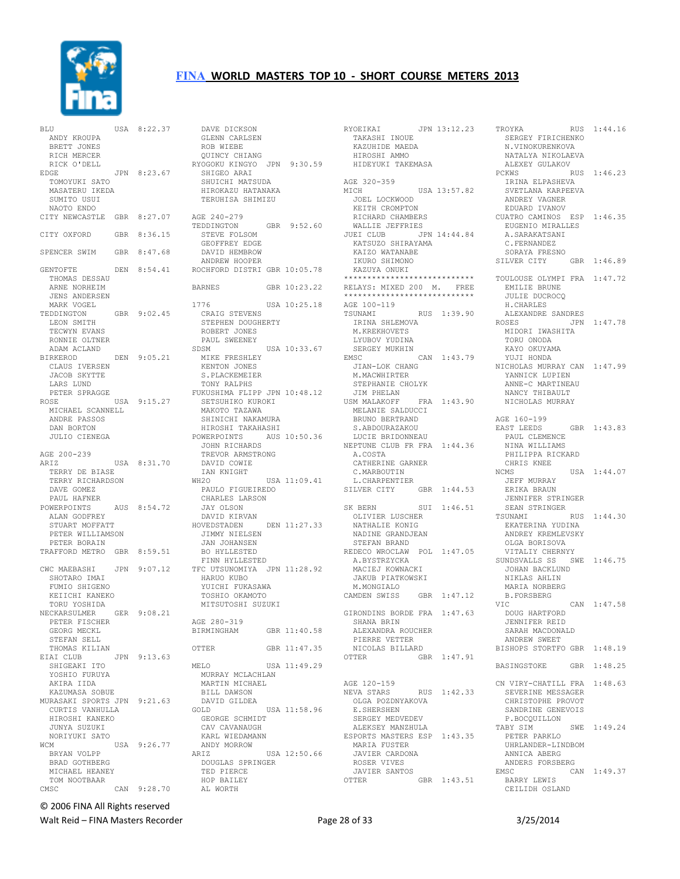# FINA WORLD MASTERS TOP 10 - SHORT COURSE METERS 2013

```
BLU                 USA  8:22.37
  ANDY KROUPA
  BRETT JONES
  RICH MERCER
  RICK O'DELL
EDGE                JPN  8:23.67
  TOMOYUKI SATO
  MASATERU IKEDA
  SUMITO USUI
  NAOTO ENDO
CITY NEWCASTLE  GBR  8:27.07

CITY OXFORD     GBR  8:36.15

SPENCER SWIM    GBR  8:47.68

GENTOFTE        DEN  8:54.41
  THOMAS DESSAU
  ARNE NORHEIM
  JENS ANDERSEN
  MARK VOGEL
TEDDINGTON      GBR  9:02.45
  LEON SMITH
  TECWYN EVANS
  RONNIE OLTNER
  ADAM ACLAND
BIRKEROD        DEN  9:05.21
  CLAUS IVERSEN
  JACOB SKYTTE
  LARS LUND
  PETER SPRAGGE
ROSE            USA  9:15.27
  MICHAEL SCANNELL
  ANDRE PASSOS
  DAN BORTON
  JULIO CIENEGA

AGE 200-239
ARIZ            USA  8:31.70
  TERRY DE BIASE
  TERRY RICHARDSON
  DAVE GOMEZ
  PAUL HAFNER
POWERPOINTS     AUS  8:54.72
  ALAN GODFREY
  STUART MOFFATT
  PETER WILLIAMSON
  PETER BORAIN
TRAFFORD METRO  GBR  8:59.51

CWC MAEBASHI    JPN  9:07.12
  SHOTARO IMAI
  FUMIO SHIGENO
  KEIICHI KANEKO
  TORU YOSHIDA
NECKARSULMER    GER  9:08.21
  PETER FISCHER
  GEORG MECKL
  STEFAN SELL
  THOMAS KILIAN
EIAI CLUB       JPN  9:13.63
  SHIGEAKI ITO
  YOSHIO FURUYA
  AKIRA IIDA
  KAZUMASA SOBUE
MURASAKI SPORTS JPN  9:21.63
  CURTIS VANHULLA
  HIROSHI KANEKO
  JUNYA SUZUKI
  NORIYUKI SATO
WCM             USA  9:26.77
  BRYAN VOLPP
  BRAD GOTHBERG
  MICHAEL HEANEY
  TOM NOOTBAAR
CMSC            CAN  9:28.70
  DAVE DICKSON
  GLENN CARLSEN
  ROB WIEBE
  QUINCY CHIANG
RYOGOKU KINGYO  JPN  9:30.59
  SHIGEO ARAI
  SHUICHI MATSUDA
  HIROKAZU HATANAKA
  TERUHISA SHIMIZU

AGE 240-279
TEDDINGTON      GBR  9:52.60
  STEVE FOLSOM
  GEOFFREY EDGE
  DAVID HEMBROW
  ANDREW HOOPER
ROCHFORD DISTRI GBR 10:05.78

BARNES          GBR 10:23.22

1776            USA 10:25.18
  CRAIG STEVENS
  STEPHEN DOUGHERTY
  ROBERT JONES
  PAUL SWEENEY
SDSM            USA 10:33.67
  MIKE FRESHLEY
  KENTON JONES
  S.PLACKEMEIER
  TONY RALPHS
FUKUSHIMA FLIPP JPN 10:48.12
  SETSUHIKO KUROKI
  MAKOTO TAZAWA
  SHINICHI NAKAMURA
  HIROSHI TAKAHASHI
POWERPOINTS     AUS 10:50.36
  JOHN RICHARDS
  TREVOR ARMSTRONG
  DAVID COWIE
  IAN KNIGHT
WH2O            USA 11:09.41
  PAULO FIGUEIREDO
  CHARLES LARSON
  JAY OLSON
  DAVID KIRVAN
HOVEDSTADEN     DEN 11:27.33
  JIMMY NIELSEN
  JAN JOHANSEN
  BO HYLLESTED
  FINN HYLLESTED
TFC UTSUNOMIYA  JPN 11:28.92
  HARUO KUBO
  YUICHI FUKASAWA
  TOSHIO OKAMOTO
  MITSUTOSHI SUZUKI

AGE 280-319
BIRMINGHAM      GBR 11:40.58

OTTER           GBR 11:47.35

MELO            USA 11:49.29
  MURRAY MCLACHLAN
  MARTIN MICHAEL
  BILL DAWSON
  DAVID GILDEA
GOLD            USA 11:58.96
  GEORGE SCHMIDT
  CAV CAVANAUGH
  KARL WIEDAMANN
  ANDY MORROW
ARIZ            USA 12:50.66
  DOUGLAS SPRINGER
  TED PIERCE
  HOP BAILEY
  AL WORTH
RYOEIKAI        JPN 13:12.23
  TAKASHI INOUE
  KAZUHIDE MAEDA
  HIROSHI AMMO
  HIDEYUKI TAKEMASA

AGE 320-359
MICH            USA 13:57.82
  JOEL LOCKWOOD
  KEITH CROMPTON
  RICHARD CHAMBERS
  WALLIE JEFFRIES
JUEI CLUB       JPN 14:44.84
  KATSUZO SHIRAYAMA
  KAIZO WATANABE
  IKURO SHIMONO
  KAZUYA ONUKI
****************************
RELAYS: MIXED 200  M.   FREE
****************************
AGE 100-119
TSUNAMI         RUS  1:39.90
  IRINA SHLEMOVA
  M.KREKHOVETS
  LYUBOV YUDINA
  SERGEY MUKHIN
EMSC            CAN  1:43.79
  JIAN-LOK CHANG
  M.MACWHIRTER
  STEPHANIE CHOLYK
  JIM PHELAN
USM MALAKOFF    FRA  1:43.90
  MELANIE SALDUCCI
  BRUNO BERTRAND
  S.ABDOURAZAKOU
  LUCIE BRIDONNEAU
NEPTUNE CLUB FR FRA  1:44.36
  A.COSTA
  CATHERINE GARNER
  C.MARBOUTIN
  L.CHARPENTIER
SILVER CITY     GBR  1:44.53

SK BERN         SUI  1:46.51
  OLIVIER LUSCHER
  NATHALIE KONIG
  NADINE GRANDJEAN
  STEFAN BRAND
REDECO WROCLAW  POL  1:47.05
  A.BYSTRZYCKA
  MACIEJ KOWNACKI
  JAKUB PIATKOWSKI
  M.MONGIALO
CAMDEN SWISS    GBR  1:47.12

GIRONDINS BORDE FRA  1:47.63
  SHANA BRIN
  ALEXANDRA ROUCHER
  PIERRE VETTER
  NICOLAS BILLARD
OTTER           GBR  1:47.91


AGE 120-159
NEVA STARS      RUS  1:42.33
  OLGA POZDNYAKOVA
  E.SHERSHEN
  SERGEY MEDVEDEV
  ALEKSEY MANZHULA
ESPORTS MASTERS ESP  1:43.35
  MARIA FUSTER
  JAVIER CARDONA
  ROSER VIVES
  JAVIER SANTOS
OTTER           GBR  1:43.51
TROYKA          RUS  1:44.16
  SERGEY FIRICHENKO
  N.VINOKURENKOVA
  NATALYA NIKOLAEVA
  ALEXEY GULAKOV
PCKWS           RUS  1:46.23
  IRINA ELPASHEVA
  SVETLANA KARPEEVA
  ANDREY VAGNER
  EDUARD IVANOV
CUATRO CAMINOS  ESP  1:46.35
  EUGENIO MIRALLES
  A.SARAKATSANI
  C.FERNANDEZ
  SORAYA FRESNO
SILVER CITY     GBR  1:46.89

TOULOUSE OLYMPI FRA  1:47.72
  EMILIE BRUNE
  JULIE DUCROCQ
  H.CHARLES
  ALEXANDRE SANDRES
ROSES           JPN  1:47.78
  MIDORI IWASHITA
  TORU ONODA
  KAYO OKUYAMA
  YUJI HONDA
NICHOLAS MURRAY CAN  1:47.99
  YANNICK LUPIEN
  ANNE-C MARTINEAU
  NANCY THIBAULT
  NICHOLAS MURRAY

AGE 160-199
EAST LEEDS      GBR  1:43.83
  PAUL CLEMENCE
  NINA WILLIAMS
  PHILIPPA RICKARD
  CHRIS KNEE
NCMS            USA  1:44.07
  JEFF MURRAY
  ERIKA BRAUN
  JENNIFER STRINGER
  SEAN STRINGER
TSUNAMI         RUS  1:44.30
  EKATERINA YUDINA
  ANDREY KREMLEVSKY
  OLGA BORISOVA
  VITALIY CHERNYY
SUNDSVALLS SS   SWE  1:46.75
  JOHAN BACKLUND
  NIKLAS AHLIN
  MARIA NORBERG
  B.FORSBERG
VIC             CAN  1:47.58
  DOUG HARTFORD
  JENNIFER REID
  SARAH MACDONALD
  ANDREW SWEET
BISHOPS STORTFO GBR  1:48.19

BASINGSTOKE     GBR  1:48.25

CN VIRY-CHATILL FRA  1:48.63
  SEVERINE MESSAGER
  CHRISTOPHE PROVOT
  SANDRINE GENEVOIS
  P.BOCQUILLON
TABY SIM        SWE  1:49.24
  PETER PARKLO
  UHRLANDER-LINDBOM
  ANNICA ABERG
  ANDERS FORSBERG
EMSC            CAN  1:49.37
  BARRY LEWIS
  CEILIDH OSLAND
```

© 2006 FINA All Rights reserved

Walt Reid – FINA Masters Recorder

3/25/2014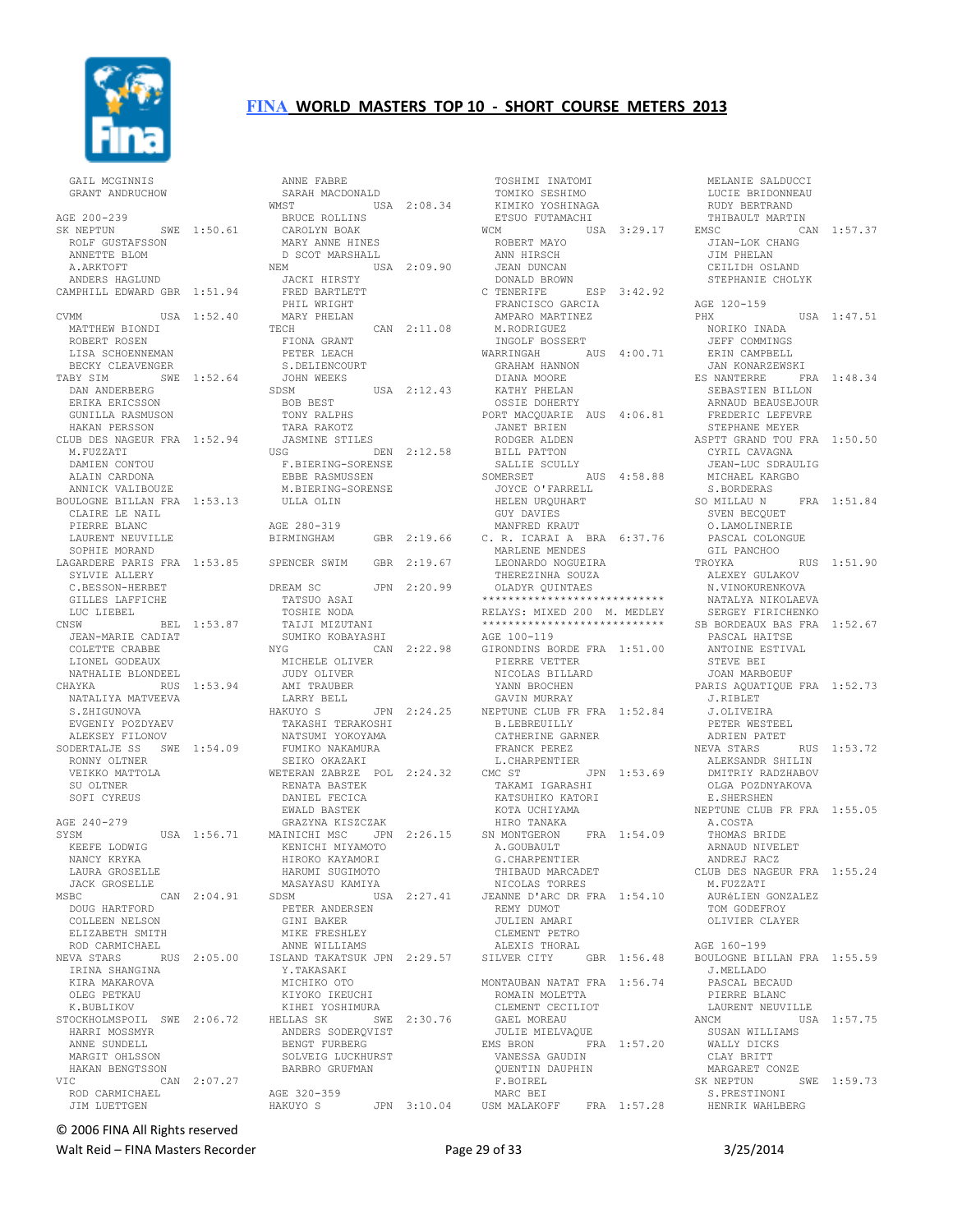# FINA WORLD MASTERS TOP 10 - SHORT COURSE METERS 2013

GAIL MCGINNIS
GRANT ANDRUCHOW

AGE 200-239

SK NEPTUN SWE 1:50.61
ROLF GUSTAFSSON
ANNETTE BLOM
A.ARKTOFT
ANDERS HAGLUND

CAMPHILL EDWARD GBR 1:51.94

CVMM USA 1:52.40
MATTHEW BIONDI
ROBERT ROSEN
LISA SCHOENNEMAN
BECKY CLEAVENGER

TABY SIM SWE 1:52.64
DAN ANDERBERG
ERIKA ERICSSON
GUNILLA RASMUSON
HAKAN PERSSON

CLUB DES NAGEUR FRA 1:52.94
M.FUZZATI
DAMIEN CONTOU
ALAIN CARDONA
ANNICK VALIBOUZE

BOULOGNE BILLAN FRA 1:53.13
CLAIRE LE NAIL
PIERRE BLANC
LAURENT NEUVILLE
SOPHIE MORAND

LAGARDERE PARIS FRA 1:53.85
SYLVIE ALLERY
C.BESSON-HERBET
GILLES LAFFICHE
LUC LIEBEL

CNSW BEL 1:53.87
JEAN-MARIE CADIAT
COLETTE CRABBE
LIONEL GODEAUX
NATHALIE BLONDEEL

CHAYKA RUS 1:53.94
NATALIYA MATVEEVA
S.ZHIGUNOVA
EVGENIY POZDYAEV
ALEKSEY FILONOV

SODERTALJE SS SWE 1:54.09
RONNY OLTNER
VEIKKO MATTOLA
SU OLTNER
SOFI CYREUS

AGE 240-279

SYSM USA 1:56.71
KEEFE LODWIG
NANCY KRYKA
LAURA GROSELLE
JACK GROSELLE

MSBC CAN 2:04.91
DOUG HARTFORD
COLLEEN NELSON
ELIZABETH SMITH
ROD CARMICHAEL

NEVA STARS RUS 2:05.00
IRINA SHANGINA
KIRA MAKAROVA
OLEG PETKAU
K.BUBLIKOV

STOCKHOLMSPOIL SWE 2:06.72
HARRI MOSSMYR
ANNE SUNDELL
MARGIT OHLSSON
HAKAN BENGTSSON

VIC CAN 2:07.27
ROD CARMICHAEL
JIM LUETTGEN
ANNE FABRE
SARAH MACDONALD

WMST USA 2:08.34
BRUCE ROLLINS
CAROLYN BOAK
MARY ANNE HINES
D SCOT MARSHALL

NEM USA 2:09.90
JACKI HIRSTY
FRED BARTLETT
PHIL WRIGHT
MARY PHELAN

TECH CAN 2:11.08
FIONA GRANT
PETER LEACH
S.DELIENCOURT
JOHN WEEKS

SDSM USA 2:12.43
BOB BEST
TONY RALPHS
TARA RAKOTZ
JASMINE STILES

USG DEN 2:12.58
F.BIERING-SORENSE
EBBE RASMUSSEN
M.BIERING-SORENSE
ULLA OLIN

AGE 280-319

BIRMINGHAM GBR 2:19.66

SPENCER SWIM GBR 2:19.67

DREAM SC JPN 2:20.99
TATSUO ASAI
TOSHIE NODA
TAIJI MIZUTANI
SUMIKO KOBAYASHI

NYG CAN 2:22.98
MICHELE OLIVER
JUDY OLIVER
AMI TRAUBER
LARRY BELL

HAKUYO S JPN 2:24.25
TAKASHI TERAKOSHI
NATSUMI YOKOYAMA
FUMIKO NAKAMURA
SEIKO OKAZAKI

WETERAN ZABRZE POL 2:24.32
RENATA BASTEK
DANIEL FECICA
EWALD BASTEK
GRAZYNA KISZCZAK

MAINICHI MSC JPN 2:26.15
KENICHI MIYAMOTO
HIROKO KAYAMORI
HARUMI SUGIMOTO
MASAYASU KAMIYA

SDSM USA 2:27.41
PETER ANDERSEN
GINI BAKER
MIKE FRESHLEY
ANNE WILLIAMS

ISLAND TAKATSUK JPN 2:29.57
Y.TAKASAKI
MICHIKO OTO
KIYOKO IKEUCHI
KIHEI YOSHIMURA

HELLAS SK SWE 2:30.76
ANDERS SODERQVIST
BENGT FURBERG
SOLVEIG LUCKHURST
BARBRO GRUFMAN

AGE 320-359

HAKUYO S JPN 3:10.04
TOSHIMI INATOMI
TOMIKO SESHIMO
KIMIKO YOSHINAGA
ETSUO FUTAMACHI

WCM USA 3:29.17
ROBERT MAYO
ANN HIRSCH
JEAN DUNCAN
DONALD BROWN

C TENERIFE ESP 3:42.92
FRANCISCO GARCIA
AMPARO MARTINEZ
M.RODRIGUEZ
INGOLF BOSSERT

WARRINGAH AUS 4:00.71
GRAHAM HANNON
DIANA MOORE
KATHY PHELAN
OSSIE DOHERTY

PORT MACQUARIE AUS 4:06.81
JANET BRIEN
RODGER ALDEN
BILL PATTON
SALLIE SCULLY

SOMERSET AUS 4:58.88
JOYCE O'FARRELL
HELEN URQUHART
GUY DAVIES
MANFRED KRAUT

C. R. ICARAI A BRA 6:37.76
MARLENE MENDES
LEONARDO NOGUEIRA
THEREZINHA SOUZA
OLADYR QUINTAES

****************************
RELAYS: MIXED 200 M. MEDLEY
****************************

AGE 100-119

GIRONDINS BORDE FRA 1:51.00
PIERRE VETTER
NICOLAS BILLARD
YANN BROCHEN
GAVIN MURRAY

NEPTUNE CLUB FR FRA 1:52.84
B.LEBREUILLY
CATHERINE GARNER
FRANCK PEREZ
L.CHARPENTIER

CMC ST JPN 1:53.69
TAKAMI IGARASHI
KATSUHIKO KATORI
KOTA UCHIYAMA
HIRO TANAKA

SN MONTGERON FRA 1:54.09
A.GOUBAULT
G.CHARPENTIER
THIBAUD MARCADET
NICOLAS TORRES

JEANNE D'ARC DR FRA 1:54.10
REMY DUMOT
JULIEN AMARI
CLEMENT PETRO
ALEXIS THORAL

SILVER CITY GBR 1:56.48

MONTAUBAN NATAT FRA 1:56.74
ROMAIN MOLETTA
CLEMENT CECILIOT
GAEL MOREAU
JULIE MIELVAQUE

EMS BRON FRA 1:57.20
VANESSA GAUDIN
QUENTIN DAUPHIN
F.BOIREL
MARC BEI

USM MALAKOFF FRA 1:57.28
MELANIE SALDUCCI
LUCIE BRIDONNEAU
RUDY BERTRAND
THIBAULT MARTIN

EMSC CAN 1:57.37
JIAN-LOK CHANG
JIM PHELAN
CEILIDH OSLAND
STEPHANIE CHOLYK

AGE 120-159

PHX USA 1:47.51
NORIKO INADA
JEFF COMMINGS
ERIN CAMPBELL
JAN KONARZEWSKI

ES NANTERRE FRA 1:48.34
SEBASTIEN BILLON
ARNAUD BEAUSEJOUR
FREDERIC LEFEVRE
STEPHANE MEYER

ASPTT GRAND TOU FRA 1:50.50
CYRIL CAVAGNA
JEAN-LUC SDRAULIG
MICHAEL KARGBO
S.BORDERAS

SO MILLAU N FRA 1:51.84
SVEN BECQUET
O.LAMOLINERIE
PASCAL COLONGUE
GIL PANCHOO

TROYKA RUS 1:51.90
ALEXEY GULAKOV
N.VINOKURENKOVA
NATALYA NIKOLAEVA
SERGEY FIRICHENKO

SB BORDEAUX BAS FRA 1:52.67
PASCAL HAITSE
ANTOINE ESTIVAL
STEVE BEI
JOAN MARBOEUF

PARIS AQUATIQUE FRA 1:52.73
J.RIBLET
J.OLIVEIRA
PETER WESTEEL
ADRIEN PATET

NEVA STARS RUS 1:53.72
ALEKSANDR SHILIN
DMITRIY RADZHABOV
OLGA POZDNYAKOVA
E.SHERSHEN

NEPTUNE CLUB FR FRA 1:55.05
A.COSTA
THOMAS BRIDE
ARNAUD NIVELET
ANDREJ RACZ

CLUB DES NAGEUR FRA 1:55.24
M.FUZZATI
AURéLIEN GONZALEZ
TOM GODEFROY
OLIVIER CLAYER

AGE 160-199

BOULOGNE BILLAN FRA 1:55.59
J.MELLADO
PASCAL BECAUD
PIERRE BLANC
LAURENT NEUVILLE

ANCM USA 1:57.75
SUSAN WILLIAMS
WALLY DICKS
CLAY BRITT
MARGARET CONZE

SK NEPTUN SWE 1:59.73
S.PRESTINONI
HENRIK WAHLBERG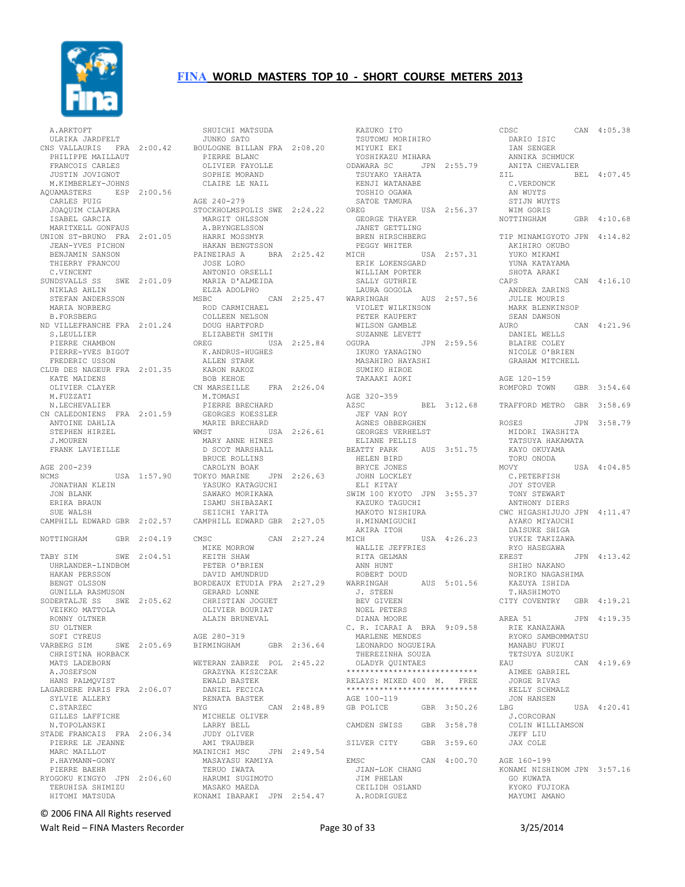# FINA WORLD MASTERS TOP 10 - SHORT COURSE METERS 2013

```
  A.ARKTOFT
  ULRIKA JARDFELT
CNS VALLAURIS   FRA  2:00.42
  PHILIPPE MAILLAUT
  FRANCOIS CARLES
  JUSTIN JOVIGNOT
  M.KIMBERLEY-JOHNS
AQUAMASTERS     ESP  2:00.56
  CARLES PUIG
  JOAQUIM CLAPERA
  ISABEL GARCIA
  MARITXELL GONFAUS
UNION ST-BRUNO  FRA  2:01.05
  JEAN-YVES PICHON
  BENJAMIN SANSON
  THIERRY FRANCOU
  C.VINCENT
SUNDSVALLS SS   SWE  2:01.09
  NIKLAS AHLIN
  STEFAN ANDERSSON
  MARIA NORBERG
  B.FORSBERG
ND VILLEFRANCHE FRA  2:01.24
  S.LEULLIER
  PIERRE CHAMBON
  PIERRE-YVES BIGOT
  FREDERIC USSON
CLUB DES NAGEUR FRA  2:01.35
  KATE MAIDENS
  OLIVIER CLAYER
  M.FUZZATI
  N.LECHEVALIER
CN CALEDONIENS  FRA  2:01.59
  ANTOINE DAHLIA
  STEPHEN HIRZEL
  J.MOUREN
  FRANK LAVIEILLE

AGE 200-239
NCMS            USA  1:57.90
  JONATHAN KLEIN
  JON BLANK
  ERIKA BRAUN
  SUE WALSH
CAMPHILL EDWARD GBR  2:02.57

NOTTINGHAM      GBR  2:04.19

TABY SIM        SWE  2:04.51
  UHRLANDER-LINDBOM
  HAKAN PERSSON
  BENGT OLSSON
  GUNILLA RASMUSON
SODERTALJE SS   SWE  2:05.62
  VEIKKO MATTOLA
  RONNY OLTNER
  SU OLTNER
  SOFI CYREUS
VARBERG SIM     SWE  2:05.69
  CHRISTINA HORBACK
  MATS LADEBORN
  A.JOSEFSON
  HANS PALMQVIST
LAGARDERE PARIS FRA  2:06.07
  SYLVIE ALLERY
  C.STARZEC
  GILLES LAFFICHE
  N.TOPOLANSKI
STADE FRANCAIS  FRA  2:06.34
  PIERRE LE JEANNE
  MARC MAILLOT
  P.HAYMANN-GONY
  PIERRE BAEHR
RYOGOKU KINGYO  JPN  2:06.60
  TERUHISA SHIMIZU
  HITOMI MATSUDA
  SHUICHI MATSUDA
  JUNKO SATO
BOULOGNE BILLAN FRA  2:08.20
  PIERRE BLANC
  OLIVIER FAYOLLE
  SOPHIE MORAND
  CLAIRE LE NAIL

AGE 240-279
STOCKHOLMSPOLIS SWE  2:24.22
  MARGIT OHLSSON
  A.BRYNGELSSON
  HARRI MOSSMYR
  HAKAN BENGTSSON
PAINEIRAS A     BRA  2:25.42
  JOSE LORO
  ANTONIO ORSELLI
  MARIA D'ALMEIDA
  ELZA ADOLPHO
MSBC            CAN  2:25.47
  ROD CARMICHAEL
  COLLEEN NELSON
  DOUG HARTFORD
  ELIZABETH SMITH
OREG            USA  2:25.84
  K.ANDRUS-HUGHES
  ALLEN STARK
  KARON RAKOZ
  BOB KEHOE
CN MARSEILLE    FRA  2:26.04
  M.TOMASI
  PIERRE BRECHARD
  GEORGES KOESSLER
  MARIE BRECHARD
WMST            USA  2:26.61
  MARY ANNE HINES
  D SCOT MARSHALL
  BRUCE ROLLINS
  CAROLYN BOAK
TOKYO MARINE    JPN  2:26.63
  YASUKO KATAGUCHI
  SAWAKO MORIKAWA
  ISAMU SHIBAZAKI
  SEIICHI YARITA
CAMPHILL EDWARD GBR  2:27.05

CMSC            CAN  2:27.24
  MIKE MORROW
  KEITH SHAW
  PETER O'BRIEN
  DAVID AMUNDRUD
BORDEAUX ETUDIA FRA  2:27.29
  GERARD LONNE
  CHRISTIAN JOGUET
  OLIVIER BOURIAT
  ALAIN BRUNEVAL

AGE 280-319
BIRMINGHAM      GBR  2:36.64

WETERAN ZABRZE  POL  2:45.22
  GRAZYNA KISZCZAK
  EWALD BASTEK
  DANIEL FECICA
  RENATA BASTEK
NYG             CAN  2:48.89
  MICHELE OLIVER
  LARRY BELL
  JUDY OLIVER
  AMI TRAUBER
MAINICHI MSC    JPN  2:49.54
  MASAYASU KAMIYA
  TERUO IWATA
  HARUMI SUGIMOTO
  MASAKO MAEDA
KONAMI IBARAKI  JPN  2:54.47
  KAZUKO ITO
  TSUTOMU MORIHIRO
  MIYUKI EKI
  YOSHIKAZU MIHARA
ODAWARA SC      JPN  2:55.79
  TSUYAKO YAHATA
  KENJI WATANABE
  TOSHIO OGAWA
  SATOE TAMURA
OREG            USA  2:56.37
  GEORGE THAYER
  JANET GETTLING
  BREN HIRSCHBERG
  PEGGY WHITER
MICH            USA  2:57.31
  ERIK LOKENSGARD
  WILLIAM PORTER
  SALLY GUTHRIE
  LAURA GOGOLA
WARRINGAH       AUS  2:57.56
  VIOLET WILKINSON
  PETER KAUPERT
  WILSON GAMBLE
  SUZANNE LEVETT
OGURA           JPN  2:59.56
  IKUKO YANAGINO
  MASAHIRO HAYASHI
  SUMIKO HIROE
  TAKAAKI AOKI

AGE 320-359
AZSC            BEL  3:12.68
  JEF VAN ROY
  AGNES OBBERGHEN
  GEORGES VERHELST
  ELIANE PELLIS
BEATTY PARK     AUS  3:51.75
  HELEN BIRD
  BRYCE JONES
  JOHN LOCKLEY
  ELI KITAY
SWIM 100 KYOTO  JPN  3:55.37
  KAZUKO TAGUCHI
  MAKOTO NISHIURA
  H.MINAMIGUCHI
  AKIRA ITOH
MICH            USA  4:26.23
  WALLIE JEFFRIES
  RITA GELMAN
  ANN HUNT
  ROBERT DOUD
WARRINGAH       AUS  5:01.56
  J. STEEN
  BEV GIVEEN
  NOEL PETERS
  DIANA MOORE
C. R. ICARAI A  BRA  9:09.58
  MARLENE MENDES
  LEONARDO NOGUEIRA
  THEREZINHA SOUZA
  OLADYR QUINTAES
****************************
RELAYS: MIXED 400  M.   FREE
****************************
AGE 100-119
GB POLICE       GBR  3:50.26

CAMDEN SWISS    GBR  3:58.78

SILVER CITY     GBR  3:59.60

EMSC            CAN  4:00.70
  JIAN-LOK CHANG
  JIM PHELAN
  CEILIDH OSLAND
  A.RODRIGUEZ
CDSC            CAN  4:05.38
  DARIO ISIC
  IAN SENGER
  ANNIKA SCHMUCK
  ANITA CHEVALIER
ZIL             BEL  4:07.45
  C.VERDONCK
  AN WUYTS
  STIJN WUYTS
  WIM GORIS
NOTTINGHAM      GBR  4:10.68

TIP MINAMIGYOTO JPN  4:14.82
  AKIHIRO OKUBO
  YUKO MIKAMI
  YUNA KATAYAMA
  SHOTA ARAKI
CAPS            CAN  4:16.10
  ANDREA ZARINS
  JULIE MOURIS
  MARK BLENKINSOP
  SEAN DAWSON
AURO            CAN  4:21.96
  DANIEL WELLS
  BLAIRE COLEY
  NICOLE O'BRIEN
  GRAHAM MITCHELL

AGE 120-159
ROMFORD TOWN    GBR  3:54.64

TRAFFORD METRO  GBR  3:58.69

ROSES           JPN  3:58.79
  MIDORI IWASHITA
  TATSUYA HAKAMATA
  KAYO OKUYAMA
  TORU ONODA
MOVY            USA  4:04.85
  C.PETERFISH
  JOY STOVER
  TONY STEWART
  ANTHONY DIERS
CWC HIGASHIJUJO JPN  4:11.47
  AYAKO MIYAUCHI
  DAISUKE SHIGA
  YUKIE TAKIZAWA
  RYO HASEGAWA
EREST           JPN  4:13.42
  SHIHO NAKANO
  NORIKO NAGASHIMA
  KAZUYA ISHIDA
  T.HASHIMOTO
CITY COVENTRY   GBR  4:19.21

AREA 51         JPN  4:19.35
  RIE KANAZAWA
  RYOKO SAMBOMMATSU
  MANABU FUKUI
  TETSUYA SUZUKI
EAU             CAN  4:19.69
  AIMEE GABRIEL
  JORGE RIVAS
  KELLY SCHMALZ
  JON HANSEN
LBG             USA  4:20.41
  J.CORCORAN
  COLIN WILLIAMSON
  JEFF LIU
  JAX COLE

AGE 160-199
KONAMI NISHINOM JPN  3:57.16
  GO KUWATA
  KYOKO FUJIOKA
  MAYUMI AMANO
```

© 2006 FINA All Rights reserved

Walt Reid – FINA Masters Recorder · 3/25/2014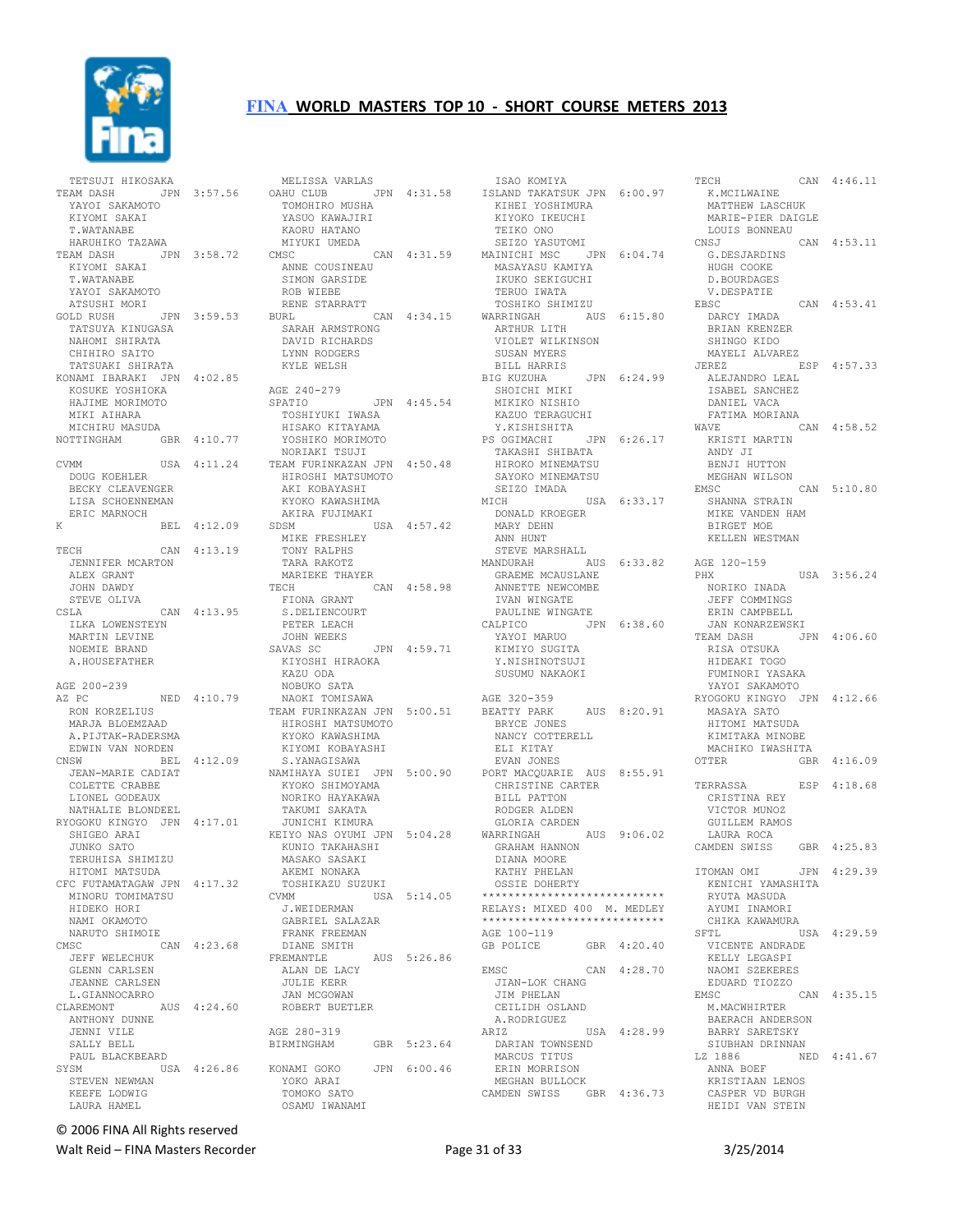# FINA WORLD MASTERS TOP 10 - SHORT COURSE METERS 2013

TETSUJI HIKOSAKA

TEAM DASH JPN 3:57.56
YAYOI SAKAMOTO
KIYOMI SAKAI
T.WATANABE
HARUHIKO TAZAWA

TEAM DASH JPN 3:58.72
KIYOMI SAKAI
T.WATANABE
YAYOI SAKAMOTO
ATSUSHI MORI

GOLD RUSH JPN 3:59.53
TATSUYA KINUGASA
NAHOMI SHIRATA
CHIHIRO SAITO
TATSUAKI SHIRATA

KONAMI IBARAKI JPN 4:02.85
KOSUKE YOSHIOKA
HAJIME MORIMOTO
MIKI AIHARA
MICHIRU MASUDA

NOTTINGHAM GBR 4:10.77

CVMM USA 4:11.24
DOUG KOEHLER
BECKY CLEAVENGER
LISA SCHOENNEMAN
ERIC MARNOCH

K BEL 4:12.09

TECH CAN 4:13.19
JENNIFER MCARTON
ALEX GRANT
JOHN DAWDY
STEVE OLIVA

CSLA CAN 4:13.95
ILKA LOWENSTEYN
MARTIN LEVINE
NOEMIE BRAND
A.HOUSEFATHER

AGE 200-239

AZ PC NED 4:10.79
RON KORZELIUS
MARJA BLOEMZAAD
A.PIJTAK-RADERSMA
EDWIN VAN NORDEN

CNSW BEL 4:12.09
JEAN-MARIE CADIAT
COLETTE CRABBE
LIONEL GODEAUX
NATHALIE BLONDEEL

RYOGOKU KINGYO JPN 4:17.01
SHIGEO ARAI
JUNKO SATO
TERUHISA SHIMIZU
HITOMI MATSUDA

CFC FUTAMATAGAW JPN 4:17.32
MINORU TOMIMATSU
HIDEKO HORI
NAMI OKAMOTO
NARUTO SHIMOIE

CMSC CAN 4:23.68
JEFF WELECHUK
GLENN CARLSEN
JEANNE CARLSEN
L.GIANNOCARRO

CLAREMONT AUS 4:24.60
ANTHONY DUNNE
JENNI VILE
SALLY BELL
PAUL BLACKBEARD

SYSM USA 4:26.86
STEVEN NEWMAN
KEEFE LODWIG
LAURA HAMEL
MELISSA VARLAS

OAHU CLUB JPN 4:31.58
TOMOHIRO MUSHA
YASUO KAWAJIRI
KAORU HATANO
MIYUKI UMEDA

CMSC CAN 4:31.59
ANNE COUSINEAU
SIMON GARSIDE
ROB WIEBE
RENE STARRATT

BURL CAN 4:34.15
SARAH ARMSTRONG
DAVID RICHARDS
LYNN RODGERS
KYLE WELSH

AGE 240-279

SPATIO JPN 4:45.54
TOSHIYUKI IWASA
HISAKO KITAYAMA
YOSHIKO MORIMOTO
NORIAKI TSUJI

TEAM FURINKAZAN JPN 4:50.48
HIROSHI MATSUMOTO
AKI KOBAYASHI
KYOKO KAWASHIMA
AKIRA FUJIMAKI

SDSM USA 4:57.42
MIKE FRESHLEY
TONY RALPHS
TARA RAKOTZ
MARIEKE THAYER

TECH CAN 4:58.98
FIONA GRANT
S.DELIENCOURT
PETER LEACH
JOHN WEEKS

SAVAS SC JPN 4:59.71
KIYOSHI HIRAOKA
KAZU ODA
NOBUKO SATA
NAOKI TOMISAWA

TEAM FURINKAZAN JPN 5:00.51
HIROSHI MATSUMOTO
KYOKO KAWASHIMA
KIYOMI KOBAYASHI
S.YANAGISAWA

NAMIHAYA SUIEI JPN 5:00.90
KYOKO SHIMOYAMA
NORIKO HAYAKAWA
TAKUMI SAKATA
JUNICHI KIMURA

KEIYO NAS OYUMI JPN 5:04.28
KUNIO TAKAHASHI
MASAKO SASAKI
AKEMI NONAKA
TOSHIKAZU SUZUKI

CVMM USA 5:14.05
J.WEIDERMAN
GABRIEL SALAZAR
FRANK FREEMAN
DIANE SMITH

FREMANTLE AUS 5:26.86
ALAN DE LACY
JULIE KERR
JAN MCGOWAN
ROBERT BUETLER

AGE 280-319

BIRMINGHAM GBR 5:23.64

KONAMI GOKO JPN 6:00.46
YOKO ARAI
TOMOKO SATO
OSAMU IWANAMI
ISAO KOMIYA

ISLAND TAKATSUK JPN 6:00.97
KIHEI YOSHIMURA
KIYOKO IKEUCHI
TEIKO ONO
SEIZO YASUTOMI

MAINICHI MSC JPN 6:04.74
MASAYASU KAMIYA
IKUKO SEKIGUCHI
TERUO IWATA
TOSHIKO SHIMIZU

WARRINGAH AUS 6:15.80
ARTHUR LITH
VIOLET WILKINSON
SUSAN MYERS
BILL HARRIS

BIG KUZUHA JPN 6:24.99
SHOICHI MIKI
MIKIKO NISHIO
KAZUO TERAGUCHI
Y.KISHISHITA

PS OGIMACHI JPN 6:26.17
TAKASHI SHIBATA
HIROKO MINEMATSU
SAYOKO MINEMATSU
SEIZO IMADA

MICH USA 6:33.17
DONALD KROEGER
MARY DEHN
ANN HUNT
STEVE MARSHALL

MANDURAH AUS 6:33.82
GRAEME MCAUSLANE
ANNETTE NEWCOMBE
IVAN WINGATE
PAULINE WINGATE

CALPICO JPN 6:38.60
YAYOI MARUO
KIMIYO SUGITA
Y.NISHINOTSUJI
SUSUMU NAKAOKI

AGE 320-359

BEATTY PARK AUS 8:20.91
BRYCE JONES
NANCY COTTERELL
ELI KITAY
EVAN JONES

PORT MACQUARIE AUS 8:55.91
CHRISTINE CARTER
BILL PATTON
RODGER ALDEN
GLORIA CARDEN

WARRINGAH AUS 9:06.02
GRAHAM HANNON
DIANA MOORE
KATHY PHELAN
OSSIE DOHERTY

****************************
RELAYS: MIXED 400 M. MEDLEY
****************************

AGE 100-119

GB POLICE GBR 4:20.40

EMSC CAN 4:28.70
JIAN-LOK CHANG
JIM PHELAN
CEILIDH OSLAND
A.RODRIGUEZ

ARIZ USA 4:28.99
DARIAN TOWNSEND
MARCUS TITUS
ERIN MORRISON
MEGHAN BULLOCK

CAMDEN SWISS GBR 4:36.73

TECH CAN 4:46.11
K.MCILWAINE
MATTHEW LASCHUK
MARIE-PIER DAIGLE
LOUIS BONNEAU

CNSJ CAN 4:53.11
G.DESJARDINS
HUGH COOKE
D.BOURDAGES
V.DESPATIE

EBSC CAN 4:53.41
DARCY IMADA
BRIAN KRENZER
SHINGO KIDO
MAYELI ALVAREZ

JEREZ ESP 4:57.33
ALEJANDRO LEAL
ISABEL SANCHEZ
DANIEL VACA
FATIMA MORIANA

WAVE CAN 4:58.52
KRISTI MARTIN
ANDY JI
BENJI HUTTON
MEGHAN WILSON

EMSC CAN 5:10.80
SHANNA STRAIN
MIKE VANDEN HAM
BIRGET MOE
KELLEN WESTMAN

AGE 120-159

PHX USA 3:56.24
NORIKO INADA
JEFF COMMINGS
ERIN CAMPBELL
JAN KONARZEWSKI

TEAM DASH JPN 4:06.60
RISA OTSUKA
HIDEAKI TOGO
FUMINORI YASAKA
YAYOI SAKAMOTO

RYOGOKU KINGYO JPN 4:12.66
MASAYA SATO
HITOMI MATSUDA
KIMITAKA MINOBE
MACHIKO IWASHITA

OTTER GBR 4:16.09

TERRASSA ESP 4:18.68
CRISTINA REY
VICTOR MUNOZ
GUILLEM RAMOS
LAURA ROCA

CAMDEN SWISS GBR 4:25.83

ITOMAN OMI JPN 4:29.39
KENICHI YAMASHITA
RYUTA MASUDA
AYUMI INAMORI
CHIKA KAWAMURA

SFTL USA 4:29.59
VICENTE ANDRADE
KELLY LEGASPI
NAOMI SZEKERES
EDUARD TIOZZO

EMSC CAN 4:35.15
M.MACWHIRTER
BAERACH ANDERSON
BARRY SARETSKY
SIUBHAN DRINNAN

LZ 1886 NED 4:41.67
ANNA BOEF
KRISTIAAN LENOS
CASPER VD BURGH
HEIDI VAN STEIN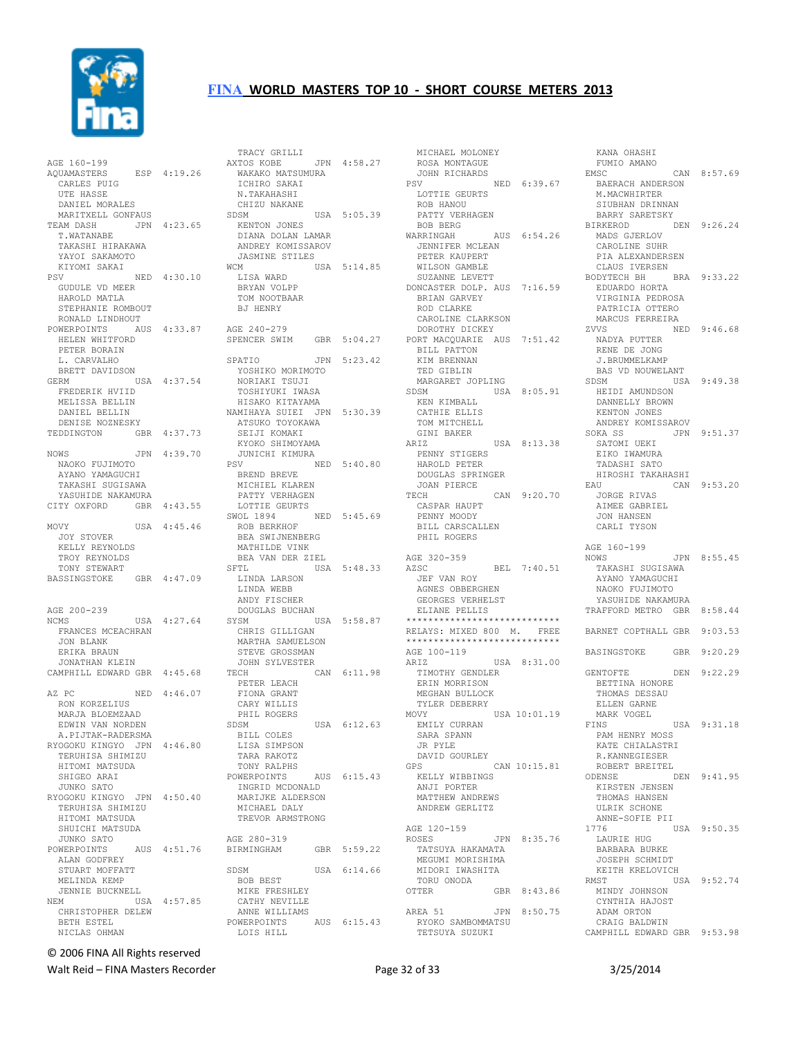# FINA WORLD MASTERS TOP 10 - SHORT COURSE METERS 2013

AGE 160-199
AQUAMASTERS ESP 4:19.26
CARLES PUIG
UTE HASSE
DANIEL MORALES
MARITXELL GONFAUS
TEAM DASH JPN 4:23.65
T.WATANABE
TAKASHI HIRAKAWA
YAYOI SAKAMOTO
KIYOMI SAKAI
PSV NED 4:30.10
GUDULE VD MEER
HAROLD MATLA
STEPHANIE ROMBOUT
RONALD LINDHOUT
POWERPOINTS AUS 4:33.87
HELEN WHITFORD
PETER BORAIN
L. CARVALHO
BRETT DAVIDSON
GERM USA 4:37.54
FREDERIK HVIID
MELISSA BELLIN
DANIEL BELLIN
DENISE NOZNESKY
TEDDINGTON GBR 4:37.73

NOWS JPN 4:39.70
NAOKO FUJIMOTO
AYANO YAMAGUCHI
TAKASHI SUGISAWA
YASUHIDE NAKAMURA
CITY OXFORD GBR 4:43.55

MOVY USA 4:45.46
JOY STOVER
KELLY REYNOLDS
TROY REYNOLDS
TONY STEWART
BASSINGSTOKE GBR 4:47.09

AGE 200-239
NCMS USA 4:27.64
FRANCES MCEACHRAN
JON BLANK
ERIKA BRAUN
JONATHAN KLEIN
CAMPHILL EDWARD GBR 4:45.68

AZ PC NED 4:46.07
RON KORZELIUS
MARJA BLOEMZAAD
EDWIN VAN NORDEN
A.PIJTAK-RADERSMA
RYOGOKU KINGYO JPN 4:46.80
TERUHISA SHIMIZU
HITOMI MATSUDA
SHIGEO ARAI
JUNKO SATO
RYOGOKU KINGYO JPN 4:50.40
TERUHISA SHIMIZU
HITOMI MATSUDA
SHUICHI MATSUDA
JUNKO SATO
POWERPOINTS AUS 4:51.76
ALAN GODFREY
STUART MOFFATT
MELINDA KEMP
JENNIE BUCKNELL
NEM USA 4:57.85
CHRISTOPHER DELEW
BETH ESTEL
NICLAS OHMAN
TRACY GRILLI
AXTOS KOBE JPN 4:58.27
WAKAKO MATSUMURA
ICHIRO SAKAI
N.TAKAHASHI
CHIZU NAKANE
SDSM USA 5:05.39
KENTON JONES
DIANA DOLAN LAMAR
ANDREY KOMISSAROV
JASMINE STILES
WCM USA 5:14.85
LISA WARD
BRYAN VOLPP
TOM NOOTBAAR
BJ HENRY

AGE 240-279
SPENCER SWIM GBR 5:04.27

SPATIO JPN 5:23.42
YOSHIKO MORIMOTO
NORIAKI TSUJI
TOSHIYUKI IWASA
HISAKO KITAYAMA
NAMIHAYA SUIEI JPN 5:30.39
ATSUKO TOYOKAWA
SEIJI KOMAKI
KYOKO SHIMOYAMA
JUNICHI KIMURA
PSV NED 5:40.80
BREND BREVE
MICHIEL KLAREN
PATTY VERHAGEN
LOTTIE GEURTS
SWOL 1894 NED 5:45.69
ROB BERKHOF
BEA SWIJNENBERG
MATHILDE VINK
BEA VAN DER ZIEL
SFTL USA 5:48.33
LINDA LARSON
LINDA WEBB
ANDY FISCHER
DOUGLAS BUCHAN
SYSM USA 5:58.87
CHRIS GILLIGAN
MARTHA SAMUELSON
STEVE GROSSMAN
JOHN SYLVESTER
TECH CAN 6:11.98
PETER LEACH
FIONA GRANT
CARY WILLIS
PHIL ROGERS
SDSM USA 6:12.63
BILL COLES
LISA SIMPSON
TARA RAKOTZ
TONY RALPHS
POWERPOINTS AUS 6:15.43
INGRID MCDONALD
MARIJKE ALDERSON
MICHAEL DALY
TREVOR ARMSTRONG

AGE 280-319
BIRMINGHAM GBR 5:59.22

SDSM USA 6:14.66
BOB BEST
MIKE FRESHLEY
CATHY NEVILLE
ANNE WILLIAMS
POWERPOINTS AUS 6:15.43
LOIS HILL
MICHAEL MOLONEY
ROSA MONTAGUE
JOHN RICHARDS
PSV NED 6:39.67
LOTTIE GEURTS
ROB HANOU
PATTY VERHAGEN
BOB BERG
WARRINGAH AUS 6:54.26
JENNIFER MCLEAN
PETER KAUPERT
WILSON GAMBLE
SUZANNE LEVETT
DONCASTER DOLP. AUS 7:16.59
BRIAN GARVEY
ROD CLARKE
CAROLINE CLARKSON
DOROTHY DICKEY
PORT MACQUARIE AUS 7:51.42
BILL PATTON
KIM BRENNAN
TED GIBLIN
MARGARET JOPLING
SDSM USA 8:05.91
KEN KIMBALL
CATHIE ELLIS
TOM MITCHELL
GINI BAKER
ARIZ USA 8:13.38
PENNY STIGERS
HAROLD PETER
DOUGLAS SPRINGER
JOAN PIERCE
TECH CAN 9:20.70
CASPAR HAUPT
PENNY MOODY
BILL CARSCALLEN
PHIL ROGERS

AGE 320-359
AZSC BEL 7:40.51
JEF VAN ROY
AGNES OBBERGHEN
GEORGES VERHELST
ELIANE PELLIS

****************************
RELAYS: MIXED 800 M. FREE
****************************

AGE 100-119
ARIZ USA 8:31.00
TIMOTHY GENDLER
ERIN MORRISON
MEGHAN BULLOCK
TYLER DEBERRY
MOVY USA 10:01.19
EMILY CURRAN
SARA SPANN
JR PYLE
DAVID GOURLEY
GPS CAN 10:15.81
KELLY WIBBINGS
ANJI PORTER
MATTHEW ANDREWS
ANDREW GERLITZ

AGE 120-159
ROSES JPN 8:35.76
TATSUYA HAKAMATA
MEGUMI MORISHIMA
MIDORI IWASHITA
TORU ONODA
OTTER GBR 8:43.86

AREA 51 JPN 8:50.75
RYOKO SAMBOMMATSU
TETSUYA SUZUKI
KANA OHASHI
FUMIO AMANO
EMSC CAN 8:57.69
BAERACH ANDERSON
M.MACWHIRTER
SIUBHAN DRINNAN
BARRY SARETSKY
BIRKEROD DEN 9:26.24
MADS GJERLOV
CAROLINE SUHR
PIA ALEXANDERSEN
CLAUS IVERSEN
BODYTECH BH BRA 9:33.22
EDUARDO HORTA
VIRGINIA PEDROSA
PATRICIA OTTERO
MARCUS FERREIRA
ZVVS NED 9:46.68
NADYA PUTTER
RENE DE JONG
J.BRUMMELKAMP
BAS VD NOUWELANT
SDSM USA 9:49.38
HEIDI AMUNDSON
DANNELLY BROWN
KENTON JONES
ANDREY KOMISSAROV
SOKA SS JPN 9:51.37
SATOMI UEKI
EIKO IWAMURA
TADASHI SATO
HIROSHI TAKAHASHI
EAU CAN 9:53.20
JORGE RIVAS
AIMEE GABRIEL
JON HANSEN
CARLI TYSON

AGE 160-199
NOWS JPN 8:55.45
TAKASHI SUGISAWA
AYANO YAMAGUCHI
NAOKO FUJIMOTO
YASUHIDE NAKAMURA
TRAFFORD METRO GBR 8:58.44

BARNET COPTHALL GBR 9:03.53

BASINGSTOKE GBR 9:20.29

GENTOFTE DEN 9:22.29
BETTINA HONORE
THOMAS DESSAU
ELLEN GARNE
MARK VOGEL
FINS USA 9:31.18
PAM HENRY MOSS
KATE CHIALASTRI
R.KANNEGIESER
ROBERT BREITEL
ODENSE DEN 9:41.95
KIRSTEN JENSEN
THOMAS HANSEN
ULRIK SCHONE
ANNE-SOFIE PII
1776 USA 9:50.35
LAURIE HUG
BARBARA BURKE
JOSEPH SCHMIDT
KEITH KRELOVICH
RMST USA 9:52.74
MINDY JOHNSON
CYNTHIA HAJOST
ADAM ORTON
CRAIG BALDWIN
CAMPHILL EDWARD GBR 9:53.98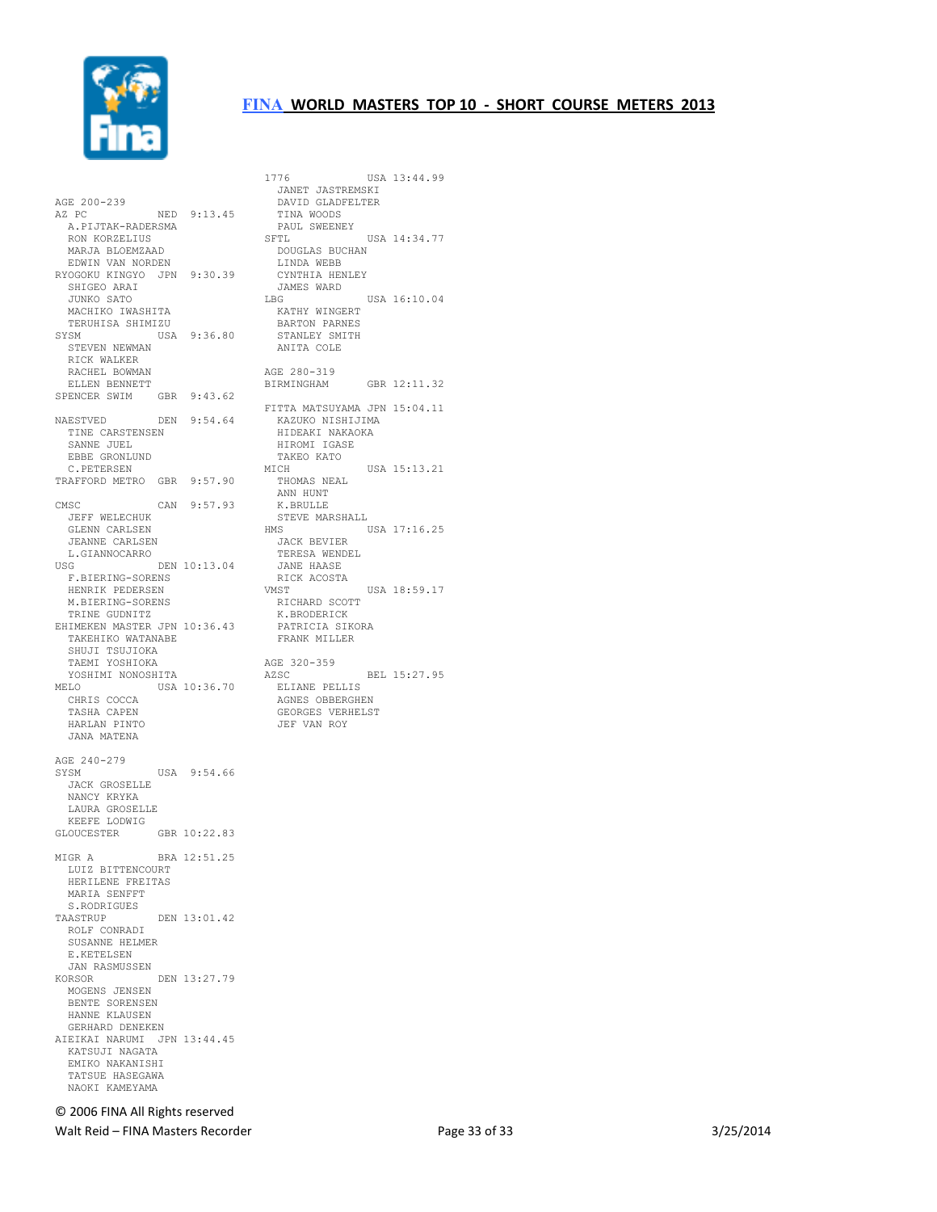# FINA WORLD MASTERS TOP 10 - SHORT COURSE METERS 2013

```
AGE 200-239
AZ PC           NED  9:13.45
  A.PIJTAK-RADERSMA
  RON KORZELIUS
  MARJA BLOEMZAAD
  EDWIN VAN NORDEN
RYOGOKU KINGYO  JPN  9:30.39
  SHIGEO ARAI
  JUNKO SATO
  MACHIKO IWASHITA
  TERUHISA SHIMIZU
SYSM            USA  9:36.80
  STEVEN NEWMAN
  RICK WALKER
  RACHEL BOWMAN
  ELLEN BENNETT
SPENCER SWIM    GBR  9:43.62

NAESTVED        DEN  9:54.64
  TINE CARSTENSEN
  SANNE JUEL
  EBBE GRONLUND
  C.PETERSEN
TRAFFORD METRO  GBR  9:57.90

CMSC            CAN  9:57.93
  JEFF WELECHUK
  GLENN CARLSEN
  JEANNE CARLSEN
  L.GIANNOCARRO
USG             DEN 10:13.04
  F.BIERING-SORENS
  HENRIK PEDERSEN
  M.BIERING-SORENS
  TRINE GUDNITZ
EHIMEKEN MASTER JPN 10:36.43
  TAKEHIKO WATANABE
  SHUJI TSUJIOKA
  TAEMI YOSHIOKA
  YOSHIMI NONOSHITA
MELO            USA 10:36.70
  CHRIS COCCA
  TASHA CAPEN
  HARLAN PINTO
  JANA MATENA

AGE 240-279
SYSM            USA  9:54.66
  JACK GROSELLE
  NANCY KRYKA
  LAURA GROSELLE
  KEEFE LODWIG
GLOUCESTER      GBR 10:22.83

MIGR A          BRA 12:51.25
  LUIZ BITTENCOURT
  HERILENE FREITAS
  MARIA SENFFT
  S.RODRIGUES
TAASTRUP        DEN 13:01.42
  ROLF CONRADI
  SUSANNE HELMER
  E.KETELSEN
  JAN RASMUSSEN
KORSOR          DEN 13:27.79
  MOGENS JENSEN
  BENTE SORENSEN
  HANNE KLAUSEN
  GERHARD DENEKEN
AIEIKAI NARUMI  JPN 13:44.45
  KATSUJI NAGATA
  EMIKO NAKANISHI
  TATSUE HASEGAWA
  NAOKI KAMEYAMA
1776            USA 13:44.99
  JANET JASTREMSKI
  DAVID GLADFELTER
  TINA WOODS
  PAUL SWEENEY
SFTL            USA 14:34.77
  DOUGLAS BUCHAN
  LINDA WEBB
  CYNTHIA HENLEY
  JAMES WARD
LBG             USA 16:10.04
  KATHY WINGERT
  BARTON PARNES
  STANLEY SMITH
  ANITA COLE

AGE 280-319
BIRMINGHAM      GBR 12:11.32

FITTA MATSUYAMA JPN 15:04.11
  KAZUKO NISHIJIMA
  HIDEAKI NAKAOKA
  HIROMI IGASE
  TAKEO KATO
MICH            USA 15:13.21
  THOMAS NEAL
  ANN HUNT
  K.BRULLE
  STEVE MARSHALL
HMS             USA 17:16.25
  JACK BEVIER
  TERESA WENDEL
  JANE HAASE
  RICK ACOSTA
VMST            USA 18:59.17
  RICHARD SCOTT
  K.BRODERICK
  PATRICIA SIKORA
  FRANK MILLER

AGE 320-359
AZSC            BEL 15:27.95
  ELIANE PELLIS
  AGNES OBBERGHEN
  GEORGES VERHELST
  JEF VAN ROY
```

© 2006 FINA All Rights reserved

Walt Reid – FINA Masters Recorder 3/25/2014